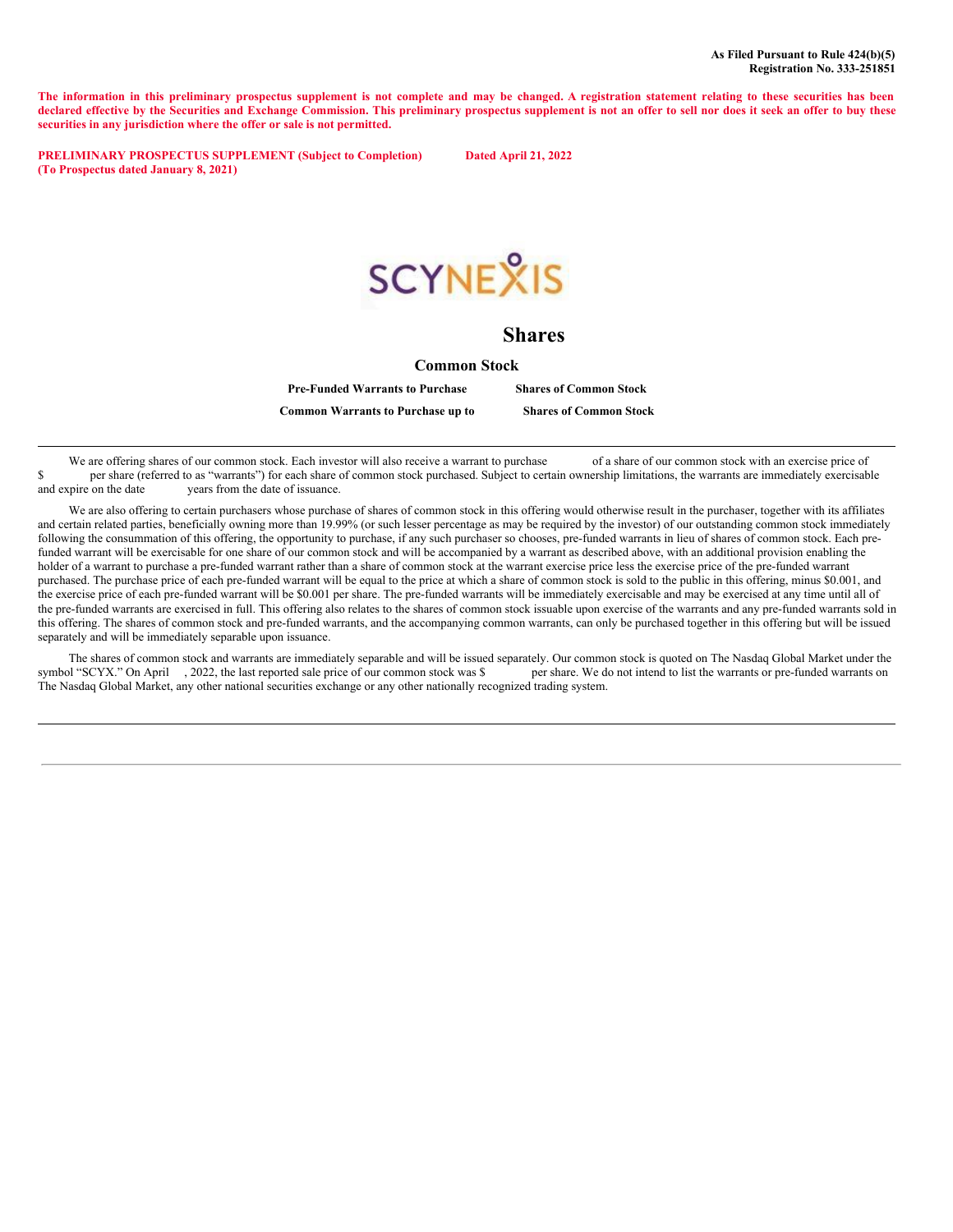**As Filed Pursuant to Rule 424(b)(5)**
**Registration No. 333-251851**

**The information in this preliminary prospectus supplement is not complete and may be changed. A registration statement relating to these securities has been declared effective by the Securities and Exchange Commission. This preliminary prospectus supplement is not an offer to sell nor does it seek an offer to buy these securities in any jurisdiction where the offer or sale is not permitted.**

**PRELIMINARY PROSPECTUS SUPPLEMENT (Subject to Completion) Dated April 21, 2022**
**(To Prospectus dated January 8, 2021)**

SCYNEXIS

# Shares

## Common Stock

**Pre-Funded Warrants to Purchase Shares of Common Stock**

**Common Warrants to Purchase up to Shares of Common Stock**

---

We are offering shares of our common stock. Each investor will also receive a warrant to purchase of a share of our common stock with an exercise price of $ per share (referred to as "warrants") for each share of common stock purchased. Subject to certain ownership limitations, the warrants are immediately exercisable and expire on the date years from the date of issuance.

We are also offering to certain purchasers whose purchase of shares of common stock in this offering would otherwise result in the purchaser, together with its affiliates and certain related parties, beneficially owning more than 19.99% (or such lesser percentage as may be required by the investor) of our outstanding common stock immediately following the consummation of this offering, the opportunity to purchase, if any such purchaser so chooses, pre-funded warrants in lieu of shares of common stock. Each pre-funded warrant will be exercisable for one share of our common stock and will be accompanied by a warrant as described above, with an additional provision enabling the holder of a warrant to purchase a pre-funded warrant rather than a share of common stock at the warrant exercise price less the exercise price of the pre-funded warrant purchased. The purchase price of each pre-funded warrant will be equal to the price at which a share of common stock is sold to the public in this offering, minus $0.001, and the exercise price of each pre-funded warrant will be $0.001 per share. The pre-funded warrants will be immediately exercisable and may be exercised at any time until all of the pre-funded warrants are exercised in full. This offering also relates to the shares of common stock issuable upon exercise of the warrants and any pre-funded warrants sold in this offering. The shares of common stock and pre-funded warrants, and the accompanying common warrants, can only be purchased together in this offering but will be issued separately and will be immediately separable upon issuance.

The shares of common stock and warrants are immediately separable and will be issued separately. Our common stock is quoted on The Nasdaq Global Market under the symbol "SCYX." On April , 2022, the last reported sale price of our common stock was $ per share. We do not intend to list the warrants or pre-funded warrants on The Nasdaq Global Market, any other national securities exchange or any other nationally recognized trading system.

---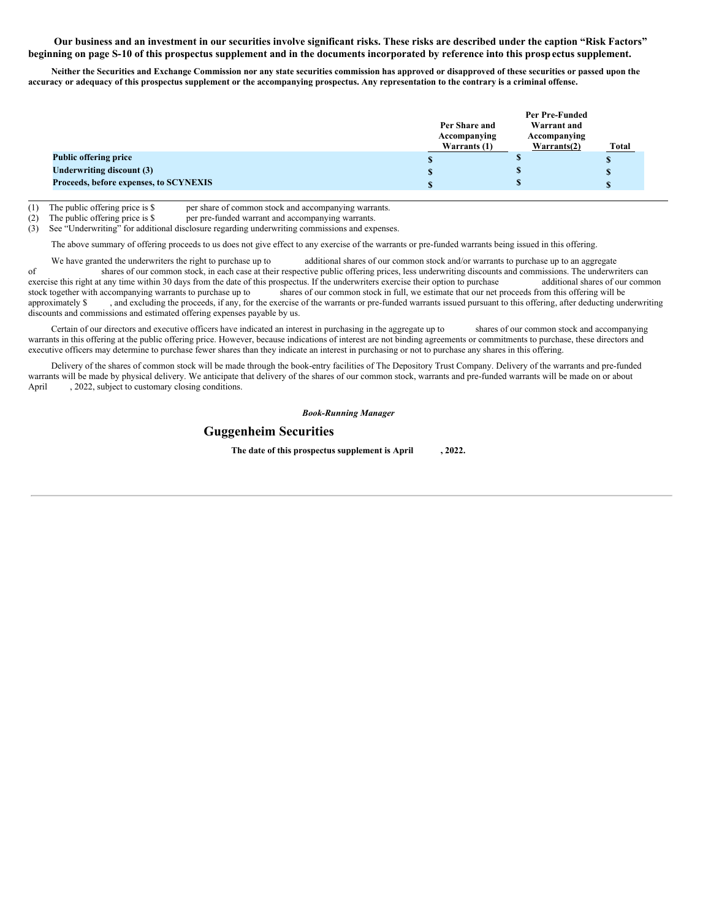**Our business and an investment in our securities involve significant risks. These risks are described under the caption "Risk Factors" beginning on page S-10 of this prospectus supplement and in the documents incorporated by reference into this prospectus supplement.**

**Neither the Securities and Exchange Commission nor any state securities commission has approved or disapproved of these securities or passed upon the accuracy or adequacy of this prospectus supplement or the accompanying prospectus. Any representation to the contrary is a criminal offense.**

| | Per Share and Accompanying Warrants (1) | Per Pre-Funded Warrant and Accompanying Warrants(2) | Total |
|---|---|---|---|
| **Public offering price** | $ | $ | $ |
| **Underwriting discount (3)** | $ | $ | $ |
| **Proceeds, before expenses, to SCYNEXIS** | $ | $ | $ |

(1) The public offering price is $ per share of common stock and accompanying warrants.
(2) The public offering price is $ per pre-funded warrant and accompanying warrants.
(3) See "Underwriting" for additional disclosure regarding underwriting commissions and expenses.

The above summary of offering proceeds to us does not give effect to any exercise of the warrants or pre-funded warrants being issued in this offering.

We have granted the underwriters the right to purchase up to additional shares of our common stock and/or warrants to purchase up to an aggregate of shares of our common stock, in each case at their respective public offering prices, less underwriting discounts and commissions. The underwriters can exercise this right at any time within 30 days from the date of this prospectus. If the underwriters exercise their option to purchase additional shares of our common stock together with accompanying warrants to purchase up to shares of our common stock in full, we estimate that our net proceeds from this offering will be approximately $ , and excluding the proceeds, if any, for the exercise of the warrants or pre-funded warrants issued pursuant to this offering, after deducting underwriting discounts and commissions and estimated offering expenses payable by us.

Certain of our directors and executive officers have indicated an interest in purchasing in the aggregate up to shares of our common stock and accompanying warrants in this offering at the public offering price. However, because indications of interest are not binding agreements or commitments to purchase, these directors and executive officers may determine to purchase fewer shares than they indicate an interest in purchasing or not to purchase any shares in this offering.

Delivery of the shares of common stock will be made through the book-entry facilities of The Depository Trust Company. Delivery of the warrants and pre-funded warrants will be made by physical delivery. We anticipate that delivery of the shares of our common stock, warrants and pre-funded warrants will be made on or about April , 2022, subject to customary closing conditions.

***Book-Running Manager***

## Guggenheim Securities

**The date of this prospectus supplement is April , 2022.**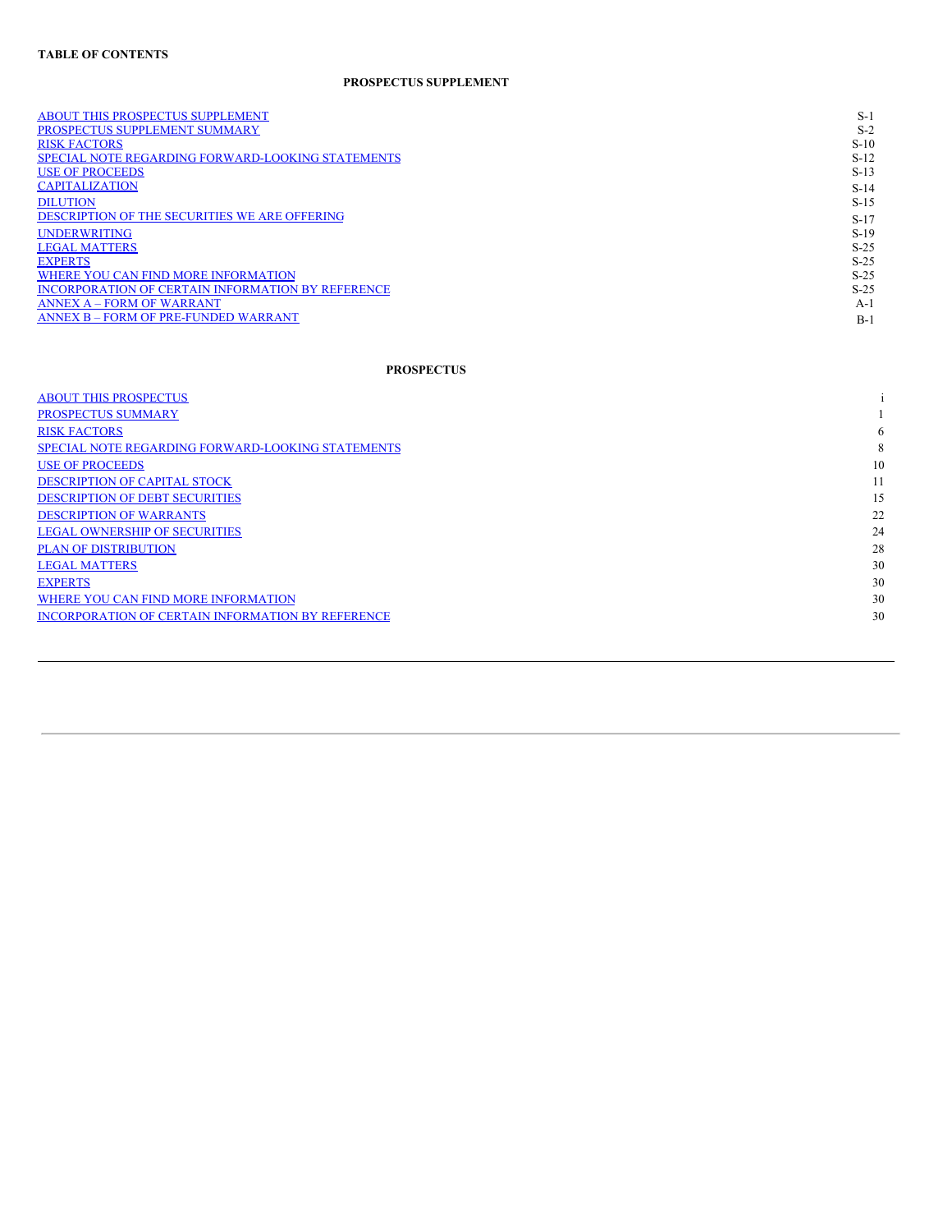**TABLE OF CONTENTS**

**PROSPECTUS SUPPLEMENT**

| | |
|---|---|
| ABOUT THIS PROSPECTUS SUPPLEMENT | S-1 |
| PROSPECTUS SUPPLEMENT SUMMARY | S-2 |
| RISK FACTORS | S-10 |
| SPECIAL NOTE REGARDING FORWARD-LOOKING STATEMENTS | S-12 |
| USE OF PROCEEDS | S-13 |
| CAPITALIZATION | S-14 |
| DILUTION | S-15 |
| DESCRIPTION OF THE SECURITIES WE ARE OFFERING | S-17 |
| UNDERWRITING | S-19 |
| LEGAL MATTERS | S-25 |
| EXPERTS | S-25 |
| WHERE YOU CAN FIND MORE INFORMATION | S-25 |
| INCORPORATION OF CERTAIN INFORMATION BY REFERENCE | S-25 |
| ANNEX A – FORM OF WARRANT | A-1 |
| ANNEX B – FORM OF PRE-FUNDED WARRANT | B-1 |

**PROSPECTUS**

| | |
|---|---|
| ABOUT THIS PROSPECTUS | i |
| PROSPECTUS SUMMARY | 1 |
| RISK FACTORS | 6 |
| SPECIAL NOTE REGARDING FORWARD-LOOKING STATEMENTS | 8 |
| USE OF PROCEEDS | 10 |
| DESCRIPTION OF CAPITAL STOCK | 11 |
| DESCRIPTION OF DEBT SECURITIES | 15 |
| DESCRIPTION OF WARRANTS | 22 |
| LEGAL OWNERSHIP OF SECURITIES | 24 |
| PLAN OF DISTRIBUTION | 28 |
| LEGAL MATTERS | 30 |
| EXPERTS | 30 |
| WHERE YOU CAN FIND MORE INFORMATION | 30 |
| INCORPORATION OF CERTAIN INFORMATION BY REFERENCE | 30 |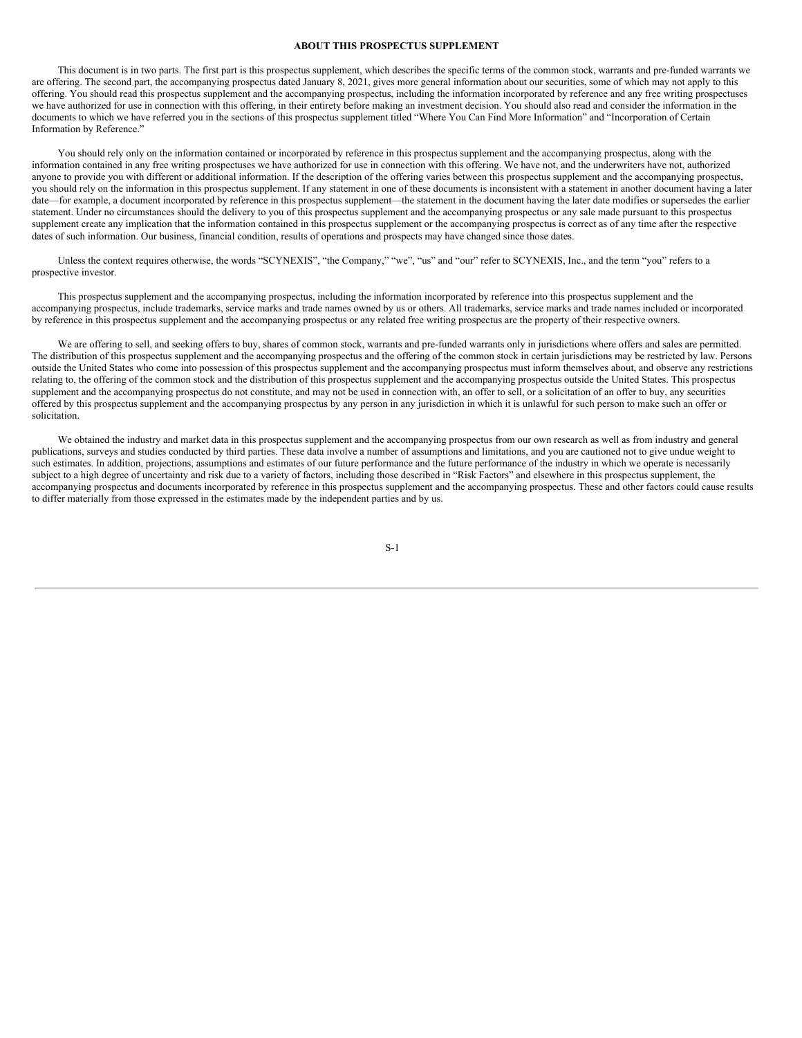## ABOUT THIS PROSPECTUS SUPPLEMENT

This document is in two parts. The first part is this prospectus supplement, which describes the specific terms of the common stock, warrants and pre-funded warrants we are offering. The second part, the accompanying prospectus dated January 8, 2021, gives more general information about our securities, some of which may not apply to this offering. You should read this prospectus supplement and the accompanying prospectus, including the information incorporated by reference and any free writing prospectuses we have authorized for use in connection with this offering, in their entirety before making an investment decision. You should also read and consider the information in the documents to which we have referred you in the sections of this prospectus supplement titled "Where You Can Find More Information" and "Incorporation of Certain Information by Reference."

You should rely only on the information contained or incorporated by reference in this prospectus supplement and the accompanying prospectus, along with the information contained in any free writing prospectuses we have authorized for use in connection with this offering. We have not, and the underwriters have not, authorized anyone to provide you with different or additional information. If the description of the offering varies between this prospectus supplement and the accompanying prospectus, you should rely on the information in this prospectus supplement. If any statement in one of these documents is inconsistent with a statement in another document having a later date—for example, a document incorporated by reference in this prospectus supplement—the statement in the document having the later date modifies or supersedes the earlier statement. Under no circumstances should the delivery to you of this prospectus supplement and the accompanying prospectus or any sale made pursuant to this prospectus supplement create any implication that the information contained in this prospectus supplement or the accompanying prospectus is correct as of any time after the respective dates of such information. Our business, financial condition, results of operations and prospects may have changed since those dates.

Unless the context requires otherwise, the words "SCYNEXIS", "the Company," "we", "us" and "our" refer to SCYNEXIS, Inc., and the term "you" refers to a prospective investor.

This prospectus supplement and the accompanying prospectus, including the information incorporated by reference into this prospectus supplement and the accompanying prospectus, include trademarks, service marks and trade names owned by us or others. All trademarks, service marks and trade names included or incorporated by reference in this prospectus supplement and the accompanying prospectus or any related free writing prospectus are the property of their respective owners.

We are offering to sell, and seeking offers to buy, shares of common stock, warrants and pre-funded warrants only in jurisdictions where offers and sales are permitted. The distribution of this prospectus supplement and the accompanying prospectus and the offering of the common stock in certain jurisdictions may be restricted by law. Persons outside the United States who come into possession of this prospectus supplement and the accompanying prospectus must inform themselves about, and observe any restrictions relating to, the offering of the common stock and the distribution of this prospectus supplement and the accompanying prospectus outside the United States. This prospectus supplement and the accompanying prospectus do not constitute, and may not be used in connection with, an offer to sell, or a solicitation of an offer to buy, any securities offered by this prospectus supplement and the accompanying prospectus by any person in any jurisdiction in which it is unlawful for such person to make such an offer or solicitation.

We obtained the industry and market data in this prospectus supplement and the accompanying prospectus from our own research as well as from industry and general publications, surveys and studies conducted by third parties. These data involve a number of assumptions and limitations, and you are cautioned not to give undue weight to such estimates. In addition, projections, assumptions and estimates of our future performance and the future performance of the industry in which we operate is necessarily subject to a high degree of uncertainty and risk due to a variety of factors, including those described in "Risk Factors" and elsewhere in this prospectus supplement, the accompanying prospectus and documents incorporated by reference in this prospectus supplement and the accompanying prospectus. These and other factors could cause results to differ materially from those expressed in the estimates made by the independent parties and by us.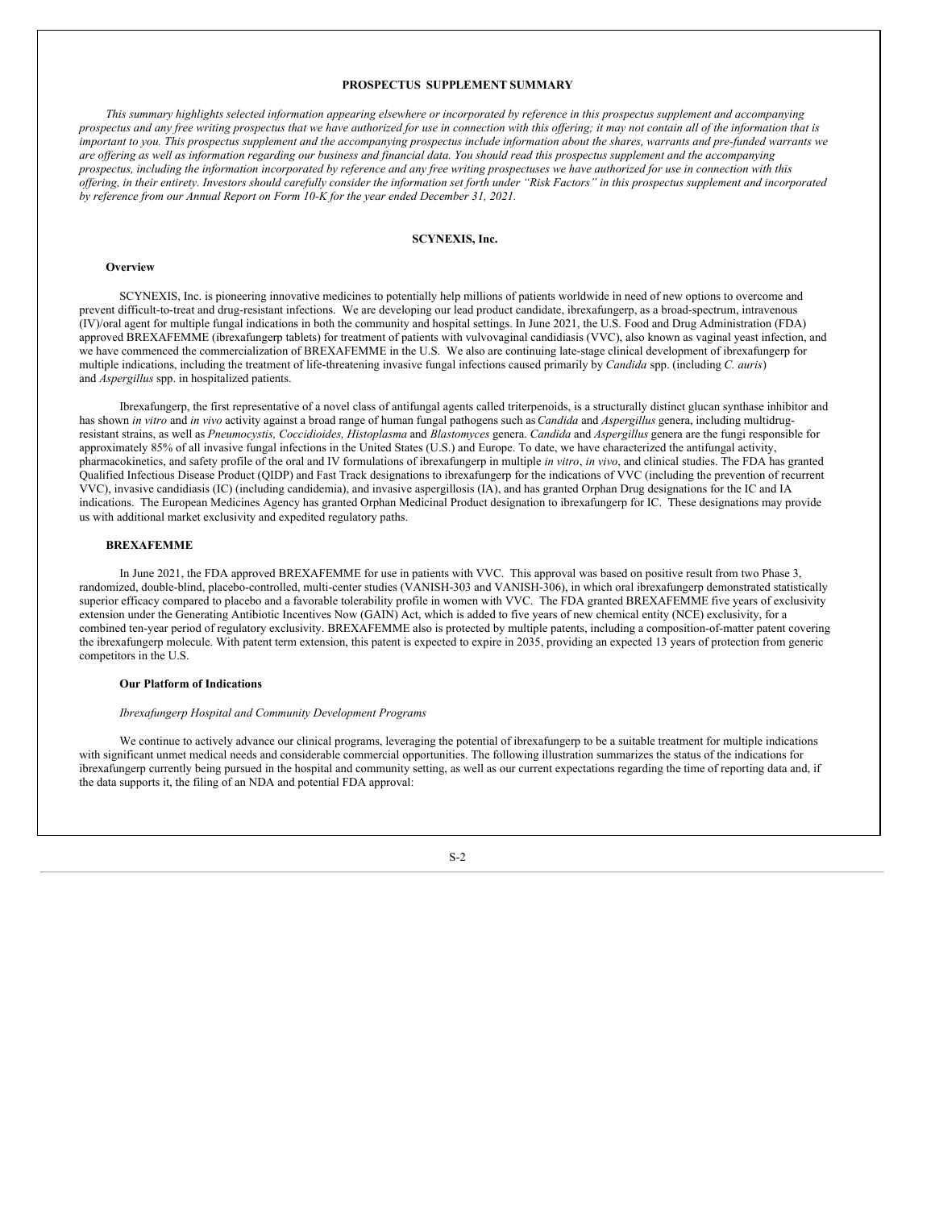## PROSPECTUS SUPPLEMENT SUMMARY

*This summary highlights selected information appearing elsewhere or incorporated by reference in this prospectus supplement and accompanying prospectus and any free writing prospectus that we have authorized for use in connection with this offering; it may not contain all of the information that is important to you. This prospectus supplement and the accompanying prospectus include information about the shares, warrants and pre-funded warrants we are offering as well as information regarding our business and financial data. You should read this prospectus supplement and the accompanying prospectus, including the information incorporated by reference and any free writing prospectuses we have authorized for use in connection with this offering, in their entirety. Investors should carefully consider the information set forth under "Risk Factors" in this prospectus supplement and incorporated by reference from our Annual Report on Form 10-K for the year ended December 31, 2021.*

## SCYNEXIS, Inc.

### Overview

SCYNEXIS, Inc. is pioneering innovative medicines to potentially help millions of patients worldwide in need of new options to overcome and prevent difficult-to-treat and drug-resistant infections. We are developing our lead product candidate, ibrexafungerp, as a broad-spectrum, intravenous (IV)/oral agent for multiple fungal indications in both the community and hospital settings. In June 2021, the U.S. Food and Drug Administration (FDA) approved BREXAFEMME (ibrexafungerp tablets) for treatment of patients with vulvovaginal candidiasis (VVC), also known as vaginal yeast infection, and we have commenced the commercialization of BREXAFEMME in the U.S. We also are continuing late-stage clinical development of ibrexafungerp for multiple indications, including the treatment of life-threatening invasive fungal infections caused primarily by *Candida* spp. (including *C. auris*) and *Aspergillus* spp. in hospitalized patients.

Ibrexafungerp, the first representative of a novel class of antifungal agents called triterpenoids, is a structurally distinct glucan synthase inhibitor and has shown *in vitro* and *in vivo* activity against a broad range of human fungal pathogens such as *Candida* and *Aspergillus* genera, including multidrug-resistant strains, as well as *Pneumocystis, Coccidioides, Histoplasma* and *Blastomyces* genera. *Candida* and *Aspergillus* genera are the fungi responsible for approximately 85% of all invasive fungal infections in the United States (U.S.) and Europe. To date, we have characterized the antifungal activity, pharmacokinetics, and safety profile of the oral and IV formulations of ibrexafungerp in multiple *in vitro*, *in vivo*, and clinical studies. The FDA has granted Qualified Infectious Disease Product (QIDP) and Fast Track designations to ibrexafungerp for the indications of VVC (including the prevention of recurrent VVC), invasive candidiasis (IC) (including candidemia), and invasive aspergillosis (IA), and has granted Orphan Drug designations for the IC and IA indications. The European Medicines Agency has granted Orphan Medicinal Product designation to ibrexafungerp for IC. These designations may provide us with additional market exclusivity and expedited regulatory paths.

### BREXAFEMME

In June 2021, the FDA approved BREXAFEMME for use in patients with VVC. This approval was based on positive result from two Phase 3, randomized, double-blind, placebo-controlled, multi-center studies (VANISH-303 and VANISH-306), in which oral ibrexafungerp demonstrated statistically superior efficacy compared to placebo and a favorable tolerability profile in women with VVC. The FDA granted BREXAFEMME five years of exclusivity extension under the Generating Antibiotic Incentives Now (GAIN) Act, which is added to five years of new chemical entity (NCE) exclusivity, for a combined ten-year period of regulatory exclusivity. BREXAFEMME also is protected by multiple patents, including a composition-of-matter patent covering the ibrexafungerp molecule. With patent term extension, this patent is expected to expire in 2035, providing an expected 13 years of protection from generic competitors in the U.S.

### Our Platform of Indications

*Ibrexafungerp Hospital and Community Development Programs*

We continue to actively advance our clinical programs, leveraging the potential of ibrexafungerp to be a suitable treatment for multiple indications with significant unmet medical needs and considerable commercial opportunities. The following illustration summarizes the status of the indications for ibrexafungerp currently being pursued in the hospital and community setting, as well as our current expectations regarding the time of reporting data and, if the data supports it, the filing of an NDA and potential FDA approval: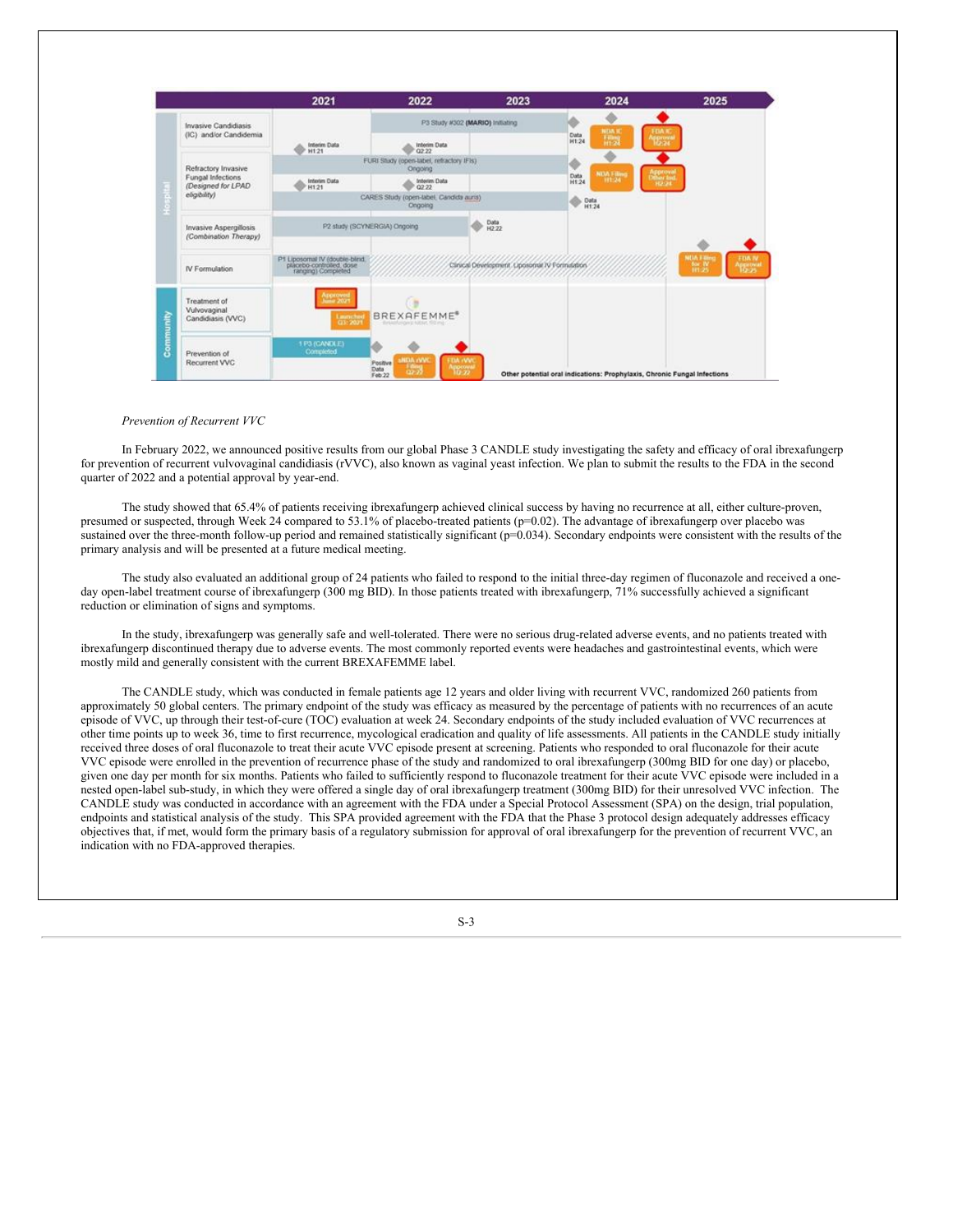*Prevention of Recurrent VVC*

In February 2022, we announced positive results from our global Phase 3 CANDLE study investigating the safety and efficacy of oral ibrexafungerp for prevention of recurrent vulvovaginal candidiasis (rVVC), also known as vaginal yeast infection. We plan to submit the results to the FDA in the second quarter of 2022 and a potential approval by year-end.

The study showed that 65.4% of patients receiving ibrexafungerp achieved clinical success by having no recurrence at all, either culture-proven, presumed or suspected, through Week 24 compared to 53.1% of placebo-treated patients (p=0.02). The advantage of ibrexafungerp over placebo was sustained over the three-month follow-up period and remained statistically significant (p=0.034). Secondary endpoints were consistent with the results of the primary analysis and will be presented at a future medical meeting.

The study also evaluated an additional group of 24 patients who failed to respond to the initial three-day regimen of fluconazole and received a one-day open-label treatment course of ibrexafungerp (300 mg BID). In those patients treated with ibrexafungerp, 71% successfully achieved a significant reduction or elimination of signs and symptoms.

In the study, ibrexafungerp was generally safe and well-tolerated. There were no serious drug-related adverse events, and no patients treated with ibrexafungerp discontinued therapy due to adverse events. The most commonly reported events were headaches and gastrointestinal events, which were mostly mild and generally consistent with the current BREXAFEMME label.

The CANDLE study, which was conducted in female patients age 12 years and older living with recurrent VVC, randomized 260 patients from approximately 50 global centers. The primary endpoint of the study was efficacy as measured by the percentage of patients with no recurrences of an acute episode of VVC, up through their test-of-cure (TOC) evaluation at week 24. Secondary endpoints of the study included evaluation of VVC recurrences at other time points up to week 36, time to first recurrence, mycological eradication and quality of life assessments. All patients in the CANDLE study initially received three doses of oral fluconazole to treat their acute VVC episode present at screening. Patients who responded to oral fluconazole for their acute VVC episode were enrolled in the prevention of recurrence phase of the study and randomized to oral ibrexafungerp (300mg BID for one day) or placebo, given one day per month for six months. Patients who failed to sufficiently respond to fluconazole treatment for their acute VVC episode were included in a nested open-label sub-study, in which they were offered a single day of oral ibrexafungerp treatment (300mg BID) for their unresolved VVC infection. The CANDLE study was conducted in accordance with an agreement with the FDA under a Special Protocol Assessment (SPA) on the design, trial population, endpoints and statistical analysis of the study. This SPA provided agreement with the FDA that the Phase 3 protocol design adequately addresses efficacy objectives that, if met, would form the primary basis of a regulatory submission for approval of oral ibrexafungerp for the prevention of recurrent VVC, an indication with no FDA-approved therapies.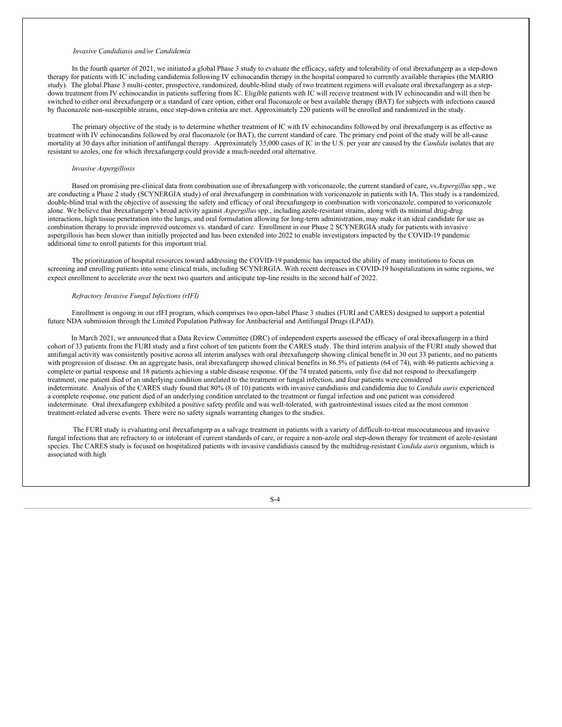*Invasive Candidiasis and/or Candidemia*

In the fourth quarter of 2021, we initiated a global Phase 3 study to evaluate the efficacy, safety and tolerability of oral ibrexafungerp as a step-down therapy for patients with IC including candidemia following IV echinocandin therapy in the hospital compared to currently available therapies (the MARIO study). The global Phase 3 multi-center, prospective, randomized, double-blind study of two treatment regimens will evaluate oral ibrexafungerp as a step-down treatment from IV echinocandin in patients suffering from IC. Eligible patients with IC will receive treatment with IV echinocandin and will then be switched to either oral ibrexafungerp or a standard of care option, either oral fluconazole or best available therapy (BAT) for subjects with infections caused by fluconazole non-susceptible strains, once step-down criteria are met. Approximately 220 patients will be enrolled and randomized in the study.

The primary objective of the study is to determine whether treatment of IC with IV echinocandins followed by oral ibrexafungerp is as effective as treatment with IV echinocandins followed by oral fluconazole (or BAT), the current standard of care. The primary end point of the study will be all-cause mortality at 30 days after initiation of antifungal therapy. Approximately 35,000 cases of IC in the U.S. per year are caused by the *Candida* isolates that are resistant to azoles, one for which ibrexafungerp could provide a much-needed oral alternative.

*Invasive Aspergillosis*

Based on promising pre-clinical data from combination use of ibrexafungerp with voriconazole, the current standard of care, vs.*Aspergillus* spp., we are conducting a Phase 2 study (SCYNERGIA study) of oral ibrexafungerp in combination with voriconazole in patients with IA. This study is a randomized, double-blind trial with the objective of assessing the safety and efficacy of oral ibrexafungerp in combination with voriconazole, compared to voriconazole alone. We believe that ibrexafungerp's broad activity against *Aspergillus* spp., including azole-resistant strains, along with its minimal drug-drug interactions, high tissue penetration into the lungs, and oral formulation allowing for long-term administration, may make it an ideal candidate for use as combination therapy to provide improved outcomes vs. standard of care. Enrollment in our Phase 2 SCYNERGIA study for patients with invasive aspergillosis has been slower than initially projected and has been extended into 2022 to enable investigators impacted by the COVID-19 pandemic additional time to enroll patients for this important trial.

The prioritization of hospital resources toward addressing the COVID-19 pandemic has impacted the ability of many institutions to focus on screening and enrolling patients into some clinical trials, including SCYNERGIA. With recent decreases in COVID-19 hospitalizations in some regions, we expect enrollment to accelerate over the next two quarters and anticipate top-line results in the second half of 2022.

*Refractory Invasive Fungal Infections (rIFI)*

Enrollment is ongoing in our rIFI program, which comprises two open-label Phase 3 studies (FURI and CARES) designed to support a potential future NDA submission through the Limited Population Pathway for Antibacterial and Antifungal Drugs (LPAD).

In March 2021, we announced that a Data Review Committee (DRC) of independent experts assessed the efficacy of oral ibrexafungerp in a third cohort of 33 patients from the FURI study and a first cohort of ten patients from the CARES study. The third interim analysis of the FURI study showed that antifungal activity was consistently positive across all interim analyses with oral ibrexafungerp showing clinical benefit in 30 out 33 patients, and no patients with progression of disease. On an aggregate basis, oral ibrexafungerp showed clinical benefits in 86.5% of patients (64 of 74), with 46 patients achieving a complete or partial response and 18 patients achieving a stable disease response. Of the 74 treated patients, only five did not respond to ibrexafungerp treatment, one patient died of an underlying condition unrelated to the treatment or fungal infection, and four patients were considered indeterminate. Analysis of the CARES study found that 80% (8 of 10) patients with invasive candidiasis and candidemia due to *Candida auris* experienced a complete response, one patient died of an underlying condition unrelated to the treatment or fungal infection and one patient was considered indeterminate. Oral ibrexafungerp exhibited a positive safety profile and was well-tolerated, with gastrointestinal issues cited as the most common treatment-related adverse events. There were no safety signals warranting changes to the studies.

The FURI study is evaluating oral ibrexafungerp as a salvage treatment in patients with a variety of difficult-to-treat mucocutaneous and invasive fungal infections that are refractory to or intolerant of current standards of care, or require a non-azole oral step-down therapy for treatment of azole-resistant species. The CARES study is focused on hospitalized patients with invasive candidiasis caused by the multidrug-resistant *Candida auris* organism, which is associated with high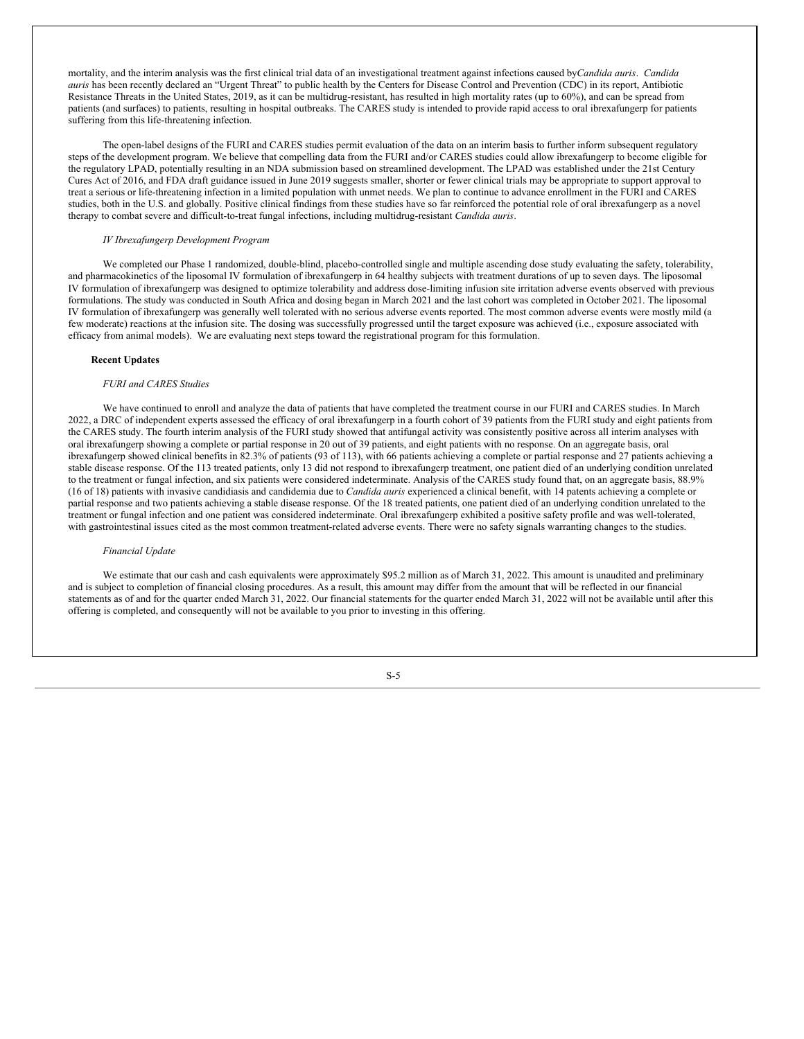mortality, and the interim analysis was the first clinical trial data of an investigational treatment against infections caused by *Candida auris*. *Candida auris* has been recently declared an "Urgent Threat" to public health by the Centers for Disease Control and Prevention (CDC) in its report, Antibiotic Resistance Threats in the United States, 2019, as it can be multidrug-resistant, has resulted in high mortality rates (up to 60%), and can be spread from patients (and surfaces) to patients, resulting in hospital outbreaks. The CARES study is intended to provide rapid access to oral ibrexafungerp for patients suffering from this life-threatening infection.

The open-label designs of the FURI and CARES studies permit evaluation of the data on an interim basis to further inform subsequent regulatory steps of the development program. We believe that compelling data from the FURI and/or CARES studies could allow ibrexafungerp to become eligible for the regulatory LPAD, potentially resulting in an NDA submission based on streamlined development. The LPAD was established under the 21st Century Cures Act of 2016, and FDA draft guidance issued in June 2019 suggests smaller, shorter or fewer clinical trials may be appropriate to support approval to treat a serious or life-threatening infection in a limited population with unmet needs. We plan to continue to advance enrollment in the FURI and CARES studies, both in the U.S. and globally. Positive clinical findings from these studies have so far reinforced the potential role of oral ibrexafungerp as a novel therapy to combat severe and difficult-to-treat fungal infections, including multidrug-resistant *Candida auris*.

*IV Ibrexafungerp Development Program*

We completed our Phase 1 randomized, double-blind, placebo-controlled single and multiple ascending dose study evaluating the safety, tolerability, and pharmacokinetics of the liposomal IV formulation of ibrexafungerp in 64 healthy subjects with treatment durations of up to seven days. The liposomal IV formulation of ibrexafungerp was designed to optimize tolerability and address dose-limiting infusion site irritation adverse events observed with previous formulations. The study was conducted in South Africa and dosing began in March 2021 and the last cohort was completed in October 2021. The liposomal IV formulation of ibrexafungerp was generally well tolerated with no serious adverse events reported. The most common adverse events were mostly mild (a few moderate) reactions at the infusion site. The dosing was successfully progressed until the target exposure was achieved (i.e., exposure associated with efficacy from animal models). We are evaluating next steps toward the registrational program for this formulation.

**Recent Updates**

*FURI and CARES Studies*

We have continued to enroll and analyze the data of patients that have completed the treatment course in our FURI and CARES studies. In March 2022, a DRC of independent experts assessed the efficacy of oral ibrexafungerp in a fourth cohort of 39 patients from the FURI study and eight patients from the CARES study. The fourth interim analysis of the FURI study showed that antifungal activity was consistently positive across all interim analyses with oral ibrexafungerp showing a complete or partial response in 20 out of 39 patients, and eight patients with no response. On an aggregate basis, oral ibrexafungerp showed clinical benefits in 82.3% of patients (93 of 113), with 66 patients achieving a complete or partial response and 27 patients achieving a stable disease response. Of the 113 treated patients, only 13 did not respond to ibrexafungerp treatment, one patient died of an underlying condition unrelated to the treatment or fungal infection, and six patients were considered indeterminate. Analysis of the CARES study found that, on an aggregate basis, 88.9% (16 of 18) patients with invasive candidiasis and candidemia due to *Candida auris* experienced a clinical benefit, with 14 patents achieving a complete or partial response and two patients achieving a stable disease response. Of the 18 treated patients, one patient died of an underlying condition unrelated to the treatment or fungal infection and one patient was considered indeterminate. Oral ibrexafungerp exhibited a positive safety profile and was well-tolerated, with gastrointestinal issues cited as the most common treatment-related adverse events. There were no safety signals warranting changes to the studies.

*Financial Update*

We estimate that our cash and cash equivalents were approximately $95.2 million as of March 31, 2022. This amount is unaudited and preliminary and is subject to completion of financial closing procedures. As a result, this amount may differ from the amount that will be reflected in our financial statements as of and for the quarter ended March 31, 2022. Our financial statements for the quarter ended March 31, 2022 will not be available until after this offering is completed, and consequently will not be available to you prior to investing in this offering.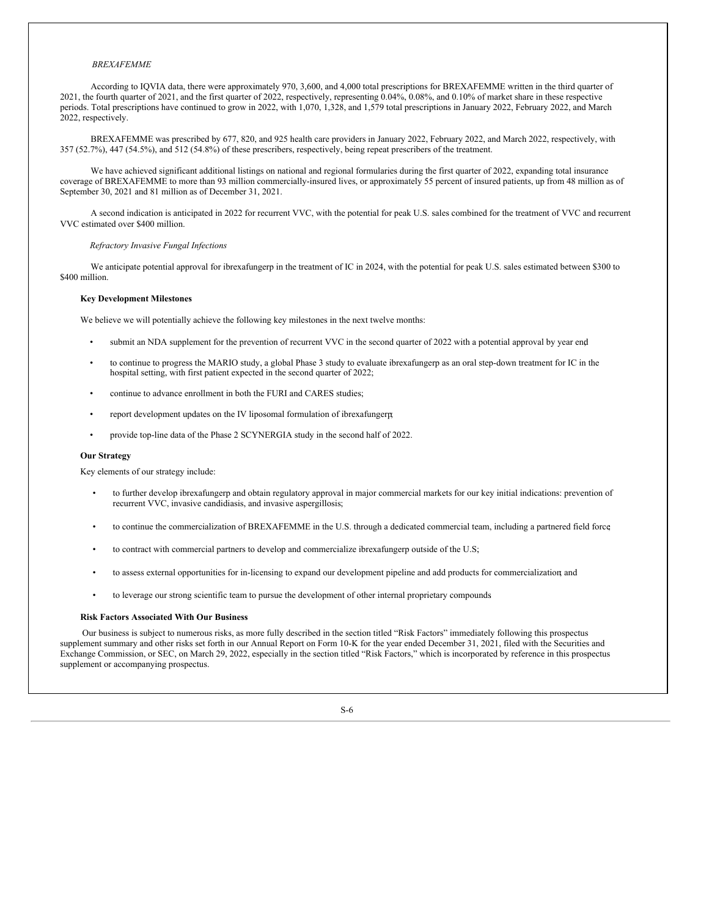*BREXAFEMME*

According to IQVIA data, there were approximately 970, 3,600, and 4,000 total prescriptions for BREXAFEMME written in the third quarter of 2021, the fourth quarter of 2021, and the first quarter of 2022, respectively, representing 0.04%, 0.08%, and 0.10% of market share in these respective periods. Total prescriptions have continued to grow in 2022, with 1,070, 1,328, and 1,579 total prescriptions in January 2022, February 2022, and March 2022, respectively.

BREXAFEMME was prescribed by 677, 820, and 925 health care providers in January 2022, February 2022, and March 2022, respectively, with 357 (52.7%), 447 (54.5%), and 512 (54.8%) of these prescribers, respectively, being repeat prescribers of the treatment.

We have achieved significant additional listings on national and regional formularies during the first quarter of 2022, expanding total insurance coverage of BREXAFEMME to more than 93 million commercially-insured lives, or approximately 55 percent of insured patients, up from 48 million as of September 30, 2021 and 81 million as of December 31, 2021.

A second indication is anticipated in 2022 for recurrent VVC, with the potential for peak U.S. sales combined for the treatment of VVC and recurrent VVC estimated over $400 million.

*Refractory Invasive Fungal Infections*

We anticipate potential approval for ibrexafungerp in the treatment of IC in 2024, with the potential for peak U.S. sales estimated between $300 to $400 million.

**Key Development Milestones**

We believe we will potentially achieve the following key milestones in the next twelve months:

- submit an NDA supplement for the prevention of recurrent VVC in the second quarter of 2022 with a potential approval by year end;
- to continue to progress the MARIO study, a global Phase 3 study to evaluate ibrexafungerp as an oral step-down treatment for IC in the hospital setting, with first patient expected in the second quarter of 2022;
- continue to advance enrollment in both the FURI and CARES studies;
- report development updates on the IV liposomal formulation of ibrexafungerp;
- provide top-line data of the Phase 2 SCYNERGIA study in the second half of 2022.

**Our Strategy**

Key elements of our strategy include:

- to further develop ibrexafungerp and obtain regulatory approval in major commercial markets for our key initial indications: prevention of recurrent VVC, invasive candidiasis, and invasive aspergillosis;
- to continue the commercialization of BREXAFEMME in the U.S. through a dedicated commercial team, including a partnered field force;
- to contract with commercial partners to develop and commercialize ibrexafungerp outside of the U.S;
- to assess external opportunities for in-licensing to expand our development pipeline and add products for commercialization; and
- to leverage our strong scientific team to pursue the development of other internal proprietary compounds

**Risk Factors Associated With Our Business**

Our business is subject to numerous risks, as more fully described in the section titled "Risk Factors" immediately following this prospectus supplement summary and other risks set forth in our Annual Report on Form 10-K for the year ended December 31, 2021, filed with the Securities and Exchange Commission, or SEC, on March 29, 2022, especially in the section titled "Risk Factors," which is incorporated by reference in this prospectus supplement or accompanying prospectus.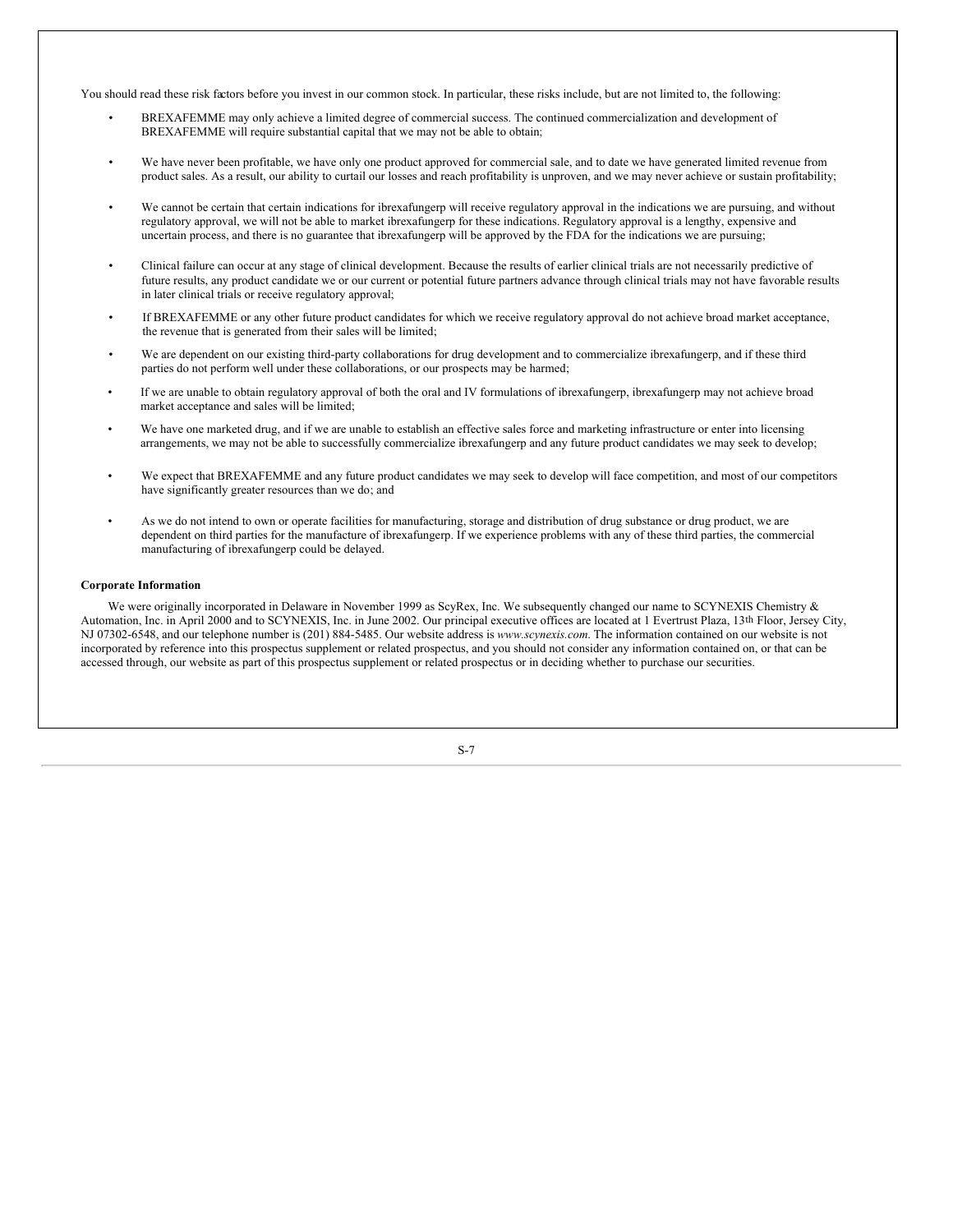You should read these risk factors before you invest in our common stock. In particular, these risks include, but are not limited to, the following:

- BREXAFEMME may only achieve a limited degree of commercial success. The continued commercialization and development of BREXAFEMME will require substantial capital that we may not be able to obtain;
- We have never been profitable, we have only one product approved for commercial sale, and to date we have generated limited revenue from product sales. As a result, our ability to curtail our losses and reach profitability is unproven, and we may never achieve or sustain profitability;
- We cannot be certain that certain indications for ibrexafungerp will receive regulatory approval in the indications we are pursuing, and without regulatory approval, we will not be able to market ibrexafungerp for these indications. Regulatory approval is a lengthy, expensive and uncertain process, and there is no guarantee that ibrexafungerp will be approved by the FDA for the indications we are pursuing;
- Clinical failure can occur at any stage of clinical development. Because the results of earlier clinical trials are not necessarily predictive of future results, any product candidate we or our current or potential future partners advance through clinical trials may not have favorable results in later clinical trials or receive regulatory approval;
- If BREXAFEMME or any other future product candidates for which we receive regulatory approval do not achieve broad market acceptance, the revenue that is generated from their sales will be limited;
- We are dependent on our existing third-party collaborations for drug development and to commercialize ibrexafungerp, and if these third parties do not perform well under these collaborations, or our prospects may be harmed;
- If we are unable to obtain regulatory approval of both the oral and IV formulations of ibrexafungerp, ibrexafungerp may not achieve broad market acceptance and sales will be limited;
- We have one marketed drug, and if we are unable to establish an effective sales force and marketing infrastructure or enter into licensing arrangements, we may not be able to successfully commercialize ibrexafungerp and any future product candidates we may seek to develop;
- We expect that BREXAFEMME and any future product candidates we may seek to develop will face competition, and most of our competitors have significantly greater resources than we do; and
- As we do not intend to own or operate facilities for manufacturing, storage and distribution of drug substance or drug product, we are dependent on third parties for the manufacture of ibrexafungerp. If we experience problems with any of these third parties, the commercial manufacturing of ibrexafungerp could be delayed.

**Corporate Information**

We were originally incorporated in Delaware in November 1999 as ScyRex, Inc. We subsequently changed our name to SCYNEXIS Chemistry & Automation, Inc. in April 2000 and to SCYNEXIS, Inc. in June 2002. Our principal executive offices are located at 1 Evertrust Plaza, 13th Floor, Jersey City, NJ 07302-6548, and our telephone number is (201) 884-5485. Our website address is *www.scynexis.com*. The information contained on our website is not incorporated by reference into this prospectus supplement or related prospectus, and you should not consider any information contained on, or that can be accessed through, our website as part of this prospectus supplement or related prospectus or in deciding whether to purchase our securities.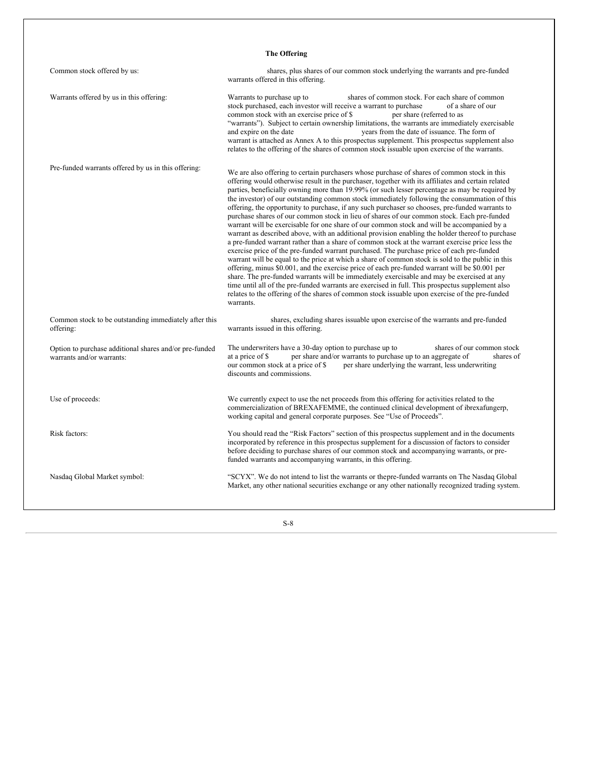## The Offering

| | |
|---|---|
| Common stock offered by us: | shares, plus shares of our common stock underlying the warrants and pre-funded warrants offered in this offering. |
| Warrants offered by us in this offering: | Warrants to purchase up to shares of common stock. For each share of common stock purchased, each investor will receive a warrant to purchase of a share of our common stock with an exercise price of $ per share (referred to as "warrants"). Subject to certain ownership limitations, the warrants are immediately exercisable and expire on the date years from the date of issuance. The form of warrant is attached as Annex A to this prospectus supplement. This prospectus supplement also relates to the offering of the shares of common stock issuable upon exercise of the warrants. |
| Pre-funded warrants offered by us in this offering: | We are also offering to certain purchasers whose purchase of shares of common stock in this offering would otherwise result in the purchaser, together with its affiliates and certain related parties, beneficially owning more than 19.99% (or such lesser percentage as may be required by the investor) of our outstanding common stock immediately following the consummation of this offering, the opportunity to purchase, if any such purchaser so chooses, pre-funded warrants to purchase shares of our common stock in lieu of shares of our common stock. Each pre-funded warrant will be exercisable for one share of our common stock and will be accompanied by a warrant as described above, with an additional provision enabling the holder thereof to purchase a pre-funded warrant rather than a share of common stock at the warrant exercise price less the exercise price of the pre-funded warrant purchased. The purchase price of each pre-funded warrant will be equal to the price at which a share of common stock is sold to the public in this offering, minus $0.001, and the exercise price of each pre-funded warrant will be $0.001 per share. The pre-funded warrants will be immediately exercisable and may be exercised at any time until all of the pre-funded warrants are exercised in full. This prospectus supplement also relates to the offering of the shares of common stock issuable upon exercise of the pre-funded warrants. |
| Common stock to be outstanding immediately after this offering: | shares, excluding shares issuable upon exercise of the warrants and pre-funded warrants issued in this offering. |
| Option to purchase additional shares and/or pre-funded warrants and/or warrants: | The underwriters have a 30-day option to purchase up to shares of our common stock at a price of $ per share and/or warrants to purchase up to an aggregate of shares of our common stock at a price of $ per share underlying the warrant, less underwriting discounts and commissions. |
| Use of proceeds: | We currently expect to use the net proceeds from this offering for activities related to the commercialization of BREXAFEMME, the continued clinical development of ibrexafungerp, working capital and general corporate purposes. See "Use of Proceeds". |
| Risk factors: | You should read the "Risk Factors" section of this prospectus supplement and in the documents incorporated by reference in this prospectus supplement for a discussion of factors to consider before deciding to purchase shares of our common stock and accompanying warrants, or pre-funded warrants and accompanying warrants, in this offering. |
| Nasdaq Global Market symbol: | "SCYX". We do not intend to list the warrants or thepre-funded warrants on The Nasdaq Global Market, any other national securities exchange or any other nationally recognized trading system. |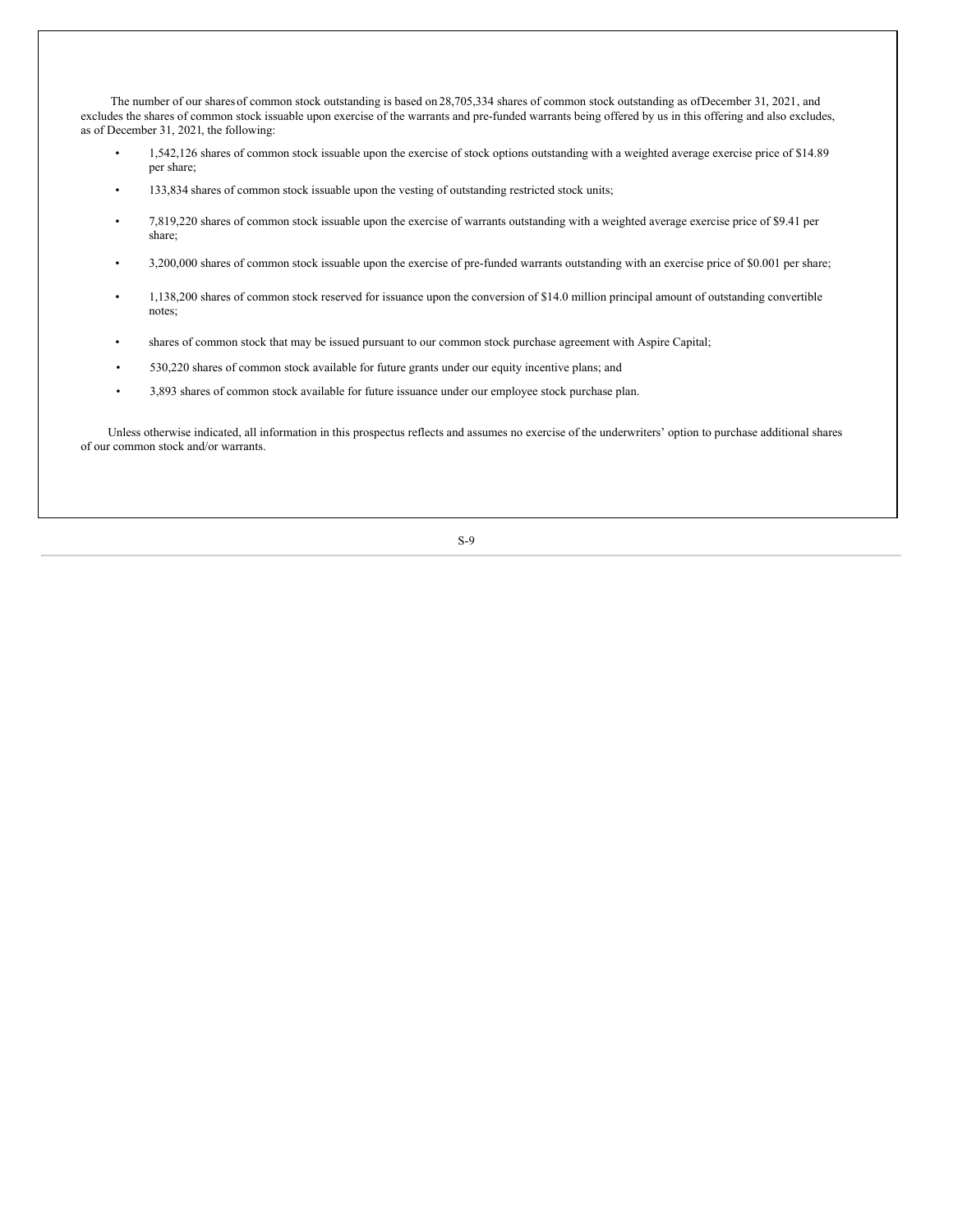The number of our shares of common stock outstanding is based on 28,705,334 shares of common stock outstanding as of December 31, 2021, and excludes the shares of common stock issuable upon exercise of the warrants and pre-funded warrants being offered by us in this offering and also excludes, as of December 31, 2021, the following:

- 1,542,126 shares of common stock issuable upon the exercise of stock options outstanding with a weighted average exercise price of $14.89 per share;
- 133,834 shares of common stock issuable upon the vesting of outstanding restricted stock units;
- 7,819,220 shares of common stock issuable upon the exercise of warrants outstanding with a weighted average exercise price of $9.41 per share;
- 3,200,000 shares of common stock issuable upon the exercise of pre-funded warrants outstanding with an exercise price of $0.001 per share;
- 1,138,200 shares of common stock reserved for issuance upon the conversion of $14.0 million principal amount of outstanding convertible notes;
- shares of common stock that may be issued pursuant to our common stock purchase agreement with Aspire Capital;
- 530,220 shares of common stock available for future grants under our equity incentive plans; and
- 3,893 shares of common stock available for future issuance under our employee stock purchase plan.

Unless otherwise indicated, all information in this prospectus reflects and assumes no exercise of the underwriters' option to purchase additional shares of our common stock and/or warrants.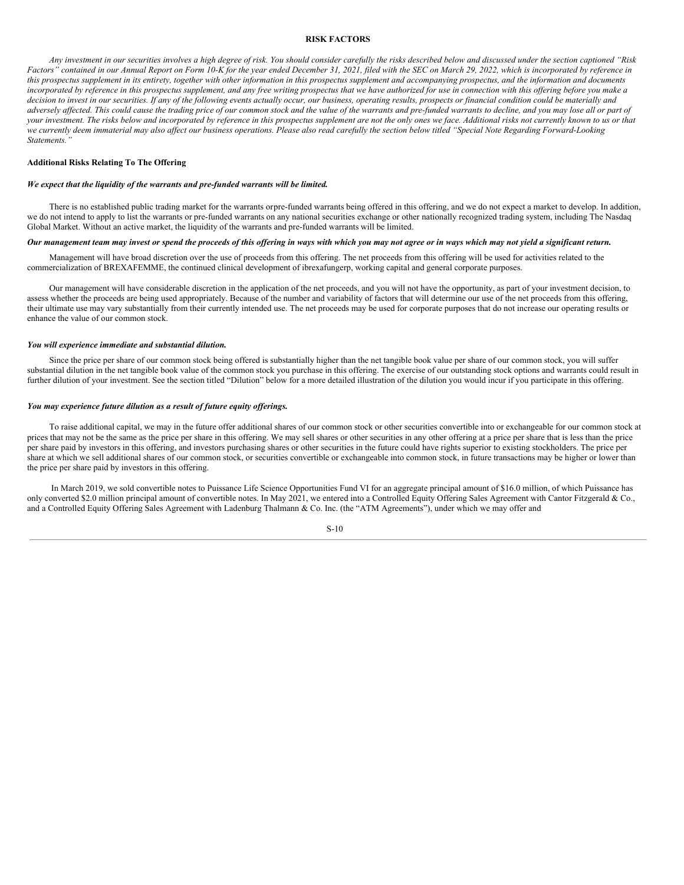# RISK FACTORS

*Any investment in our securities involves a high degree of risk. You should consider carefully the risks described below and discussed under the section captioned "Risk Factors" contained in our Annual Report on Form 10-K for the year ended December 31, 2021, filed with the SEC on March 29, 2022, which is incorporated by reference in this prospectus supplement in its entirety, together with other information in this prospectus supplement and accompanying prospectus, and the information and documents incorporated by reference in this prospectus supplement, and any free writing prospectus that we have authorized for use in connection with this offering before you make a decision to invest in our securities. If any of the following events actually occur, our business, operating results, prospects or financial condition could be materially and adversely affected. This could cause the trading price of our common stock and the value of the warrants and pre-funded warrants to decline, and you may lose all or part of your investment. The risks below and incorporated by reference in this prospectus supplement are not the only ones we face. Additional risks not currently known to us or that we currently deem immaterial may also affect our business operations. Please also read carefully the section below titled "Special Note Regarding Forward-Looking Statements."*

## Additional Risks Relating To The Offering

***We expect that the liquidity of the warrants and pre-funded warrants will be limited.***

There is no established public trading market for the warrants orpre-funded warrants being offered in this offering, and we do not expect a market to develop. In addition, we do not intend to apply to list the warrants or pre-funded warrants on any national securities exchange or other nationally recognized trading system, including The Nasdaq Global Market. Without an active market, the liquidity of the warrants and pre-funded warrants will be limited.

***Our management team may invest or spend the proceeds of this offering in ways with which you may not agree or in ways which may not yield a significant return.***

Management will have broad discretion over the use of proceeds from this offering. The net proceeds from this offering will be used for activities related to the commercialization of BREXAFEMME, the continued clinical development of ibrexafungerp, working capital and general corporate purposes.

Our management will have considerable discretion in the application of the net proceeds, and you will not have the opportunity, as part of your investment decision, to assess whether the proceeds are being used appropriately. Because of the number and variability of factors that will determine our use of the net proceeds from this offering, their ultimate use may vary substantially from their currently intended use. The net proceeds may be used for corporate purposes that do not increase our operating results or enhance the value of our common stock.

***You will experience immediate and substantial dilution.***

Since the price per share of our common stock being offered is substantially higher than the net tangible book value per share of our common stock, you will suffer substantial dilution in the net tangible book value of the common stock you purchase in this offering. The exercise of our outstanding stock options and warrants could result in further dilution of your investment. See the section titled "Dilution" below for a more detailed illustration of the dilution you would incur if you participate in this offering.

***You may experience future dilution as a result of future equity offerings.***

To raise additional capital, we may in the future offer additional shares of our common stock or other securities convertible into or exchangeable for our common stock at prices that may not be the same as the price per share in this offering. We may sell shares or other securities in any other offering at a price per share that is less than the price per share paid by investors in this offering, and investors purchasing shares or other securities in the future could have rights superior to existing stockholders. The price per share at which we sell additional shares of our common stock, or securities convertible or exchangeable into common stock, in future transactions may be higher or lower than the price per share paid by investors in this offering.

In March 2019, we sold convertible notes to Puissance Life Science Opportunities Fund VI for an aggregate principal amount of $16.0 million, of which Puissance has only converted $2.0 million principal amount of convertible notes. In May 2021, we entered into a Controlled Equity Offering Sales Agreement with Cantor Fitzgerald & Co., and a Controlled Equity Offering Sales Agreement with Ladenburg Thalmann & Co. Inc. (the "ATM Agreements"), under which we may offer and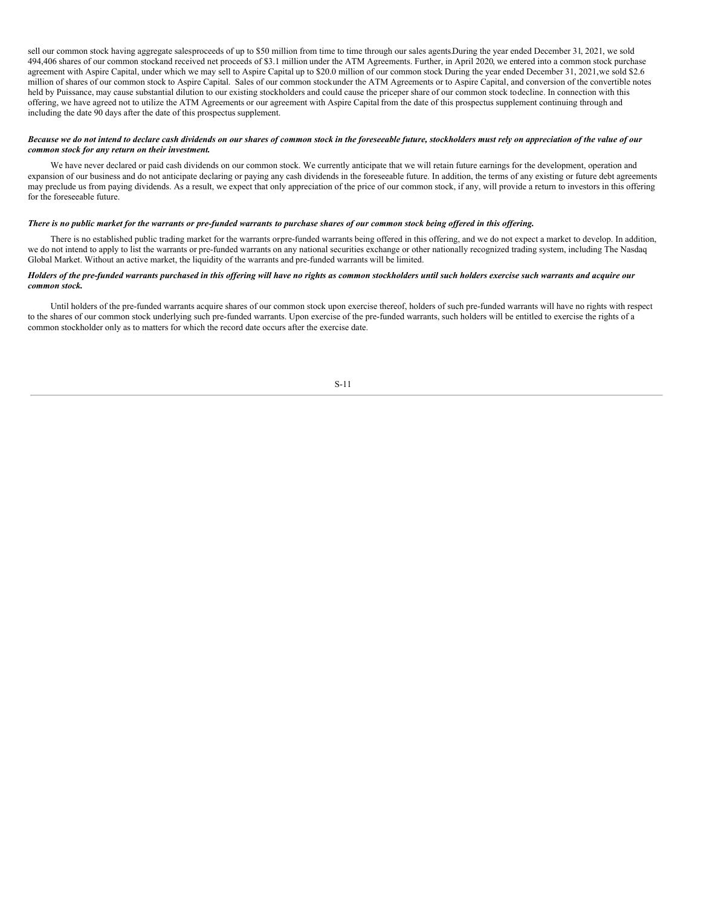sell our common stock having aggregate salesproceeds of up to $50 million from time to time through our sales agents.During the year ended December 31, 2021, we sold 494,406 shares of our common stockand received net proceeds of $3.1 million under the ATM Agreements. Further, in April 2020, we entered into a common stock purchase agreement with Aspire Capital, under which we may sell to Aspire Capital up to $20.0 million of our common stock During the year ended December 31, 2021,we sold $2.6 million of shares of our common stock to Aspire Capital. Sales of our common stockunder the ATM Agreements or to Aspire Capital, and conversion of the convertible notes held by Puissance, may cause substantial dilution to our existing stockholders and could cause the priceper share of our common stock todecline. In connection with this offering, we have agreed not to utilize the ATM Agreements or our agreement with Aspire Capital from the date of this prospectus supplement continuing through and including the date 90 days after the date of this prospectus supplement.

***Because we do not intend to declare cash dividends on our shares of common stock in the foreseeable future, stockholders must rely on appreciation of the value of our common stock for any return on their investment.***

We have never declared or paid cash dividends on our common stock. We currently anticipate that we will retain future earnings for the development, operation and expansion of our business and do not anticipate declaring or paying any cash dividends in the foreseeable future. In addition, the terms of any existing or future debt agreements may preclude us from paying dividends. As a result, we expect that only appreciation of the price of our common stock, if any, will provide a return to investors in this offering for the foreseeable future.

***There is no public market for the warrants or pre-funded warrants to purchase shares of our common stock being offered in this offering.***

There is no established public trading market for the warrants orpre-funded warrants being offered in this offering, and we do not expect a market to develop. In addition, we do not intend to apply to list the warrants or pre-funded warrants on any national securities exchange or other nationally recognized trading system, including The Nasdaq Global Market. Without an active market, the liquidity of the warrants and pre-funded warrants will be limited.

***Holders of the pre-funded warrants purchased in this offering will have no rights as common stockholders until such holders exercise such warrants and acquire our common stock.***

Until holders of the pre-funded warrants acquire shares of our common stock upon exercise thereof, holders of such pre-funded warrants will have no rights with respect to the shares of our common stock underlying such pre-funded warrants. Upon exercise of the pre-funded warrants, such holders will be entitled to exercise the rights of a common stockholder only as to matters for which the record date occurs after the exercise date.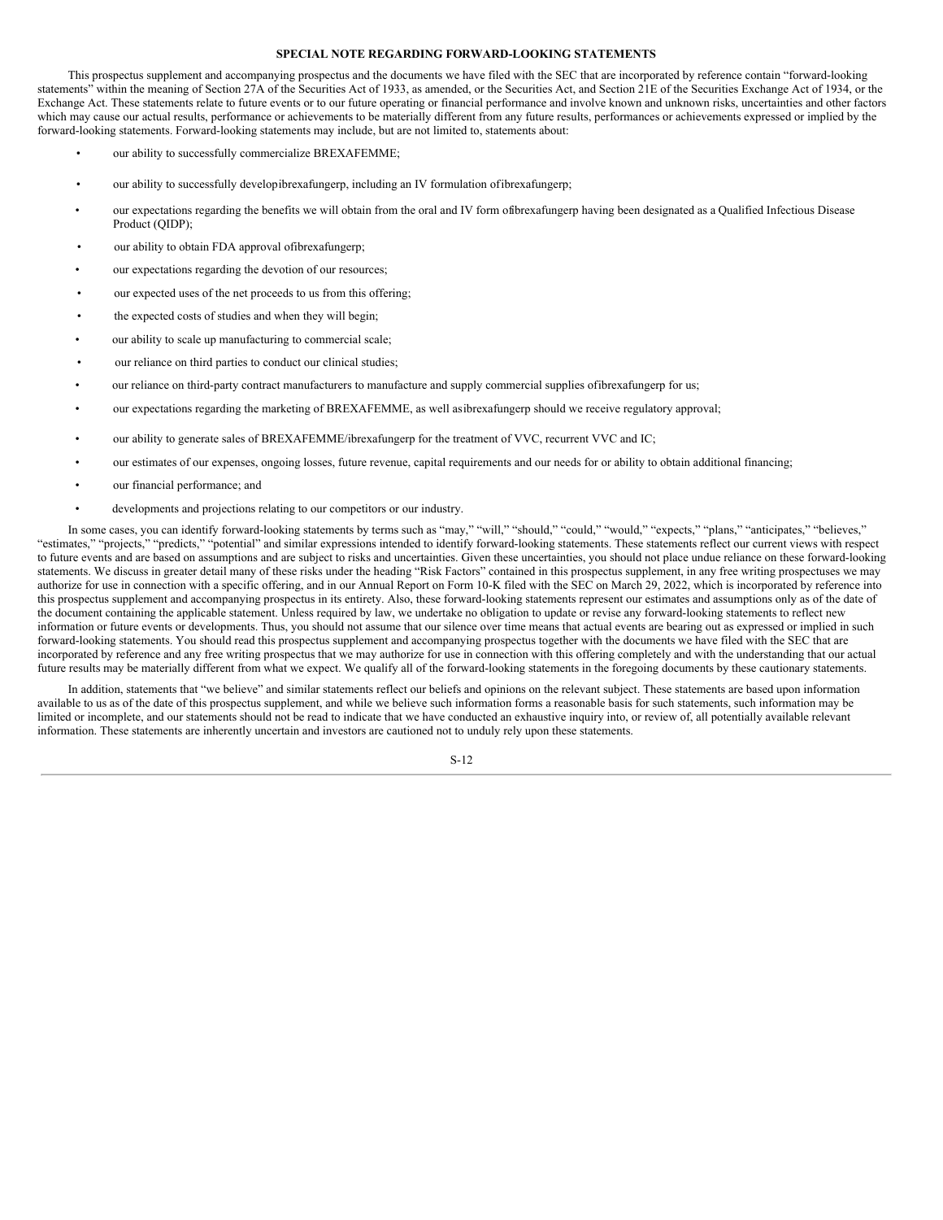## SPECIAL NOTE REGARDING FORWARD-LOOKING STATEMENTS

This prospectus supplement and accompanying prospectus and the documents we have filed with the SEC that are incorporated by reference contain "forward-looking statements" within the meaning of Section 27A of the Securities Act of 1933, as amended, or the Securities Act, and Section 21E of the Securities Exchange Act of 1934, or the Exchange Act. These statements relate to future events or to our future operating or financial performance and involve known and unknown risks, uncertainties and other factors which may cause our actual results, performance or achievements to be materially different from any future results, performances or achievements expressed or implied by the forward-looking statements. Forward-looking statements may include, but are not limited to, statements about:

- our ability to successfully commercialize BREXAFEMME;
- our ability to successfully developibrexafungerp, including an IV formulation ofibrexafungerp;
- our expectations regarding the benefits we will obtain from the oral and IV form ofibrexafungerp having been designated as a Qualified Infectious Disease Product (QIDP);
- our ability to obtain FDA approval ofibrexafungerp;
- our expectations regarding the devotion of our resources;
- our expected uses of the net proceeds to us from this offering;
- the expected costs of studies and when they will begin;
- our ability to scale up manufacturing to commercial scale;
- our reliance on third parties to conduct our clinical studies;
- our reliance on third-party contract manufacturers to manufacture and supply commercial supplies ofibrexafungerp for us;
- our expectations regarding the marketing of BREXAFEMME, as well asibrexafungerp should we receive regulatory approval;
- our ability to generate sales of BREXAFEMME/ibrexafungerp for the treatment of VVC, recurrent VVC and IC;
- our estimates of our expenses, ongoing losses, future revenue, capital requirements and our needs for or ability to obtain additional financing;
- our financial performance; and
- developments and projections relating to our competitors or our industry.

In some cases, you can identify forward-looking statements by terms such as "may," "will," "should," "could," "would," "expects," "plans," "anticipates," "believes," "estimates," "projects," "predicts," "potential" and similar expressions intended to identify forward-looking statements. These statements reflect our current views with respect to future events and are based on assumptions and are subject to risks and uncertainties. Given these uncertainties, you should not place undue reliance on these forward-looking statements. We discuss in greater detail many of these risks under the heading "Risk Factors" contained in this prospectus supplement, in any free writing prospectuses we may authorize for use in connection with a specific offering, and in our Annual Report on Form 10-K filed with the SEC on March 29, 2022, which is incorporated by reference into this prospectus supplement and accompanying prospectus in its entirety. Also, these forward-looking statements represent our estimates and assumptions only as of the date of the document containing the applicable statement. Unless required by law, we undertake no obligation to update or revise any forward-looking statements to reflect new information or future events or developments. Thus, you should not assume that our silence over time means that actual events are bearing out as expressed or implied in such forward-looking statements. You should read this prospectus supplement and accompanying prospectus together with the documents we have filed with the SEC that are incorporated by reference and any free writing prospectus that we may authorize for use in connection with this offering completely and with the understanding that our actual future results may be materially different from what we expect. We qualify all of the forward-looking statements in the foregoing documents by these cautionary statements.

In addition, statements that "we believe" and similar statements reflect our beliefs and opinions on the relevant subject. These statements are based upon information available to us as of the date of this prospectus supplement, and while we believe such information forms a reasonable basis for such statements, such information may be limited or incomplete, and our statements should not be read to indicate that we have conducted an exhaustive inquiry into, or review of, all potentially available relevant information. These statements are inherently uncertain and investors are cautioned not to unduly rely upon these statements.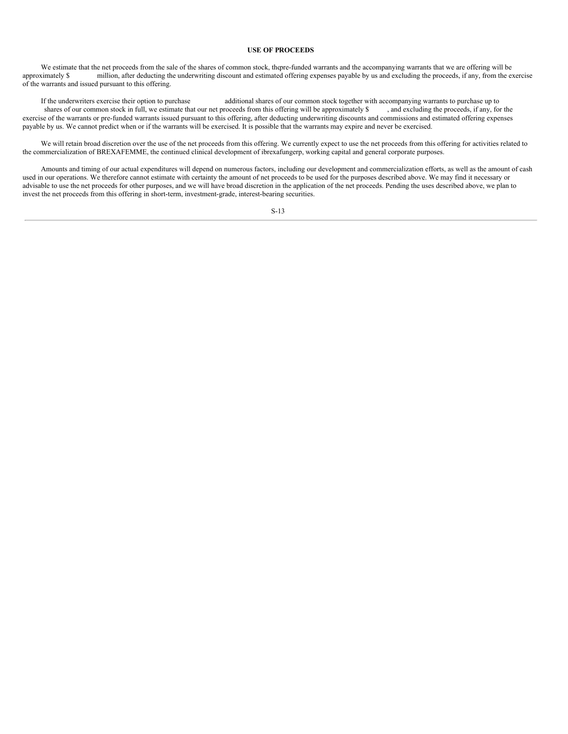## USE OF PROCEEDS

We estimate that the net proceeds from the sale of the shares of common stock, thepre-funded warrants and the accompanying warrants that we are offering will be approximately $ million, after deducting the underwriting discount and estimated offering expenses payable by us and excluding the proceeds, if any, from the exercise of the warrants and issued pursuant to this offering.

If the underwriters exercise their option to purchase additional shares of our common stock together with accompanying warrants to purchase up to shares of our common stock in full, we estimate that our net proceeds from this offering will be approximately $ , and excluding the proceeds, if any, for the exercise of the warrants or pre-funded warrants issued pursuant to this offering, after deducting underwriting discounts and commissions and estimated offering expenses payable by us. We cannot predict when or if the warrants will be exercised. It is possible that the warrants may expire and never be exercised.

We will retain broad discretion over the use of the net proceeds from this offering. We currently expect to use the net proceeds from this offering for activities related to the commercialization of BREXAFEMME, the continued clinical development of ibrexafungerp, working capital and general corporate purposes.

Amounts and timing of our actual expenditures will depend on numerous factors, including our development and commercialization efforts, as well as the amount of cash used in our operations. We therefore cannot estimate with certainty the amount of net proceeds to be used for the purposes described above. We may find it necessary or advisable to use the net proceeds for other purposes, and we will have broad discretion in the application of the net proceeds. Pending the uses described above, we plan to invest the net proceeds from this offering in short-term, investment-grade, interest-bearing securities.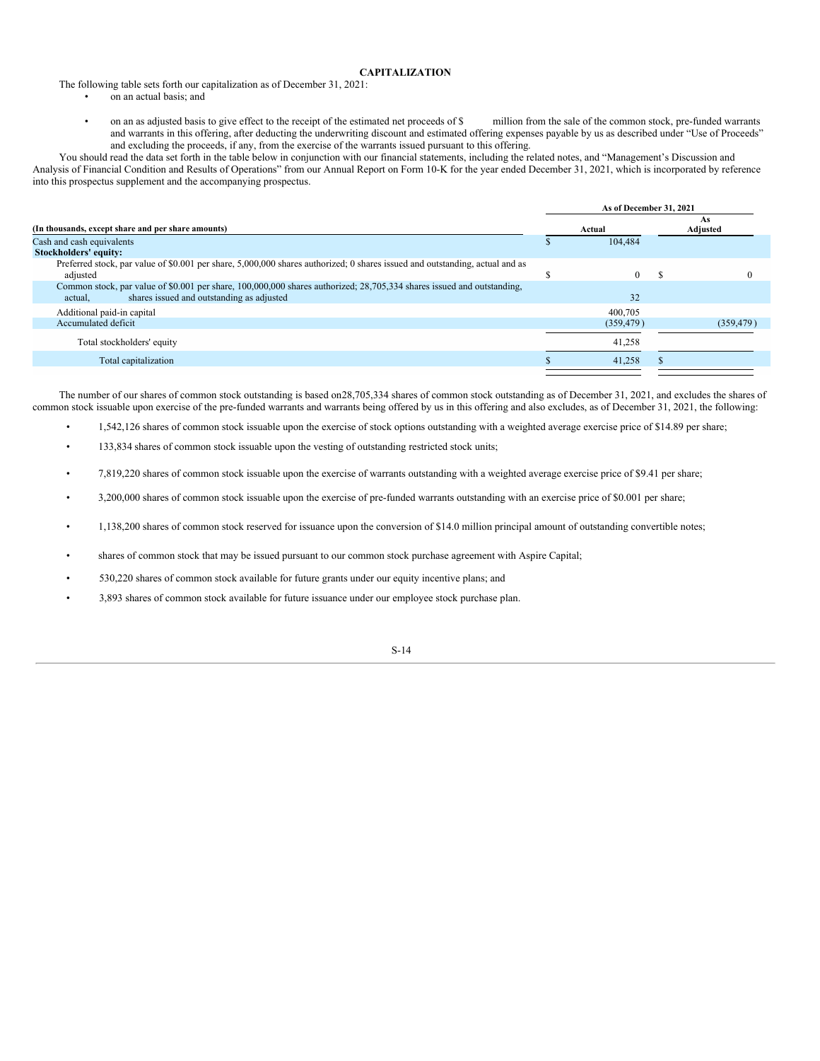## CAPITALIZATION

The following table sets forth our capitalization as of December 31, 2021:

- on an actual basis; and
- on an as adjusted basis to give effect to the receipt of the estimated net proceeds of $ million from the sale of the common stock, pre-funded warrants and warrants in this offering, after deducting the underwriting discount and estimated offering expenses payable by us as described under "Use of Proceeds" and excluding the proceeds, if any, from the exercise of the warrants issued pursuant to this offering.

You should read the data set forth in the table below in conjunction with our financial statements, including the related notes, and "Management's Discussion and Analysis of Financial Condition and Results of Operations" from our Annual Report on Form 10-K for the year ended December 31, 2021, which is incorporated by reference into this prospectus supplement and the accompanying prospectus.

| | As of December 31, 2021 | |
|---|---|---|
| **(In thousands, except share and per share amounts)** | **Actual** | **As Adjusted** |
| Cash and cash equivalents | $ 104,484 | |
| **Stockholders' equity:** | | |
| Preferred stock, par value of $0.001 per share, 5,000,000 shares authorized; 0 shares issued and outstanding, actual and as adjusted | $ 0 | $ 0 |
| Common stock, par value of $0.001 per share, 100,000,000 shares authorized; 28,705,334 shares issued and outstanding, actual, shares issued and outstanding as adjusted | 32 | |
| Additional paid-in capital | 400,705 | |
| Accumulated deficit | (359,479) | (359,479) |
| Total stockholders' equity | 41,258 | |
| Total capitalization | $ 41,258 | $ |

The number of our shares of common stock outstanding is based on28,705,334 shares of common stock outstanding as of December 31, 2021, and excludes the shares of common stock issuable upon exercise of the pre-funded warrants and warrants being offered by us in this offering and also excludes, as of December 31, 2021, the following:

- 1,542,126 shares of common stock issuable upon the exercise of stock options outstanding with a weighted average exercise price of $14.89 per share;
- 133,834 shares of common stock issuable upon the vesting of outstanding restricted stock units;
- 7,819,220 shares of common stock issuable upon the exercise of warrants outstanding with a weighted average exercise price of $9.41 per share;
- 3,200,000 shares of common stock issuable upon the exercise of pre-funded warrants outstanding with an exercise price of $0.001 per share;
- 1,138,200 shares of common stock reserved for issuance upon the conversion of $14.0 million principal amount of outstanding convertible notes;
- shares of common stock that may be issued pursuant to our common stock purchase agreement with Aspire Capital;
- 530,220 shares of common stock available for future grants under our equity incentive plans; and
- 3,893 shares of common stock available for future issuance under our employee stock purchase plan.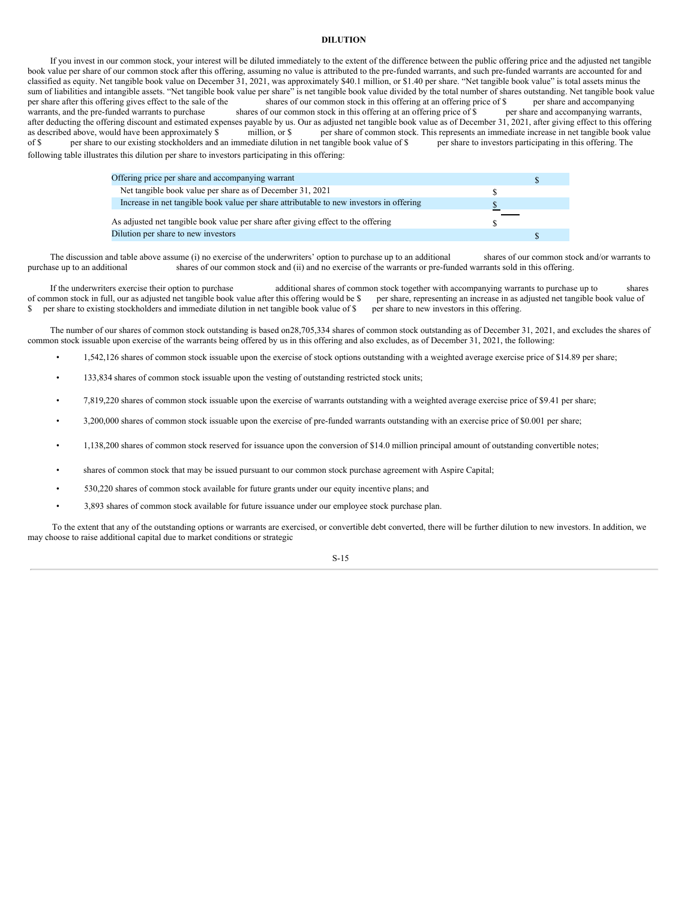# DILUTION

If you invest in our common stock, your interest will be diluted immediately to the extent of the difference between the public offering price and the adjusted net tangible book value per share of our common stock after this offering, assuming no value is attributed to the pre-funded warrants, and such pre-funded warrants are accounted for and classified as equity. Net tangible book value on December 31, 2021, was approximately $40.1 million, or $1.40 per share. "Net tangible book value" is total assets minus the sum of liabilities and intangible assets. "Net tangible book value per share" is net tangible book value divided by the total number of shares outstanding. Net tangible book value per share after this offering gives effect to the sale of the shares of our common stock in this offering at an offering price of $ per share and accompanying warrants, and the pre-funded warrants to purchase shares of our common stock in this offering at an offering price of $ per share and accompanying warrants, after deducting the offering discount and estimated expenses payable by us. Our as adjusted net tangible book value as of December 31, 2021, after giving effect to this offering as described above, would have been approximately $ million, or $ per share of common stock. This represents an immediate increase in net tangible book value of $ per share to our existing stockholders and an immediate dilution in net tangible book value of $ per share to investors participating in this offering. The following table illustrates this dilution per share to investors participating in this offering:

| | | |
|---|---|---|
| Offering price per share and accompanying warrant | | $ |
| Net tangible book value per share as of December 31, 2021 | $ | |
| Increase in net tangible book value per share attributable to new investors in offering | $ | |
| As adjusted net tangible book value per share after giving effect to the offering | $ | |
| Dilution per share to new investors | | $ |

The discussion and table above assume (i) no exercise of the underwriters' option to purchase up to an additional shares of our common stock and/or warrants to purchase up to an additional shares of our common stock and (ii) and no exercise of the warrants or pre-funded warrants sold in this offering.

If the underwriters exercise their option to purchase additional shares of common stock together with accompanying warrants to purchase up to shares of common stock in full, our as adjusted net tangible book value after this offering would be $ per share, representing an increase in as adjusted net tangible book value of $ per share to existing stockholders and immediate dilution in net tangible book value of $ per share to new investors in this offering.

The number of our shares of common stock outstanding is based on28,705,334 shares of common stock outstanding as of December 31, 2021, and excludes the shares of common stock issuable upon exercise of the warrants being offered by us in this offering and also excludes, as of December 31, 2021, the following:

- 1,542,126 shares of common stock issuable upon the exercise of stock options outstanding with a weighted average exercise price of $14.89 per share;
- 133,834 shares of common stock issuable upon the vesting of outstanding restricted stock units;
- 7,819,220 shares of common stock issuable upon the exercise of warrants outstanding with a weighted average exercise price of $9.41 per share;
- 3,200,000 shares of common stock issuable upon the exercise of pre-funded warrants outstanding with an exercise price of $0.001 per share;
- 1,138,200 shares of common stock reserved for issuance upon the conversion of $14.0 million principal amount of outstanding convertible notes;
- shares of common stock that may be issued pursuant to our common stock purchase agreement with Aspire Capital;
- 530,220 shares of common stock available for future grants under our equity incentive plans; and
- 3,893 shares of common stock available for future issuance under our employee stock purchase plan.

To the extent that any of the outstanding options or warrants are exercised, or convertible debt converted, there will be further dilution to new investors. In addition, we may choose to raise additional capital due to market conditions or strategic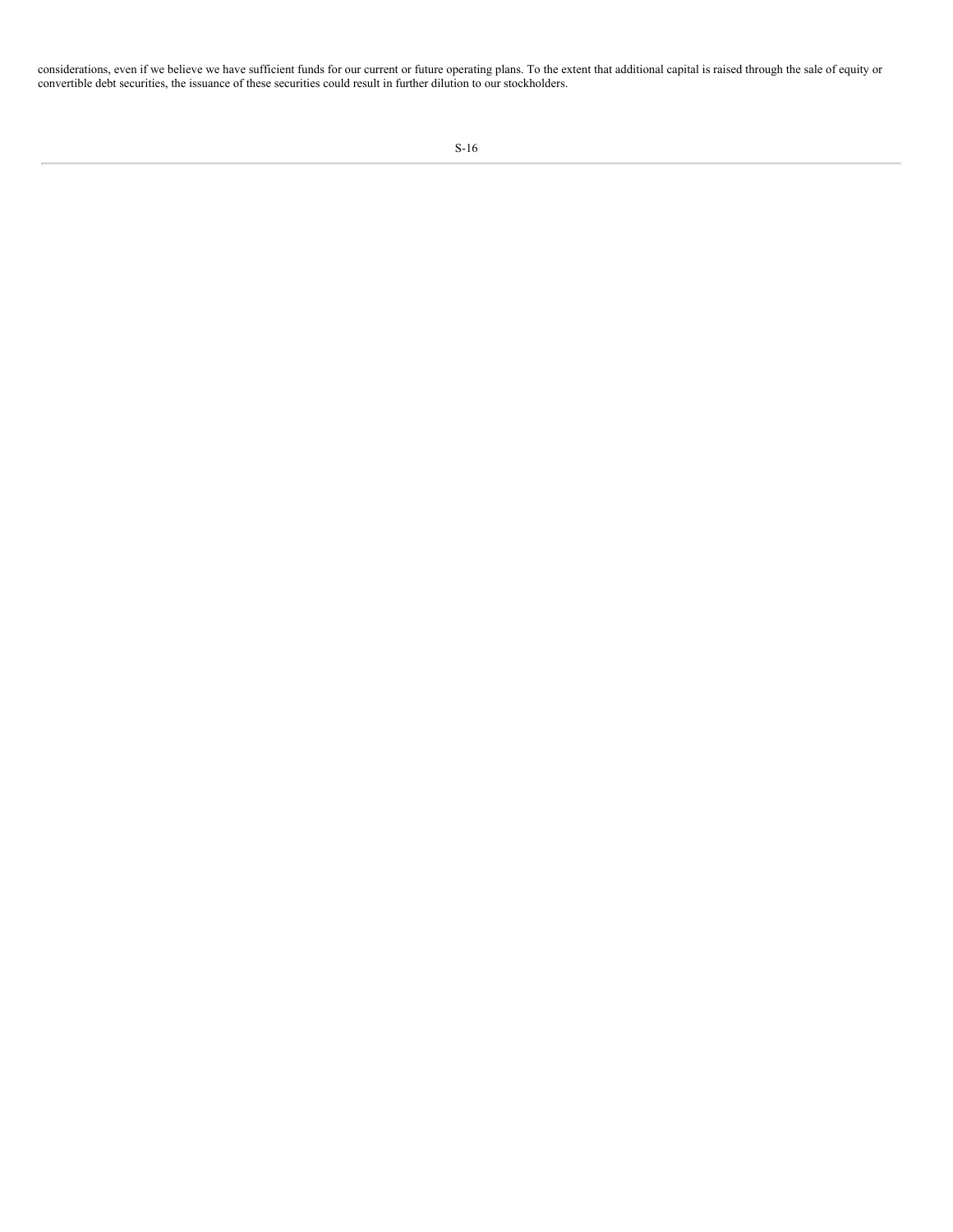considerations, even if we believe we have sufficient funds for our current or future operating plans. To the extent that additional capital is raised through the sale of equity or convertible debt securities, the issuance of these securities could result in further dilution to our stockholders.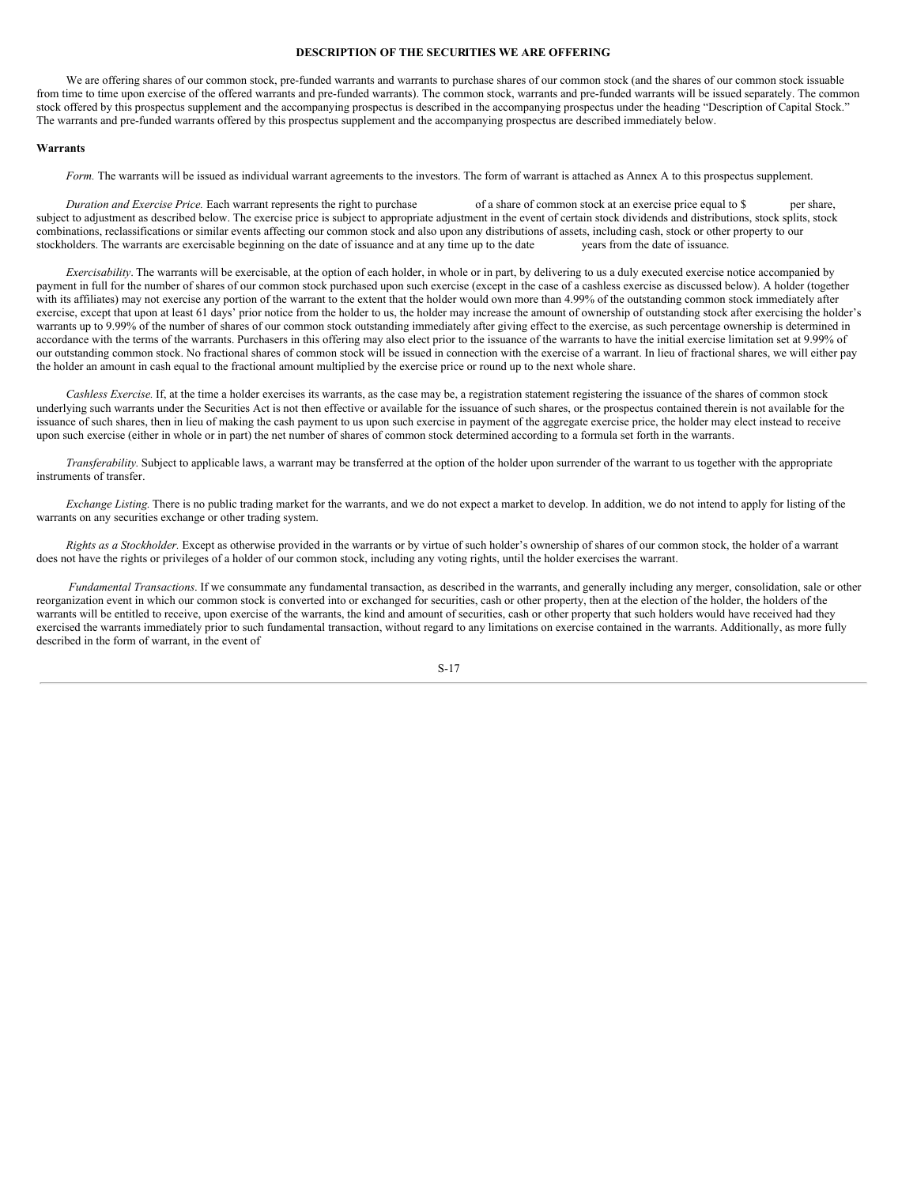## DESCRIPTION OF THE SECURITIES WE ARE OFFERING

We are offering shares of our common stock, pre-funded warrants and warrants to purchase shares of our common stock (and the shares of our common stock issuable from time to time upon exercise of the offered warrants and pre-funded warrants). The common stock, warrants and pre-funded warrants will be issued separately. The common stock offered by this prospectus supplement and the accompanying prospectus is described in the accompanying prospectus under the heading "Description of Capital Stock." The warrants and pre-funded warrants offered by this prospectus supplement and the accompanying prospectus are described immediately below.

### Warrants

*Form.* The warrants will be issued as individual warrant agreements to the investors. The form of warrant is attached as Annex A to this prospectus supplement.

*Duration and Exercise Price.* Each warrant represents the right to purchase                of a share of common stock at an exercise price equal to $            per share, subject to adjustment as described below. The exercise price is subject to appropriate adjustment in the event of certain stock dividends and distributions, stock splits, stock combinations, reclassifications or similar events affecting our common stock and also upon any distributions of assets, including cash, stock or other property to our stockholders. The warrants are exercisable beginning on the date of issuance and at any time up to the date            years from the date of issuance.

*Exercisability*. The warrants will be exercisable, at the option of each holder, in whole or in part, by delivering to us a duly executed exercise notice accompanied by payment in full for the number of shares of our common stock purchased upon such exercise (except in the case of a cashless exercise as discussed below). A holder (together with its affiliates) may not exercise any portion of the warrant to the extent that the holder would own more than 4.99% of the outstanding common stock immediately after exercise, except that upon at least 61 days' prior notice from the holder to us, the holder may increase the amount of ownership of outstanding stock after exercising the holder's warrants up to 9.99% of the number of shares of our common stock outstanding immediately after giving effect to the exercise, as such percentage ownership is determined in accordance with the terms of the warrants. Purchasers in this offering may also elect prior to the issuance of the warrants to have the initial exercise limitation set at 9.99% of our outstanding common stock. No fractional shares of common stock will be issued in connection with the exercise of a warrant. In lieu of fractional shares, we will either pay the holder an amount in cash equal to the fractional amount multiplied by the exercise price or round up to the next whole share.

*Cashless Exercise.* If, at the time a holder exercises its warrants, as the case may be, a registration statement registering the issuance of the shares of common stock underlying such warrants under the Securities Act is not then effective or available for the issuance of such shares, or the prospectus contained therein is not available for the issuance of such shares, then in lieu of making the cash payment to us upon such exercise in payment of the aggregate exercise price, the holder may elect instead to receive upon such exercise (either in whole or in part) the net number of shares of common stock determined according to a formula set forth in the warrants.

*Transferability.* Subject to applicable laws, a warrant may be transferred at the option of the holder upon surrender of the warrant to us together with the appropriate instruments of transfer.

*Exchange Listing.* There is no public trading market for the warrants, and we do not expect a market to develop. In addition, we do not intend to apply for listing of the warrants on any securities exchange or other trading system.

*Rights as a Stockholder.* Except as otherwise provided in the warrants or by virtue of such holder's ownership of shares of our common stock, the holder of a warrant does not have the rights or privileges of a holder of our common stock, including any voting rights, until the holder exercises the warrant.

*Fundamental Transactions*. If we consummate any fundamental transaction, as described in the warrants, and generally including any merger, consolidation, sale or other reorganization event in which our common stock is converted into or exchanged for securities, cash or other property, then at the election of the holder, the holders of the warrants will be entitled to receive, upon exercise of the warrants, the kind and amount of securities, cash or other property that such holders would have received had they exercised the warrants immediately prior to such fundamental transaction, without regard to any limitations on exercise contained in the warrants. Additionally, as more fully described in the form of warrant, in the event of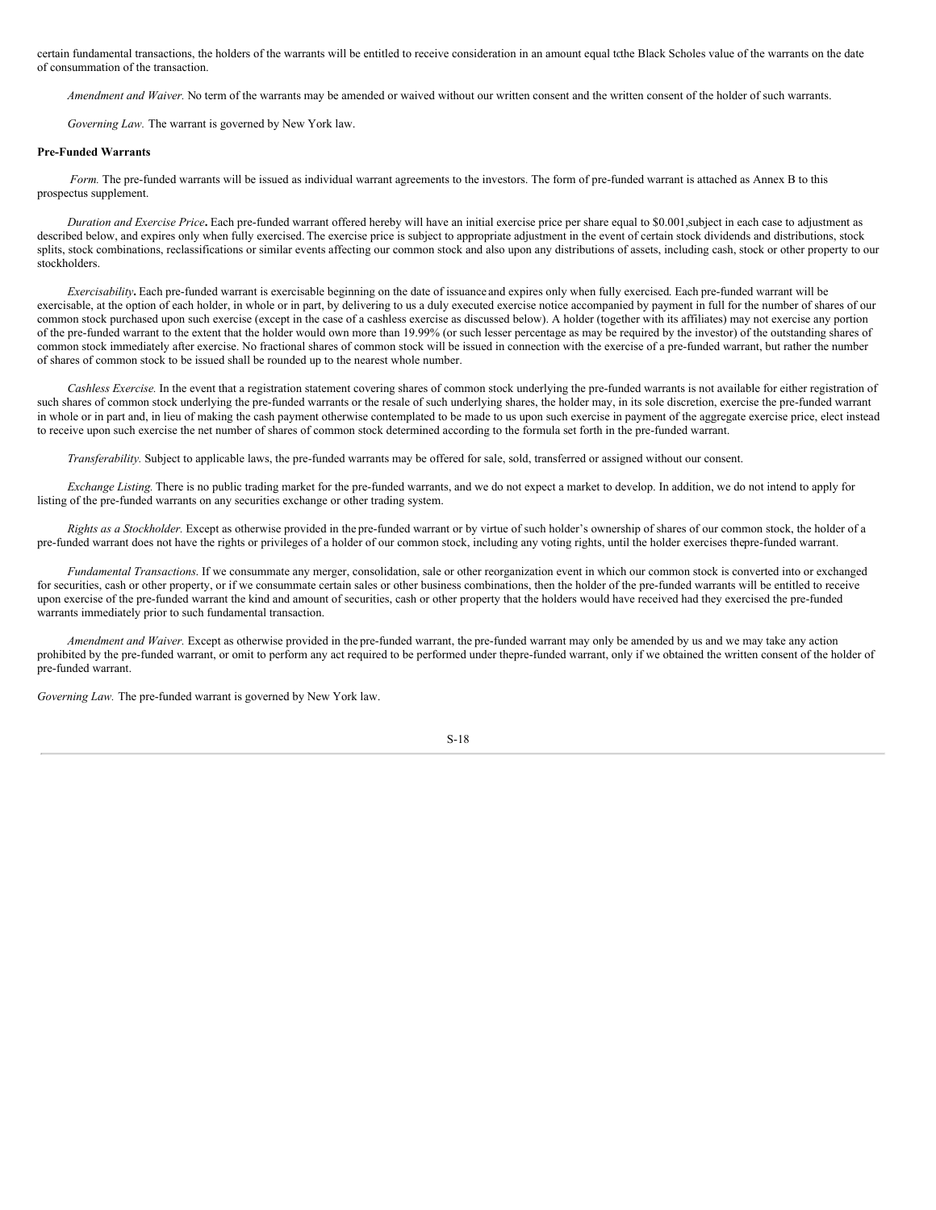certain fundamental transactions, the holders of the warrants will be entitled to receive consideration in an amount equal tcthe Black Scholes value of the warrants on the date of consummation of the transaction.

*Amendment and Waiver.* No term of the warrants may be amended or waived without our written consent and the written consent of the holder of such warrants.

*Governing Law.* The warrant is governed by New York law.

**Pre-Funded Warrants**

*Form.* The pre-funded warrants will be issued as individual warrant agreements to the investors. The form of pre-funded warrant is attached as Annex B to this prospectus supplement.

*Duration and Exercise Price***.** Each pre-funded warrant offered hereby will have an initial exercise price per share equal to $0.001,subject in each case to adjustment as described below, and expires only when fully exercised. The exercise price is subject to appropriate adjustment in the event of certain stock dividends and distributions, stock splits, stock combinations, reclassifications or similar events affecting our common stock and also upon any distributions of assets, including cash, stock or other property to our stockholders.

*Exercisability***.** Each pre-funded warrant is exercisable beginning on the date of issuance and expires only when fully exercised. Each pre-funded warrant will be exercisable, at the option of each holder, in whole or in part, by delivering to us a duly executed exercise notice accompanied by payment in full for the number of shares of our common stock purchased upon such exercise (except in the case of a cashless exercise as discussed below). A holder (together with its affiliates) may not exercise any portion of the pre-funded warrant to the extent that the holder would own more than 19.99% (or such lesser percentage as may be required by the investor) of the outstanding shares of common stock immediately after exercise. No fractional shares of common stock will be issued in connection with the exercise of a pre-funded warrant, but rather the number of shares of common stock to be issued shall be rounded up to the nearest whole number.

*Cashless Exercise.* In the event that a registration statement covering shares of common stock underlying the pre-funded warrants is not available for either registration of such shares of common stock underlying the pre-funded warrants or the resale of such underlying shares, the holder may, in its sole discretion, exercise the pre-funded warrant in whole or in part and, in lieu of making the cash payment otherwise contemplated to be made to us upon such exercise in payment of the aggregate exercise price, elect instead to receive upon such exercise the net number of shares of common stock determined according to the formula set forth in the pre-funded warrant.

*Transferability.* Subject to applicable laws, the pre-funded warrants may be offered for sale, sold, transferred or assigned without our consent.

*Exchange Listing.* There is no public trading market for the pre-funded warrants, and we do not expect a market to develop. In addition, we do not intend to apply for listing of the pre-funded warrants on any securities exchange or other trading system.

*Rights as a Stockholder.* Except as otherwise provided in the pre-funded warrant or by virtue of such holder's ownership of shares of our common stock, the holder of a pre-funded warrant does not have the rights or privileges of a holder of our common stock, including any voting rights, until the holder exercises thepre-funded warrant.

*Fundamental Transactions.* If we consummate any merger, consolidation, sale or other reorganization event in which our common stock is converted into or exchanged for securities, cash or other property, or if we consummate certain sales or other business combinations, then the holder of the pre-funded warrants will be entitled to receive upon exercise of the pre-funded warrant the kind and amount of securities, cash or other property that the holders would have received had they exercised the pre-funded warrants immediately prior to such fundamental transaction.

*Amendment and Waiver.* Except as otherwise provided in the pre-funded warrant, the pre-funded warrant may only be amended by us and we may take any action prohibited by the pre-funded warrant, or omit to perform any act required to be performed under thepre-funded warrant, only if we obtained the written consent of the holder of pre-funded warrant.

*Governing Law.* The pre-funded warrant is governed by New York law.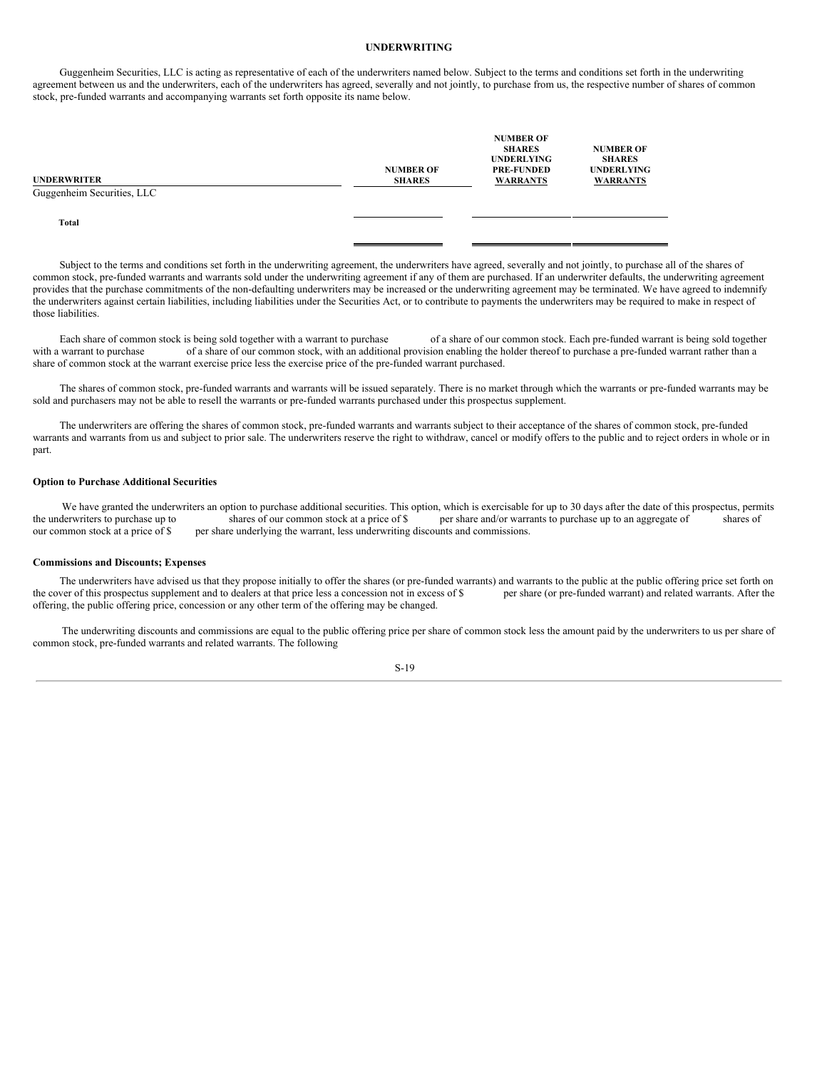## UNDERWRITING

Guggenheim Securities, LLC is acting as representative of each of the underwriters named below. Subject to the terms and conditions set forth in the underwriting agreement between us and the underwriters, each of the underwriters has agreed, severally and not jointly, to purchase from us, the respective number of shares of common stock, pre-funded warrants and accompanying warrants set forth opposite its name below.

| UNDERWRITER | NUMBER OF SHARES | NUMBER OF SHARES UNDERLYING PRE-FUNDED WARRANTS | NUMBER OF SHARES UNDERLYING WARRANTS |
|---|---|---|---|
| Guggenheim Securities, LLC | | | |
| **Total** | | | |

Subject to the terms and conditions set forth in the underwriting agreement, the underwriters have agreed, severally and not jointly, to purchase all of the shares of common stock, pre-funded warrants and warrants sold under the underwriting agreement if any of them are purchased. If an underwriter defaults, the underwriting agreement provides that the purchase commitments of the non-defaulting underwriters may be increased or the underwriting agreement may be terminated. We have agreed to indemnify the underwriters against certain liabilities, including liabilities under the Securities Act, or to contribute to payments the underwriters may be required to make in respect of those liabilities.

Each share of common stock is being sold together with a warrant to purchase of a share of our common stock. Each pre-funded warrant is being sold together with a warrant to purchase of a share of our common stock, with an additional provision enabling the holder thereof to purchase a pre-funded warrant rather than a share of common stock at the warrant exercise price less the exercise price of the pre-funded warrant purchased.

The shares of common stock, pre-funded warrants and warrants will be issued separately. There is no market through which the warrants or pre-funded warrants may be sold and purchasers may not be able to resell the warrants or pre-funded warrants purchased under this prospectus supplement.

The underwriters are offering the shares of common stock, pre-funded warrants and warrants subject to their acceptance of the shares of common stock, pre-funded warrants and warrants from us and subject to prior sale. The underwriters reserve the right to withdraw, cancel or modify offers to the public and to reject orders in whole or in part.

### Option to Purchase Additional Securities

We have granted the underwriters an option to purchase additional securities. This option, which is exercisable for up to 30 days after the date of this prospectus, permits the underwriters to purchase up to shares of our common stock at a price of $ per share and/or warrants to purchase up to an aggregate of shares of our common stock at a price of $ per share underlying the warrant, less underwriting discounts and commissions.

### Commissions and Discounts; Expenses

The underwriters have advised us that they propose initially to offer the shares (or pre-funded warrants) and warrants to the public at the public offering price set forth on the cover of this prospectus supplement and to dealers at that price less a concession not in excess of $ per share (or pre-funded warrant) and related warrants. After the offering, the public offering price, concession or any other term of the offering may be changed.

The underwriting discounts and commissions are equal to the public offering price per share of common stock less the amount paid by the underwriters to us per share of common stock, pre-funded warrants and related warrants. The following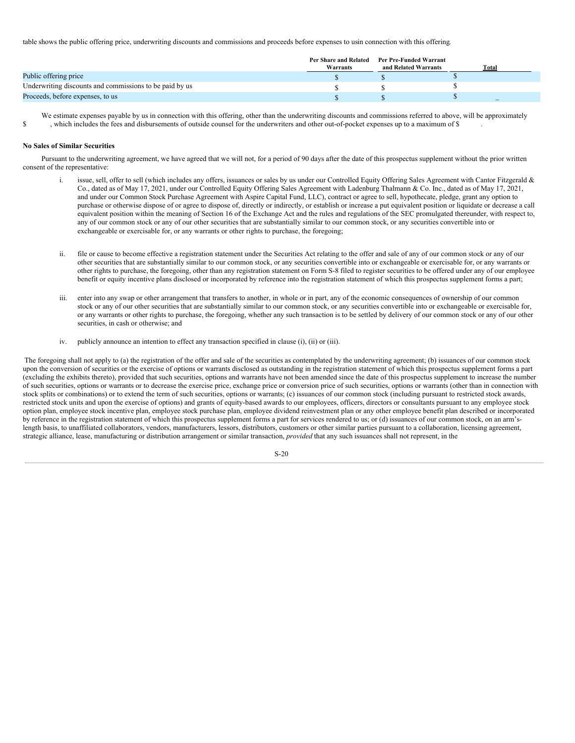table shows the public offering price, underwriting discounts and commissions and proceeds before expenses to usin connection with this offering.

| | Per Share and Related Warrants | Per Pre-Funded Warrant and Related Warrants | Total |
|---|---|---|---|
| Public offering price | $ | $ | $ |
| Underwriting discounts and commissions to be paid by us | $ | $ | $ |
| Proceeds, before expenses, to us | $ | $ | $ — |

We estimate expenses payable by us in connection with this offering, other than the underwriting discounts and commissions referred to above, will be approximately $ , which includes the fees and disbursements of outside counsel for the underwriters and other out-of-pocket expenses up to a maximum of $ .

**No Sales of Similar Securities**

Pursuant to the underwriting agreement, we have agreed that we will not, for a period of 90 days after the date of this prospectus supplement without the prior written consent of the representative:

i. issue, sell, offer to sell (which includes any offers, issuances or sales by us under our Controlled Equity Offering Sales Agreement with Cantor Fitzgerald & Co., dated as of May 17, 2021, under our Controlled Equity Offering Sales Agreement with Ladenburg Thalmann & Co. Inc., dated as of May 17, 2021, and under our Common Stock Purchase Agreement with Aspire Capital Fund, LLC), contract or agree to sell, hypothecate, pledge, grant any option to purchase or otherwise dispose of or agree to dispose of, directly or indirectly, or establish or increase a put equivalent position or liquidate or decrease a call equivalent position within the meaning of Section 16 of the Exchange Act and the rules and regulations of the SEC promulgated thereunder, with respect to, any of our common stock or any of our other securities that are substantially similar to our common stock, or any securities convertible into or exchangeable or exercisable for, or any warrants or other rights to purchase, the foregoing;

ii. file or cause to become effective a registration statement under the Securities Act relating to the offer and sale of any of our common stock or any of our other securities that are substantially similar to our common stock, or any securities convertible into or exchangeable or exercisable for, or any warrants or other rights to purchase, the foregoing, other than any registration statement on Form S-8 filed to register securities to be offered under any of our employee benefit or equity incentive plans disclosed or incorporated by reference into the registration statement of which this prospectus supplement forms a part;

iii. enter into any swap or other arrangement that transfers to another, in whole or in part, any of the economic consequences of ownership of our common stock or any of our other securities that are substantially similar to our common stock, or any securities convertible into or exchangeable or exercisable for, or any warrants or other rights to purchase, the foregoing, whether any such transaction is to be settled by delivery of our common stock or any of our other securities, in cash or otherwise; and

iv. publicly announce an intention to effect any transaction specified in clause (i), (ii) or (iii).

The foregoing shall not apply to (a) the registration of the offer and sale of the securities as contemplated by the underwriting agreement; (b) issuances of our common stock upon the conversion of securities or the exercise of options or warrants disclosed as outstanding in the registration statement of which this prospectus supplement forms a part (excluding the exhibits thereto), provided that such securities, options and warrants have not been amended since the date of this prospectus supplement to increase the number of such securities, options or warrants or to decrease the exercise price, exchange price or conversion price of such securities, options or warrants (other than in connection with stock splits or combinations) or to extend the term of such securities, options or warrants; (c) issuances of our common stock (including pursuant to restricted stock awards, restricted stock units and upon the exercise of options) and grants of equity-based awards to our employees, officers, directors or consultants pursuant to any employee stock option plan, employee stock incentive plan, employee stock purchase plan, employee dividend reinvestment plan or any other employee benefit plan described or incorporated by reference in the registration statement of which this prospectus supplement forms a part for services rendered to us; or (d) issuances of our common stock, on an arm's-length basis, to unaffiliated collaborators, vendors, manufacturers, lessors, distributors, customers or other similar parties pursuant to a collaboration, licensing agreement, strategic alliance, lease, manufacturing or distribution arrangement or similar transaction, *provided* that any such issuances shall not represent, in the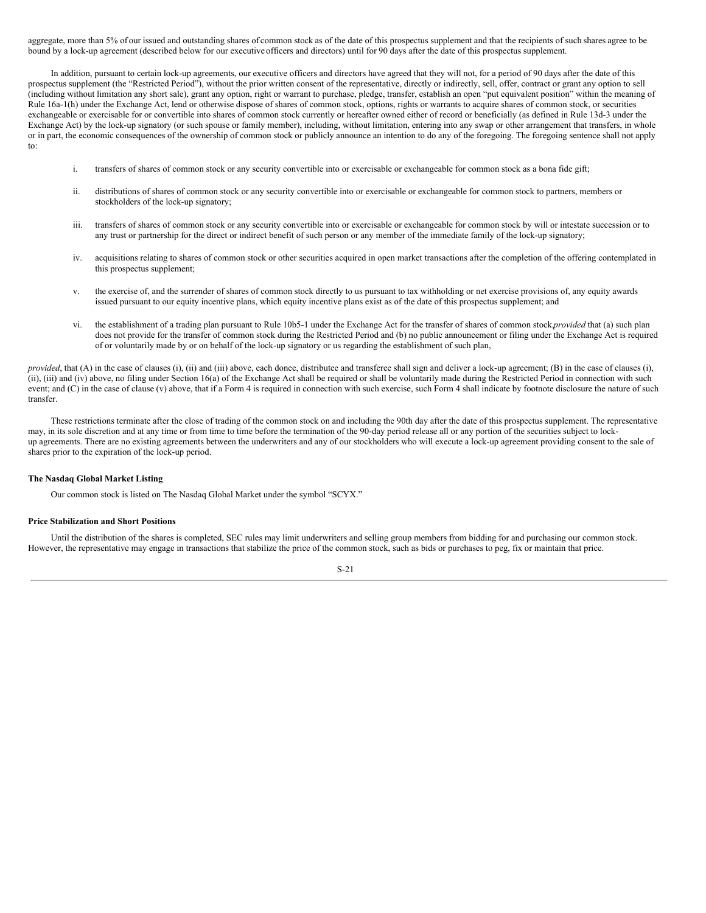aggregate, more than 5% of our issued and outstanding shares of common stock as of the date of this prospectus supplement and that the recipients of such shares agree to be bound by a lock-up agreement (described below for our executive officers and directors) until for 90 days after the date of this prospectus supplement.

In addition, pursuant to certain lock-up agreements, our executive officers and directors have agreed that they will not, for a period of 90 days after the date of this prospectus supplement (the "Restricted Period"), without the prior written consent of the representative, directly or indirectly, sell, offer, contract or grant any option to sell (including without limitation any short sale), grant any option, right or warrant to purchase, pledge, transfer, establish an open "put equivalent position" within the meaning of Rule 16a-1(h) under the Exchange Act, lend or otherwise dispose of shares of common stock, options, rights or warrants to acquire shares of common stock, or securities exchangeable or exercisable for or convertible into shares of common stock currently or hereafter owned either of record or beneficially (as defined in Rule 13d-3 under the Exchange Act) by the lock-up signatory (or such spouse or family member), including, without limitation, entering into any swap or other arrangement that transfers, in whole or in part, the economic consequences of the ownership of common stock or publicly announce an intention to do any of the foregoing. The foregoing sentence shall not apply to:

i. transfers of shares of common stock or any security convertible into or exercisable or exchangeable for common stock as a bona fide gift;

ii. distributions of shares of common stock or any security convertible into or exercisable or exchangeable for common stock to partners, members or stockholders of the lock-up signatory;

iii. transfers of shares of common stock or any security convertible into or exercisable or exchangeable for common stock by will or intestate succession or to any trust or partnership for the direct or indirect benefit of such person or any member of the immediate family of the lock-up signatory;

iv. acquisitions relating to shares of common stock or other securities acquired in open market transactions after the completion of the offering contemplated in this prospectus supplement;

v. the exercise of, and the surrender of shares of common stock directly to us pursuant to tax withholding or net exercise provisions of, any equity awards issued pursuant to our equity incentive plans, which equity incentive plans exist as of the date of this prospectus supplement; and

vi. the establishment of a trading plan pursuant to Rule 10b5-1 under the Exchange Act for the transfer of shares of common stock, *provided* that (a) such plan does not provide for the transfer of common stock during the Restricted Period and (b) no public announcement or filing under the Exchange Act is required of or voluntarily made by or on behalf of the lock-up signatory or us regarding the establishment of such plan,

*provided*, that (A) in the case of clauses (i), (ii) and (iii) above, each donee, distributee and transferee shall sign and deliver a lock-up agreement; (B) in the case of clauses (i), (ii), (iii) and (iv) above, no filing under Section 16(a) of the Exchange Act shall be required or shall be voluntarily made during the Restricted Period in connection with such event; and (C) in the case of clause (v) above, that if a Form 4 is required in connection with such exercise, such Form 4 shall indicate by footnote disclosure the nature of such transfer.

These restrictions terminate after the close of trading of the common stock on and including the 90th day after the date of this prospectus supplement. The representative may, in its sole discretion and at any time or from time to time before the termination of the 90-day period release all or any portion of the securities subject to lock-up agreements. There are no existing agreements between the underwriters and any of our stockholders who will execute a lock-up agreement providing consent to the sale of shares prior to the expiration of the lock-up period.

**The Nasdaq Global Market Listing**

Our common stock is listed on The Nasdaq Global Market under the symbol "SCYX."

**Price Stabilization and Short Positions**

Until the distribution of the shares is completed, SEC rules may limit underwriters and selling group members from bidding for and purchasing our common stock. However, the representative may engage in transactions that stabilize the price of the common stock, such as bids or purchases to peg, fix or maintain that price.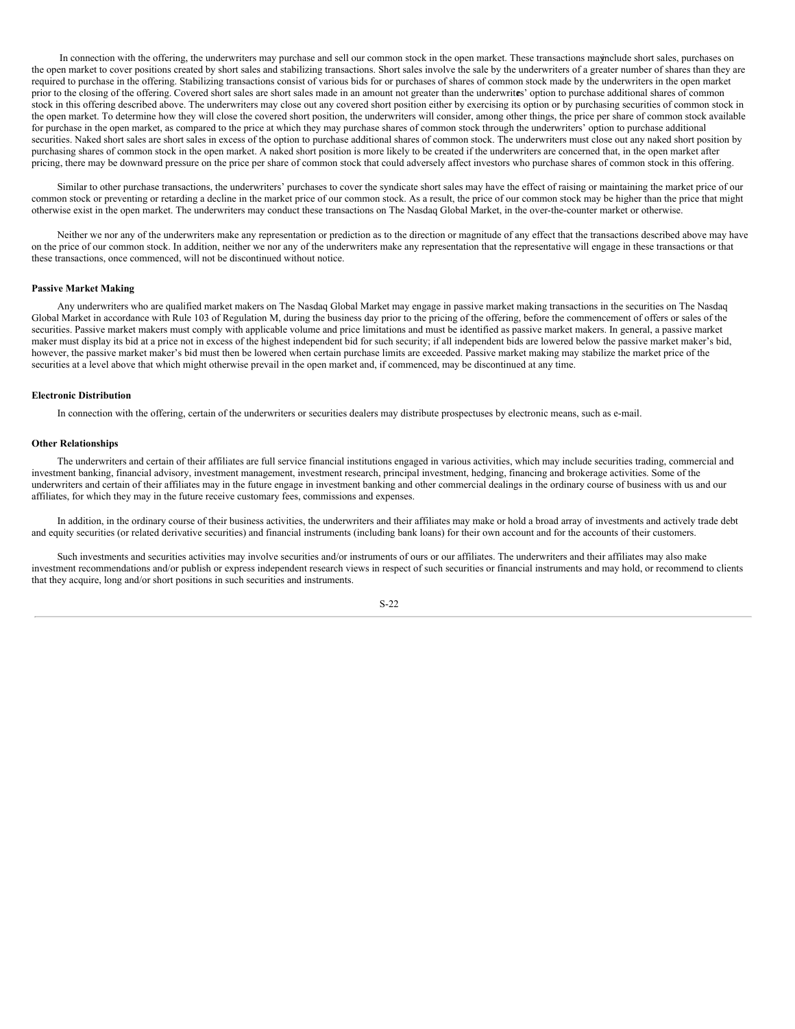In connection with the offering, the underwriters may purchase and sell our common stock in the open market. These transactions may include short sales, purchases on the open market to cover positions created by short sales and stabilizing transactions. Short sales involve the sale by the underwriters of a greater number of shares than they are required to purchase in the offering. Stabilizing transactions consist of various bids for or purchases of shares of common stock made by the underwriters in the open market prior to the closing of the offering. Covered short sales are short sales made in an amount not greater than the underwriters' option to purchase additional shares of common stock in this offering described above. The underwriters may close out any covered short position either by exercising its option or by purchasing securities of common stock in the open market. To determine how they will close the covered short position, the underwriters will consider, among other things, the price per share of common stock available for purchase in the open market, as compared to the price at which they may purchase shares of common stock through the underwriters' option to purchase additional securities. Naked short sales are short sales in excess of the option to purchase additional shares of common stock. The underwriters must close out any naked short position by purchasing shares of common stock in the open market. A naked short position is more likely to be created if the underwriters are concerned that, in the open market after pricing, there may be downward pressure on the price per share of common stock that could adversely affect investors who purchase shares of common stock in this offering.

Similar to other purchase transactions, the underwriters' purchases to cover the syndicate short sales may have the effect of raising or maintaining the market price of our common stock or preventing or retarding a decline in the market price of our common stock. As a result, the price of our common stock may be higher than the price that might otherwise exist in the open market. The underwriters may conduct these transactions on The Nasdaq Global Market, in the over-the-counter market or otherwise.

Neither we nor any of the underwriters make any representation or prediction as to the direction or magnitude of any effect that the transactions described above may have on the price of our common stock. In addition, neither we nor any of the underwriters make any representation that the representative will engage in these transactions or that these transactions, once commenced, will not be discontinued without notice.

**Passive Market Making**

Any underwriters who are qualified market makers on The Nasdaq Global Market may engage in passive market making transactions in the securities on The Nasdaq Global Market in accordance with Rule 103 of Regulation M, during the business day prior to the pricing of the offering, before the commencement of offers or sales of the securities. Passive market makers must comply with applicable volume and price limitations and must be identified as passive market makers. In general, a passive market maker must display its bid at a price not in excess of the highest independent bid for such security; if all independent bids are lowered below the passive market maker's bid, however, the passive market maker's bid must then be lowered when certain purchase limits are exceeded. Passive market making may stabilize the market price of the securities at a level above that which might otherwise prevail in the open market and, if commenced, may be discontinued at any time.

**Electronic Distribution**

In connection with the offering, certain of the underwriters or securities dealers may distribute prospectuses by electronic means, such as e-mail.

**Other Relationships**

The underwriters and certain of their affiliates are full service financial institutions engaged in various activities, which may include securities trading, commercial and investment banking, financial advisory, investment management, investment research, principal investment, hedging, financing and brokerage activities. Some of the underwriters and certain of their affiliates may in the future engage in investment banking and other commercial dealings in the ordinary course of business with us and our affiliates, for which they may in the future receive customary fees, commissions and expenses.

In addition, in the ordinary course of their business activities, the underwriters and their affiliates may make or hold a broad array of investments and actively trade debt and equity securities (or related derivative securities) and financial instruments (including bank loans) for their own account and for the accounts of their customers.

Such investments and securities activities may involve securities and/or instruments of ours or our affiliates. The underwriters and their affiliates may also make investment recommendations and/or publish or express independent research views in respect of such securities or financial instruments and may hold, or recommend to clients that they acquire, long and/or short positions in such securities and instruments.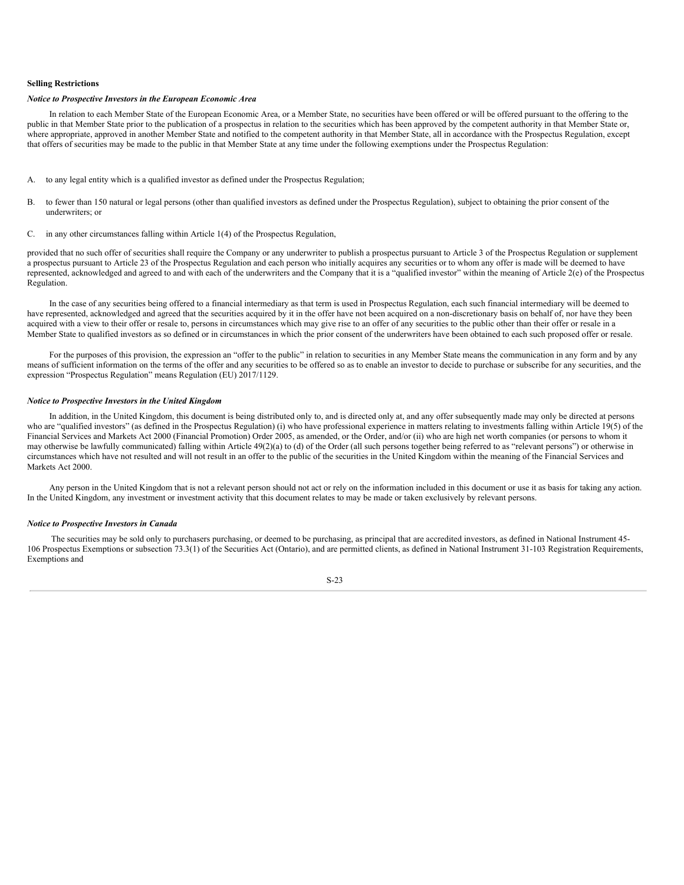**Selling Restrictions**

***Notice to Prospective Investors in the European Economic Area***

In relation to each Member State of the European Economic Area, or a Member State, no securities have been offered or will be offered pursuant to the offering to the public in that Member State prior to the publication of a prospectus in relation to the securities which has been approved by the competent authority in that Member State or, where appropriate, approved in another Member State and notified to the competent authority in that Member State, all in accordance with the Prospectus Regulation, except that offers of securities may be made to the public in that Member State at any time under the following exemptions under the Prospectus Regulation:

A. to any legal entity which is a qualified investor as defined under the Prospectus Regulation;

B. to fewer than 150 natural or legal persons (other than qualified investors as defined under the Prospectus Regulation), subject to obtaining the prior consent of the underwriters; or

C. in any other circumstances falling within Article 1(4) of the Prospectus Regulation,

provided that no such offer of securities shall require the Company or any underwriter to publish a prospectus pursuant to Article 3 of the Prospectus Regulation or supplement a prospectus pursuant to Article 23 of the Prospectus Regulation and each person who initially acquires any securities or to whom any offer is made will be deemed to have represented, acknowledged and agreed to and with each of the underwriters and the Company that it is a "qualified investor" within the meaning of Article 2(e) of the Prospectus Regulation.

In the case of any securities being offered to a financial intermediary as that term is used in Prospectus Regulation, each such financial intermediary will be deemed to have represented, acknowledged and agreed that the securities acquired by it in the offer have not been acquired on a non-discretionary basis on behalf of, nor have they been acquired with a view to their offer or resale to, persons in circumstances which may give rise to an offer of any securities to the public other than their offer or resale in a Member State to qualified investors as so defined or in circumstances in which the prior consent of the underwriters have been obtained to each such proposed offer or resale.

For the purposes of this provision, the expression an "offer to the public" in relation to securities in any Member State means the communication in any form and by any means of sufficient information on the terms of the offer and any securities to be offered so as to enable an investor to decide to purchase or subscribe for any securities, and the expression "Prospectus Regulation" means Regulation (EU) 2017/1129.

***Notice to Prospective Investors in the United Kingdom***

In addition, in the United Kingdom, this document is being distributed only to, and is directed only at, and any offer subsequently made may only be directed at persons who are "qualified investors" (as defined in the Prospectus Regulation) (i) who have professional experience in matters relating to investments falling within Article 19(5) of the Financial Services and Markets Act 2000 (Financial Promotion) Order 2005, as amended, or the Order, and/or (ii) who are high net worth companies (or persons to whom it may otherwise be lawfully communicated) falling within Article 49(2)(a) to (d) of the Order (all such persons together being referred to as "relevant persons") or otherwise in circumstances which have not resulted and will not result in an offer to the public of the securities in the United Kingdom within the meaning of the Financial Services and Markets Act 2000.

Any person in the United Kingdom that is not a relevant person should not act or rely on the information included in this document or use it as basis for taking any action. In the United Kingdom, any investment or investment activity that this document relates to may be made or taken exclusively by relevant persons.

***Notice to Prospective Investors in Canada***

The securities may be sold only to purchasers purchasing, or deemed to be purchasing, as principal that are accredited investors, as defined in National Instrument 45-106 Prospectus Exemptions or subsection 73.3(1) of the Securities Act (Ontario), and are permitted clients, as defined in National Instrument 31-103 Registration Requirements, Exemptions and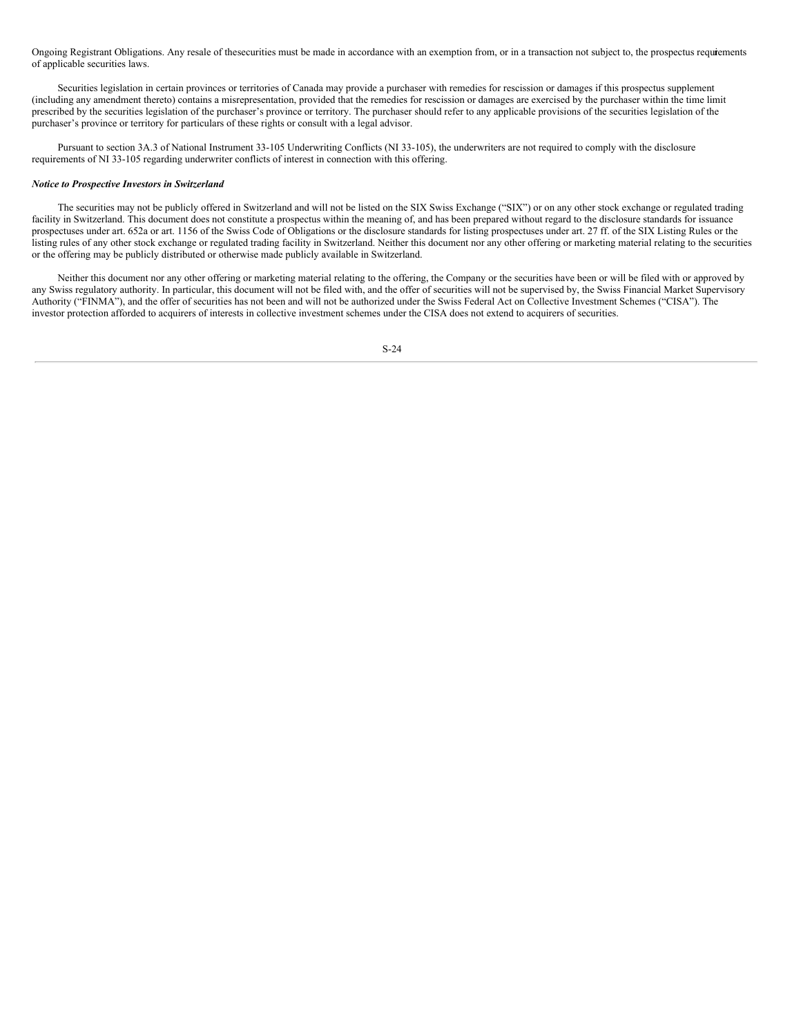Ongoing Registrant Obligations. Any resale of thesecurities must be made in accordance with an exemption from, or in a transaction not subject to, the prospectus requirements of applicable securities laws.

Securities legislation in certain provinces or territories of Canada may provide a purchaser with remedies for rescission or damages if this prospectus supplement (including any amendment thereto) contains a misrepresentation, provided that the remedies for rescission or damages are exercised by the purchaser within the time limit prescribed by the securities legislation of the purchaser's province or territory. The purchaser should refer to any applicable provisions of the securities legislation of the purchaser's province or territory for particulars of these rights or consult with a legal advisor.

Pursuant to section 3A.3 of National Instrument 33-105 Underwriting Conflicts (NI 33-105), the underwriters are not required to comply with the disclosure requirements of NI 33-105 regarding underwriter conflicts of interest in connection with this offering.

***Notice to Prospective Investors in Switzerland***

The securities may not be publicly offered in Switzerland and will not be listed on the SIX Swiss Exchange ("SIX") or on any other stock exchange or regulated trading facility in Switzerland. This document does not constitute a prospectus within the meaning of, and has been prepared without regard to the disclosure standards for issuance prospectuses under art. 652a or art. 1156 of the Swiss Code of Obligations or the disclosure standards for listing prospectuses under art. 27 ff. of the SIX Listing Rules or the listing rules of any other stock exchange or regulated trading facility in Switzerland. Neither this document nor any other offering or marketing material relating to the securities or the offering may be publicly distributed or otherwise made publicly available in Switzerland.

Neither this document nor any other offering or marketing material relating to the offering, the Company or the securities have been or will be filed with or approved by any Swiss regulatory authority. In particular, this document will not be filed with, and the offer of securities will not be supervised by, the Swiss Financial Market Supervisory Authority ("FINMA"), and the offer of securities has not been and will not be authorized under the Swiss Federal Act on Collective Investment Schemes ("CISA"). The investor protection afforded to acquirers of interests in collective investment schemes under the CISA does not extend to acquirers of securities.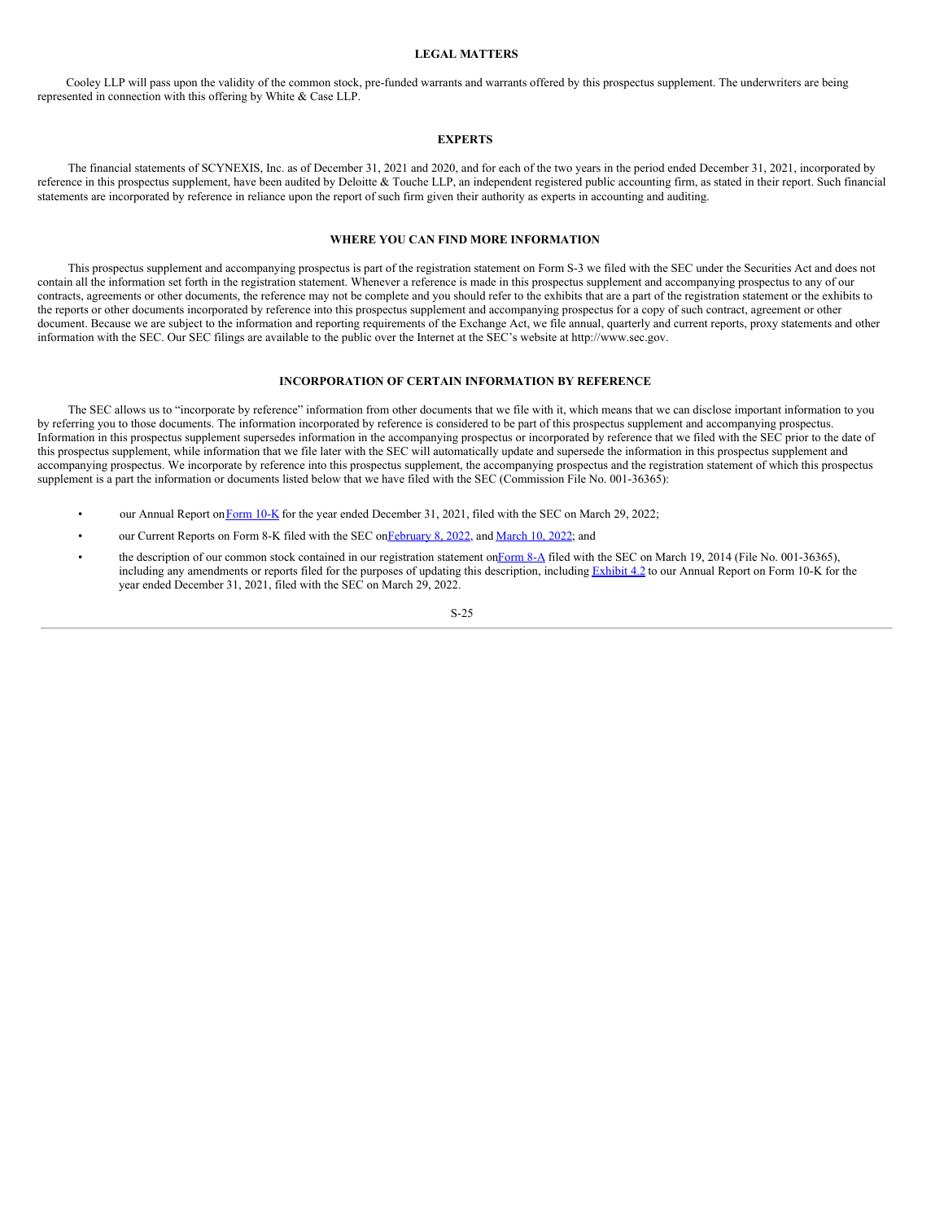## LEGAL MATTERS

Cooley LLP will pass upon the validity of the common stock, pre-funded warrants and warrants offered by this prospectus supplement. The underwriters are being represented in connection with this offering by White & Case LLP.

## EXPERTS

The financial statements of SCYNEXIS, Inc. as of December 31, 2021 and 2020, and for each of the two years in the period ended December 31, 2021, incorporated by reference in this prospectus supplement, have been audited by Deloitte & Touche LLP, an independent registered public accounting firm, as stated in their report. Such financial statements are incorporated by reference in reliance upon the report of such firm given their authority as experts in accounting and auditing.

## WHERE YOU CAN FIND MORE INFORMATION

This prospectus supplement and accompanying prospectus is part of the registration statement on Form S-3 we filed with the SEC under the Securities Act and does not contain all the information set forth in the registration statement. Whenever a reference is made in this prospectus supplement and accompanying prospectus to any of our contracts, agreements or other documents, the reference may not be complete and you should refer to the exhibits that are a part of the registration statement or the exhibits to the reports or other documents incorporated by reference into this prospectus supplement and accompanying prospectus for a copy of such contract, agreement or other document. Because we are subject to the information and reporting requirements of the Exchange Act, we file annual, quarterly and current reports, proxy statements and other information with the SEC. Our SEC filings are available to the public over the Internet at the SEC's website at http://www.sec.gov.

## INCORPORATION OF CERTAIN INFORMATION BY REFERENCE

The SEC allows us to "incorporate by reference" information from other documents that we file with it, which means that we can disclose important information to you by referring you to those documents. The information incorporated by reference is considered to be part of this prospectus supplement and accompanying prospectus. Information in this prospectus supplement supersedes information in the accompanying prospectus or incorporated by reference that we filed with the SEC prior to the date of this prospectus supplement, while information that we file later with the SEC will automatically update and supersede the information in this prospectus supplement and accompanying prospectus. We incorporate by reference into this prospectus supplement, the accompanying prospectus and the registration statement of which this prospectus supplement is a part the information or documents listed below that we have filed with the SEC (Commission File No. 001-36365):

- our Annual Report on Form 10-K for the year ended December 31, 2021, filed with the SEC on March 29, 2022;
- our Current Reports on Form 8-K filed with the SEC on February 8, 2022, and March 10, 2022; and
- the description of our common stock contained in our registration statement on Form 8-A filed with the SEC on March 19, 2014 (File No. 001-36365), including any amendments or reports filed for the purposes of updating this description, including Exhibit 4.2 to our Annual Report on Form 10-K for the year ended December 31, 2021, filed with the SEC on March 29, 2022.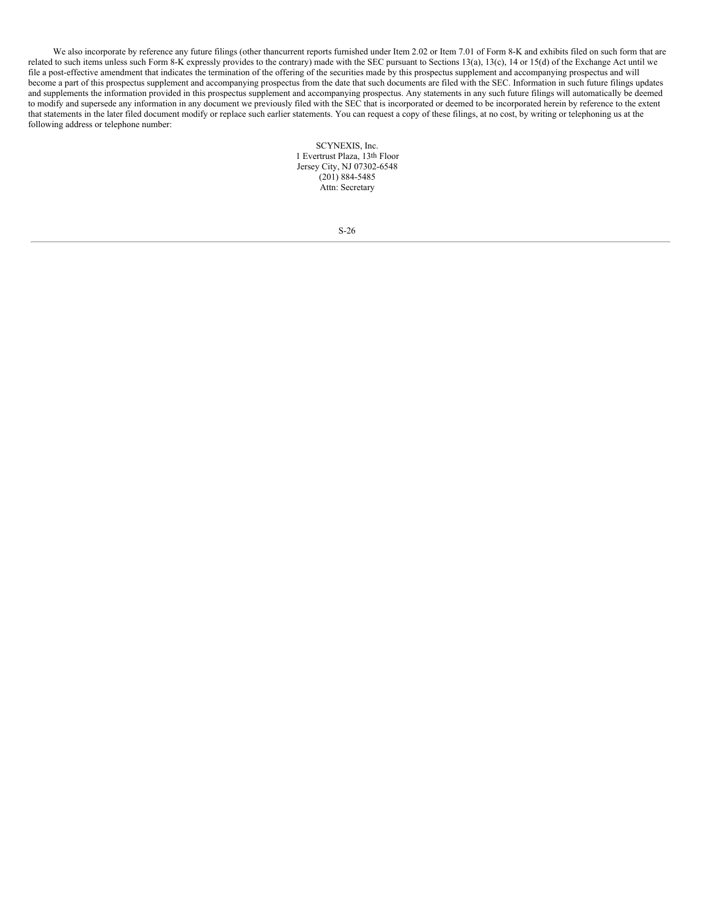We also incorporate by reference any future filings (other thancurrent reports furnished under Item 2.02 or Item 7.01 of Form 8-K and exhibits filed on such form that are related to such items unless such Form 8-K expressly provides to the contrary) made with the SEC pursuant to Sections 13(a), 13(c), 14 or 15(d) of the Exchange Act until we file a post-effective amendment that indicates the termination of the offering of the securities made by this prospectus supplement and accompanying prospectus and will become a part of this prospectus supplement and accompanying prospectus from the date that such documents are filed with the SEC. Information in such future filings updates and supplements the information provided in this prospectus supplement and accompanying prospectus. Any statements in any such future filings will automatically be deemed to modify and supersede any information in any document we previously filed with the SEC that is incorporated or deemed to be incorporated herein by reference to the extent that statements in the later filed document modify or replace such earlier statements. You can request a copy of these filings, at no cost, by writing or telephoning us at the following address or telephone number:

SCYNEXIS, Inc.
1 Evertrust Plaza, 13th Floor
Jersey City, NJ 07302-6548
(201) 884-5485
Attn: Secretary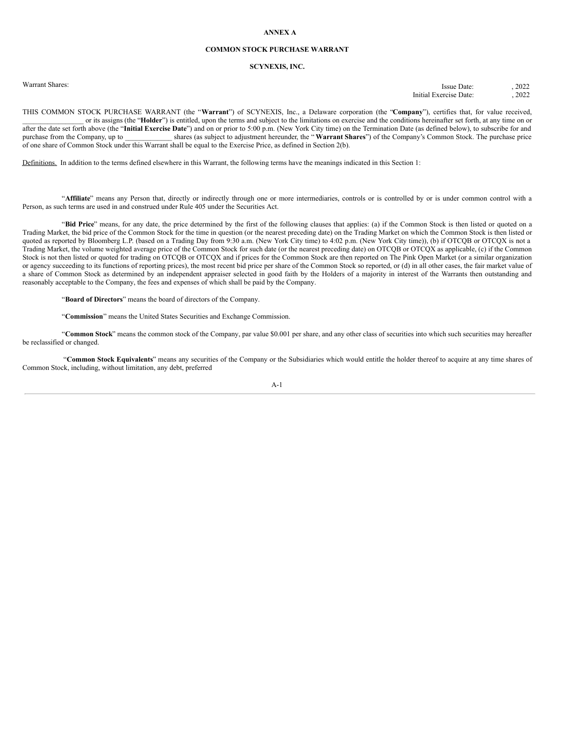**ANNEX A**

**COMMON STOCK PURCHASE WARRANT**

**SCYNEXIS, INC.**

Warrant Shares:

Issue Date: , 2022
Initial Exercise Date: , 2022

THIS COMMON STOCK PURCHASE WARRANT (the "**Warrant**") of SCYNEXIS, Inc., a Delaware corporation (the "**Company**"), certifies that, for value received, _________________ or its assigns (the "**Holder**") is entitled, upon the terms and subject to the limitations on exercise and the conditions hereinafter set forth, at any time on or after the date set forth above (the "**Initial Exercise Date**") and on or prior to 5:00 p.m. (New York City time) on the Termination Date (as defined below), to subscribe for and purchase from the Company, up to _____________ shares (as subject to adjustment hereunder, the "**Warrant Shares**") of the Company's Common Stock. The purchase price of one share of Common Stock under this Warrant shall be equal to the Exercise Price, as defined in Section 2(b).

Definitions. In addition to the terms defined elsewhere in this Warrant, the following terms have the meanings indicated in this Section 1:

"**Affiliate**" means any Person that, directly or indirectly through one or more intermediaries, controls or is controlled by or is under common control with a Person, as such terms are used in and construed under Rule 405 under the Securities Act.

"**Bid Price**" means, for any date, the price determined by the first of the following clauses that applies: (a) if the Common Stock is then listed or quoted on a Trading Market, the bid price of the Common Stock for the time in question (or the nearest preceding date) on the Trading Market on which the Common Stock is then listed or quoted as reported by Bloomberg L.P. (based on a Trading Day from 9:30 a.m. (New York City time) to 4:02 p.m. (New York City time)), (b) if OTCQB or OTCQX is not a Trading Market, the volume weighted average price of the Common Stock for such date (or the nearest preceding date) on OTCQB or OTCQX as applicable, (c) if the Common Stock is not then listed or quoted for trading on OTCQB or OTCQX and if prices for the Common Stock are then reported on The Pink Open Market (or a similar organization or agency succeeding to its functions of reporting prices), the most recent bid price per share of the Common Stock so reported, or (d) in all other cases, the fair market value of a share of Common Stock as determined by an independent appraiser selected in good faith by the Holders of a majority in interest of the Warrants then outstanding and reasonably acceptable to the Company, the fees and expenses of which shall be paid by the Company.

"**Board of Directors**" means the board of directors of the Company.

"**Commission**" means the United States Securities and Exchange Commission.

"**Common Stock**" means the common stock of the Company, par value $0.001 per share, and any other class of securities into which such securities may hereafter be reclassified or changed.

"**Common Stock Equivalents**" means any securities of the Company or the Subsidiaries which would entitle the holder thereof to acquire at any time shares of Common Stock, including, without limitation, any debt, preferred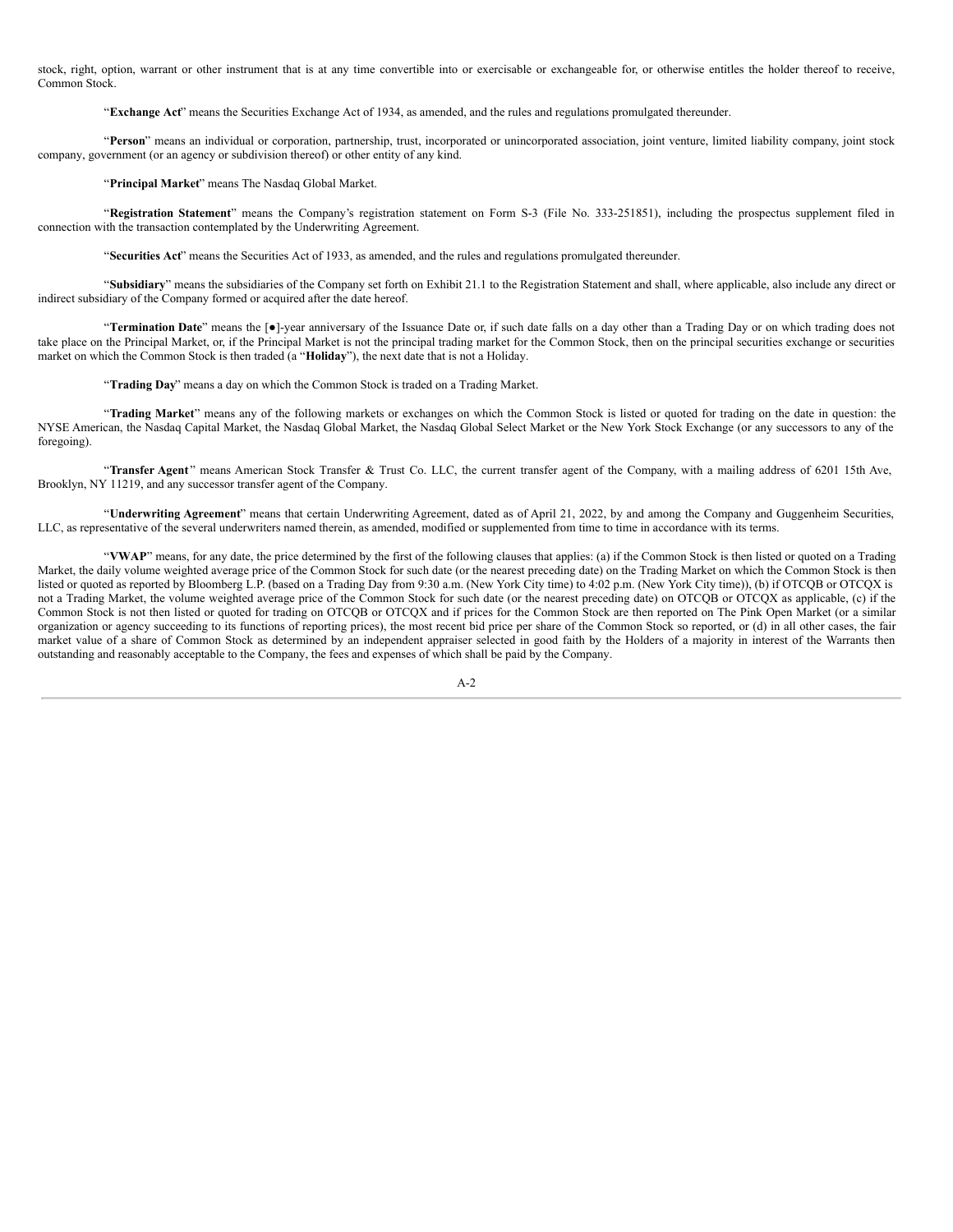stock, right, option, warrant or other instrument that is at any time convertible into or exercisable or exchangeable for, or otherwise entitles the holder thereof to receive, Common Stock.

"**Exchange Act**" means the Securities Exchange Act of 1934, as amended, and the rules and regulations promulgated thereunder.

"**Person**" means an individual or corporation, partnership, trust, incorporated or unincorporated association, joint venture, limited liability company, joint stock company, government (or an agency or subdivision thereof) or other entity of any kind.

"**Principal Market**" means The Nasdaq Global Market.

"**Registration Statement**" means the Company's registration statement on Form S-3 (File No. 333-251851), including the prospectus supplement filed in connection with the transaction contemplated by the Underwriting Agreement.

"**Securities Act**" means the Securities Act of 1933, as amended, and the rules and regulations promulgated thereunder.

"**Subsidiary**" means the subsidiaries of the Company set forth on Exhibit 21.1 to the Registration Statement and shall, where applicable, also include any direct or indirect subsidiary of the Company formed or acquired after the date hereof.

"**Termination Date**" means the [●]-year anniversary of the Issuance Date or, if such date falls on a day other than a Trading Day or on which trading does not take place on the Principal Market, or, if the Principal Market is not the principal trading market for the Common Stock, then on the principal securities exchange or securities market on which the Common Stock is then traded (a "**Holiday**"), the next date that is not a Holiday.

"**Trading Day**" means a day on which the Common Stock is traded on a Trading Market.

"**Trading Market**" means any of the following markets or exchanges on which the Common Stock is listed or quoted for trading on the date in question: the NYSE American, the Nasdaq Capital Market, the Nasdaq Global Market, the Nasdaq Global Select Market or the New York Stock Exchange (or any successors to any of the foregoing).

"**Transfer Agent**" means American Stock Transfer & Trust Co. LLC, the current transfer agent of the Company, with a mailing address of 6201 15th Ave, Brooklyn, NY 11219, and any successor transfer agent of the Company.

"**Underwriting Agreement**" means that certain Underwriting Agreement, dated as of April 21, 2022, by and among the Company and Guggenheim Securities, LLC, as representative of the several underwriters named therein, as amended, modified or supplemented from time to time in accordance with its terms.

"**VWAP**" means, for any date, the price determined by the first of the following clauses that applies: (a) if the Common Stock is then listed or quoted on a Trading Market, the daily volume weighted average price of the Common Stock for such date (or the nearest preceding date) on the Trading Market on which the Common Stock is then listed or quoted as reported by Bloomberg L.P. (based on a Trading Day from 9:30 a.m. (New York City time) to 4:02 p.m. (New York City time)), (b) if OTCQB or OTCQX is not a Trading Market, the volume weighted average price of the Common Stock for such date (or the nearest preceding date) on OTCQB or OTCQX as applicable, (c) if the Common Stock is not then listed or quoted for trading on OTCQB or OTCQX and if prices for the Common Stock are then reported on The Pink Open Market (or a similar organization or agency succeeding to its functions of reporting prices), the most recent bid price per share of the Common Stock so reported, or (d) in all other cases, the fair market value of a share of Common Stock as determined by an independent appraiser selected in good faith by the Holders of a majority in interest of the Warrants then outstanding and reasonably acceptable to the Company, the fees and expenses of which shall be paid by the Company.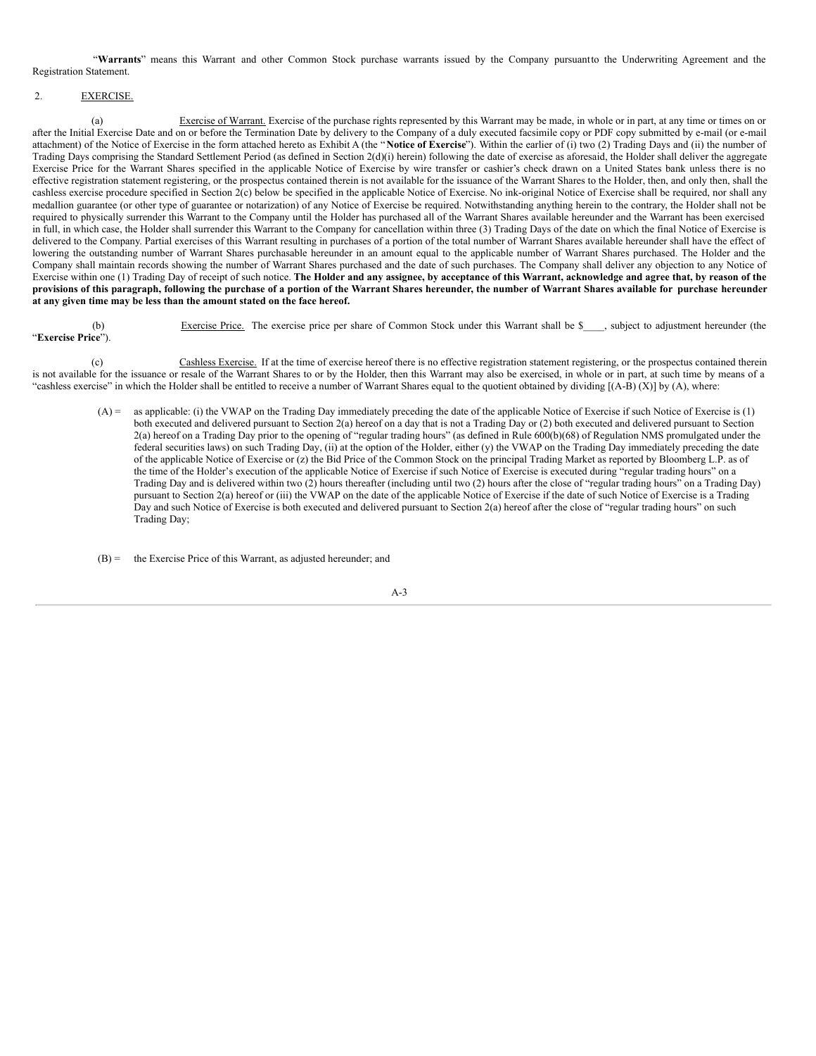"**Warrants**" means this Warrant and other Common Stock purchase warrants issued by the Company pursuantto the Underwriting Agreement and the Registration Statement.

2. EXERCISE.

(a) Exercise of Warrant. Exercise of the purchase rights represented by this Warrant may be made, in whole or in part, at any time or times on or after the Initial Exercise Date and on or before the Termination Date by delivery to the Company of a duly executed facsimile copy or PDF copy submitted by e-mail (or e-mail attachment) of the Notice of Exercise in the form attached hereto as Exhibit A (the "**Notice of Exercise**"). Within the earlier of (i) two (2) Trading Days and (ii) the number of Trading Days comprising the Standard Settlement Period (as defined in Section 2(d)(i) herein) following the date of exercise as aforesaid, the Holder shall deliver the aggregate Exercise Price for the Warrant Shares specified in the applicable Notice of Exercise by wire transfer or cashier's check drawn on a United States bank unless there is no effective registration statement registering, or the prospectus contained therein is not available for the issuance of the Warrant Shares to the Holder, then, and only then, shall the cashless exercise procedure specified in Section 2(c) below be specified in the applicable Notice of Exercise. No ink-original Notice of Exercise shall be required, nor shall any medallion guarantee (or other type of guarantee or notarization) of any Notice of Exercise be required. Notwithstanding anything herein to the contrary, the Holder shall not be required to physically surrender this Warrant to the Company until the Holder has purchased all of the Warrant Shares available hereunder and the Warrant has been exercised in full, in which case, the Holder shall surrender this Warrant to the Company for cancellation within three (3) Trading Days of the date on which the final Notice of Exercise is delivered to the Company. Partial exercises of this Warrant resulting in purchases of a portion of the total number of Warrant Shares available hereunder shall have the effect of lowering the outstanding number of Warrant Shares purchasable hereunder in an amount equal to the applicable number of Warrant Shares purchased. The Holder and the Company shall maintain records showing the number of Warrant Shares purchased and the date of such purchases. The Company shall deliver any objection to any Notice of Exercise within one (1) Trading Day of receipt of such notice. **The Holder and any assignee, by acceptance of this Warrant, acknowledge and agree that, by reason of the provisions of this paragraph, following the purchase of a portion of the Warrant Shares hereunder, the number of Warrant Shares available for purchase hereunder at any given time may be less than the amount stated on the face hereof.**

(b) Exercise Price. The exercise price per share of Common Stock under this Warrant shall be $____, subject to adjustment hereunder (the "**Exercise Price**").

(c) Cashless Exercise. If at the time of exercise hereof there is no effective registration statement registering, or the prospectus contained therein is not available for the issuance or resale of the Warrant Shares to or by the Holder, then this Warrant may also be exercised, in whole or in part, at such time by means of a "cashless exercise" in which the Holder shall be entitled to receive a number of Warrant Shares equal to the quotient obtained by dividing [(A-B) (X)] by (A), where:

(A) = as applicable: (i) the VWAP on the Trading Day immediately preceding the date of the applicable Notice of Exercise if such Notice of Exercise is (1) both executed and delivered pursuant to Section 2(a) hereof on a day that is not a Trading Day or (2) both executed and delivered pursuant to Section 2(a) hereof on a Trading Day prior to the opening of "regular trading hours" (as defined in Rule 600(b)(68) of Regulation NMS promulgated under the federal securities laws) on such Trading Day, (ii) at the option of the Holder, either (y) the VWAP on the Trading Day immediately preceding the date of the applicable Notice of Exercise or (z) the Bid Price of the Common Stock on the principal Trading Market as reported by Bloomberg L.P. as of the time of the Holder's execution of the applicable Notice of Exercise if such Notice of Exercise is executed during "regular trading hours" on a Trading Day and is delivered within two (2) hours thereafter (including until two (2) hours after the close of "regular trading hours" on a Trading Day) pursuant to Section 2(a) hereof or (iii) the VWAP on the date of the applicable Notice of Exercise if the date of such Notice of Exercise is a Trading Day and such Notice of Exercise is both executed and delivered pursuant to Section 2(a) hereof after the close of "regular trading hours" on such Trading Day;

(B) = the Exercise Price of this Warrant, as adjusted hereunder; and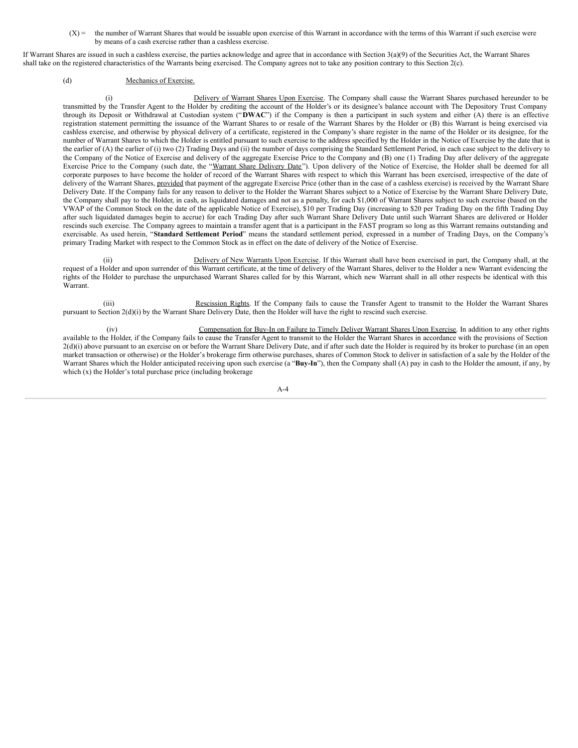(X) = the number of Warrant Shares that would be issuable upon exercise of this Warrant in accordance with the terms of this Warrant if such exercise were by means of a cash exercise rather than a cashless exercise.

If Warrant Shares are issued in such a cashless exercise, the parties acknowledge and agree that in accordance with Section 3(a)(9) of the Securities Act, the Warrant Shares shall take on the registered characteristics of the Warrants being exercised. The Company agrees not to take any position contrary to this Section 2(c).

(d) Mechanics of Exercise.

(i) Delivery of Warrant Shares Upon Exercise. The Company shall cause the Warrant Shares purchased hereunder to be transmitted by the Transfer Agent to the Holder by crediting the account of the Holder's or its designee's balance account with The Depository Trust Company through its Deposit or Withdrawal at Custodian system ("**DWAC**") if the Company is then a participant in such system and either (A) there is an effective registration statement permitting the issuance of the Warrant Shares to or resale of the Warrant Shares by the Holder or (B) this Warrant is being exercised via cashless exercise, and otherwise by physical delivery of a certificate, registered in the Company's share register in the name of the Holder or its designee, for the number of Warrant Shares to which the Holder is entitled pursuant to such exercise to the address specified by the Holder in the Notice of Exercise by the date that is the earlier of (A) the earlier of (i) two (2) Trading Days and (ii) the number of days comprising the Standard Settlement Period, in each case subject to the delivery to the Company of the Notice of Exercise and delivery of the aggregate Exercise Price to the Company and (B) one (1) Trading Day after delivery of the aggregate Exercise Price to the Company (such date, the "Warrant Share Delivery Date"). Upon delivery of the Notice of Exercise, the Holder shall be deemed for all corporate purposes to have become the holder of record of the Warrant Shares with respect to which this Warrant has been exercised, irrespective of the date of delivery of the Warrant Shares, provided that payment of the aggregate Exercise Price (other than in the case of a cashless exercise) is received by the Warrant Share Delivery Date. If the Company fails for any reason to deliver to the Holder the Warrant Shares subject to a Notice of Exercise by the Warrant Share Delivery Date, the Company shall pay to the Holder, in cash, as liquidated damages and not as a penalty, for each $1,000 of Warrant Shares subject to such exercise (based on the VWAP of the Common Stock on the date of the applicable Notice of Exercise), $10 per Trading Day (increasing to $20 per Trading Day on the fifth Trading Day after such liquidated damages begin to accrue) for each Trading Day after such Warrant Share Delivery Date until such Warrant Shares are delivered or Holder rescinds such exercise. The Company agrees to maintain a transfer agent that is a participant in the FAST program so long as this Warrant remains outstanding and exercisable. As used herein, "**Standard Settlement Period**" means the standard settlement period, expressed in a number of Trading Days, on the Company's primary Trading Market with respect to the Common Stock as in effect on the date of delivery of the Notice of Exercise.

(ii) Delivery of New Warrants Upon Exercise. If this Warrant shall have been exercised in part, the Company shall, at the request of a Holder and upon surrender of this Warrant certificate, at the time of delivery of the Warrant Shares, deliver to the Holder a new Warrant evidencing the rights of the Holder to purchase the unpurchased Warrant Shares called for by this Warrant, which new Warrant shall in all other respects be identical with this Warrant.

(iii) Rescission Rights. If the Company fails to cause the Transfer Agent to transmit to the Holder the Warrant Shares pursuant to Section 2(d)(i) by the Warrant Share Delivery Date, then the Holder will have the right to rescind such exercise.

(iv) Compensation for Buy-In on Failure to Timely Deliver Warrant Shares Upon Exercise. In addition to any other rights available to the Holder, if the Company fails to cause the Transfer Agent to transmit to the Holder the Warrant Shares in accordance with the provisions of Section 2(d)(i) above pursuant to an exercise on or before the Warrant Share Delivery Date, and if after such date the Holder is required by its broker to purchase (in an open market transaction or otherwise) or the Holder's brokerage firm otherwise purchases, shares of Common Stock to deliver in satisfaction of a sale by the Holder of the Warrant Shares which the Holder anticipated receiving upon such exercise (a "**Buy-In**"), then the Company shall (A) pay in cash to the Holder the amount, if any, by which (x) the Holder's total purchase price (including brokerage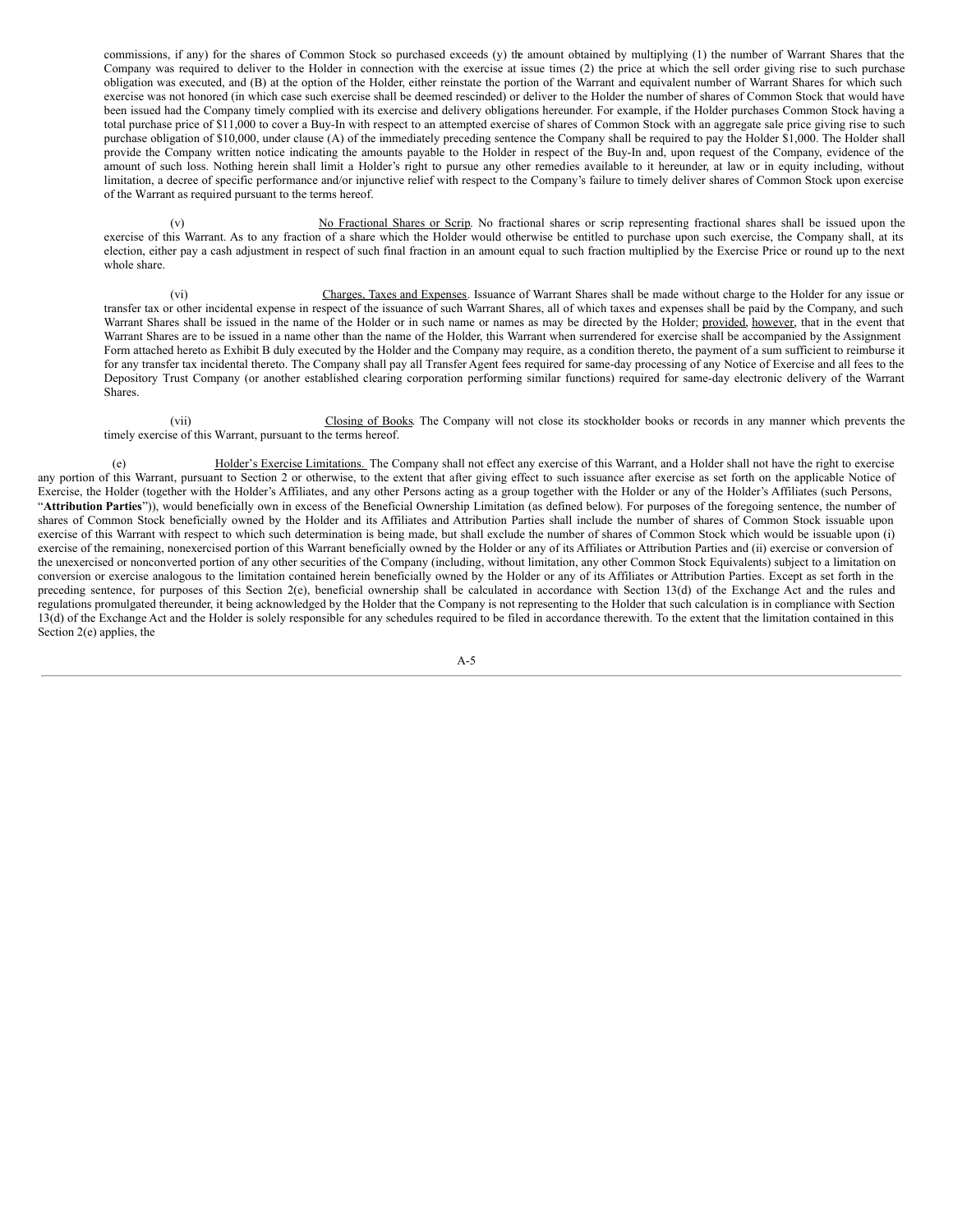commissions, if any) for the shares of Common Stock so purchased exceeds (y) the amount obtained by multiplying (1) the number of Warrant Shares that the Company was required to deliver to the Holder in connection with the exercise at issue times (2) the price at which the sell order giving rise to such purchase obligation was executed, and (B) at the option of the Holder, either reinstate the portion of the Warrant and equivalent number of Warrant Shares for which such exercise was not honored (in which case such exercise shall be deemed rescinded) or deliver to the Holder the number of shares of Common Stock that would have been issued had the Company timely complied with its exercise and delivery obligations hereunder. For example, if the Holder purchases Common Stock having a total purchase price of $11,000 to cover a Buy-In with respect to an attempted exercise of shares of Common Stock with an aggregate sale price giving rise to such purchase obligation of $10,000, under clause (A) of the immediately preceding sentence the Company shall be required to pay the Holder $1,000. The Holder shall provide the Company written notice indicating the amounts payable to the Holder in respect of the Buy-In and, upon request of the Company, evidence of the amount of such loss. Nothing herein shall limit a Holder's right to pursue any other remedies available to it hereunder, at law or in equity including, without limitation, a decree of specific performance and/or injunctive relief with respect to the Company's failure to timely deliver shares of Common Stock upon exercise of the Warrant as required pursuant to the terms hereof.

(v) No Fractional Shares or Scrip. No fractional shares or scrip representing fractional shares shall be issued upon the exercise of this Warrant. As to any fraction of a share which the Holder would otherwise be entitled to purchase upon such exercise, the Company shall, at its election, either pay a cash adjustment in respect of such final fraction in an amount equal to such fraction multiplied by the Exercise Price or round up to the next whole share.

(vi) Charges, Taxes and Expenses. Issuance of Warrant Shares shall be made without charge to the Holder for any issue or transfer tax or other incidental expense in respect of the issuance of such Warrant Shares, all of which taxes and expenses shall be paid by the Company, and such Warrant Shares shall be issued in the name of the Holder or in such name or names as may be directed by the Holder; provided, however, that in the event that Warrant Shares are to be issued in a name other than the name of the Holder, this Warrant when surrendered for exercise shall be accompanied by the Assignment Form attached hereto as Exhibit B duly executed by the Holder and the Company may require, as a condition thereto, the payment of a sum sufficient to reimburse it for any transfer tax incidental thereto. The Company shall pay all Transfer Agent fees required for same-day processing of any Notice of Exercise and all fees to the Depository Trust Company (or another established clearing corporation performing similar functions) required for same-day electronic delivery of the Warrant Shares.

(vii) Closing of Books. The Company will not close its stockholder books or records in any manner which prevents the timely exercise of this Warrant, pursuant to the terms hereof.

(e) Holder's Exercise Limitations. The Company shall not effect any exercise of this Warrant, and a Holder shall not have the right to exercise any portion of this Warrant, pursuant to Section 2 or otherwise, to the extent that after giving effect to such issuance after exercise as set forth on the applicable Notice of Exercise, the Holder (together with the Holder's Affiliates, and any other Persons acting as a group together with the Holder or any of the Holder's Affiliates (such Persons, "**Attribution Parties**")), would beneficially own in excess of the Beneficial Ownership Limitation (as defined below). For purposes of the foregoing sentence, the number of shares of Common Stock beneficially owned by the Holder and its Affiliates and Attribution Parties shall include the number of shares of Common Stock issuable upon exercise of this Warrant with respect to which such determination is being made, but shall exclude the number of shares of Common Stock which would be issuable upon (i) exercise of the remaining, nonexercised portion of this Warrant beneficially owned by the Holder or any of its Affiliates or Attribution Parties and (ii) exercise or conversion of the unexercised or nonconverted portion of any other securities of the Company (including, without limitation, any other Common Stock Equivalents) subject to a limitation on conversion or exercise analogous to the limitation contained herein beneficially owned by the Holder or any of its Affiliates or Attribution Parties. Except as set forth in the preceding sentence, for purposes of this Section 2(e), beneficial ownership shall be calculated in accordance with Section 13(d) of the Exchange Act and the rules and regulations promulgated thereunder, it being acknowledged by the Holder that the Company is not representing to the Holder that such calculation is in compliance with Section 13(d) of the Exchange Act and the Holder is solely responsible for any schedules required to be filed in accordance therewith. To the extent that the limitation contained in this Section 2(e) applies, the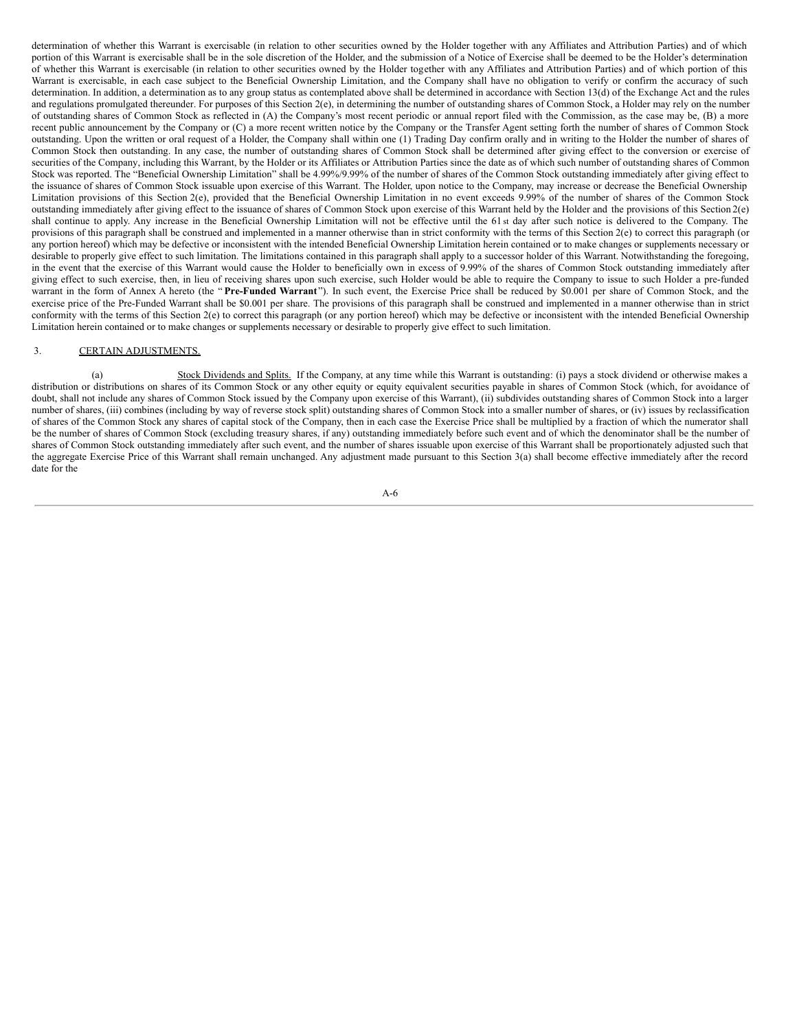determination of whether this Warrant is exercisable (in relation to other securities owned by the Holder together with any Affiliates and Attribution Parties) and of which portion of this Warrant is exercisable shall be in the sole discretion of the Holder, and the submission of a Notice of Exercise shall be deemed to be the Holder's determination of whether this Warrant is exercisable (in relation to other securities owned by the Holder together with any Affiliates and Attribution Parties) and of which portion of this Warrant is exercisable, in each case subject to the Beneficial Ownership Limitation, and the Company shall have no obligation to verify or confirm the accuracy of such determination. In addition, a determination as to any group status as contemplated above shall be determined in accordance with Section 13(d) of the Exchange Act and the rules and regulations promulgated thereunder. For purposes of this Section 2(e), in determining the number of outstanding shares of Common Stock, a Holder may rely on the number of outstanding shares of Common Stock as reflected in (A) the Company's most recent periodic or annual report filed with the Commission, as the case may be, (B) a more recent public announcement by the Company or (C) a more recent written notice by the Company or the Transfer Agent setting forth the number of shares of Common Stock outstanding. Upon the written or oral request of a Holder, the Company shall within one (1) Trading Day confirm orally and in writing to the Holder the number of shares of Common Stock then outstanding. In any case, the number of outstanding shares of Common Stock shall be determined after giving effect to the conversion or exercise of securities of the Company, including this Warrant, by the Holder or its Affiliates or Attribution Parties since the date as of which such number of outstanding shares of Common Stock was reported. The "Beneficial Ownership Limitation" shall be 4.99%/9.99% of the number of shares of the Common Stock outstanding immediately after giving effect to the issuance of shares of Common Stock issuable upon exercise of this Warrant. The Holder, upon notice to the Company, may increase or decrease the Beneficial Ownership Limitation provisions of this Section 2(e), provided that the Beneficial Ownership Limitation in no event exceeds 9.99% of the number of shares of the Common Stock outstanding immediately after giving effect to the issuance of shares of Common Stock upon exercise of this Warrant held by the Holder and the provisions of this Section 2(e) shall continue to apply. Any increase in the Beneficial Ownership Limitation will not be effective until the 61st day after such notice is delivered to the Company. The provisions of this paragraph shall be construed and implemented in a manner otherwise than in strict conformity with the terms of this Section 2(e) to correct this paragraph (or any portion hereof) which may be defective or inconsistent with the intended Beneficial Ownership Limitation herein contained or to make changes or supplements necessary or desirable to properly give effect to such limitation. The limitations contained in this paragraph shall apply to a successor holder of this Warrant. Notwithstanding the foregoing, in the event that the exercise of this Warrant would cause the Holder to beneficially own in excess of 9.99% of the shares of Common Stock outstanding immediately after giving effect to such exercise, then, in lieu of receiving shares upon such exercise, such Holder would be able to require the Company to issue to such Holder a pre-funded warrant in the form of Annex A hereto (the "**Pre-Funded Warrant**"). In such event, the Exercise Price shall be reduced by $0.001 per share of Common Stock, and the exercise price of the Pre-Funded Warrant shall be $0.001 per share. The provisions of this paragraph shall be construed and implemented in a manner otherwise than in strict conformity with the terms of this Section 2(e) to correct this paragraph (or any portion hereof) which may be defective or inconsistent with the intended Beneficial Ownership Limitation herein contained or to make changes or supplements necessary or desirable to properly give effect to such limitation.

3. CERTAIN ADJUSTMENTS.

(a) Stock Dividends and Splits. If the Company, at any time while this Warrant is outstanding: (i) pays a stock dividend or otherwise makes a distribution or distributions on shares of its Common Stock or any other equity or equity equivalent securities payable in shares of Common Stock (which, for avoidance of doubt, shall not include any shares of Common Stock issued by the Company upon exercise of this Warrant), (ii) subdivides outstanding shares of Common Stock into a larger number of shares, (iii) combines (including by way of reverse stock split) outstanding shares of Common Stock into a smaller number of shares, or (iv) issues by reclassification of shares of the Common Stock any shares of capital stock of the Company, then in each case the Exercise Price shall be multiplied by a fraction of which the numerator shall be the number of shares of Common Stock (excluding treasury shares, if any) outstanding immediately before such event and of which the denominator shall be the number of shares of Common Stock outstanding immediately after such event, and the number of shares issuable upon exercise of this Warrant shall be proportionately adjusted such that the aggregate Exercise Price of this Warrant shall remain unchanged. Any adjustment made pursuant to this Section 3(a) shall become effective immediately after the record date for the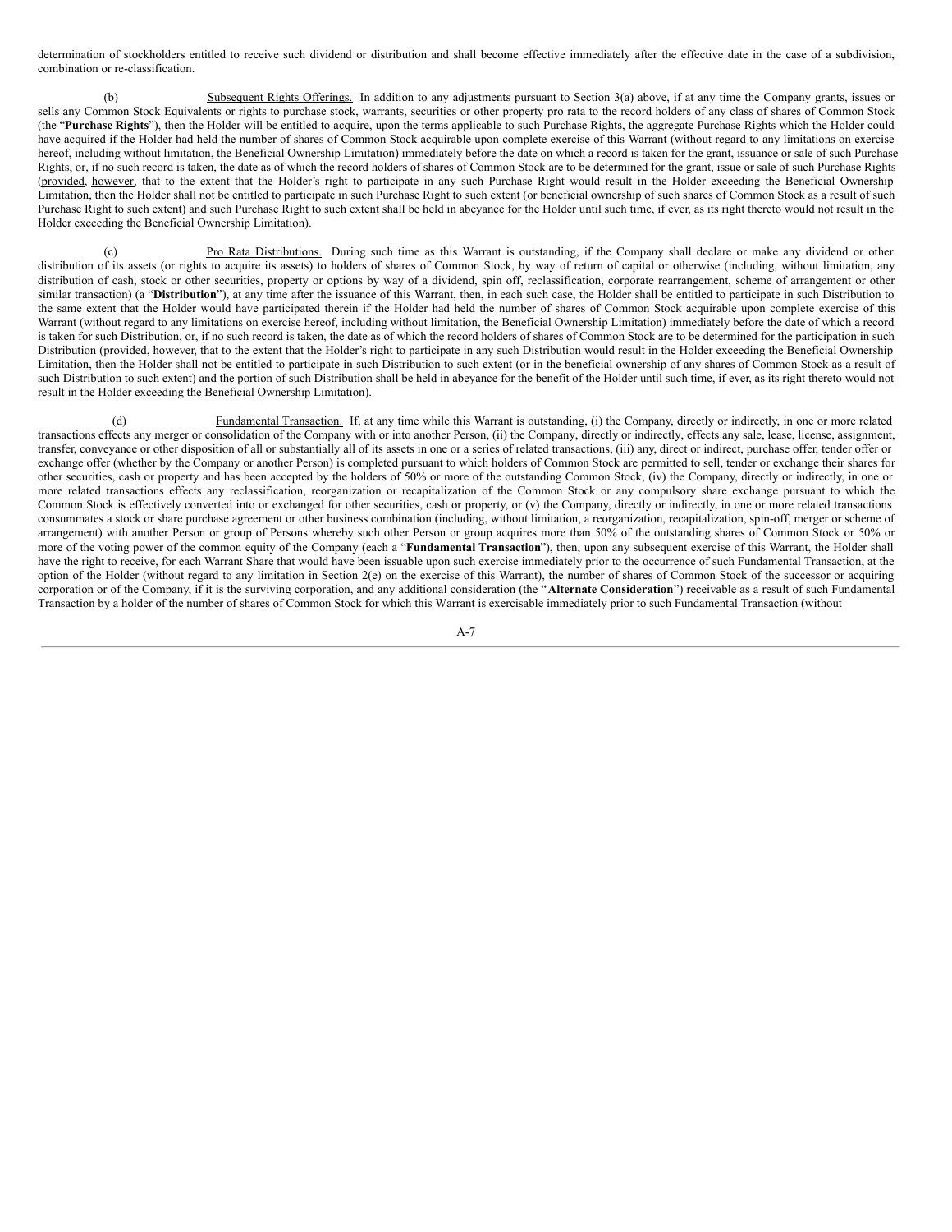determination of stockholders entitled to receive such dividend or distribution and shall become effective immediately after the effective date in the case of a subdivision, combination or re-classification.

(b) Subsequent Rights Offerings. In addition to any adjustments pursuant to Section 3(a) above, if at any time the Company grants, issues or sells any Common Stock Equivalents or rights to purchase stock, warrants, securities or other property pro rata to the record holders of any class of shares of Common Stock (the "**Purchase Rights**"), then the Holder will be entitled to acquire, upon the terms applicable to such Purchase Rights, the aggregate Purchase Rights which the Holder could have acquired if the Holder had held the number of shares of Common Stock acquirable upon complete exercise of this Warrant (without regard to any limitations on exercise hereof, including without limitation, the Beneficial Ownership Limitation) immediately before the date on which a record is taken for the grant, issuance or sale of such Purchase Rights, or, if no such record is taken, the date as of which the record holders of shares of Common Stock are to be determined for the grant, issue or sale of such Purchase Rights (provided, however, that to the extent that the Holder's right to participate in any such Purchase Right would result in the Holder exceeding the Beneficial Ownership Limitation, then the Holder shall not be entitled to participate in such Purchase Right to such extent (or beneficial ownership of such shares of Common Stock as a result of such Purchase Right to such extent) and such Purchase Right to such extent shall be held in abeyance for the Holder until such time, if ever, as its right thereto would not result in the Holder exceeding the Beneficial Ownership Limitation).

(c) Pro Rata Distributions. During such time as this Warrant is outstanding, if the Company shall declare or make any dividend or other distribution of its assets (or rights to acquire its assets) to holders of shares of Common Stock, by way of return of capital or otherwise (including, without limitation, any distribution of cash, stock or other securities, property or options by way of a dividend, spin off, reclassification, corporate rearrangement, scheme of arrangement or other similar transaction) (a "**Distribution**"), at any time after the issuance of this Warrant, then, in each such case, the Holder shall be entitled to participate in such Distribution to the same extent that the Holder would have participated therein if the Holder had held the number of shares of Common Stock acquirable upon complete exercise of this Warrant (without regard to any limitations on exercise hereof, including without limitation, the Beneficial Ownership Limitation) immediately before the date of which a record is taken for such Distribution, or, if no such record is taken, the date as of which the record holders of shares of Common Stock are to be determined for the participation in such Distribution (provided, however, that to the extent that the Holder's right to participate in any such Distribution would result in the Holder exceeding the Beneficial Ownership Limitation, then the Holder shall not be entitled to participate in such Distribution to such extent (or in the beneficial ownership of any shares of Common Stock as a result of such Distribution to such extent) and the portion of such Distribution shall be held in abeyance for the benefit of the Holder until such time, if ever, as its right thereto would not result in the Holder exceeding the Beneficial Ownership Limitation).

(d) Fundamental Transaction. If, at any time while this Warrant is outstanding, (i) the Company, directly or indirectly, in one or more related transactions effects any merger or consolidation of the Company with or into another Person, (ii) the Company, directly or indirectly, effects any sale, lease, license, assignment, transfer, conveyance or other disposition of all or substantially all of its assets in one or a series of related transactions, (iii) any, direct or indirect, purchase offer, tender offer or exchange offer (whether by the Company or another Person) is completed pursuant to which holders of Common Stock are permitted to sell, tender or exchange their shares for other securities, cash or property and has been accepted by the holders of 50% or more of the outstanding Common Stock, (iv) the Company, directly or indirectly, in one or more related transactions effects any reclassification, reorganization or recapitalization of the Common Stock or any compulsory share exchange pursuant to which the Common Stock is effectively converted into or exchanged for other securities, cash or property, or (v) the Company, directly or indirectly, in one or more related transactions consummates a stock or share purchase agreement or other business combination (including, without limitation, a reorganization, recapitalization, spin-off, merger or scheme of arrangement) with another Person or group of Persons whereby such other Person or group acquires more than 50% of the outstanding shares of Common Stock or 50% or more of the voting power of the common equity of the Company (each a "**Fundamental Transaction**"), then, upon any subsequent exercise of this Warrant, the Holder shall have the right to receive, for each Warrant Share that would have been issuable upon such exercise immediately prior to the occurrence of such Fundamental Transaction, at the option of the Holder (without regard to any limitation in Section 2(e) on the exercise of this Warrant), the number of shares of Common Stock of the successor or acquiring corporation or of the Company, if it is the surviving corporation, and any additional consideration (the "**Alternate Consideration**") receivable as a result of such Fundamental Transaction by a holder of the number of shares of Common Stock for which this Warrant is exercisable immediately prior to such Fundamental Transaction (without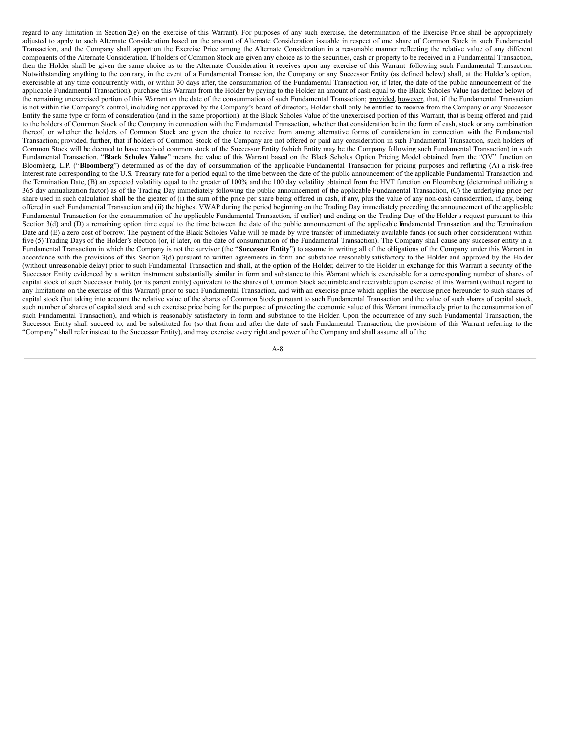regard to any limitation in Section 2(e) on the exercise of this Warrant). For purposes of any such exercise, the determination of the Exercise Price shall be appropriately adjusted to apply to such Alternate Consideration based on the amount of Alternate Consideration issuable in respect of one share of Common Stock in such Fundamental Transaction, and the Company shall apportion the Exercise Price among the Alternate Consideration in a reasonable manner reflecting the relative value of any different components of the Alternate Consideration. If holders of Common Stock are given any choice as to the securities, cash or property to be received in a Fundamental Transaction, then the Holder shall be given the same choice as to the Alternate Consideration it receives upon any exercise of this Warrant following such Fundamental Transaction. Notwithstanding anything to the contrary, in the event of a Fundamental Transaction, the Company or any Successor Entity (as defined below) shall, at the Holder's option, exercisable at any time concurrently with, or within 30 days after, the consummation of the Fundamental Transaction (or, if later, the date of the public announcement of the applicable Fundamental Transaction), purchase this Warrant from the Holder by paying to the Holder an amount of cash equal to the Black Scholes Value (as defined below) of the remaining unexercised portion of this Warrant on the date of the consummation of such Fundamental Transaction; provided, however, that, if the Fundamental Transaction is not within the Company's control, including not approved by the Company's board of directors, Holder shall only be entitled to receive from the Company or any Successor Entity the same type or form of consideration (and in the same proportion), at the Black Scholes Value of the unexercised portion of this Warrant, that is being offered and paid to the holders of Common Stock of the Company in connection with the Fundamental Transaction, whether that consideration be in the form of cash, stock or any combination thereof, or whether the holders of Common Stock are given the choice to receive from among alternative forms of consideration in connection with the Fundamental Transaction; provided, further, that if holders of Common Stock of the Company are not offered or paid any consideration in such Fundamental Transaction, such holders of Common Stock will be deemed to have received common stock of the Successor Entity (which Entity may be the Company following such Fundamental Transaction) in such Fundamental Transaction. "**Black Scholes Value**" means the value of this Warrant based on the Black Scholes Option Pricing Model obtained from the "OV" function on Bloomberg, L.P. ("**Bloomberg**") determined as of the day of consummation of the applicable Fundamental Transaction for pricing purposes and reflecting (A) a risk-free interest rate corresponding to the U.S. Treasury rate for a period equal to the time between the date of the public announcement of the applicable Fundamental Transaction and the Termination Date, (B) an expected volatility equal to the greater of 100% and the 100 day volatility obtained from the HVT function on Bloomberg (determined utilizing a 365 day annualization factor) as of the Trading Day immediately following the public announcement of the applicable Fundamental Transaction, (C) the underlying price per share used in such calculation shall be the greater of (i) the sum of the price per share being offered in cash, if any, plus the value of any non-cash consideration, if any, being offered in such Fundamental Transaction and (ii) the highest VWAP during the period beginning on the Trading Day immediately preceding the announcement of the applicable Fundamental Transaction (or the consummation of the applicable Fundamental Transaction, if earlier) and ending on the Trading Day of the Holder's request pursuant to this Section 3(d) and (D) a remaining option time equal to the time between the date of the public announcement of the applicable Fundamental Transaction and the Termination Date and (E) a zero cost of borrow. The payment of the Black Scholes Value will be made by wire transfer of immediately available funds (or such other consideration) within five (5) Trading Days of the Holder's election (or, if later, on the date of consummation of the Fundamental Transaction). The Company shall cause any successor entity in a Fundamental Transaction in which the Company is not the survivor (the "**Successor Entity**") to assume in writing all of the obligations of the Company under this Warrant in accordance with the provisions of this Section 3(d) pursuant to written agreements in form and substance reasonably satisfactory to the Holder and approved by the Holder (without unreasonable delay) prior to such Fundamental Transaction and shall, at the option of the Holder, deliver to the Holder in exchange for this Warrant a security of the Successor Entity evidenced by a written instrument substantially similar in form and substance to this Warrant which is exercisable for a corresponding number of shares of capital stock of such Successor Entity (or its parent entity) equivalent to the shares of Common Stock acquirable and receivable upon exercise of this Warrant (without regard to any limitations on the exercise of this Warrant) prior to such Fundamental Transaction, and with an exercise price which applies the exercise price hereunder to such shares of capital stock (but taking into account the relative value of the shares of Common Stock pursuant to such Fundamental Transaction and the value of such shares of capital stock, such number of shares of capital stock and such exercise price being for the purpose of protecting the economic value of this Warrant immediately prior to the consummation of such Fundamental Transaction), and which is reasonably satisfactory in form and substance to the Holder. Upon the occurrence of any such Fundamental Transaction, the Successor Entity shall succeed to, and be substituted for (so that from and after the date of such Fundamental Transaction, the provisions of this Warrant referring to the "Company" shall refer instead to the Successor Entity), and may exercise every right and power of the Company and shall assume all of the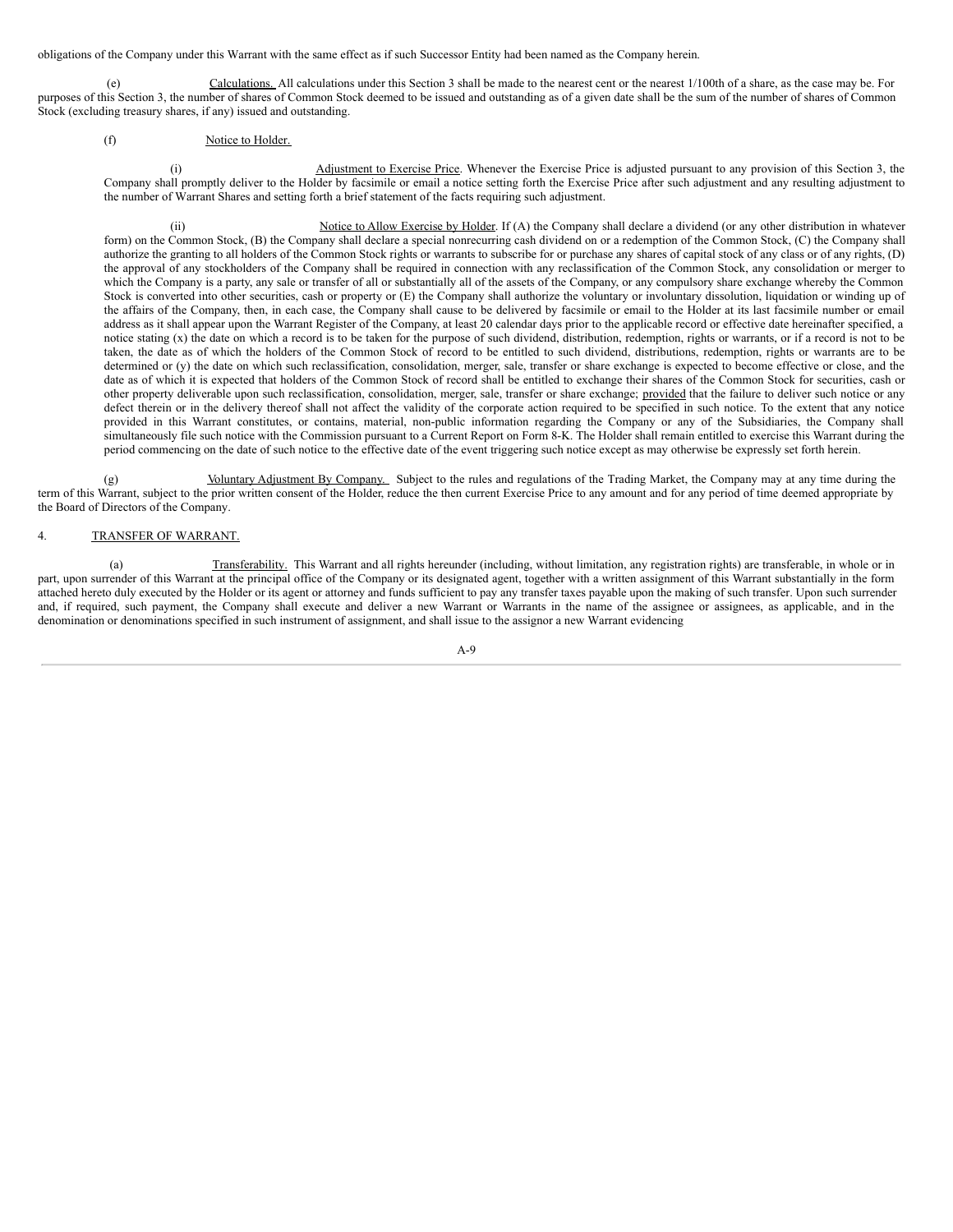obligations of the Company under this Warrant with the same effect as if such Successor Entity had been named as the Company herein.

(e) Calculations. All calculations under this Section 3 shall be made to the nearest cent or the nearest 1/100th of a share, as the case may be. For purposes of this Section 3, the number of shares of Common Stock deemed to be issued and outstanding as of a given date shall be the sum of the number of shares of Common Stock (excluding treasury shares, if any) issued and outstanding.

(f) Notice to Holder.

(i) Adjustment to Exercise Price. Whenever the Exercise Price is adjusted pursuant to any provision of this Section 3, the Company shall promptly deliver to the Holder by facsimile or email a notice setting forth the Exercise Price after such adjustment and any resulting adjustment to the number of Warrant Shares and setting forth a brief statement of the facts requiring such adjustment.

(ii) Notice to Allow Exercise by Holder. If (A) the Company shall declare a dividend (or any other distribution in whatever form) on the Common Stock, (B) the Company shall declare a special nonrecurring cash dividend on or a redemption of the Common Stock, (C) the Company shall authorize the granting to all holders of the Common Stock rights or warrants to subscribe for or purchase any shares of capital stock of any class or of any rights, (D) the approval of any stockholders of the Company shall be required in connection with any reclassification of the Common Stock, any consolidation or merger to which the Company is a party, any sale or transfer of all or substantially all of the assets of the Company, or any compulsory share exchange whereby the Common Stock is converted into other securities, cash or property or (E) the Company shall authorize the voluntary or involuntary dissolution, liquidation or winding up of the affairs of the Company, then, in each case, the Company shall cause to be delivered by facsimile or email to the Holder at its last facsimile number or email address as it shall appear upon the Warrant Register of the Company, at least 20 calendar days prior to the applicable record or effective date hereinafter specified, a notice stating (x) the date on which a record is to be taken for the purpose of such dividend, distribution, redemption, rights or warrants, or if a record is not to be taken, the date as of which the holders of the Common Stock of record to be entitled to such dividend, distributions, redemption, rights or warrants are to be determined or (y) the date on which such reclassification, consolidation, merger, sale, transfer or share exchange is expected to become effective or close, and the date as of which it is expected that holders of the Common Stock of record shall be entitled to exchange their shares of the Common Stock for securities, cash or other property deliverable upon such reclassification, consolidation, merger, sale, transfer or share exchange; provided that the failure to deliver such notice or any defect therein or in the delivery thereof shall not affect the validity of the corporate action required to be specified in such notice. To the extent that any notice provided in this Warrant constitutes, or contains, material, non-public information regarding the Company or any of the Subsidiaries, the Company shall simultaneously file such notice with the Commission pursuant to a Current Report on Form 8-K. The Holder shall remain entitled to exercise this Warrant during the period commencing on the date of such notice to the effective date of the event triggering such notice except as may otherwise be expressly set forth herein.

(g) Voluntary Adjustment By Company. Subject to the rules and regulations of the Trading Market, the Company may at any time during the term of this Warrant, subject to the prior written consent of the Holder, reduce the then current Exercise Price to any amount and for any period of time deemed appropriate by the Board of Directors of the Company.

4. TRANSFER OF WARRANT.

(a) Transferability. This Warrant and all rights hereunder (including, without limitation, any registration rights) are transferable, in whole or in part, upon surrender of this Warrant at the principal office of the Company or its designated agent, together with a written assignment of this Warrant substantially in the form attached hereto duly executed by the Holder or its agent or attorney and funds sufficient to pay any transfer taxes payable upon the making of such transfer. Upon such surrender and, if required, such payment, the Company shall execute and deliver a new Warrant or Warrants in the name of the assignee or assignees, as applicable, and in the denomination or denominations specified in such instrument of assignment, and shall issue to the assignor a new Warrant evidencing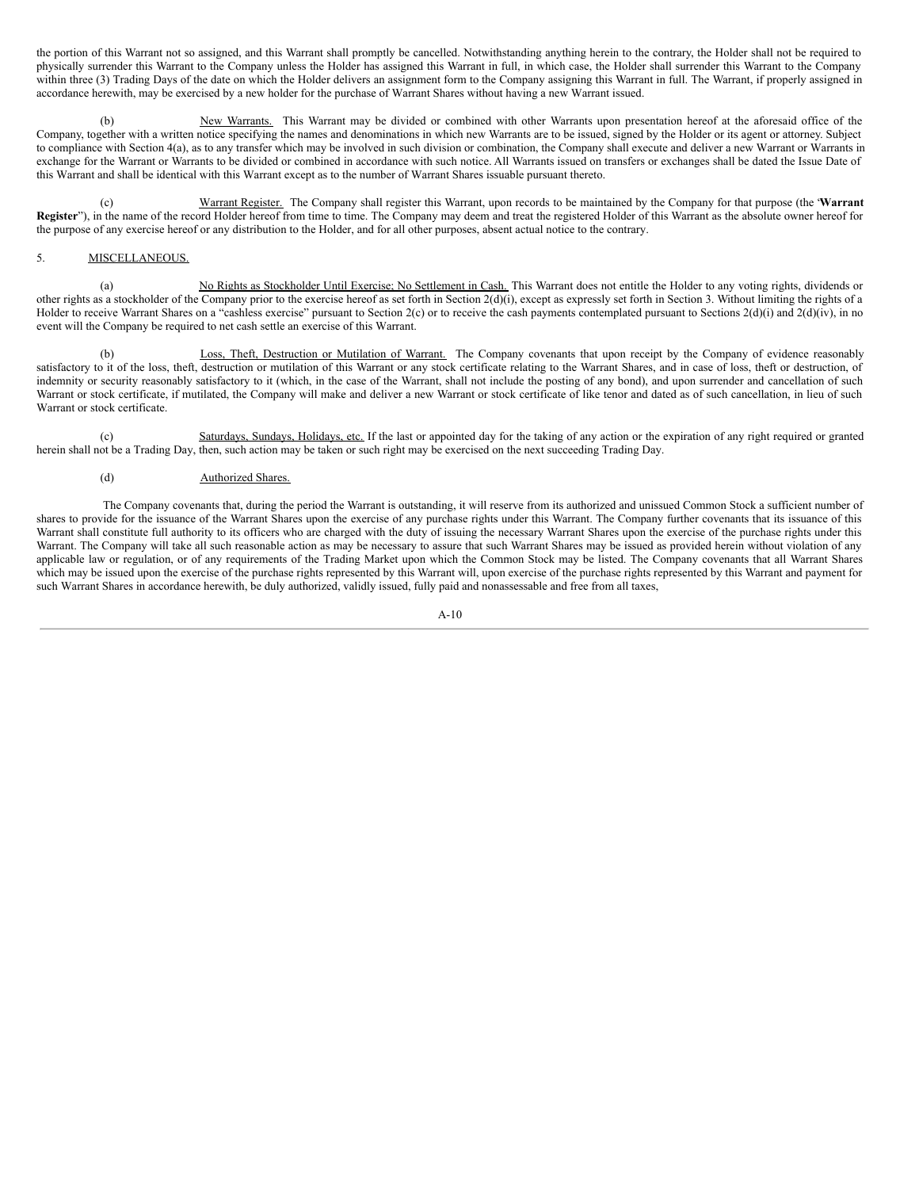the portion of this Warrant not so assigned, and this Warrant shall promptly be cancelled. Notwithstanding anything herein to the contrary, the Holder shall not be required to physically surrender this Warrant to the Company unless the Holder has assigned this Warrant in full, in which case, the Holder shall surrender this Warrant to the Company within three (3) Trading Days of the date on which the Holder delivers an assignment form to the Company assigning this Warrant in full. The Warrant, if properly assigned in accordance herewith, may be exercised by a new holder for the purchase of Warrant Shares without having a new Warrant issued.

(b) New Warrants. This Warrant may be divided or combined with other Warrants upon presentation hereof at the aforesaid office of the Company, together with a written notice specifying the names and denominations in which new Warrants are to be issued, signed by the Holder or its agent or attorney. Subject to compliance with Section 4(a), as to any transfer which may be involved in such division or combination, the Company shall execute and deliver a new Warrant or Warrants in exchange for the Warrant or Warrants to be divided or combined in accordance with such notice. All Warrants issued on transfers or exchanges shall be dated the Issue Date of this Warrant and shall be identical with this Warrant except as to the number of Warrant Shares issuable pursuant thereto.

(c) Warrant Register. The Company shall register this Warrant, upon records to be maintained by the Company for that purpose (the '**Warrant Register**"), in the name of the record Holder hereof from time to time. The Company may deem and treat the registered Holder of this Warrant as the absolute owner hereof for the purpose of any exercise hereof or any distribution to the Holder, and for all other purposes, absent actual notice to the contrary.

5. MISCELLANEOUS.

(a) No Rights as Stockholder Until Exercise; No Settlement in Cash. This Warrant does not entitle the Holder to any voting rights, dividends or other rights as a stockholder of the Company prior to the exercise hereof as set forth in Section 2(d)(i), except as expressly set forth in Section 3. Without limiting the rights of a Holder to receive Warrant Shares on a "cashless exercise" pursuant to Section 2(c) or to receive the cash payments contemplated pursuant to Sections 2(d)(i) and 2(d)(iv), in no event will the Company be required to net cash settle an exercise of this Warrant.

(b) Loss, Theft, Destruction or Mutilation of Warrant. The Company covenants that upon receipt by the Company of evidence reasonably satisfactory to it of the loss, theft, destruction or mutilation of this Warrant or any stock certificate relating to the Warrant Shares, and in case of loss, theft or destruction, of indemnity or security reasonably satisfactory to it (which, in the case of the Warrant, shall not include the posting of any bond), and upon surrender and cancellation of such Warrant or stock certificate, if mutilated, the Company will make and deliver a new Warrant or stock certificate of like tenor and dated as of such cancellation, in lieu of such Warrant or stock certificate.

(c) Saturdays, Sundays, Holidays, etc. If the last or appointed day for the taking of any action or the expiration of any right required or granted herein shall not be a Trading Day, then, such action may be taken or such right may be exercised on the next succeeding Trading Day.

(d) Authorized Shares.

The Company covenants that, during the period the Warrant is outstanding, it will reserve from its authorized and unissued Common Stock a sufficient number of shares to provide for the issuance of the Warrant Shares upon the exercise of any purchase rights under this Warrant. The Company further covenants that its issuance of this Warrant shall constitute full authority to its officers who are charged with the duty of issuing the necessary Warrant Shares upon the exercise of the purchase rights under this Warrant. The Company will take all such reasonable action as may be necessary to assure that such Warrant Shares may be issued as provided herein without violation of any applicable law or regulation, or of any requirements of the Trading Market upon which the Common Stock may be listed. The Company covenants that all Warrant Shares which may be issued upon the exercise of the purchase rights represented by this Warrant will, upon exercise of the purchase rights represented by this Warrant and payment for such Warrant Shares in accordance herewith, be duly authorized, validly issued, fully paid and nonassessable and free from all taxes,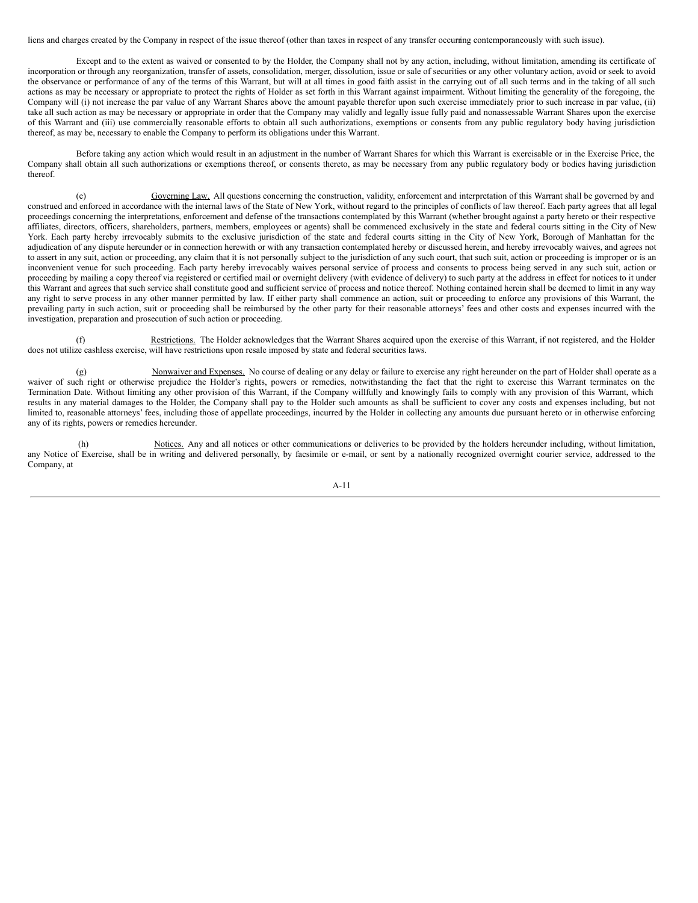liens and charges created by the Company in respect of the issue thereof (other than taxes in respect of any transfer occurring contemporaneously with such issue).

Except and to the extent as waived or consented to by the Holder, the Company shall not by any action, including, without limitation, amending its certificate of incorporation or through any reorganization, transfer of assets, consolidation, merger, dissolution, issue or sale of securities or any other voluntary action, avoid or seek to avoid the observance or performance of any of the terms of this Warrant, but will at all times in good faith assist in the carrying out of all such terms and in the taking of all such actions as may be necessary or appropriate to protect the rights of Holder as set forth in this Warrant against impairment. Without limiting the generality of the foregoing, the Company will (i) not increase the par value of any Warrant Shares above the amount payable therefor upon such exercise immediately prior to such increase in par value, (ii) take all such action as may be necessary or appropriate in order that the Company may validly and legally issue fully paid and nonassessable Warrant Shares upon the exercise of this Warrant and (iii) use commercially reasonable efforts to obtain all such authorizations, exemptions or consents from any public regulatory body having jurisdiction thereof, as may be, necessary to enable the Company to perform its obligations under this Warrant.

Before taking any action which would result in an adjustment in the number of Warrant Shares for which this Warrant is exercisable or in the Exercise Price, the Company shall obtain all such authorizations or exemptions thereof, or consents thereto, as may be necessary from any public regulatory body or bodies having jurisdiction thereof.

(e) Governing Law. All questions concerning the construction, validity, enforcement and interpretation of this Warrant shall be governed by and construed and enforced in accordance with the internal laws of the State of New York, without regard to the principles of conflicts of law thereof. Each party agrees that all legal proceedings concerning the interpretations, enforcement and defense of the transactions contemplated by this Warrant (whether brought against a party hereto or their respective affiliates, directors, officers, shareholders, partners, members, employees or agents) shall be commenced exclusively in the state and federal courts sitting in the City of New York. Each party hereby irrevocably submits to the exclusive jurisdiction of the state and federal courts sitting in the City of New York, Borough of Manhattan for the adjudication of any dispute hereunder or in connection herewith or with any transaction contemplated hereby or discussed herein, and hereby irrevocably waives, and agrees not to assert in any suit, action or proceeding, any claim that it is not personally subject to the jurisdiction of any such court, that such suit, action or proceeding is improper or is an inconvenient venue for such proceeding. Each party hereby irrevocably waives personal service of process and consents to process being served in any such suit, action or proceeding by mailing a copy thereof via registered or certified mail or overnight delivery (with evidence of delivery) to such party at the address in effect for notices to it under this Warrant and agrees that such service shall constitute good and sufficient service of process and notice thereof. Nothing contained herein shall be deemed to limit in any way any right to serve process in any other manner permitted by law. If either party shall commence an action, suit or proceeding to enforce any provisions of this Warrant, the prevailing party in such action, suit or proceeding shall be reimbursed by the other party for their reasonable attorneys' fees and other costs and expenses incurred with the investigation, preparation and prosecution of such action or proceeding.

(f) Restrictions. The Holder acknowledges that the Warrant Shares acquired upon the exercise of this Warrant, if not registered, and the Holder does not utilize cashless exercise, will have restrictions upon resale imposed by state and federal securities laws.

(g) Nonwaiver and Expenses. No course of dealing or any delay or failure to exercise any right hereunder on the part of Holder shall operate as a waiver of such right or otherwise prejudice the Holder's rights, powers or remedies, notwithstanding the fact that the right to exercise this Warrant terminates on the Termination Date. Without limiting any other provision of this Warrant, if the Company willfully and knowingly fails to comply with any provision of this Warrant, which results in any material damages to the Holder, the Company shall pay to the Holder such amounts as shall be sufficient to cover any costs and expenses including, but not limited to, reasonable attorneys' fees, including those of appellate proceedings, incurred by the Holder in collecting any amounts due pursuant hereto or in otherwise enforcing any of its rights, powers or remedies hereunder.

(h) Notices. Any and all notices or other communications or deliveries to be provided by the holders hereunder including, without limitation, any Notice of Exercise, shall be in writing and delivered personally, by facsimile or e-mail, or sent by a nationally recognized overnight courier service, addressed to the Company, at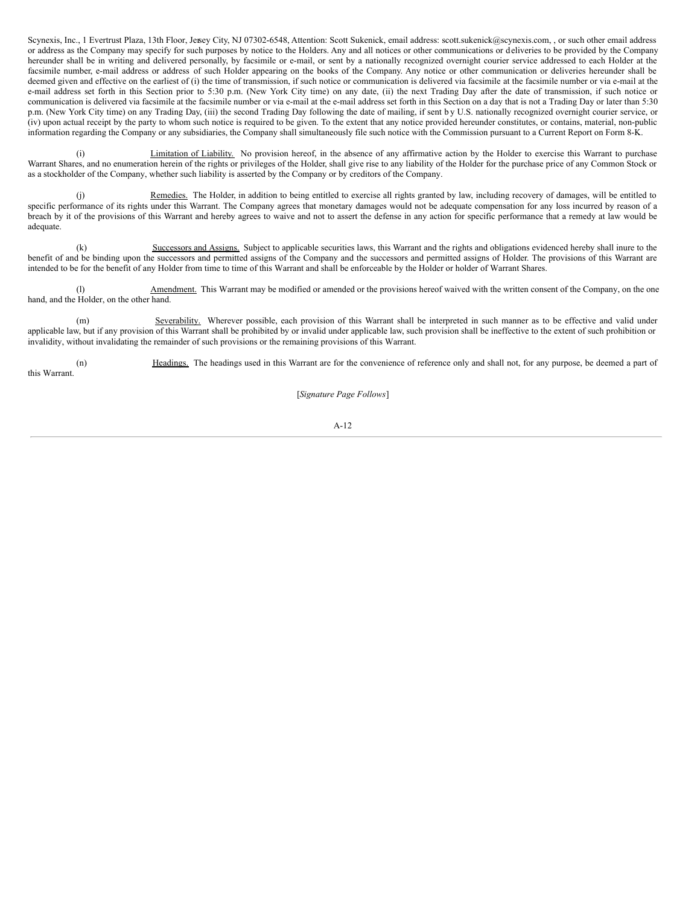Scynexis, Inc., 1 Evertrust Plaza, 13th Floor, Jersey City, NJ 07302-6548, Attention: Scott Sukenick, email address: scott.sukenick@scynexis.com, , or such other email address or address as the Company may specify for such purposes by notice to the Holders. Any and all notices or other communications or deliveries to be provided by the Company hereunder shall be in writing and delivered personally, by facsimile or e-mail, or sent by a nationally recognized overnight courier service addressed to each Holder at the facsimile number, e-mail address or address of such Holder appearing on the books of the Company. Any notice or other communication or deliveries hereunder shall be deemed given and effective on the earliest of (i) the time of transmission, if such notice or communication is delivered via facsimile at the facsimile number or via e-mail at the e-mail address set forth in this Section prior to 5:30 p.m. (New York City time) on any date, (ii) the next Trading Day after the date of transmission, if such notice or communication is delivered via facsimile at the facsimile number or via e-mail at the e-mail address set forth in this Section on a day that is not a Trading Day or later than 5:30 p.m. (New York City time) on any Trading Day, (iii) the second Trading Day following the date of mailing, if sent by U.S. nationally recognized overnight courier service, or (iv) upon actual receipt by the party to whom such notice is required to be given. To the extent that any notice provided hereunder constitutes, or contains, material, non-public information regarding the Company or any subsidiaries, the Company shall simultaneously file such notice with the Commission pursuant to a Current Report on Form 8-K.

(i) Limitation of Liability. No provision hereof, in the absence of any affirmative action by the Holder to exercise this Warrant to purchase Warrant Shares, and no enumeration herein of the rights or privileges of the Holder, shall give rise to any liability of the Holder for the purchase price of any Common Stock or as a stockholder of the Company, whether such liability is asserted by the Company or by creditors of the Company.

(j) Remedies. The Holder, in addition to being entitled to exercise all rights granted by law, including recovery of damages, will be entitled to specific performance of its rights under this Warrant. The Company agrees that monetary damages would not be adequate compensation for any loss incurred by reason of a breach by it of the provisions of this Warrant and hereby agrees to waive and not to assert the defense in any action for specific performance that a remedy at law would be adequate.

(k) Successors and Assigns. Subject to applicable securities laws, this Warrant and the rights and obligations evidenced hereby shall inure to the benefit of and be binding upon the successors and permitted assigns of the Company and the successors and permitted assigns of Holder. The provisions of this Warrant are intended to be for the benefit of any Holder from time to time of this Warrant and shall be enforceable by the Holder or holder of Warrant Shares.

(l) Amendment. This Warrant may be modified or amended or the provisions hereof waived with the written consent of the Company, on the one hand, and the Holder, on the other hand.

(m) Severability. Wherever possible, each provision of this Warrant shall be interpreted in such manner as to be effective and valid under applicable law, but if any provision of this Warrant shall be prohibited by or invalid under applicable law, such provision shall be ineffective to the extent of such prohibition or invalidity, without invalidating the remainder of such provisions or the remaining provisions of this Warrant.

(n) Headings. The headings used in this Warrant are for the convenience of reference only and shall not, for any purpose, be deemed a part of this Warrant.

[*Signature Page Follows*]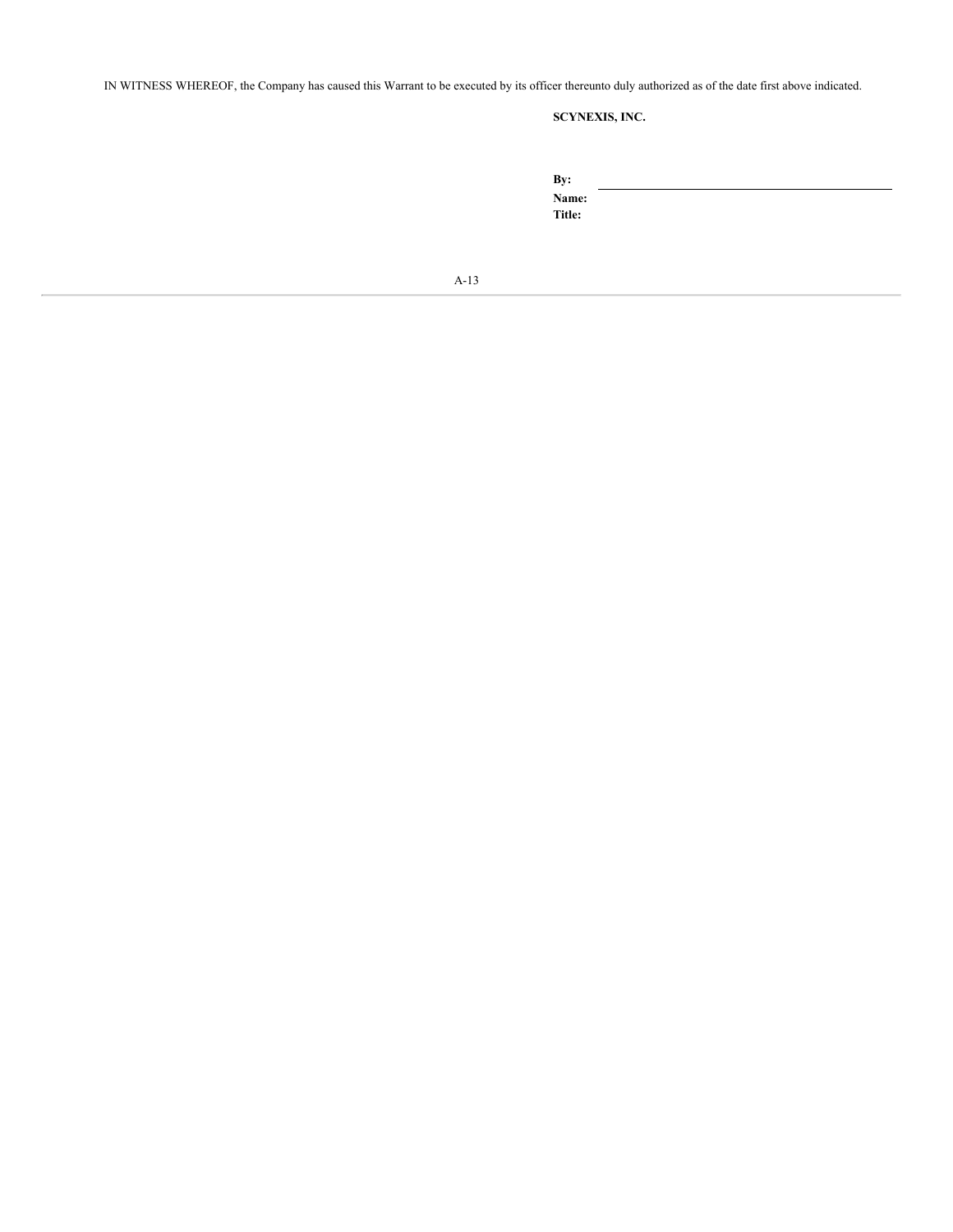IN WITNESS WHEREOF, the Company has caused this Warrant to be executed by its officer thereunto duly authorized as of the date first above indicated.

**SCYNEXIS, INC.**

**By:** \_\_\_\_\_\_\_\_\_\_\_\_\_\_\_\_\_\_\_\_\_\_\_\_\_\_\_\_\_\_\_\_

**Name:**

**Title:**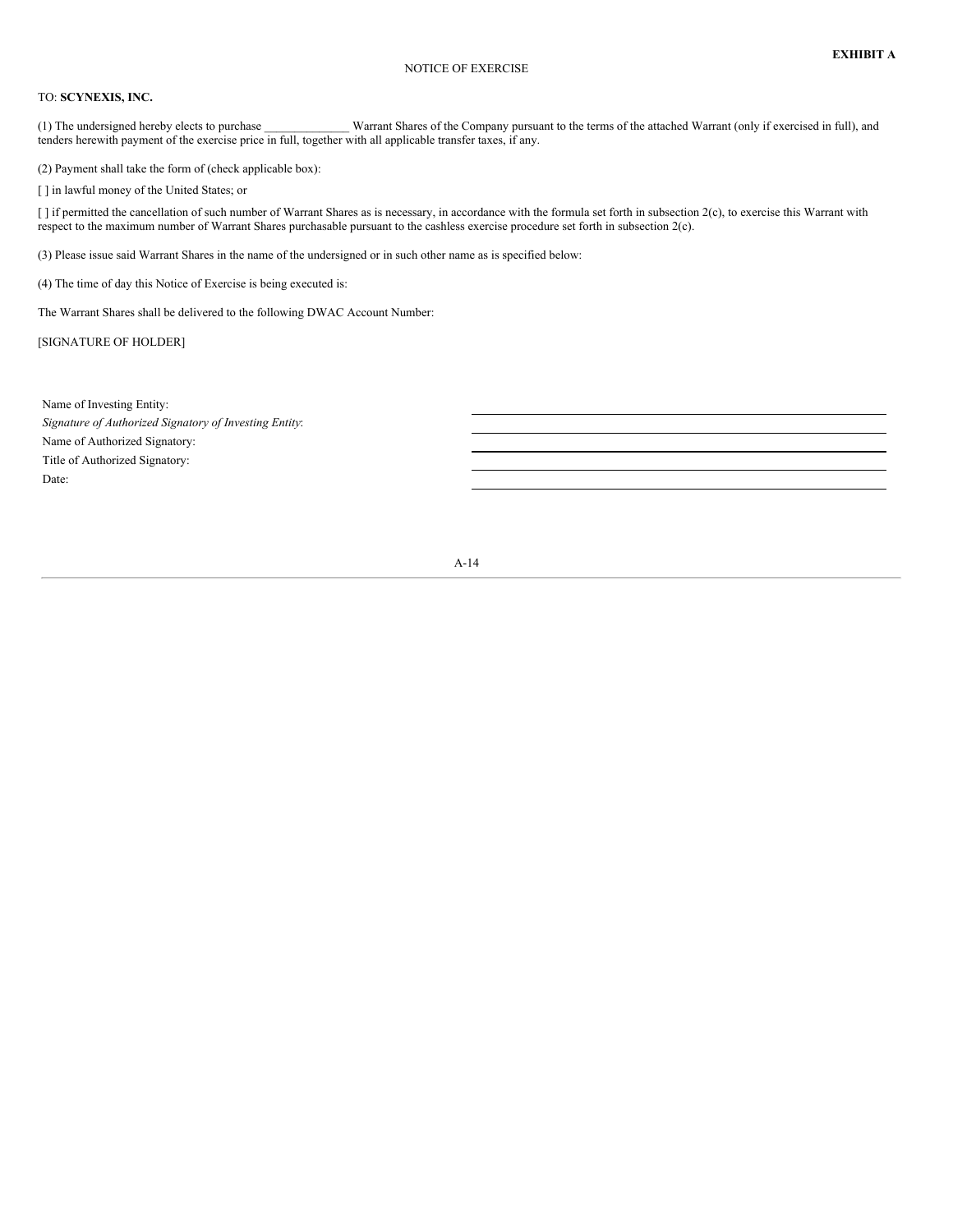**EXHIBIT A**

NOTICE OF EXERCISE

TO: **SCYNEXIS, INC.**

(1) The undersigned hereby elects to purchase ______________ Warrant Shares of the Company pursuant to the terms of the attached Warrant (only if exercised in full), and tenders herewith payment of the exercise price in full, together with all applicable transfer taxes, if any.

(2) Payment shall take the form of (check applicable box):

[ ] in lawful money of the United States; or

[ ] if permitted the cancellation of such number of Warrant Shares as is necessary, in accordance with the formula set forth in subsection 2(c), to exercise this Warrant with respect to the maximum number of Warrant Shares purchasable pursuant to the cashless exercise procedure set forth in subsection 2(c).

(3) Please issue said Warrant Shares in the name of the undersigned or in such other name as is specified below:

(4) The time of day this Notice of Exercise is being executed is:

The Warrant Shares shall be delivered to the following DWAC Account Number:

[SIGNATURE OF HOLDER]

Name of Investing Entity: ________________________________________

*Signature of Authorized Signatory of Investing Entity*: ________________________________________

Name of Authorized Signatory: ________________________________________

Title of Authorized Signatory: ________________________________________

Date: ________________________________________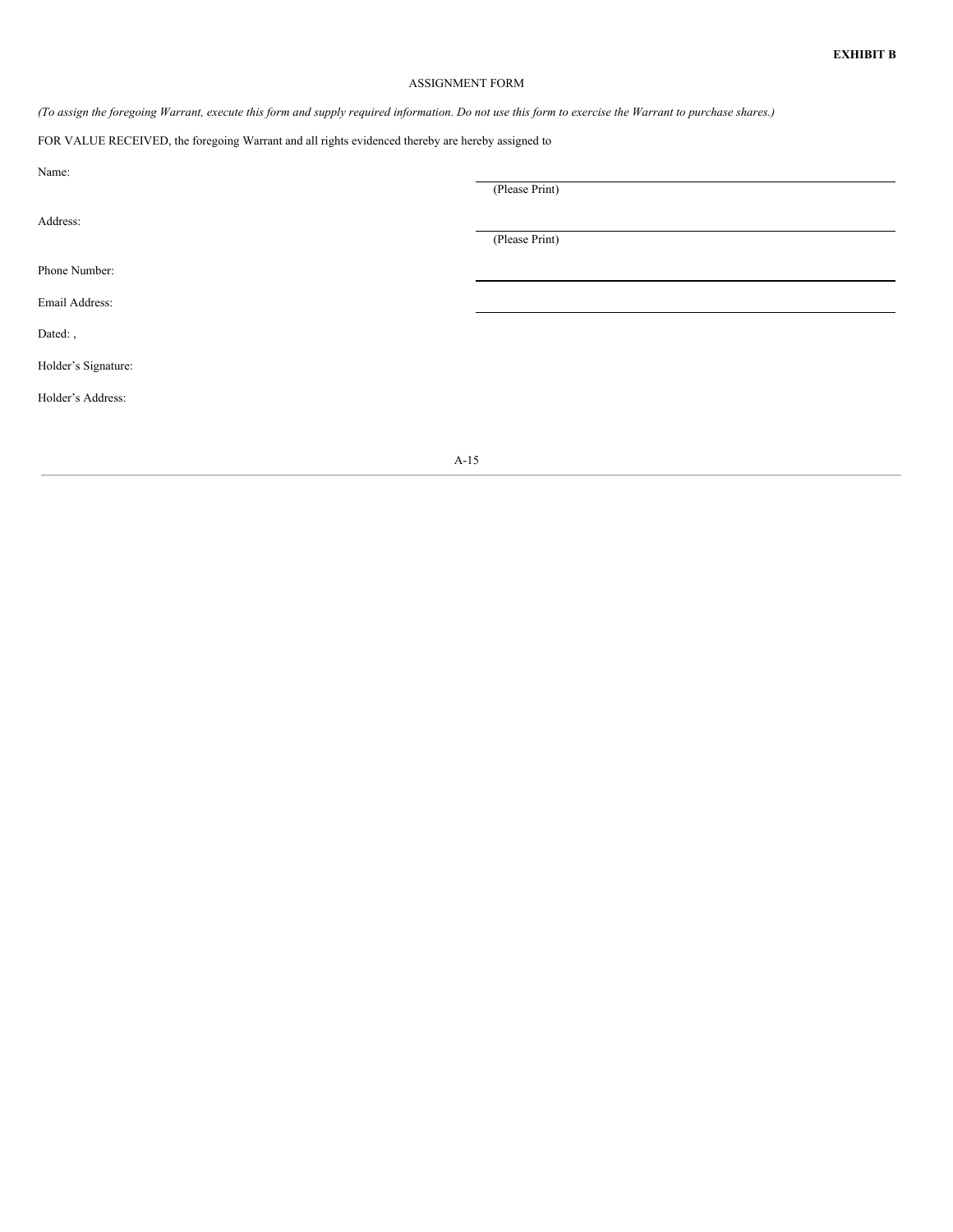**EXHIBIT B**

ASSIGNMENT FORM

*(To assign the foregoing Warrant, execute this form and supply required information. Do not use this form to exercise the Warrant to purchase shares.)*

FOR VALUE RECEIVED, the foregoing Warrant and all rights evidenced thereby are hereby assigned to

Name: ______________________________
(Please Print)

Address: ______________________________
(Please Print)

Phone Number: ______________________________

Email Address: ______________________________

Dated: ,

Holder's Signature:

Holder's Address: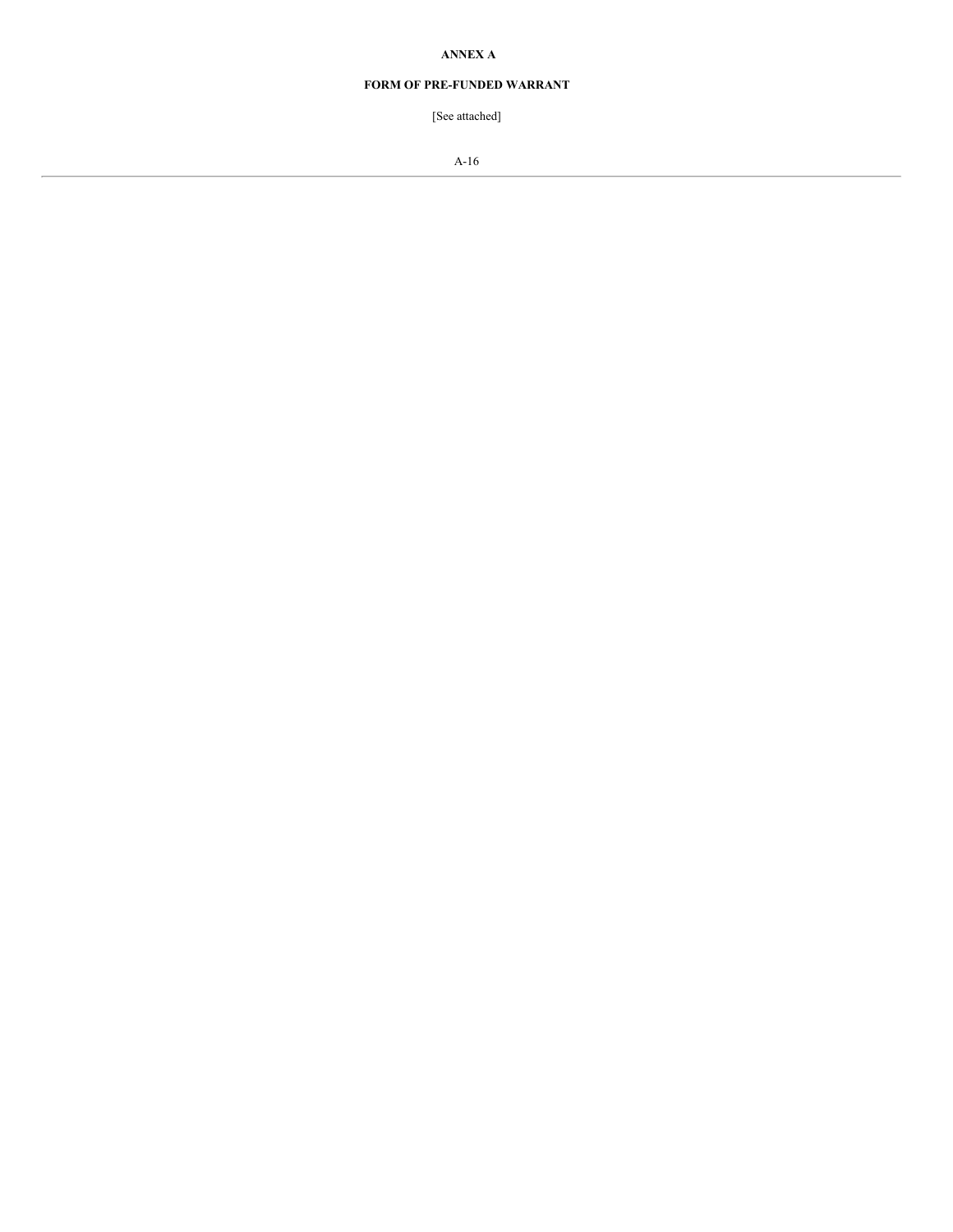**ANNEX A**

**FORM OF PRE-FUNDED WARRANT**

[See attached]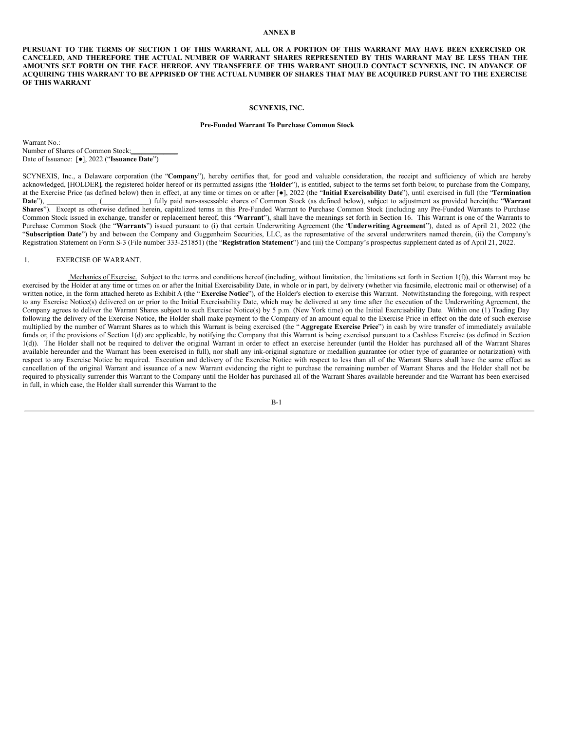**ANNEX B**

**PURSUANT TO THE TERMS OF SECTION 1 OF THIS WARRANT, ALL OR A PORTION OF THIS WARRANT MAY HAVE BEEN EXERCISED OR CANCELED, AND THEREFORE THE ACTUAL NUMBER OF WARRANT SHARES REPRESENTED BY THIS WARRANT MAY BE LESS THAN THE AMOUNTS SET FORTH ON THE FACE HEREOF. ANY TRANSFEREE OF THIS WARRANT SHOULD CONTACT SCYNEXIS, INC. IN ADVANCE OF ACQUIRING THIS WARRANT TO BE APPRISED OF THE ACTUAL NUMBER OF SHARES THAT MAY BE ACQUIRED PURSUANT TO THE EXERCISE OF THIS WARRANT**

**SCYNEXIS, INC.**

**Pre-Funded Warrant To Purchase Common Stock**

Warrant No.:
Number of Shares of Common Stock:\_\_\_\_\_\_\_\_\_\_\_\_\_
Date of Issuance: [●], 2022 ("**Issuance Date**")

SCYNEXIS, Inc., a Delaware corporation (the "**Company**"), hereby certifies that, for good and valuable consideration, the receipt and sufficiency of which are hereby acknowledged, [HOLDER], the registered holder hereof or its permitted assigns (the "**Holder**"), is entitled, subject to the terms set forth below, to purchase from the Company, at the Exercise Price (as defined below) then in effect, at any time or times on or after [●], 2022 (the "**Initial Exercisability Date**"), until exercised in full (the "**Termination Date**"), \_\_\_\_\_\_\_\_\_\_\_\_\_\_ (\_\_\_\_\_\_\_\_\_\_\_\_\_) fully paid non-assessable shares of Common Stock (as defined below), subject to adjustment as provided herein (the "**Warrant Shares**"). Except as otherwise defined herein, capitalized terms in this Pre-Funded Warrant to Purchase Common Stock (including any Pre-Funded Warrants to Purchase Common Stock issued in exchange, transfer or replacement hereof, this "**Warrant**"), shall have the meanings set forth in Section 16. This Warrant is one of the Warrants to Purchase Common Stock (the "**Warrants**") issued pursuant to (i) that certain Underwriting Agreement (the "**Underwriting Agreement**"), dated as of April 21, 2022 (the "**Subscription Date**") by and between the Company and Guggenheim Securities, LLC, as the representative of the several underwriters named therein, (ii) the Company's Registration Statement on Form S-3 (File number 333-251851) (the "**Registration Statement**") and (iii) the Company's prospectus supplement dated as of April 21, 2022.

1. EXERCISE OF WARRANT.

Mechanics of Exercise. Subject to the terms and conditions hereof (including, without limitation, the limitations set forth in Section 1(f)), this Warrant may be exercised by the Holder at any time or times on or after the Initial Exercisability Date, in whole or in part, by delivery (whether via facsimile, electronic mail or otherwise) of a written notice, in the form attached hereto as Exhibit A (the "**Exercise Notice**"), of the Holder's election to exercise this Warrant. Notwithstanding the foregoing, with respect to any Exercise Notice(s) delivered on or prior to the Initial Exercisability Date, which may be delivered at any time after the execution of the Underwriting Agreement, the Company agrees to deliver the Warrant Shares subject to such Exercise Notice(s) by 5 p.m. (New York time) on the Initial Exercisability Date. Within one (1) Trading Day following the delivery of the Exercise Notice, the Holder shall make payment to the Company of an amount equal to the Exercise Price in effect on the date of such exercise multiplied by the number of Warrant Shares as to which this Warrant is being exercised (the "**Aggregate Exercise Price**") in cash by wire transfer of immediately available funds or, if the provisions of Section 1(d) are applicable, by notifying the Company that this Warrant is being exercised pursuant to a Cashless Exercise (as defined in Section 1(d)). The Holder shall not be required to deliver the original Warrant in order to effect an exercise hereunder (until the Holder has purchased all of the Warrant Shares available hereunder and the Warrant has been exercised in full), nor shall any ink-original signature or medallion guarantee (or other type of guarantee or notarization) with respect to any Exercise Notice be required. Execution and delivery of the Exercise Notice with respect to less than all of the Warrant Shares shall have the same effect as cancellation of the original Warrant and issuance of a new Warrant evidencing the right to purchase the remaining number of Warrant Shares and the Holder shall not be required to physically surrender this Warrant to the Company until the Holder has purchased all of the Warrant Shares available hereunder and the Warrant has been exercised in full, in which case, the Holder shall surrender this Warrant to the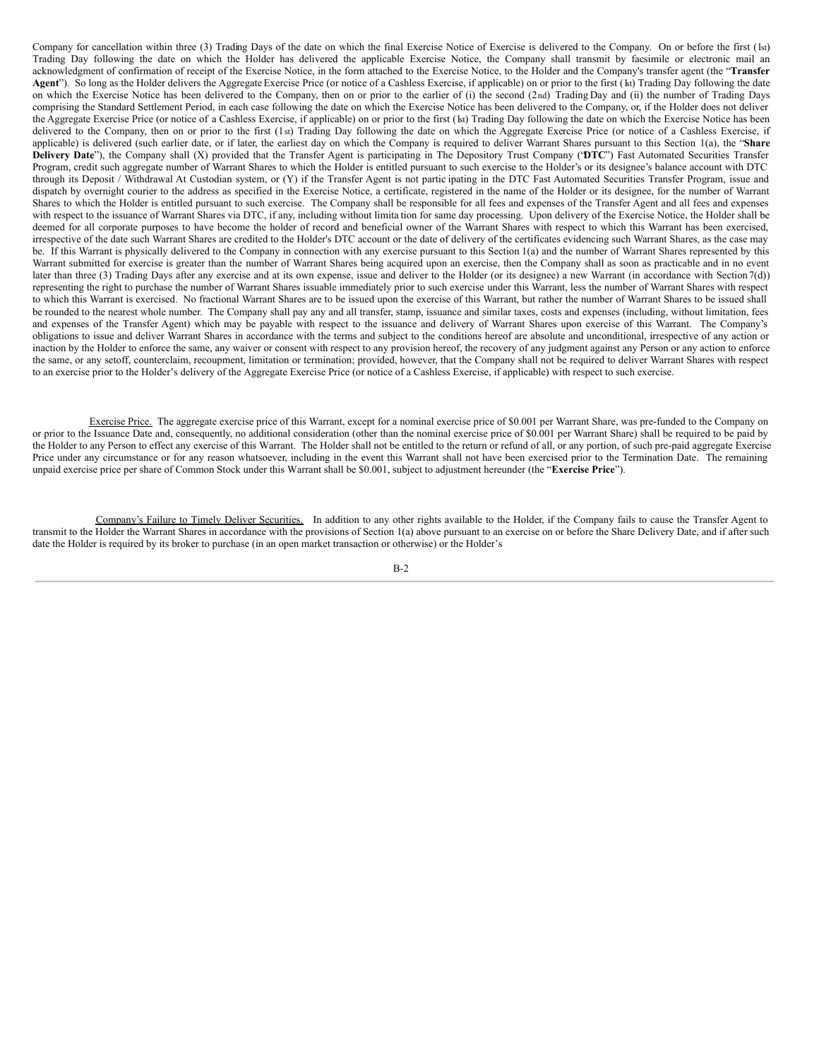Company for cancellation within three (3) Trading Days of the date on which the final Exercise Notice of Exercise is delivered to the Company. On or before the first (1st) Trading Day following the date on which the Holder has delivered the applicable Exercise Notice, the Company shall transmit by facsimile or electronic mail an acknowledgment of confirmation of receipt of the Exercise Notice, in the form attached to the Exercise Notice, to the Holder and the Company's transfer agent (the "**Transfer Agent**"). So long as the Holder delivers the Aggregate Exercise Price (or notice of a Cashless Exercise, if applicable) on or prior to the first (1st) Trading Day following the date on which the Exercise Notice has been delivered to the Company, then on or prior to the earlier of (i) the second (2nd) Trading Day and (ii) the number of Trading Days comprising the Standard Settlement Period, in each case following the date on which the Exercise Notice has been delivered to the Company, or, if the Holder does not deliver the Aggregate Exercise Price (or notice of a Cashless Exercise, if applicable) on or prior to the first (1st) Trading Day following the date on which the Exercise Notice has been delivered to the Company, then on or prior to the first (1st) Trading Day following the date on which the Aggregate Exercise Price (or notice of a Cashless Exercise, if applicable) is delivered (such earlier date, or if later, the earliest day on which the Company is required to deliver Warrant Shares pursuant to this Section 1(a), the "**Share Delivery Date**"), the Company shall (X) provided that the Transfer Agent is participating in The Depository Trust Company ("**DTC**") Fast Automated Securities Transfer Program, credit such aggregate number of Warrant Shares to which the Holder is entitled pursuant to such exercise to the Holder's or its designee's balance account with DTC through its Deposit / Withdrawal At Custodian system, or (Y) if the Transfer Agent is not participating in the DTC Fast Automated Securities Transfer Program, issue and dispatch by overnight courier to the address as specified in the Exercise Notice, a certificate, registered in the name of the Holder or its designee, for the number of Warrant Shares to which the Holder is entitled pursuant to such exercise. The Company shall be responsible for all fees and expenses of the Transfer Agent and all fees and expenses with respect to the issuance of Warrant Shares via DTC, if any, including without limitation for same day processing. Upon delivery of the Exercise Notice, the Holder shall be deemed for all corporate purposes to have become the holder of record and beneficial owner of the Warrant Shares with respect to which this Warrant has been exercised, irrespective of the date such Warrant Shares are credited to the Holder's DTC account or the date of delivery of the certificates evidencing such Warrant Shares, as the case may be. If this Warrant is physically delivered to the Company in connection with any exercise pursuant to this Section 1(a) and the number of Warrant Shares represented by this Warrant submitted for exercise is greater than the number of Warrant Shares being acquired upon an exercise, then the Company shall as soon as practicable and in no event later than three (3) Trading Days after any exercise and at its own expense, issue and deliver to the Holder (or its designee) a new Warrant (in accordance with Section 7(d)) representing the right to purchase the number of Warrant Shares issuable immediately prior to such exercise under this Warrant, less the number of Warrant Shares with respect to which this Warrant is exercised. No fractional Warrant Shares are to be issued upon the exercise of this Warrant, but rather the number of Warrant Shares to be issued shall be rounded to the nearest whole number. The Company shall pay any and all transfer, stamp, issuance and similar taxes, costs and expenses (including, without limitation, fees and expenses of the Transfer Agent) which may be payable with respect to the issuance and delivery of Warrant Shares upon exercise of this Warrant. The Company's obligations to issue and deliver Warrant Shares in accordance with the terms and subject to the conditions hereof are absolute and unconditional, irrespective of any action or inaction by the Holder to enforce the same, any waiver or consent with respect to any provision hereof, the recovery of any judgment against any Person or any action to enforce the same, or any setoff, counterclaim, recoupment, limitation or termination; provided, however, that the Company shall not be required to deliver Warrant Shares with respect to an exercise prior to the Holder's delivery of the Aggregate Exercise Price (or notice of a Cashless Exercise, if applicable) with respect to such exercise.

Exercise Price. The aggregate exercise price of this Warrant, except for a nominal exercise price of $0.001 per Warrant Share, was pre-funded to the Company on or prior to the Issuance Date and, consequently, no additional consideration (other than the nominal exercise price of $0.001 per Warrant Share) shall be required to be paid by the Holder to any Person to effect any exercise of this Warrant. The Holder shall not be entitled to the return or refund of all, or any portion, of such pre-paid aggregate Exercise Price under any circumstance or for any reason whatsoever, including in the event this Warrant shall not have been exercised prior to the Termination Date. The remaining unpaid exercise price per share of Common Stock under this Warrant shall be $0.001, subject to adjustment hereunder (the "**Exercise Price**").

Company's Failure to Timely Deliver Securities. In addition to any other rights available to the Holder, if the Company fails to cause the Transfer Agent to transmit to the Holder the Warrant Shares in accordance with the provisions of Section 1(a) above pursuant to an exercise on or before the Share Delivery Date, and if after such date the Holder is required by its broker to purchase (in an open market transaction or otherwise) or the Holder's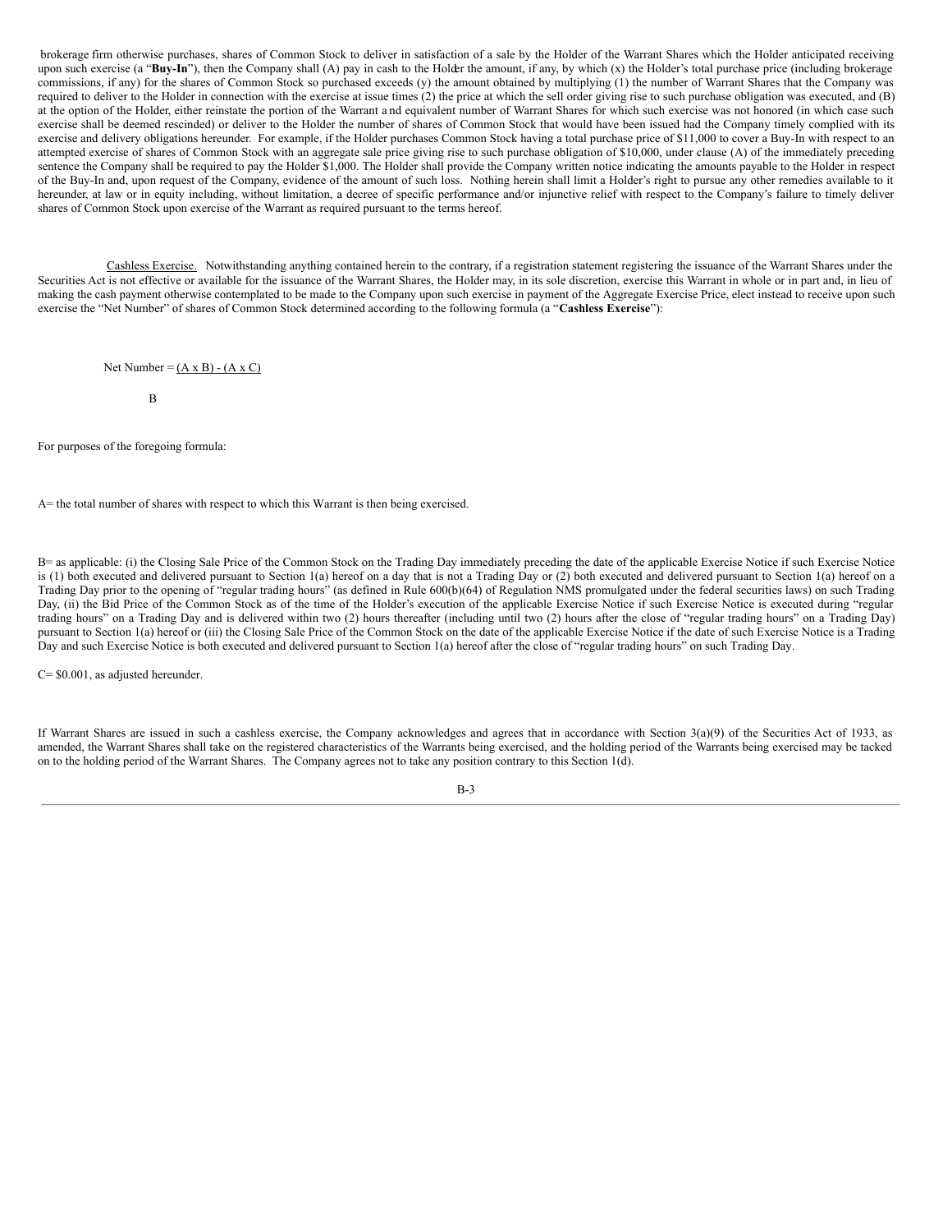brokerage firm otherwise purchases, shares of Common Stock to deliver in satisfaction of a sale by the Holder of the Warrant Shares which the Holder anticipated receiving upon such exercise (a "**Buy-In**"), then the Company shall (A) pay in cash to the Holder the amount, if any, by which (x) the Holder's total purchase price (including brokerage commissions, if any) for the shares of Common Stock so purchased exceeds (y) the amount obtained by multiplying (1) the number of Warrant Shares that the Company was required to deliver to the Holder in connection with the exercise at issue times (2) the price at which the sell order giving rise to such purchase obligation was executed, and (B) at the option of the Holder, either reinstate the portion of the Warrant and equivalent number of Warrant Shares for which such exercise was not honored (in which case such exercise shall be deemed rescinded) or deliver to the Holder the number of shares of Common Stock that would have been issued had the Company timely complied with its exercise and delivery obligations hereunder. For example, if the Holder purchases Common Stock having a total purchase price of $11,000 to cover a Buy-In with respect to an attempted exercise of shares of Common Stock with an aggregate sale price giving rise to such purchase obligation of $10,000, under clause (A) of the immediately preceding sentence the Company shall be required to pay the Holder $1,000. The Holder shall provide the Company written notice indicating the amounts payable to the Holder in respect of the Buy-In and, upon request of the Company, evidence of the amount of such loss. Nothing herein shall limit a Holder's right to pursue any other remedies available to it hereunder, at law or in equity including, without limitation, a decree of specific performance and/or injunctive relief with respect to the Company's failure to timely deliver shares of Common Stock upon exercise of the Warrant as required pursuant to the terms hereof.

Cashless Exercise. Notwithstanding anything contained herein to the contrary, if a registration statement registering the issuance of the Warrant Shares under the Securities Act is not effective or available for the issuance of the Warrant Shares, the Holder may, in its sole discretion, exercise this Warrant in whole or in part and, in lieu of making the cash payment otherwise contemplated to be made to the Company upon such exercise in payment of the Aggregate Exercise Price, elect instead to receive upon such exercise the "Net Number" of shares of Common Stock determined according to the following formula (a "**Cashless Exercise**"):

$$\text{Net Number} = \frac{(A \times B) - (A \times C)}{B}$$

For purposes of the foregoing formula:

A= the total number of shares with respect to which this Warrant is then being exercised.

B= as applicable: (i) the Closing Sale Price of the Common Stock on the Trading Day immediately preceding the date of the applicable Exercise Notice if such Exercise Notice is (1) both executed and delivered pursuant to Section 1(a) hereof on a day that is not a Trading Day or (2) both executed and delivered pursuant to Section 1(a) hereof on a Trading Day prior to the opening of "regular trading hours" (as defined in Rule 600(b)(64) of Regulation NMS promulgated under the federal securities laws) on such Trading Day, (ii) the Bid Price of the Common Stock as of the time of the Holder's execution of the applicable Exercise Notice if such Exercise Notice is executed during "regular trading hours" on a Trading Day and is delivered within two (2) hours thereafter (including until two (2) hours after the close of "regular trading hours" on a Trading Day) pursuant to Section 1(a) hereof or (iii) the Closing Sale Price of the Common Stock on the date of the applicable Exercise Notice if the date of such Exercise Notice is a Trading Day and such Exercise Notice is both executed and delivered pursuant to Section 1(a) hereof after the close of "regular trading hours" on such Trading Day.

C= $0.001, as adjusted hereunder.

If Warrant Shares are issued in such a cashless exercise, the Company acknowledges and agrees that in accordance with Section 3(a)(9) of the Securities Act of 1933, as amended, the Warrant Shares shall take on the registered characteristics of the Warrants being exercised, and the holding period of the Warrants being exercised may be tacked on to the holding period of the Warrant Shares. The Company agrees not to take any position contrary to this Section 1(d).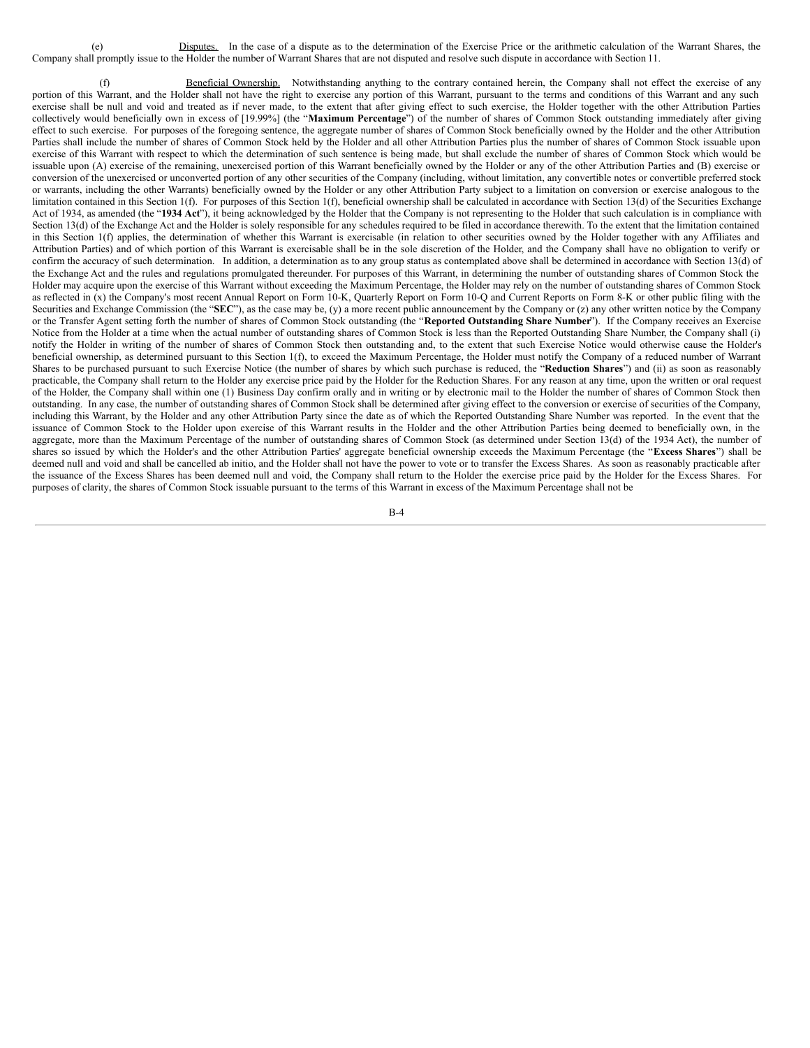(e) Disputes. In the case of a dispute as to the determination of the Exercise Price or the arithmetic calculation of the Warrant Shares, the Company shall promptly issue to the Holder the number of Warrant Shares that are not disputed and resolve such dispute in accordance with Section 11.

(f) Beneficial Ownership. Notwithstanding anything to the contrary contained herein, the Company shall not effect the exercise of any portion of this Warrant, and the Holder shall not have the right to exercise any portion of this Warrant, pursuant to the terms and conditions of this Warrant and any such exercise shall be null and void and treated as if never made, to the extent that after giving effect to such exercise, the Holder together with the other Attribution Parties collectively would beneficially own in excess of [19.99%] (the "**Maximum Percentage**") of the number of shares of Common Stock outstanding immediately after giving effect to such exercise. For purposes of the foregoing sentence, the aggregate number of shares of Common Stock beneficially owned by the Holder and the other Attribution Parties shall include the number of shares of Common Stock held by the Holder and all other Attribution Parties plus the number of shares of Common Stock issuable upon exercise of this Warrant with respect to which the determination of such sentence is being made, but shall exclude the number of shares of Common Stock which would be issuable upon (A) exercise of the remaining, unexercised portion of this Warrant beneficially owned by the Holder or any of the other Attribution Parties and (B) exercise or conversion of the unexercised or unconverted portion of any other securities of the Company (including, without limitation, any convertible notes or convertible preferred stock or warrants, including the other Warrants) beneficially owned by the Holder or any other Attribution Party subject to a limitation on conversion or exercise analogous to the limitation contained in this Section 1(f). For purposes of this Section 1(f), beneficial ownership shall be calculated in accordance with Section 13(d) of the Securities Exchange Act of 1934, as amended (the "**1934 Act**"), it being acknowledged by the Holder that the Company is not representing to the Holder that such calculation is in compliance with Section 13(d) of the Exchange Act and the Holder is solely responsible for any schedules required to be filed in accordance therewith. To the extent that the limitation contained in this Section 1(f) applies, the determination of whether this Warrant is exercisable (in relation to other securities owned by the Holder together with any Affiliates and Attribution Parties) and of which portion of this Warrant is exercisable shall be in the sole discretion of the Holder, and the Company shall have no obligation to verify or confirm the accuracy of such determination. In addition, a determination as to any group status as contemplated above shall be determined in accordance with Section 13(d) of the Exchange Act and the rules and regulations promulgated thereunder. For purposes of this Warrant, in determining the number of outstanding shares of Common Stock the Holder may acquire upon the exercise of this Warrant without exceeding the Maximum Percentage, the Holder may rely on the number of outstanding shares of Common Stock as reflected in (x) the Company's most recent Annual Report on Form 10-K, Quarterly Report on Form 10-Q and Current Reports on Form 8-K or other public filing with the Securities and Exchange Commission (the "**SEC**"), as the case may be, (y) a more recent public announcement by the Company or (z) any other written notice by the Company or the Transfer Agent setting forth the number of shares of Common Stock outstanding (the "**Reported Outstanding Share Number**"). If the Company receives an Exercise Notice from the Holder at a time when the actual number of outstanding shares of Common Stock is less than the Reported Outstanding Share Number, the Company shall (i) notify the Holder in writing of the number of shares of Common Stock then outstanding and, to the extent that such Exercise Notice would otherwise cause the Holder's beneficial ownership, as determined pursuant to this Section 1(f), to exceed the Maximum Percentage, the Holder must notify the Company of a reduced number of Warrant Shares to be purchased pursuant to such Exercise Notice (the number of shares by which such purchase is reduced, the "**Reduction Shares**") and (ii) as soon as reasonably practicable, the Company shall return to the Holder any exercise price paid by the Holder for the Reduction Shares. For any reason at any time, upon the written or oral request of the Holder, the Company shall within one (1) Business Day confirm orally and in writing or by electronic mail to the Holder the number of shares of Common Stock then outstanding. In any case, the number of outstanding shares of Common Stock shall be determined after giving effect to the conversion or exercise of securities of the Company, including this Warrant, by the Holder and any other Attribution Party since the date as of which the Reported Outstanding Share Number was reported. In the event that the issuance of Common Stock to the Holder upon exercise of this Warrant results in the Holder and the other Attribution Parties being deemed to beneficially own, in the aggregate, more than the Maximum Percentage of the number of outstanding shares of Common Stock (as determined under Section 13(d) of the 1934 Act), the number of shares so issued by which the Holder's and the other Attribution Parties' aggregate beneficial ownership exceeds the Maximum Percentage (the "**Excess Shares**") shall be deemed null and void and shall be cancelled ab initio, and the Holder shall not have the power to vote or to transfer the Excess Shares. As soon as reasonably practicable after the issuance of the Excess Shares has been deemed null and void, the Company shall return to the Holder the exercise price paid by the Holder for the Excess Shares. For purposes of clarity, the shares of Common Stock issuable pursuant to the terms of this Warrant in excess of the Maximum Percentage shall not be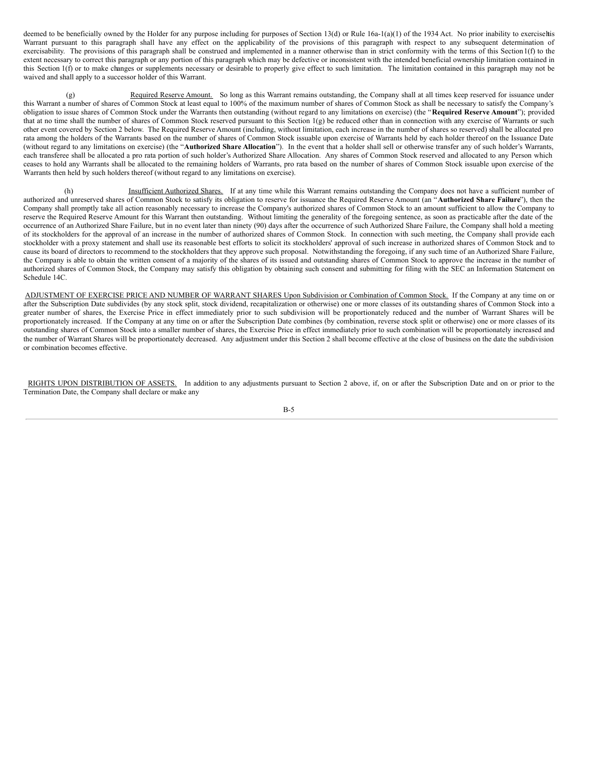deemed to be beneficially owned by the Holder for any purpose including for purposes of Section 13(d) or Rule 16a-1(a)(1) of the 1934 Act. No prior inability to exercise this Warrant pursuant to this paragraph shall have any effect on the applicability of the provisions of this paragraph with respect to any subsequent determination of exercisability. The provisions of this paragraph shall be construed and implemented in a manner otherwise than in strict conformity with the terms of this Section 1(f) to the extent necessary to correct this paragraph or any portion of this paragraph which may be defective or inconsistent with the intended beneficial ownership limitation contained in this Section 1(f) or to make changes or supplements necessary or desirable to properly give effect to such limitation. The limitation contained in this paragraph may not be waived and shall apply to a successor holder of this Warrant.

(g) Required Reserve Amount. So long as this Warrant remains outstanding, the Company shall at all times keep reserved for issuance under this Warrant a number of shares of Common Stock at least equal to 100% of the maximum number of shares of Common Stock as shall be necessary to satisfy the Company's obligation to issue shares of Common Stock under the Warrants then outstanding (without regard to any limitations on exercise) (the "**Required Reserve Amount**"); provided that at no time shall the number of shares of Common Stock reserved pursuant to this Section 1(g) be reduced other than in connection with any exercise of Warrants or such other event covered by Section 2 below. The Required Reserve Amount (including, without limitation, each increase in the number of shares so reserved) shall be allocated pro rata among the holders of the Warrants based on the number of shares of Common Stock issuable upon exercise of Warrants held by each holder thereof on the Issuance Date (without regard to any limitations on exercise) (the "**Authorized Share Allocation**"). In the event that a holder shall sell or otherwise transfer any of such holder's Warrants, each transferee shall be allocated a pro rata portion of such holder's Authorized Share Allocation. Any shares of Common Stock reserved and allocated to any Person which ceases to hold any Warrants shall be allocated to the remaining holders of Warrants, pro rata based on the number of shares of Common Stock issuable upon exercise of the Warrants then held by such holders thereof (without regard to any limitations on exercise).

(h) Insufficient Authorized Shares. If at any time while this Warrant remains outstanding the Company does not have a sufficient number of authorized and unreserved shares of Common Stock to satisfy its obligation to reserve for issuance the Required Reserve Amount (an "**Authorized Share Failure**"), then the Company shall promptly take all action reasonably necessary to increase the Company's authorized shares of Common Stock to an amount sufficient to allow the Company to reserve the Required Reserve Amount for this Warrant then outstanding. Without limiting the generality of the foregoing sentence, as soon as practicable after the date of the occurrence of an Authorized Share Failure, but in no event later than ninety (90) days after the occurrence of such Authorized Share Failure, the Company shall hold a meeting of its stockholders for the approval of an increase in the number of authorized shares of Common Stock. In connection with such meeting, the Company shall provide each stockholder with a proxy statement and shall use its reasonable best efforts to solicit its stockholders' approval of such increase in authorized shares of Common Stock and to cause its board of directors to recommend to the stockholders that they approve such proposal. Notwithstanding the foregoing, if any such time of an Authorized Share Failure, the Company is able to obtain the written consent of a majority of the shares of its issued and outstanding shares of Common Stock to approve the increase in the number of authorized shares of Common Stock, the Company may satisfy this obligation by obtaining such consent and submitting for filing with the SEC an Information Statement on Schedule 14C.

ADJUSTMENT OF EXERCISE PRICE AND NUMBER OF WARRANT SHARES Upon Subdivision or Combination of Common Stock. If the Company at any time on or after the Subscription Date subdivides (by any stock split, stock dividend, recapitalization or otherwise) one or more classes of its outstanding shares of Common Stock into a greater number of shares, the Exercise Price in effect immediately prior to such subdivision will be proportionately reduced and the number of Warrant Shares will be proportionately increased. If the Company at any time on or after the Subscription Date combines (by combination, reverse stock split or otherwise) one or more classes of its outstanding shares of Common Stock into a smaller number of shares, the Exercise Price in effect immediately prior to such combination will be proportionately increased and the number of Warrant Shares will be proportionately decreased. Any adjustment under this Section 2 shall become effective at the close of business on the date the subdivision or combination becomes effective.

RIGHTS UPON DISTRIBUTION OF ASSETS. In addition to any adjustments pursuant to Section 2 above, if, on or after the Subscription Date and on or prior to the Termination Date, the Company shall declare or make any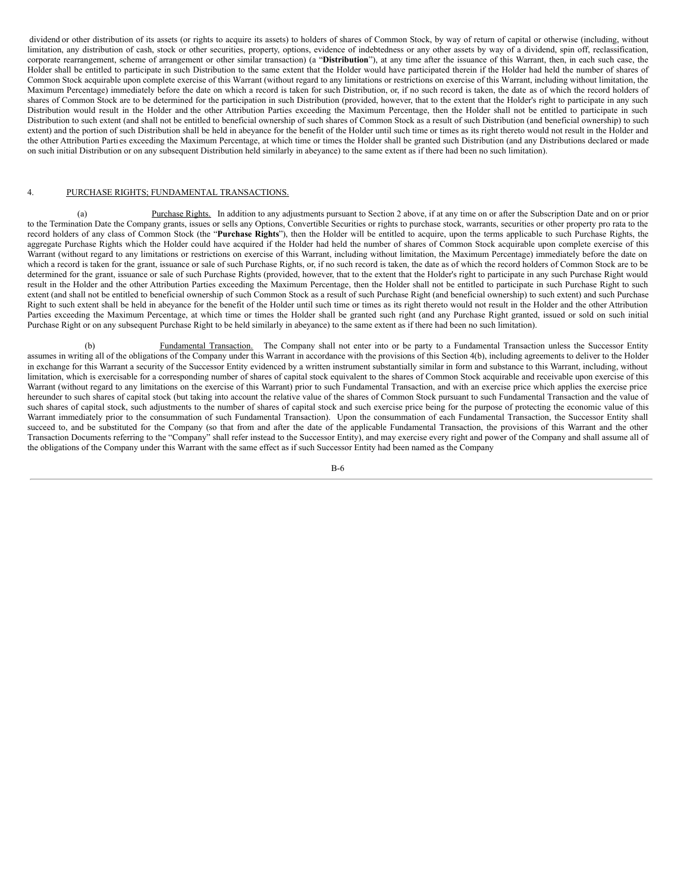dividend or other distribution of its assets (or rights to acquire its assets) to holders of shares of Common Stock, by way of return of capital or otherwise (including, without limitation, any distribution of cash, stock or other securities, property, options, evidence of indebtedness or any other assets by way of a dividend, spin off, reclassification, corporate rearrangement, scheme of arrangement or other similar transaction) (a "**Distribution**"), at any time after the issuance of this Warrant, then, in each such case, the Holder shall be entitled to participate in such Distribution to the same extent that the Holder would have participated therein if the Holder had held the number of shares of Common Stock acquirable upon complete exercise of this Warrant (without regard to any limitations or restrictions on exercise of this Warrant, including without limitation, the Maximum Percentage) immediately before the date on which a record is taken for such Distribution, or, if no such record is taken, the date as of which the record holders of shares of Common Stock are to be determined for the participation in such Distribution (provided, however, that to the extent that the Holder's right to participate in any such Distribution would result in the Holder and the other Attribution Parties exceeding the Maximum Percentage, then the Holder shall not be entitled to participate in such Distribution to such extent (and shall not be entitled to beneficial ownership of such shares of Common Stock as a result of such Distribution (and beneficial ownership) to such extent) and the portion of such Distribution shall be held in abeyance for the benefit of the Holder until such time or times as its right thereto would not result in the Holder and the other Attribution Parties exceeding the Maximum Percentage, at which time or times the Holder shall be granted such Distribution (and any Distributions declared or made on such initial Distribution or on any subsequent Distribution held similarly in abeyance) to the same extent as if there had been no such limitation).

4. PURCHASE RIGHTS; FUNDAMENTAL TRANSACTIONS.

(a) Purchase Rights. In addition to any adjustments pursuant to Section 2 above, if at any time on or after the Subscription Date and on or prior to the Termination Date the Company grants, issues or sells any Options, Convertible Securities or rights to purchase stock, warrants, securities or other property pro rata to the record holders of any class of Common Stock (the "**Purchase Rights**"), then the Holder will be entitled to acquire, upon the terms applicable to such Purchase Rights, the aggregate Purchase Rights which the Holder could have acquired if the Holder had held the number of shares of Common Stock acquirable upon complete exercise of this Warrant (without regard to any limitations or restrictions on exercise of this Warrant, including without limitation, the Maximum Percentage) immediately before the date on which a record is taken for the grant, issuance or sale of such Purchase Rights, or, if no such record is taken, the date as of which the record holders of Common Stock are to be determined for the grant, issuance or sale of such Purchase Rights (provided, however, that to the extent that the Holder's right to participate in any such Purchase Right would result in the Holder and the other Attribution Parties exceeding the Maximum Percentage, then the Holder shall not be entitled to participate in such Purchase Right to such extent (and shall not be entitled to beneficial ownership of such Common Stock as a result of such Purchase Right (and beneficial ownership) to such extent) and such Purchase Right to such extent shall be held in abeyance for the benefit of the Holder until such time or times as its right thereto would not result in the Holder and the other Attribution Parties exceeding the Maximum Percentage, at which time or times the Holder shall be granted such right (and any Purchase Right granted, issued or sold on such initial Purchase Right or on any subsequent Purchase Right to be held similarly in abeyance) to the same extent as if there had been no such limitation).

(b) Fundamental Transaction. The Company shall not enter into or be party to a Fundamental Transaction unless the Successor Entity assumes in writing all of the obligations of the Company under this Warrant in accordance with the provisions of this Section 4(b), including agreements to deliver to the Holder in exchange for this Warrant a security of the Successor Entity evidenced by a written instrument substantially similar in form and substance to this Warrant, including, without limitation, which is exercisable for a corresponding number of shares of capital stock equivalent to the shares of Common Stock acquirable and receivable upon exercise of this Warrant (without regard to any limitations on the exercise of this Warrant) prior to such Fundamental Transaction, and with an exercise price which applies the exercise price hereunder to such shares of capital stock (but taking into account the relative value of the shares of Common Stock pursuant to such Fundamental Transaction and the value of such shares of capital stock, such adjustments to the number of shares of capital stock and such exercise price being for the purpose of protecting the economic value of this Warrant immediately prior to the consummation of such Fundamental Transaction). Upon the consummation of each Fundamental Transaction, the Successor Entity shall succeed to, and be substituted for the Company (so that from and after the date of the applicable Fundamental Transaction, the provisions of this Warrant and the other Transaction Documents referring to the "Company" shall refer instead to the Successor Entity), and may exercise every right and power of the Company and shall assume all of the obligations of the Company under this Warrant with the same effect as if such Successor Entity had been named as the Company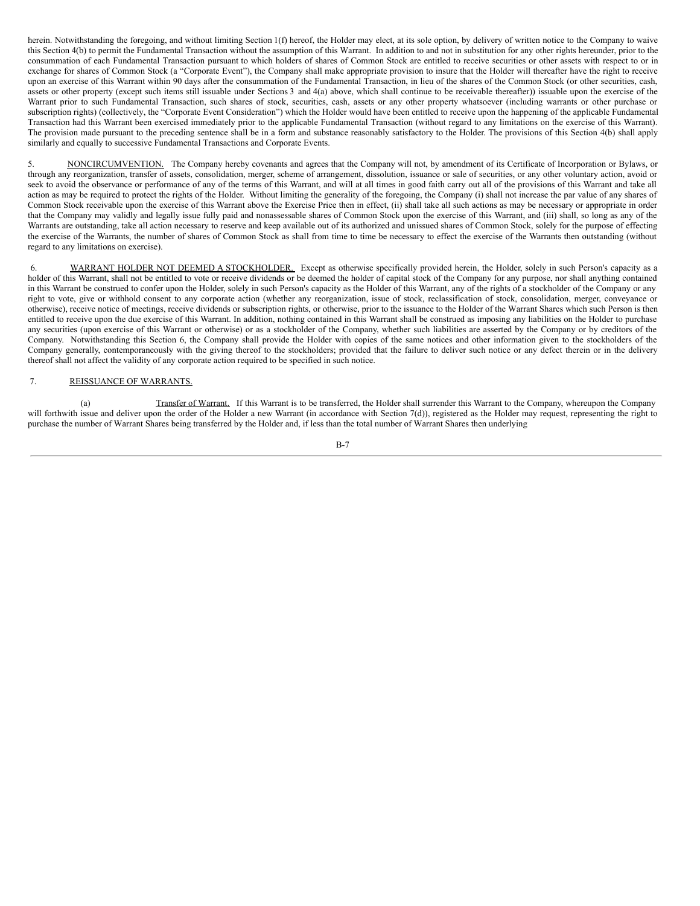herein. Notwithstanding the foregoing, and without limiting Section 1(f) hereof, the Holder may elect, at its sole option, by delivery of written notice to the Company to waive this Section 4(b) to permit the Fundamental Transaction without the assumption of this Warrant. In addition to and not in substitution for any other rights hereunder, prior to the consummation of each Fundamental Transaction pursuant to which holders of shares of Common Stock are entitled to receive securities or other assets with respect to or in exchange for shares of Common Stock (a "Corporate Event"), the Company shall make appropriate provision to insure that the Holder will thereafter have the right to receive upon an exercise of this Warrant within 90 days after the consummation of the Fundamental Transaction, in lieu of the shares of the Common Stock (or other securities, cash, assets or other property (except such items still issuable under Sections 3 and 4(a) above, which shall continue to be receivable thereafter)) issuable upon the exercise of the Warrant prior to such Fundamental Transaction, such shares of stock, securities, cash, assets or any other property whatsoever (including warrants or other purchase or subscription rights) (collectively, the "Corporate Event Consideration") which the Holder would have been entitled to receive upon the happening of the applicable Fundamental Transaction had this Warrant been exercised immediately prior to the applicable Fundamental Transaction (without regard to any limitations on the exercise of this Warrant). The provision made pursuant to the preceding sentence shall be in a form and substance reasonably satisfactory to the Holder. The provisions of this Section 4(b) shall apply similarly and equally to successive Fundamental Transactions and Corporate Events.

5. NONCIRCUMVENTION. The Company hereby covenants and agrees that the Company will not, by amendment of its Certificate of Incorporation or Bylaws, or through any reorganization, transfer of assets, consolidation, merger, scheme of arrangement, dissolution, issuance or sale of securities, or any other voluntary action, avoid or seek to avoid the observance or performance of any of the terms of this Warrant, and will at all times in good faith carry out all of the provisions of this Warrant and take all action as may be required to protect the rights of the Holder. Without limiting the generality of the foregoing, the Company (i) shall not increase the par value of any shares of Common Stock receivable upon the exercise of this Warrant above the Exercise Price then in effect, (ii) shall take all such actions as may be necessary or appropriate in order that the Company may validly and legally issue fully paid and nonassessable shares of Common Stock upon the exercise of this Warrant, and (iii) shall, so long as any of the Warrants are outstanding, take all action necessary to reserve and keep available out of its authorized and unissued shares of Common Stock, solely for the purpose of effecting the exercise of the Warrants, the number of shares of Common Stock as shall from time to time be necessary to effect the exercise of the Warrants then outstanding (without regard to any limitations on exercise).

6. WARRANT HOLDER NOT DEEMED A STOCKHOLDER. Except as otherwise specifically provided herein, the Holder, solely in such Person's capacity as a holder of this Warrant, shall not be entitled to vote or receive dividends or be deemed the holder of capital stock of the Company for any purpose, nor shall anything contained in this Warrant be construed to confer upon the Holder, solely in such Person's capacity as the Holder of this Warrant, any of the rights of a stockholder of the Company or any right to vote, give or withhold consent to any corporate action (whether any reorganization, issue of stock, reclassification of stock, consolidation, merger, conveyance or otherwise), receive notice of meetings, receive dividends or subscription rights, or otherwise, prior to the issuance to the Holder of the Warrant Shares which such Person is then entitled to receive upon the due exercise of this Warrant. In addition, nothing contained in this Warrant shall be construed as imposing any liabilities on the Holder to purchase any securities (upon exercise of this Warrant or otherwise) or as a stockholder of the Company, whether such liabilities are asserted by the Company or by creditors of the Company. Notwithstanding this Section 6, the Company shall provide the Holder with copies of the same notices and other information given to the stockholders of the Company generally, contemporaneously with the giving thereof to the stockholders; provided that the failure to deliver such notice or any defect therein or in the delivery thereof shall not affect the validity of any corporate action required to be specified in such notice.

7. REISSUANCE OF WARRANTS.

(a) Transfer of Warrant. If this Warrant is to be transferred, the Holder shall surrender this Warrant to the Company, whereupon the Company will forthwith issue and deliver upon the order of the Holder a new Warrant (in accordance with Section 7(d)), registered as the Holder may request, representing the right to purchase the number of Warrant Shares being transferred by the Holder and, if less than the total number of Warrant Shares then underlying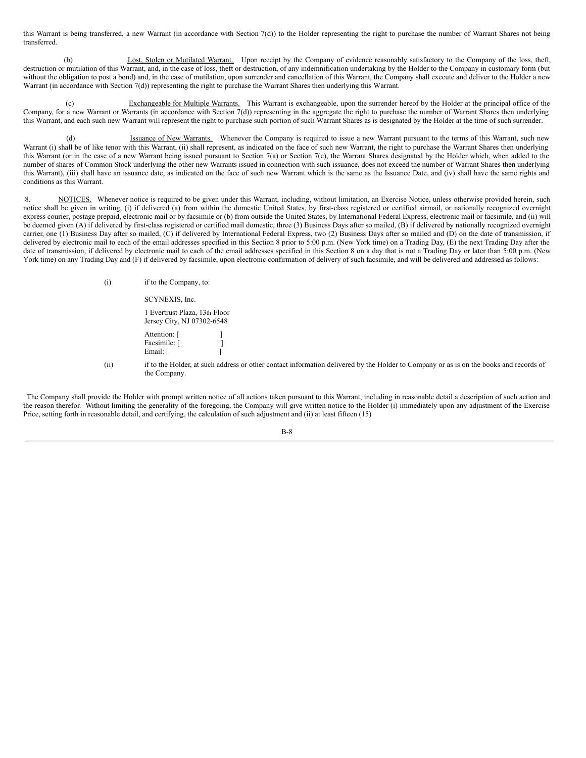this Warrant is being transferred, a new Warrant (in accordance with Section 7(d)) to the Holder representing the right to purchase the number of Warrant Shares not being transferred.

(b) Lost, Stolen or Mutilated Warrant. Upon receipt by the Company of evidence reasonably satisfactory to the Company of the loss, theft, destruction or mutilation of this Warrant, and, in the case of loss, theft or destruction, of any indemnification undertaking by the Holder to the Company in customary form (but without the obligation to post a bond) and, in the case of mutilation, upon surrender and cancellation of this Warrant, the Company shall execute and deliver to the Holder a new Warrant (in accordance with Section 7(d)) representing the right to purchase the Warrant Shares then underlying this Warrant.

(c) Exchangeable for Multiple Warrants. This Warrant is exchangeable, upon the surrender hereof by the Holder at the principal office of the Company, for a new Warrant or Warrants (in accordance with Section 7(d)) representing in the aggregate the right to purchase the number of Warrant Shares then underlying this Warrant, and each such new Warrant will represent the right to purchase such portion of such Warrant Shares as is designated by the Holder at the time of such surrender.

(d) Issuance of New Warrants. Whenever the Company is required to issue a new Warrant pursuant to the terms of this Warrant, such new Warrant (i) shall be of like tenor with this Warrant, (ii) shall represent, as indicated on the face of such new Warrant, the right to purchase the Warrant Shares then underlying this Warrant (or in the case of a new Warrant being issued pursuant to Section 7(a) or Section 7(c), the Warrant Shares designated by the Holder which, when added to the number of shares of Common Stock underlying the other new Warrants issued in connection with such issuance, does not exceed the number of Warrant Shares then underlying this Warrant), (iii) shall have an issuance date, as indicated on the face of such new Warrant which is the same as the Issuance Date, and (iv) shall have the same rights and conditions as this Warrant.

8. NOTICES. Whenever notice is required to be given under this Warrant, including, without limitation, an Exercise Notice, unless otherwise provided herein, such notice shall be given in writing, (i) if delivered (a) from within the domestic United States, by first-class registered or certified airmail, or nationally recognized overnight express courier, postage prepaid, electronic mail or by facsimile or (b) from outside the United States, by International Federal Express, electronic mail or facsimile, and (ii) will be deemed given (A) if delivered by first-class registered or certified mail domestic, three (3) Business Days after so mailed, (B) if delivered by nationally recognized overnight carrier, one (1) Business Day after so mailed, (C) if delivered by International Federal Express, two (2) Business Days after so mailed and (D) on the date of transmission, if delivered by electronic mail to each of the email addresses specified in this Section 8 prior to 5:00 p.m. (New York time) on a Trading Day, (E) the next Trading Day after the date of transmission, if delivered by electronic mail to each of the email addresses specified in this Section 8 on a day that is not a Trading Day or later than 5:00 p.m. (New York time) on any Trading Day and (F) if delivered by facsimile, upon electronic confirmation of delivery of such facsimile, and will be delivered and addressed as follows:

(i) if to the Company, to:

SCYNEXIS, Inc.

1 Evertrust Plaza, 13th Floor
Jersey City, NJ 07302-6548

Attention: [ ]
Facsimile: [ ]
Email: [ ]

(ii) if to the Holder, at such address or other contact information delivered by the Holder to Company or as is on the books and records of the Company.

The Company shall provide the Holder with prompt written notice of all actions taken pursuant to this Warrant, including in reasonable detail a description of such action and the reason therefor. Without limiting the generality of the foregoing, the Company will give written notice to the Holder (i) immediately upon any adjustment of the Exercise Price, setting forth in reasonable detail, and certifying, the calculation of such adjustment and (ii) at least fifteen (15)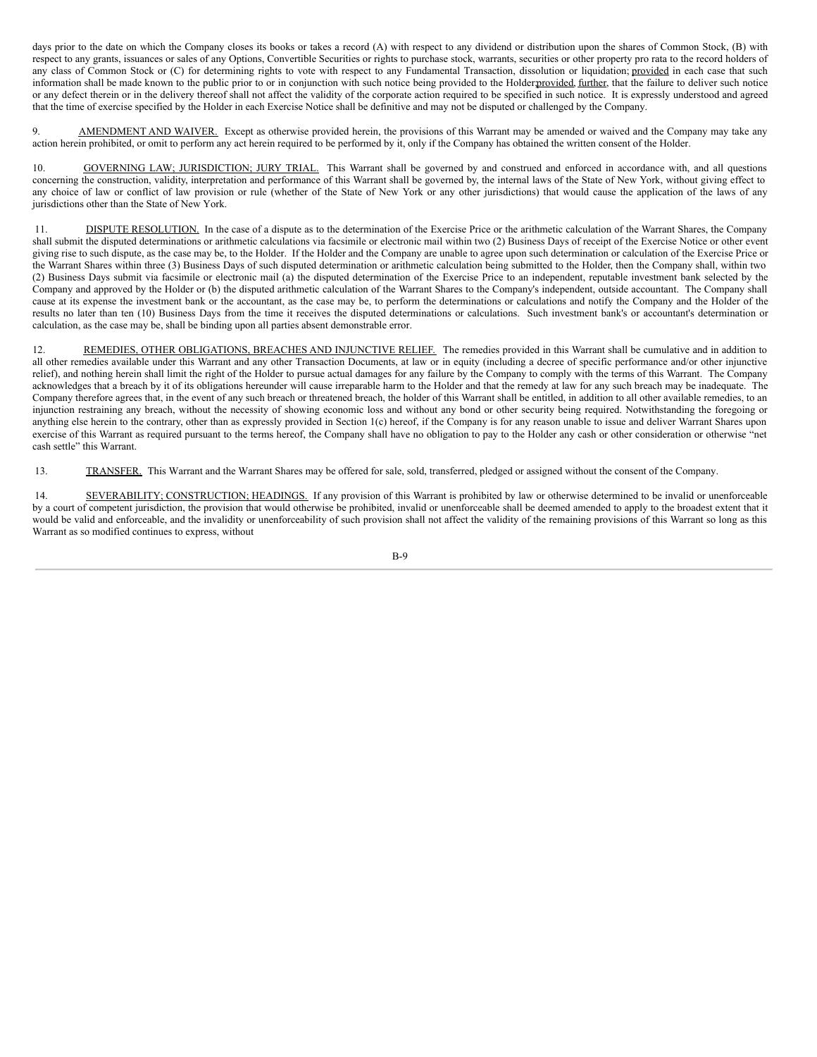days prior to the date on which the Company closes its books or takes a record (A) with respect to any dividend or distribution upon the shares of Common Stock, (B) with respect to any grants, issuances or sales of any Options, Convertible Securities or rights to purchase stock, warrants, securities or other property pro rata to the record holders of any class of Common Stock or (C) for determining rights to vote with respect to any Fundamental Transaction, dissolution or liquidation; provided in each case that such information shall be made known to the public prior to or in conjunction with such notice being provided to the Holder; provided, further, that the failure to deliver such notice or any defect therein or in the delivery thereof shall not affect the validity of the corporate action required to be specified in such notice. It is expressly understood and agreed that the time of exercise specified by the Holder in each Exercise Notice shall be definitive and may not be disputed or challenged by the Company.

9. AMENDMENT AND WAIVER. Except as otherwise provided herein, the provisions of this Warrant may be amended or waived and the Company may take any action herein prohibited, or omit to perform any act herein required to be performed by it, only if the Company has obtained the written consent of the Holder.

10. GOVERNING LAW; JURISDICTION; JURY TRIAL. This Warrant shall be governed by and construed and enforced in accordance with, and all questions concerning the construction, validity, interpretation and performance of this Warrant shall be governed by, the internal laws of the State of New York, without giving effect to any choice of law or conflict of law provision or rule (whether of the State of New York or any other jurisdictions) that would cause the application of the laws of any jurisdictions other than the State of New York.

11. DISPUTE RESOLUTION. In the case of a dispute as to the determination of the Exercise Price or the arithmetic calculation of the Warrant Shares, the Company shall submit the disputed determinations or arithmetic calculations via facsimile or electronic mail within two (2) Business Days of receipt of the Exercise Notice or other event giving rise to such dispute, as the case may be, to the Holder. If the Holder and the Company are unable to agree upon such determination or calculation of the Exercise Price or the Warrant Shares within three (3) Business Days of such disputed determination or arithmetic calculation being submitted to the Holder, then the Company shall, within two (2) Business Days submit via facsimile or electronic mail (a) the disputed determination of the Exercise Price to an independent, reputable investment bank selected by the Company and approved by the Holder or (b) the disputed arithmetic calculation of the Warrant Shares to the Company's independent, outside accountant. The Company shall cause at its expense the investment bank or the accountant, as the case may be, to perform the determinations or calculations and notify the Company and the Holder of the results no later than ten (10) Business Days from the time it receives the disputed determinations or calculations. Such investment bank's or accountant's determination or calculation, as the case may be, shall be binding upon all parties absent demonstrable error.

12. REMEDIES, OTHER OBLIGATIONS, BREACHES AND INJUNCTIVE RELIEF. The remedies provided in this Warrant shall be cumulative and in addition to all other remedies available under this Warrant and any other Transaction Documents, at law or in equity (including a decree of specific performance and/or other injunctive relief), and nothing herein shall limit the right of the Holder to pursue actual damages for any failure by the Company to comply with the terms of this Warrant. The Company acknowledges that a breach by it of its obligations hereunder will cause irreparable harm to the Holder and that the remedy at law for any such breach may be inadequate. The Company therefore agrees that, in the event of any such breach or threatened breach, the holder of this Warrant shall be entitled, in addition to all other available remedies, to an injunction restraining any breach, without the necessity of showing economic loss and without any bond or other security being required. Notwithstanding the foregoing or anything else herein to the contrary, other than as expressly provided in Section 1(c) hereof, if the Company is for any reason unable to issue and deliver Warrant Shares upon exercise of this Warrant as required pursuant to the terms hereof, the Company shall have no obligation to pay to the Holder any cash or other consideration or otherwise "net cash settle" this Warrant.

13. TRANSFER. This Warrant and the Warrant Shares may be offered for sale, sold, transferred, pledged or assigned without the consent of the Company.

14. SEVERABILITY; CONSTRUCTION; HEADINGS. If any provision of this Warrant is prohibited by law or otherwise determined to be invalid or unenforceable by a court of competent jurisdiction, the provision that would otherwise be prohibited, invalid or unenforceable shall be deemed amended to apply to the broadest extent that it would be valid and enforceable, and the invalidity or unenforceability of such provision shall not affect the validity of the remaining provisions of this Warrant so long as this Warrant as so modified continues to express, without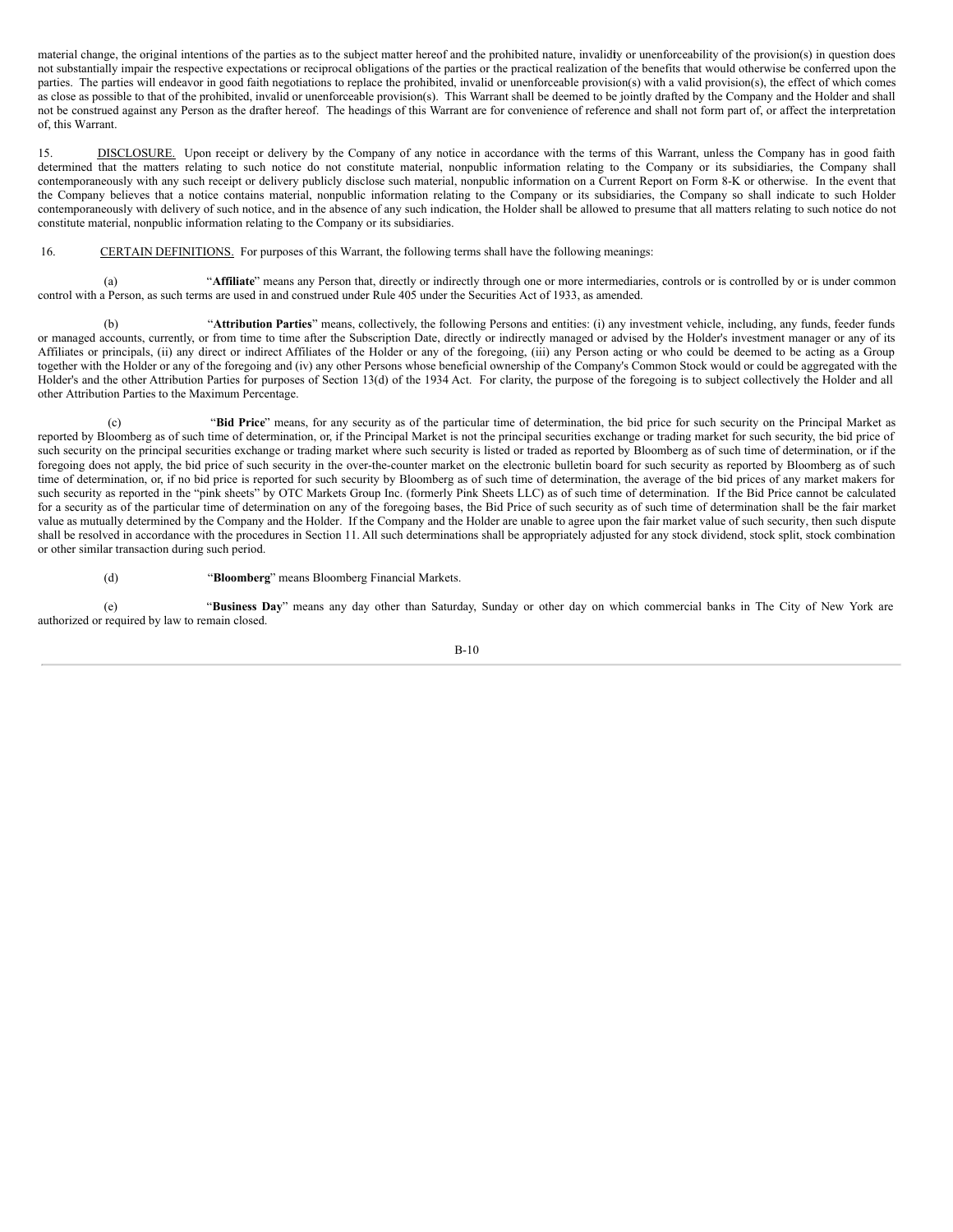material change, the original intentions of the parties as to the subject matter hereof and the prohibited nature, invalidity or unenforceability of the provision(s) in question does not substantially impair the respective expectations or reciprocal obligations of the parties or the practical realization of the benefits that would otherwise be conferred upon the parties. The parties will endeavor in good faith negotiations to replace the prohibited, invalid or unenforceable provision(s) with a valid provision(s), the effect of which comes as close as possible to that of the prohibited, invalid or unenforceable provision(s). This Warrant shall be deemed to be jointly drafted by the Company and the Holder and shall not be construed against any Person as the drafter hereof. The headings of this Warrant are for convenience of reference and shall not form part of, or affect the interpretation of, this Warrant.

15. DISCLOSURE. Upon receipt or delivery by the Company of any notice in accordance with the terms of this Warrant, unless the Company has in good faith determined that the matters relating to such notice do not constitute material, nonpublic information relating to the Company or its subsidiaries, the Company shall contemporaneously with any such receipt or delivery publicly disclose such material, nonpublic information on a Current Report on Form 8-K or otherwise. In the event that the Company believes that a notice contains material, nonpublic information relating to the Company or its subsidiaries, the Company so shall indicate to such Holder contemporaneously with delivery of such notice, and in the absence of any such indication, the Holder shall be allowed to presume that all matters relating to such notice do not constitute material, nonpublic information relating to the Company or its subsidiaries.

16. CERTAIN DEFINITIONS. For purposes of this Warrant, the following terms shall have the following meanings:

(a) "**Affiliate**" means any Person that, directly or indirectly through one or more intermediaries, controls or is controlled by or is under common control with a Person, as such terms are used in and construed under Rule 405 under the Securities Act of 1933, as amended.

(b) "**Attribution Parties**" means, collectively, the following Persons and entities: (i) any investment vehicle, including, any funds, feeder funds or managed accounts, currently, or from time to time after the Subscription Date, directly or indirectly managed or advised by the Holder's investment manager or any of its Affiliates or principals, (ii) any direct or indirect Affiliates of the Holder or any of the foregoing, (iii) any Person acting or who could be deemed to be acting as a Group together with the Holder or any of the foregoing and (iv) any other Persons whose beneficial ownership of the Company's Common Stock would or could be aggregated with the Holder's and the other Attribution Parties for purposes of Section 13(d) of the 1934 Act. For clarity, the purpose of the foregoing is to subject collectively the Holder and all other Attribution Parties to the Maximum Percentage.

(c) "**Bid Price**" means, for any security as of the particular time of determination, the bid price for such security on the Principal Market as reported by Bloomberg as of such time of determination, or, if the Principal Market is not the principal securities exchange or trading market for such security, the bid price of such security on the principal securities exchange or trading market where such security is listed or traded as reported by Bloomberg as of such time of determination, or if the foregoing does not apply, the bid price of such security in the over-the-counter market on the electronic bulletin board for such security as reported by Bloomberg as of such time of determination, or, if no bid price is reported for such security by Bloomberg as of such time of determination, the average of the bid prices of any market makers for such security as reported in the "pink sheets" by OTC Markets Group Inc. (formerly Pink Sheets LLC) as of such time of determination. If the Bid Price cannot be calculated for a security as of the particular time of determination on any of the foregoing bases, the Bid Price of such security as of such time of determination shall be the fair market value as mutually determined by the Company and the Holder. If the Company and the Holder are unable to agree upon the fair market value of such security, then such dispute shall be resolved in accordance with the procedures in Section 11. All such determinations shall be appropriately adjusted for any stock dividend, stock split, stock combination or other similar transaction during such period.

(d) "**Bloomberg**" means Bloomberg Financial Markets.

(e) "**Business Day**" means any day other than Saturday, Sunday or other day on which commercial banks in The City of New York are authorized or required by law to remain closed.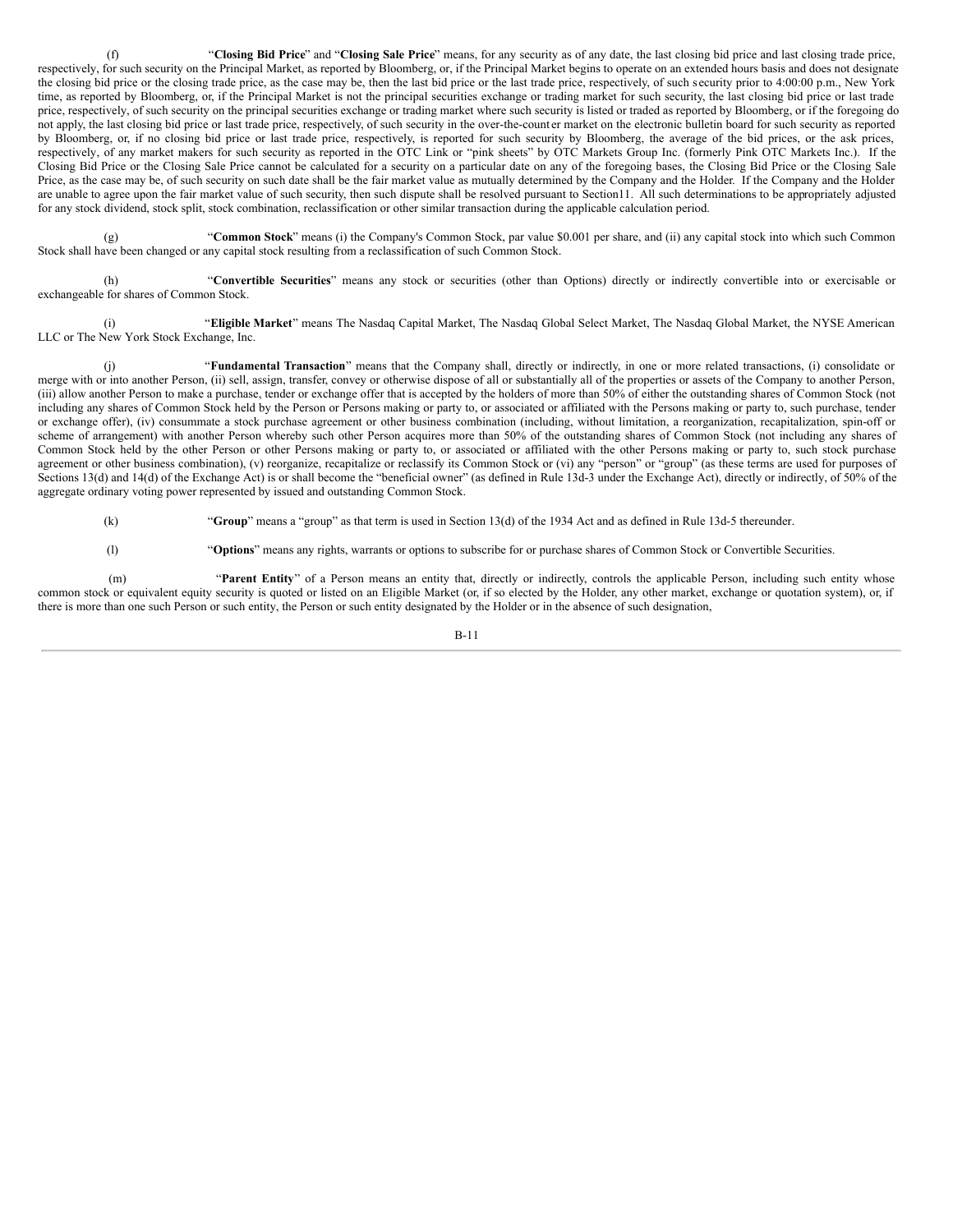(f) "**Closing Bid Price**" and "**Closing Sale Price**" means, for any security as of any date, the last closing bid price and last closing trade price, respectively, for such security on the Principal Market, as reported by Bloomberg, or, if the Principal Market begins to operate on an extended hours basis and does not designate the closing bid price or the closing trade price, as the case may be, then the last bid price or the last trade price, respectively, of such security prior to 4:00:00 p.m., New York time, as reported by Bloomberg, or, if the Principal Market is not the principal securities exchange or trading market for such security, the last closing bid price or last trade price, respectively, of such security on the principal securities exchange or trading market where such security is listed or traded as reported by Bloomberg, or if the foregoing do not apply, the last closing bid price or last trade price, respectively, of such security in the over-the-counter market on the electronic bulletin board for such security as reported by Bloomberg, or, if no closing bid price or last trade price, respectively, is reported for such security by Bloomberg, the average of the bid prices, or the ask prices, respectively, of any market makers for such security as reported in the OTC Link or "pink sheets" by OTC Markets Group Inc. (formerly Pink OTC Markets Inc.). If the Closing Bid Price or the Closing Sale Price cannot be calculated for a security on a particular date on any of the foregoing bases, the Closing Bid Price or the Closing Sale Price, as the case may be, of such security on such date shall be the fair market value as mutually determined by the Company and the Holder. If the Company and the Holder are unable to agree upon the fair market value of such security, then such dispute shall be resolved pursuant to Section11. All such determinations to be appropriately adjusted for any stock dividend, stock split, stock combination, reclassification or other similar transaction during the applicable calculation period.

(g) "**Common Stock**" means (i) the Company's Common Stock, par value $0.001 per share, and (ii) any capital stock into which such Common Stock shall have been changed or any capital stock resulting from a reclassification of such Common Stock.

(h) "**Convertible Securities**" means any stock or securities (other than Options) directly or indirectly convertible into or exercisable or exchangeable for shares of Common Stock.

(i) "**Eligible Market**" means The Nasdaq Capital Market, The Nasdaq Global Select Market, The Nasdaq Global Market, the NYSE American LLC or The New York Stock Exchange, Inc.

(j) "**Fundamental Transaction**" means that the Company shall, directly or indirectly, in one or more related transactions, (i) consolidate or merge with or into another Person, (ii) sell, assign, transfer, convey or otherwise dispose of all or substantially all of the properties or assets of the Company to another Person, (iii) allow another Person to make a purchase, tender or exchange offer that is accepted by the holders of more than 50% of either the outstanding shares of Common Stock (not including any shares of Common Stock held by the Person or Persons making or party to, or associated or affiliated with the Persons making or party to, such purchase, tender or exchange offer), (iv) consummate a stock purchase agreement or other business combination (including, without limitation, a reorganization, recapitalization, spin-off or scheme of arrangement) with another Person whereby such other Person acquires more than 50% of the outstanding shares of Common Stock (not including any shares of Common Stock held by the other Person or other Persons making or party to, or associated or affiliated with the other Persons making or party to, such stock purchase agreement or other business combination), (v) reorganize, recapitalize or reclassify its Common Stock or (vi) any "person" or "group" (as these terms are used for purposes of Sections 13(d) and 14(d) of the Exchange Act) is or shall become the "beneficial owner" (as defined in Rule 13d-3 under the Exchange Act), directly or indirectly, of 50% of the aggregate ordinary voting power represented by issued and outstanding Common Stock.

(k) "**Group**" means a "group" as that term is used in Section 13(d) of the 1934 Act and as defined in Rule 13d-5 thereunder.

(l) "**Options**" means any rights, warrants or options to subscribe for or purchase shares of Common Stock or Convertible Securities.

(m) "**Parent Entity**" of a Person means an entity that, directly or indirectly, controls the applicable Person, including such entity whose common stock or equivalent equity security is quoted or listed on an Eligible Market (or, if so elected by the Holder, any other market, exchange or quotation system), or, if there is more than one such Person or such entity, the Person or such entity designated by the Holder or in the absence of such designation,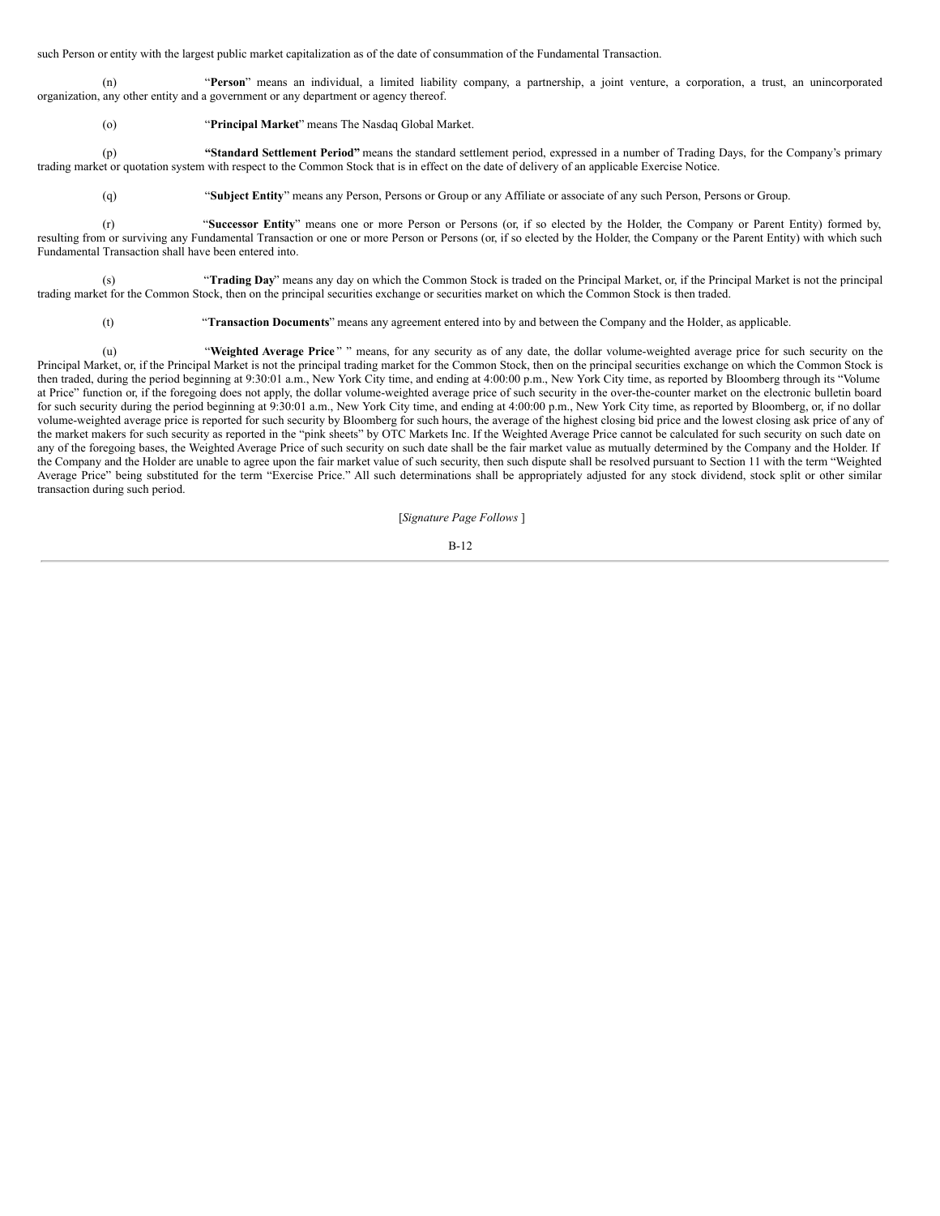such Person or entity with the largest public market capitalization as of the date of consummation of the Fundamental Transaction.

(n) "**Person**" means an individual, a limited liability company, a partnership, a joint venture, a corporation, a trust, an unincorporated organization, any other entity and a government or any department or agency thereof.

(o) "**Principal Market**" means The Nasdaq Global Market.

(p) **"Standard Settlement Period"** means the standard settlement period, expressed in a number of Trading Days, for the Company's primary trading market or quotation system with respect to the Common Stock that is in effect on the date of delivery of an applicable Exercise Notice.

(q) "**Subject Entity**" means any Person, Persons or Group or any Affiliate or associate of any such Person, Persons or Group.

(r) "**Successor Entity**" means one or more Person or Persons (or, if so elected by the Holder, the Company or Parent Entity) formed by, resulting from or surviving any Fundamental Transaction or one or more Person or Persons (or, if so elected by the Holder, the Company or the Parent Entity) with which such Fundamental Transaction shall have been entered into.

(s) "**Trading Day**" means any day on which the Common Stock is traded on the Principal Market, or, if the Principal Market is not the principal trading market for the Common Stock, then on the principal securities exchange or securities market on which the Common Stock is then traded.

(t) "**Transaction Documents**" means any agreement entered into by and between the Company and the Holder, as applicable.

(u) "**Weighted Average Price** " " means, for any security as of any date, the dollar volume-weighted average price for such security on the Principal Market, or, if the Principal Market is not the principal trading market for the Common Stock, then on the principal securities exchange on which the Common Stock is then traded, during the period beginning at 9:30:01 a.m., New York City time, and ending at 4:00:00 p.m., New York City time, as reported by Bloomberg through its "Volume at Price" function or, if the foregoing does not apply, the dollar volume-weighted average price of such security in the over-the-counter market on the electronic bulletin board for such security during the period beginning at 9:30:01 a.m., New York City time, and ending at 4:00:00 p.m., New York City time, as reported by Bloomberg, or, if no dollar volume-weighted average price is reported for such security by Bloomberg for such hours, the average of the highest closing bid price and the lowest closing ask price of any of the market makers for such security as reported in the "pink sheets" by OTC Markets Inc. If the Weighted Average Price cannot be calculated for such security on such date on any of the foregoing bases, the Weighted Average Price of such security on such date shall be the fair market value as mutually determined by the Company and the Holder. If the Company and the Holder are unable to agree upon the fair market value of such security, then such dispute shall be resolved pursuant to Section 11 with the term "Weighted Average Price" being substituted for the term "Exercise Price." All such determinations shall be appropriately adjusted for any stock dividend, stock split or other similar transaction during such period.

[*Signature Page Follows* ]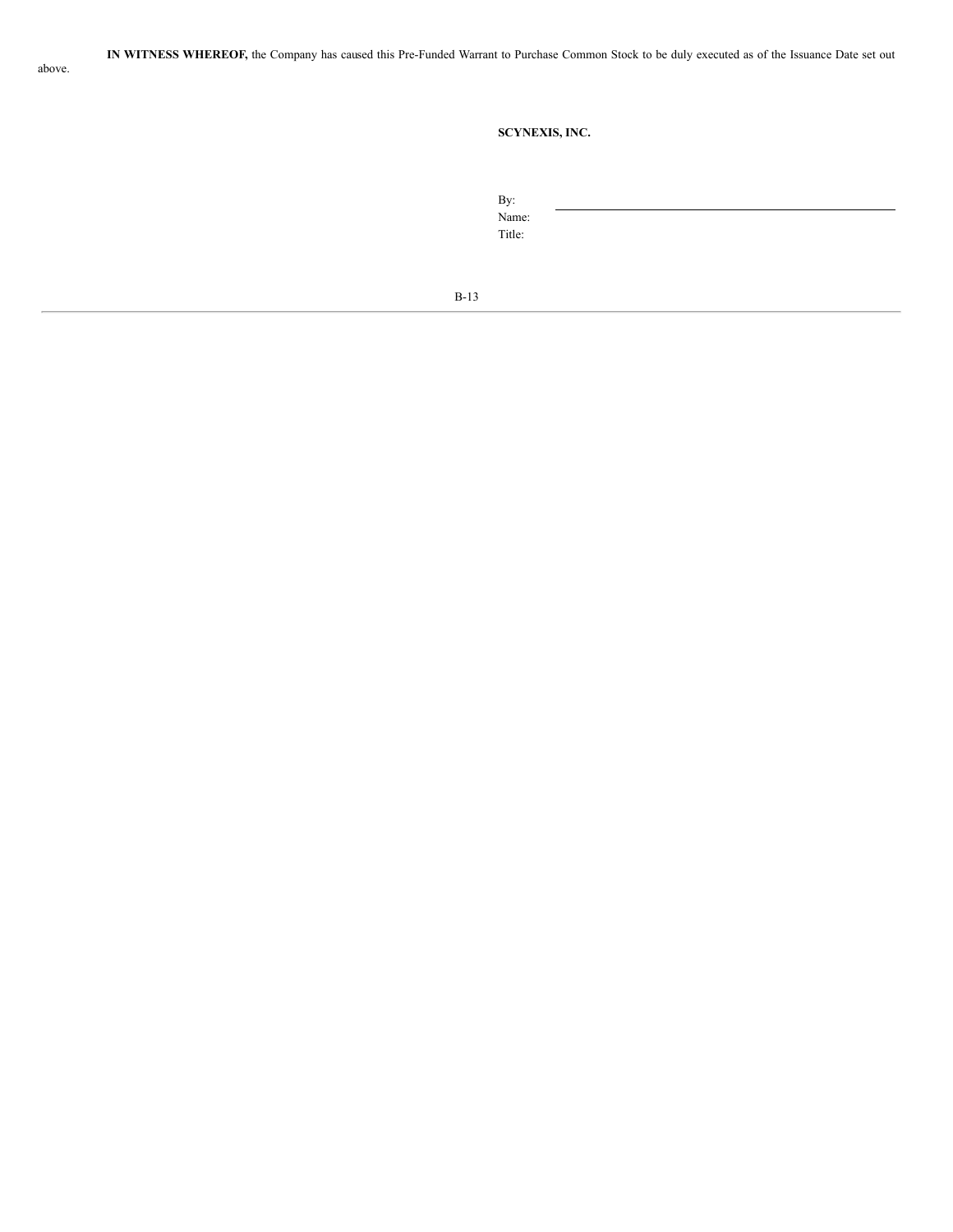**IN WITNESS WHEREOF,** the Company has caused this Pre-Funded Warrant to Purchase Common Stock to be duly executed as of the Issuance Date set out above.

**SCYNEXIS, INC.**

By: \_\_\_\_\_\_\_\_\_\_\_\_\_\_\_\_\_\_\_\_\_\_\_\_\_\_\_\_\_\_\_\_\_\_\_\_\_\_\_\_

Name:

Title: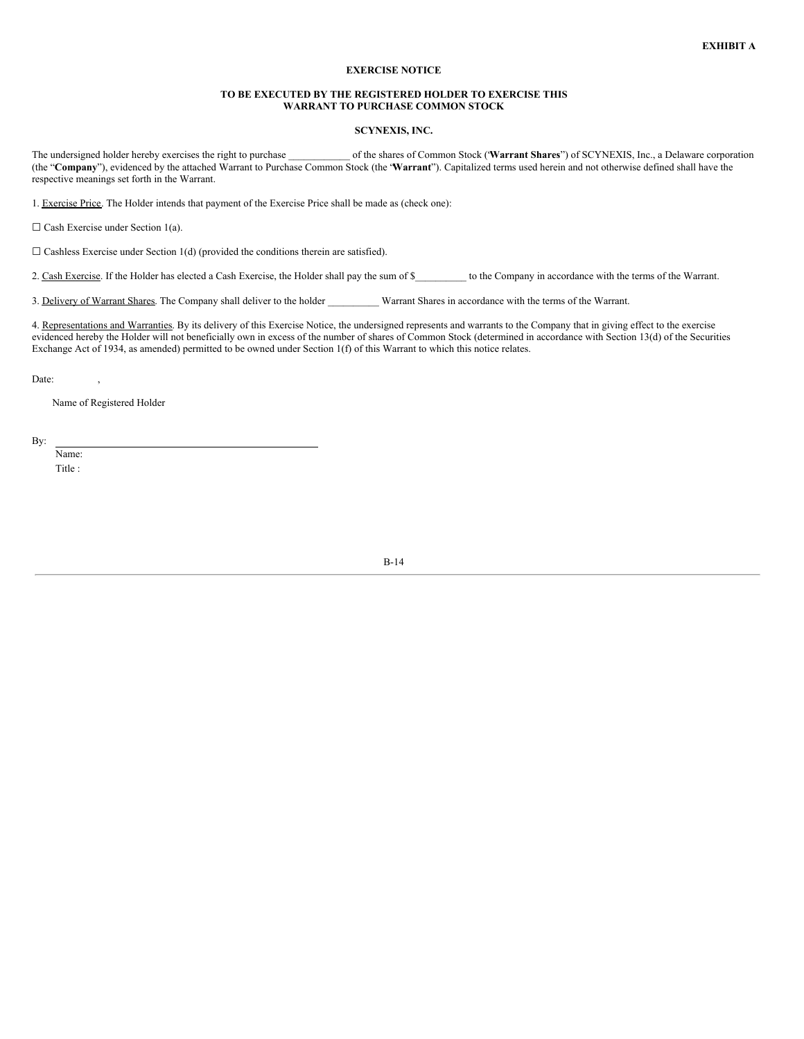**EXHIBIT A**

**EXERCISE NOTICE**

**TO BE EXECUTED BY THE REGISTERED HOLDER TO EXERCISE THIS WARRANT TO PURCHASE COMMON STOCK**

**SCYNEXIS, INC.**

The undersigned holder hereby exercises the right to purchase ____________ of the shares of Common Stock ("**Warrant Shares**") of SCYNEXIS, Inc., a Delaware corporation (the "**Company**"), evidenced by the attached Warrant to Purchase Common Stock (the "**Warrant**"). Capitalized terms used herein and not otherwise defined shall have the respective meanings set forth in the Warrant.

1. Exercise Price. The Holder intends that payment of the Exercise Price shall be made as (check one):

☐ Cash Exercise under Section 1(a).

☐ Cashless Exercise under Section 1(d) (provided the conditions therein are satisfied).

2. Cash Exercise. If the Holder has elected a Cash Exercise, the Holder shall pay the sum of $__________ to the Company in accordance with the terms of the Warrant.

3. Delivery of Warrant Shares. The Company shall deliver to the holder __________ Warrant Shares in accordance with the terms of the Warrant.

4. Representations and Warranties. By its delivery of this Exercise Notice, the undersigned represents and warrants to the Company that in giving effect to the exercise evidenced hereby the Holder will not beneficially own in excess of the number of shares of Common Stock (determined in accordance with Section 13(d) of the Securities Exchange Act of 1934, as amended) permitted to be owned under Section 1(f) of this Warrant to which this notice relates.

Date: ,

Name of Registered Holder

By: ______________________________________________

Name:

Title :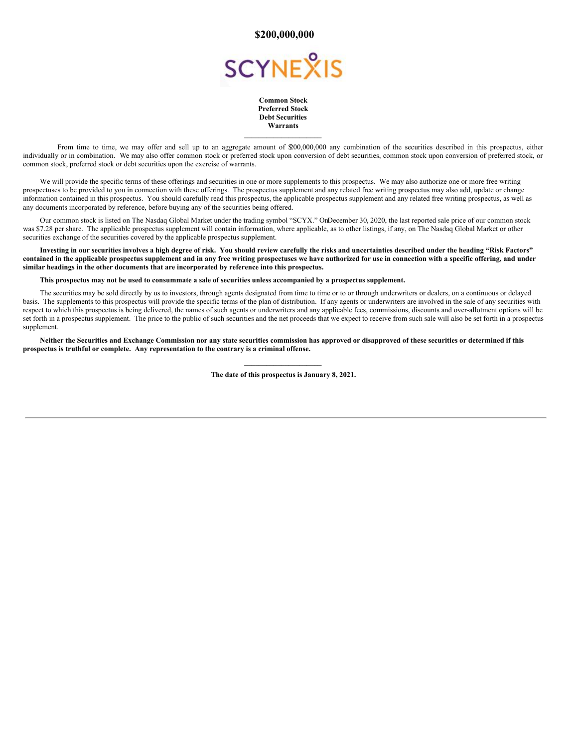# $200,000,000

SCYNEXIS

**Common Stock**
**Preferred Stock**
**Debt Securities**
**Warrants**

---

From time to time, we may offer and sell up to an aggregate amount of $200,000,000 any combination of the securities described in this prospectus, either individually or in combination. We may also offer common stock or preferred stock upon conversion of debt securities, common stock upon conversion of preferred stock, or common stock, preferred stock or debt securities upon the exercise of warrants.

We will provide the specific terms of these offerings and securities in one or more supplements to this prospectus. We may also authorize one or more free writing prospectuses to be provided to you in connection with these offerings. The prospectus supplement and any related free writing prospectus may also add, update or change information contained in this prospectus. You should carefully read this prospectus, the applicable prospectus supplement and any related free writing prospectus, as well as any documents incorporated by reference, before buying any of the securities being offered.

Our common stock is listed on The Nasdaq Global Market under the trading symbol "SCYX." On December 30, 2020, the last reported sale price of our common stock was $7.28 per share. The applicable prospectus supplement will contain information, where applicable, as to other listings, if any, on The Nasdaq Global Market or other securities exchange of the securities covered by the applicable prospectus supplement.

**Investing in our securities involves a high degree of risk. You should review carefully the risks and uncertainties described under the heading "Risk Factors" contained in the applicable prospectus supplement and in any free writing prospectuses we have authorized for use in connection with a specific offering, and under similar headings in the other documents that are incorporated by reference into this prospectus.**

**This prospectus may not be used to consummate a sale of securities unless accompanied by a prospectus supplement.**

The securities may be sold directly by us to investors, through agents designated from time to time or to or through underwriters or dealers, on a continuous or delayed basis. The supplements to this prospectus will provide the specific terms of the plan of distribution. If any agents or underwriters are involved in the sale of any securities with respect to which this prospectus is being delivered, the names of such agents or underwriters and any applicable fees, commissions, discounts and over-allotment options will be set forth in a prospectus supplement. The price to the public of such securities and the net proceeds that we expect to receive from such sale will also be set forth in a prospectus supplement.

**Neither the Securities and Exchange Commission nor any state securities commission has approved or disapproved of these securities or determined if this prospectus is truthful or complete. Any representation to the contrary is a criminal offense.**

---

**The date of this prospectus is January 8, 2021.**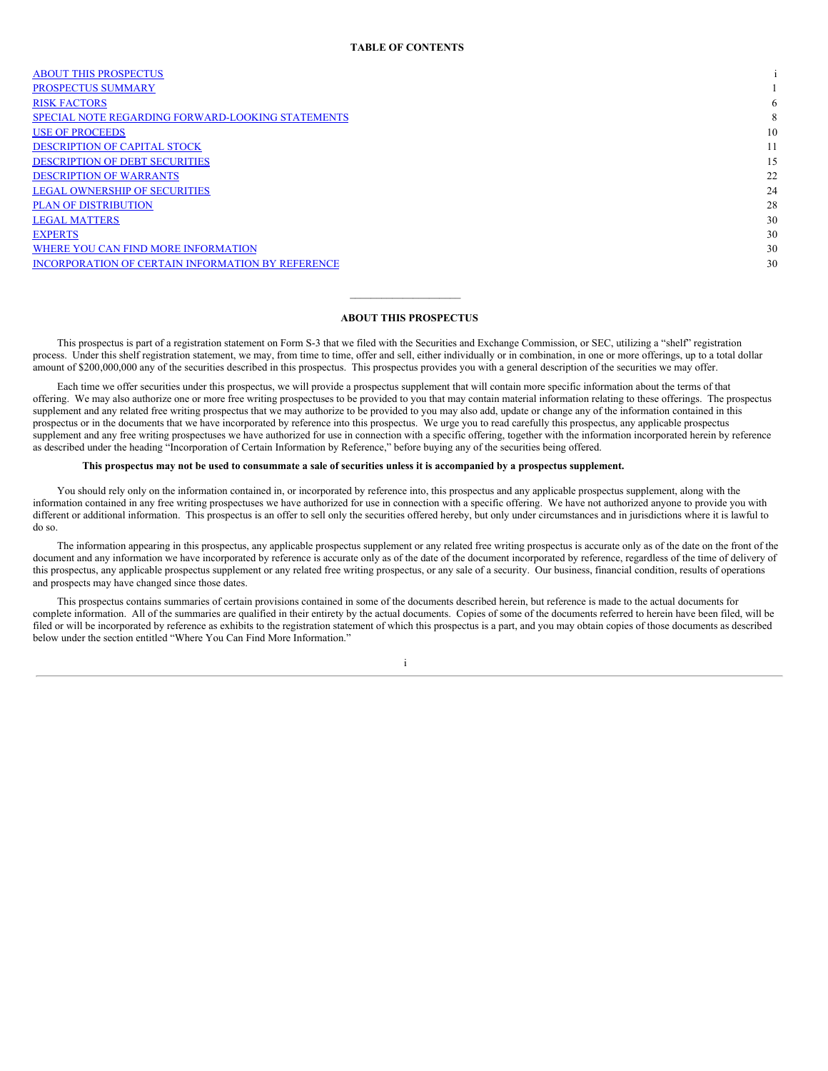## TABLE OF CONTENTS

| | |
|---|---|
| ABOUT THIS PROSPECTUS | i |
| PROSPECTUS SUMMARY | 1 |
| RISK FACTORS | 6 |
| SPECIAL NOTE REGARDING FORWARD-LOOKING STATEMENTS | 8 |
| USE OF PROCEEDS | 10 |
| DESCRIPTION OF CAPITAL STOCK | 11 |
| DESCRIPTION OF DEBT SECURITIES | 15 |
| DESCRIPTION OF WARRANTS | 22 |
| LEGAL OWNERSHIP OF SECURITIES | 24 |
| PLAN OF DISTRIBUTION | 28 |
| LEGAL MATTERS | 30 |
| EXPERTS | 30 |
| WHERE YOU CAN FIND MORE INFORMATION | 30 |
| INCORPORATION OF CERTAIN INFORMATION BY REFERENCE | 30 |

## ABOUT THIS PROSPECTUS

This prospectus is part of a registration statement on Form S-3 that we filed with the Securities and Exchange Commission, or SEC, utilizing a "shelf" registration process. Under this shelf registration statement, we may, from time to time, offer and sell, either individually or in combination, in one or more offerings, up to a total dollar amount of $200,000,000 any of the securities described in this prospectus. This prospectus provides you with a general description of the securities we may offer.

Each time we offer securities under this prospectus, we will provide a prospectus supplement that will contain more specific information about the terms of that offering. We may also authorize one or more free writing prospectuses to be provided to you that may contain material information relating to these offerings. The prospectus supplement and any related free writing prospectus that we may authorize to be provided to you may also add, update or change any of the information contained in this prospectus or in the documents that we have incorporated by reference into this prospectus. We urge you to read carefully this prospectus, any applicable prospectus supplement and any free writing prospectuses we have authorized for use in connection with a specific offering, together with the information incorporated herein by reference as described under the heading "Incorporation of Certain Information by Reference," before buying any of the securities being offered.

**This prospectus may not be used to consummate a sale of securities unless it is accompanied by a prospectus supplement.**

You should rely only on the information contained in, or incorporated by reference into, this prospectus and any applicable prospectus supplement, along with the information contained in any free writing prospectuses we have authorized for use in connection with a specific offering. We have not authorized anyone to provide you with different or additional information. This prospectus is an offer to sell only the securities offered hereby, but only under circumstances and in jurisdictions where it is lawful to do so.

The information appearing in this prospectus, any applicable prospectus supplement or any related free writing prospectus is accurate only as of the date on the front of the document and any information we have incorporated by reference is accurate only as of the date of the document incorporated by reference, regardless of the time of delivery of this prospectus, any applicable prospectus supplement or any related free writing prospectus, or any sale of a security. Our business, financial condition, results of operations and prospects may have changed since those dates.

This prospectus contains summaries of certain provisions contained in some of the documents described herein, but reference is made to the actual documents for complete information. All of the summaries are qualified in their entirety by the actual documents. Copies of some of the documents referred to herein have been filed, will be filed or will be incorporated by reference as exhibits to the registration statement of which this prospectus is a part, and you may obtain copies of those documents as described below under the section entitled "Where You Can Find More Information."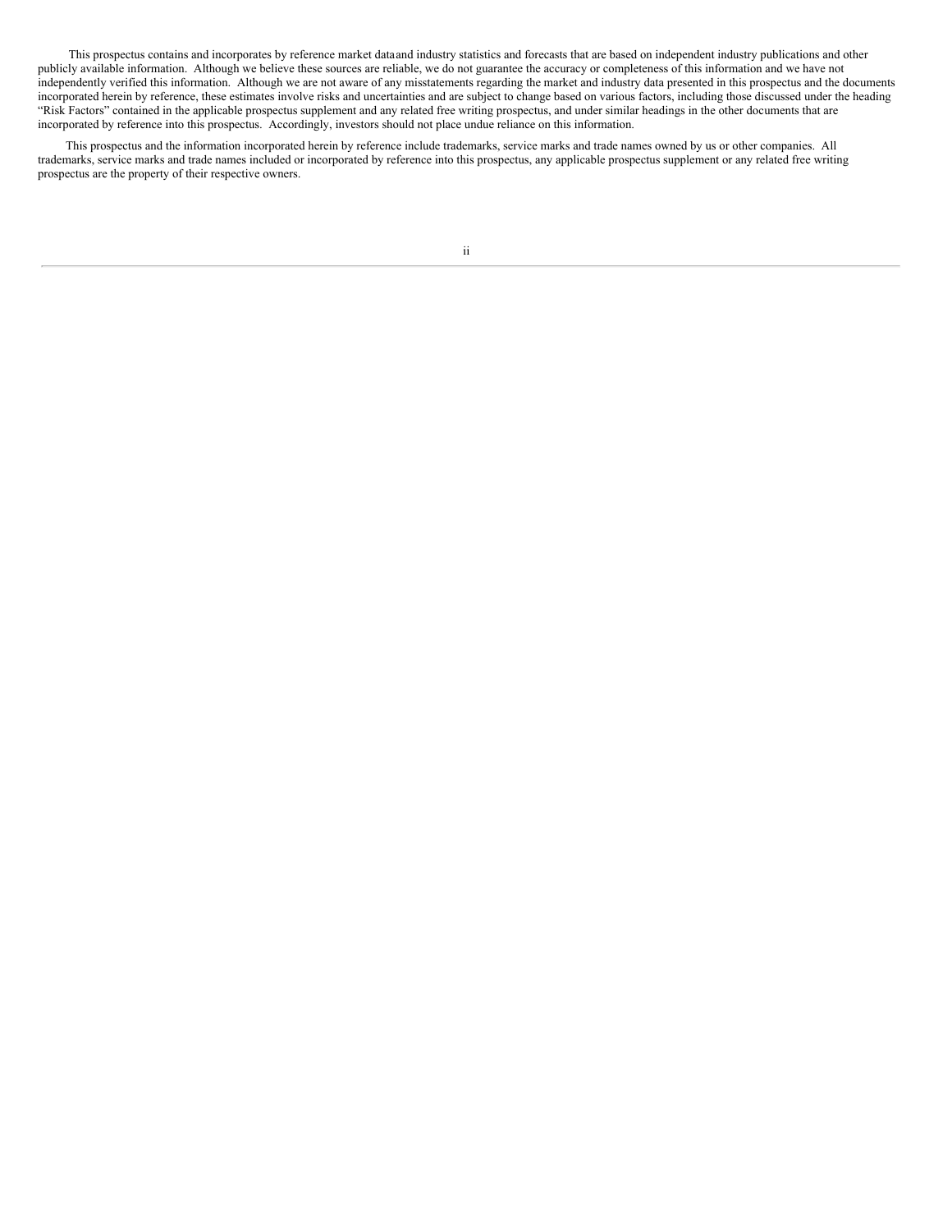This prospectus contains and incorporates by reference market data and industry statistics and forecasts that are based on independent industry publications and other publicly available information. Although we believe these sources are reliable, we do not guarantee the accuracy or completeness of this information and we have not independently verified this information. Although we are not aware of any misstatements regarding the market and industry data presented in this prospectus and the documents incorporated herein by reference, these estimates involve risks and uncertainties and are subject to change based on various factors, including those discussed under the heading "Risk Factors" contained in the applicable prospectus supplement and any related free writing prospectus, and under similar headings in the other documents that are incorporated by reference into this prospectus. Accordingly, investors should not place undue reliance on this information.

This prospectus and the information incorporated herein by reference include trademarks, service marks and trade names owned by us or other companies. All trademarks, service marks and trade names included or incorporated by reference into this prospectus, any applicable prospectus supplement or any related free writing prospectus are the property of their respective owners.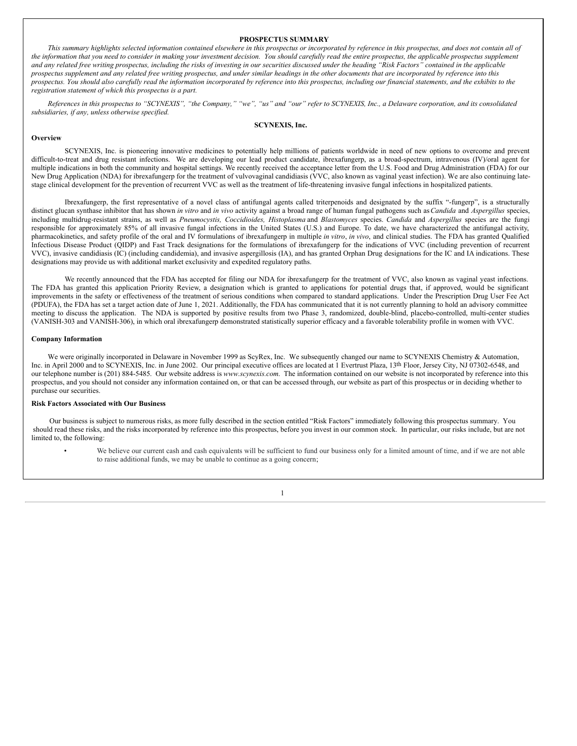## PROSPECTUS SUMMARY

*This summary highlights selected information contained elsewhere in this prospectus or incorporated by reference in this prospectus, and does not contain all of the information that you need to consider in making your investment decision. You should carefully read the entire prospectus, the applicable prospectus supplement and any related free writing prospectus, including the risks of investing in our securities discussed under the heading "Risk Factors" contained in the applicable prospectus supplement and any related free writing prospectus, and under similar headings in the other documents that are incorporated by reference into this prospectus. You should also carefully read the information incorporated by reference into this prospectus, including our financial statements, and the exhibits to the registration statement of which this prospectus is a part.*

*References in this prospectus to "SCYNEXIS", "the Company," "we", "us" and "our" refer to SCYNEXIS, Inc., a Delaware corporation, and its consolidated subsidiaries, if any, unless otherwise specified.*

## SCYNEXIS, Inc.

### Overview

SCYNEXIS, Inc. is pioneering innovative medicines to potentially help millions of patients worldwide in need of new options to overcome and prevent difficult-to-treat and drug resistant infections. We are developing our lead product candidate, ibrexafungerp, as a broad-spectrum, intravenous (IV)/oral agent for multiple indications in both the community and hospital settings. We recently received the acceptance letter from the U.S. Food and Drug Administration (FDA) for our New Drug Application (NDA) for ibrexafungerp for the treatment of vulvovaginal candidiasis (VVC, also known as vaginal yeast infection). We are also continuing late-stage clinical development for the prevention of recurrent VVC as well as the treatment of life-threatening invasive fungal infections in hospitalized patients.

Ibrexafungerp, the first representative of a novel class of antifungal agents called triterpenoids and designated by the suffix "-fungerp", is a structurally distinct glucan synthase inhibitor that has shown *in vitro* and *in vivo* activity against a broad range of human fungal pathogens such as *Candida* and *Aspergillus* species, including multidrug-resistant strains, as well as *Pneumocystis, Coccidioides, Histoplasma* and *Blastomyces* species. *Candida* and *Aspergillus* species are the fungi responsible for approximately 85% of all invasive fungal infections in the United States (U.S.) and Europe. To date, we have characterized the antifungal activity, pharmacokinetics, and safety profile of the oral and IV formulations of ibrexafungerp in multiple *in vitro*, *in vivo*, and clinical studies. The FDA has granted Qualified Infectious Disease Product (QIDP) and Fast Track designations for the formulations of ibrexafungerp for the indications of VVC (including prevention of recurrent VVC), invasive candidiasis (IC) (including candidemia), and invasive aspergillosis (IA), and has granted Orphan Drug designations for the IC and IA indications. These designations may provide us with additional market exclusivity and expedited regulatory paths.

We recently announced that the FDA has accepted for filing our NDA for ibrexafungerp for the treatment of VVC, also known as vaginal yeast infections. The FDA has granted this application Priority Review, a designation which is granted to applications for potential drugs that, if approved, would be significant improvements in the safety or effectiveness of the treatment of serious conditions when compared to standard applications. Under the Prescription Drug User Fee Act (PDUFA), the FDA has set a target action date of June 1, 2021. Additionally, the FDA has communicated that it is not currently planning to hold an advisory committee meeting to discuss the application. The NDA is supported by positive results from two Phase 3, randomized, double-blind, placebo-controlled, multi-center studies (VANISH-303 and VANISH-306), in which oral ibrexafungerp demonstrated statistically superior efficacy and a favorable tolerability profile in women with VVC.

### Company Information

We were originally incorporated in Delaware in November 1999 as ScyRex, Inc. We subsequently changed our name to SCYNEXIS Chemistry & Automation, Inc. in April 2000 and to SCYNEXIS, Inc. in June 2002. Our principal executive offices are located at 1 Evertrust Plaza, 13th Floor, Jersey City, NJ 07302-6548, and our telephone number is (201) 884-5485. Our website address is *www.scynexis.com*. The information contained on our website is not incorporated by reference into this prospectus, and you should not consider any information contained on, or that can be accessed through, our website as part of this prospectus or in deciding whether to purchase our securities.

### Risk Factors Associated with Our Business

Our business is subject to numerous risks, as more fully described in the section entitled "Risk Factors" immediately following this prospectus summary. You should read these risks, and the risks incorporated by reference into this prospectus, before you invest in our common stock. In particular, our risks include, but are not limited to, the following:

- We believe our current cash and cash equivalents will be sufficient to fund our business only for a limited amount of time, and if we are not able to raise additional funds, we may be unable to continue as a going concern;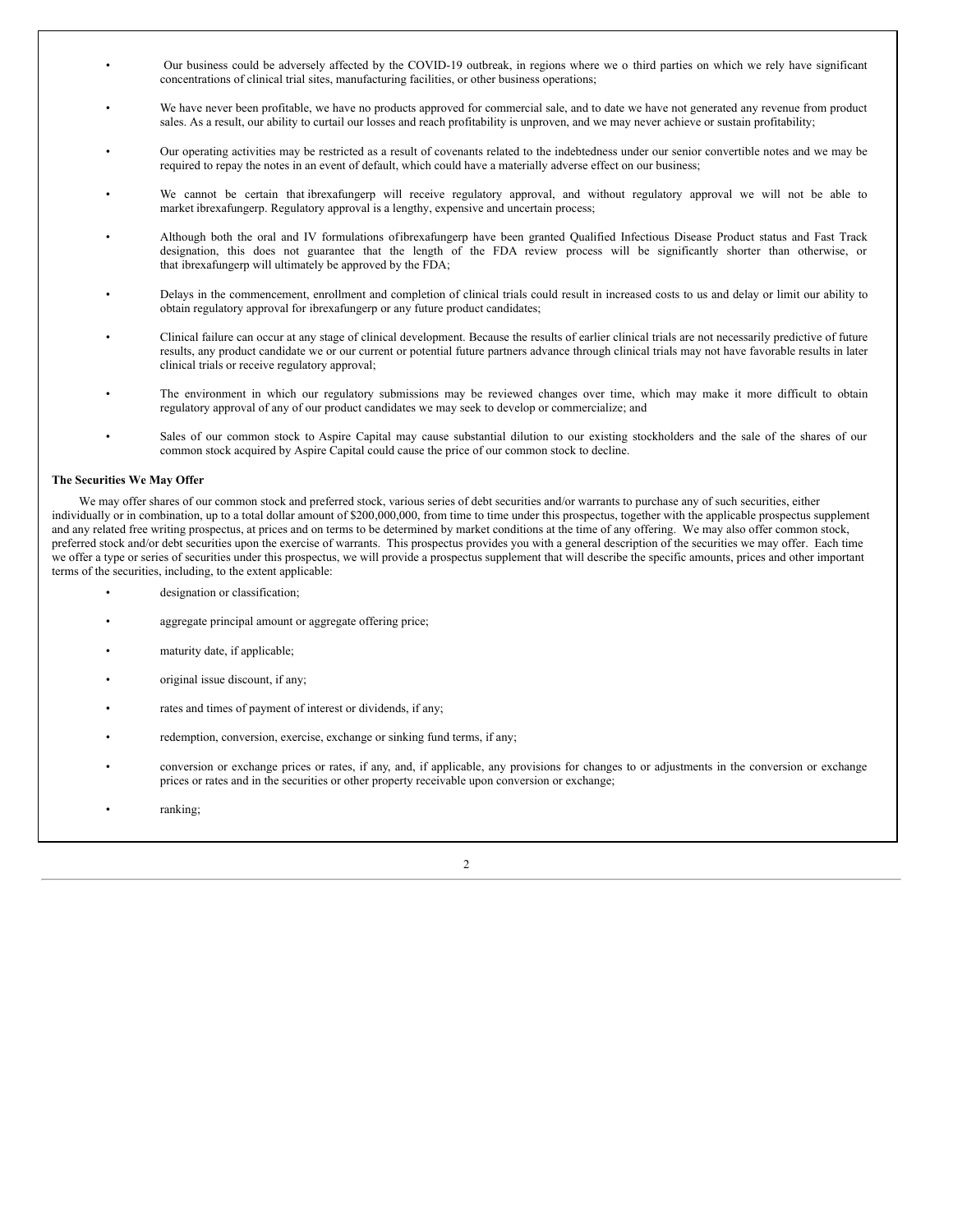- Our business could be adversely affected by the COVID-19 outbreak, in regions where we o third parties on which we rely have significant concentrations of clinical trial sites, manufacturing facilities, or other business operations;
- We have never been profitable, we have no products approved for commercial sale, and to date we have not generated any revenue from product sales. As a result, our ability to curtail our losses and reach profitability is unproven, and we may never achieve or sustain profitability;
- Our operating activities may be restricted as a result of covenants related to the indebtedness under our senior convertible notes and we may be required to repay the notes in an event of default, which could have a materially adverse effect on our business;
- We cannot be certain that ibrexafungerp will receive regulatory approval, and without regulatory approval we will not be able to market ibrexafungerp. Regulatory approval is a lengthy, expensive and uncertain process;
- Although both the oral and IV formulations ofibrexafungerp have been granted Qualified Infectious Disease Product status and Fast Track designation, this does not guarantee that the length of the FDA review process will be significantly shorter than otherwise, or that ibrexafungerp will ultimately be approved by the FDA;
- Delays in the commencement, enrollment and completion of clinical trials could result in increased costs to us and delay or limit our ability to obtain regulatory approval for ibrexafungerp or any future product candidates;
- Clinical failure can occur at any stage of clinical development. Because the results of earlier clinical trials are not necessarily predictive of future results, any product candidate we or our current or potential future partners advance through clinical trials may not have favorable results in later clinical trials or receive regulatory approval;
- The environment in which our regulatory submissions may be reviewed changes over time, which may make it more difficult to obtain regulatory approval of any of our product candidates we may seek to develop or commercialize; and
- Sales of our common stock to Aspire Capital may cause substantial dilution to our existing stockholders and the sale of the shares of our common stock acquired by Aspire Capital could cause the price of our common stock to decline.

**The Securities We May Offer**

We may offer shares of our common stock and preferred stock, various series of debt securities and/or warrants to purchase any of such securities, either individually or in combination, up to a total dollar amount of $200,000,000, from time to time under this prospectus, together with the applicable prospectus supplement and any related free writing prospectus, at prices and on terms to be determined by market conditions at the time of any offering. We may also offer common stock, preferred stock and/or debt securities upon the exercise of warrants. This prospectus provides you with a general description of the securities we may offer. Each time we offer a type or series of securities under this prospectus, we will provide a prospectus supplement that will describe the specific amounts, prices and other important terms of the securities, including, to the extent applicable:

- designation or classification;
- aggregate principal amount or aggregate offering price;
- maturity date, if applicable;
- original issue discount, if any;
- rates and times of payment of interest or dividends, if any;
- redemption, conversion, exercise, exchange or sinking fund terms, if any;
- conversion or exchange prices or rates, if any, and, if applicable, any provisions for changes to or adjustments in the conversion or exchange prices or rates and in the securities or other property receivable upon conversion or exchange;
- ranking;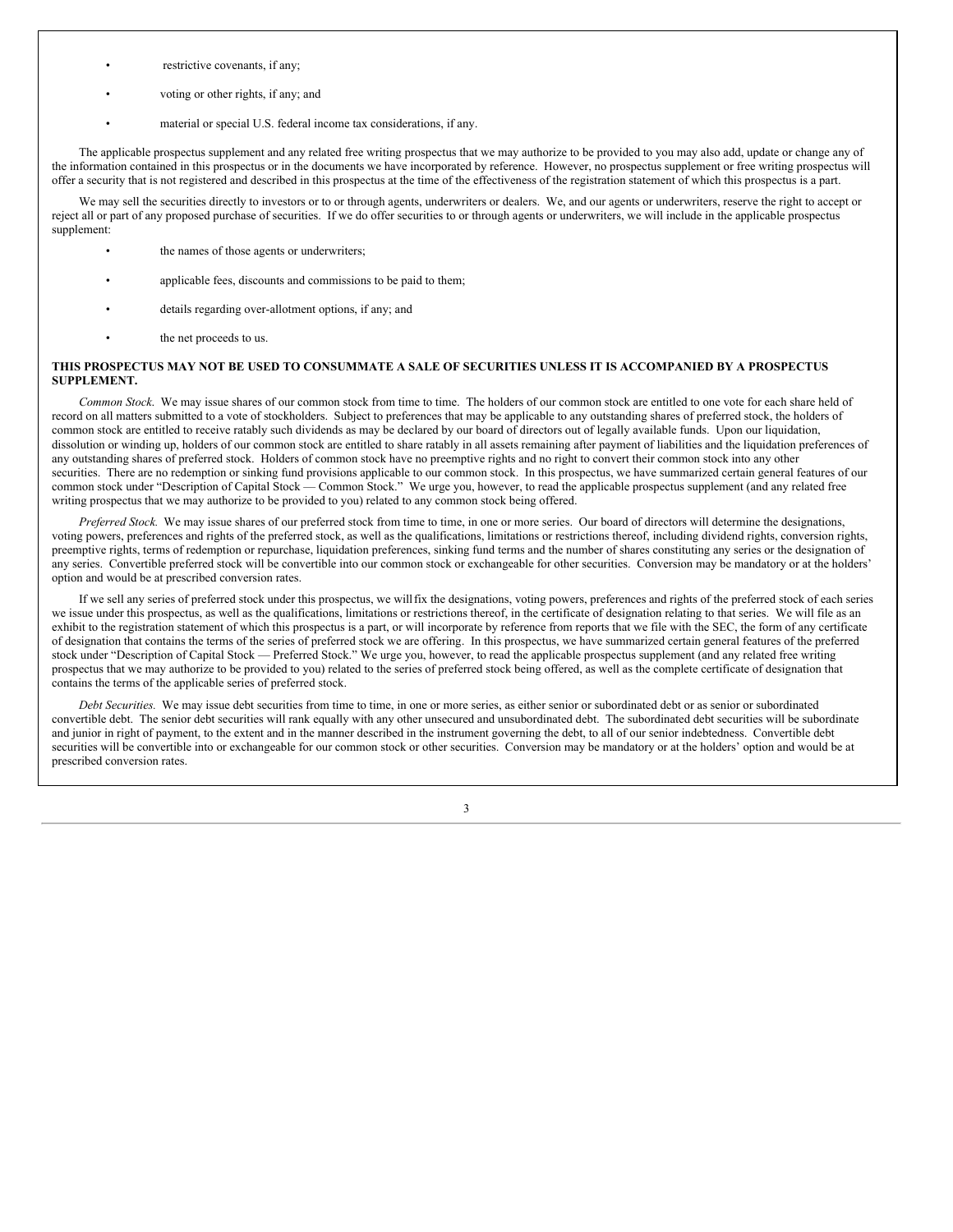- restrictive covenants, if any;
- voting or other rights, if any; and
- material or special U.S. federal income tax considerations, if any.

The applicable prospectus supplement and any related free writing prospectus that we may authorize to be provided to you may also add, update or change any of the information contained in this prospectus or in the documents we have incorporated by reference. However, no prospectus supplement or free writing prospectus will offer a security that is not registered and described in this prospectus at the time of the effectiveness of the registration statement of which this prospectus is a part.

We may sell the securities directly to investors or to or through agents, underwriters or dealers. We, and our agents or underwriters, reserve the right to accept or reject all or part of any proposed purchase of securities. If we do offer securities to or through agents or underwriters, we will include in the applicable prospectus supplement:

- the names of those agents or underwriters;
- applicable fees, discounts and commissions to be paid to them;
- details regarding over-allotment options, if any; and
- the net proceeds to us.

**THIS PROSPECTUS MAY NOT BE USED TO CONSUMMATE A SALE OF SECURITIES UNLESS IT IS ACCOMPANIED BY A PROSPECTUS SUPPLEMENT.**

*Common Stock*. We may issue shares of our common stock from time to time. The holders of our common stock are entitled to one vote for each share held of record on all matters submitted to a vote of stockholders. Subject to preferences that may be applicable to any outstanding shares of preferred stock, the holders of common stock are entitled to receive ratably such dividends as may be declared by our board of directors out of legally available funds. Upon our liquidation, dissolution or winding up, holders of our common stock are entitled to share ratably in all assets remaining after payment of liabilities and the liquidation preferences of any outstanding shares of preferred stock. Holders of common stock have no preemptive rights and no right to convert their common stock into any other securities. There are no redemption or sinking fund provisions applicable to our common stock. In this prospectus, we have summarized certain general features of our common stock under "Description of Capital Stock — Common Stock." We urge you, however, to read the applicable prospectus supplement (and any related free writing prospectus that we may authorize to be provided to you) related to any common stock being offered.

*Preferred Stock.* We may issue shares of our preferred stock from time to time, in one or more series. Our board of directors will determine the designations, voting powers, preferences and rights of the preferred stock, as well as the qualifications, limitations or restrictions thereof, including dividend rights, conversion rights, preemptive rights, terms of redemption or repurchase, liquidation preferences, sinking fund terms and the number of shares constituting any series or the designation of any series. Convertible preferred stock will be convertible into our common stock or exchangeable for other securities. Conversion may be mandatory or at the holders' option and would be at prescribed conversion rates.

If we sell any series of preferred stock under this prospectus, we will fix the designations, voting powers, preferences and rights of the preferred stock of each series we issue under this prospectus, as well as the qualifications, limitations or restrictions thereof, in the certificate of designation relating to that series. We will file as an exhibit to the registration statement of which this prospectus is a part, or will incorporate by reference from reports that we file with the SEC, the form of any certificate of designation that contains the terms of the series of preferred stock we are offering. In this prospectus, we have summarized certain general features of the preferred stock under "Description of Capital Stock — Preferred Stock." We urge you, however, to read the applicable prospectus supplement (and any related free writing prospectus that we may authorize to be provided to you) related to the series of preferred stock being offered, as well as the complete certificate of designation that contains the terms of the applicable series of preferred stock.

*Debt Securities.* We may issue debt securities from time to time, in one or more series, as either senior or subordinated debt or as senior or subordinated convertible debt. The senior debt securities will rank equally with any other unsecured and unsubordinated debt. The subordinated debt securities will be subordinate and junior in right of payment, to the extent and in the manner described in the instrument governing the debt, to all of our senior indebtedness. Convertible debt securities will be convertible into or exchangeable for our common stock or other securities. Conversion may be mandatory or at the holders' option and would be at prescribed conversion rates.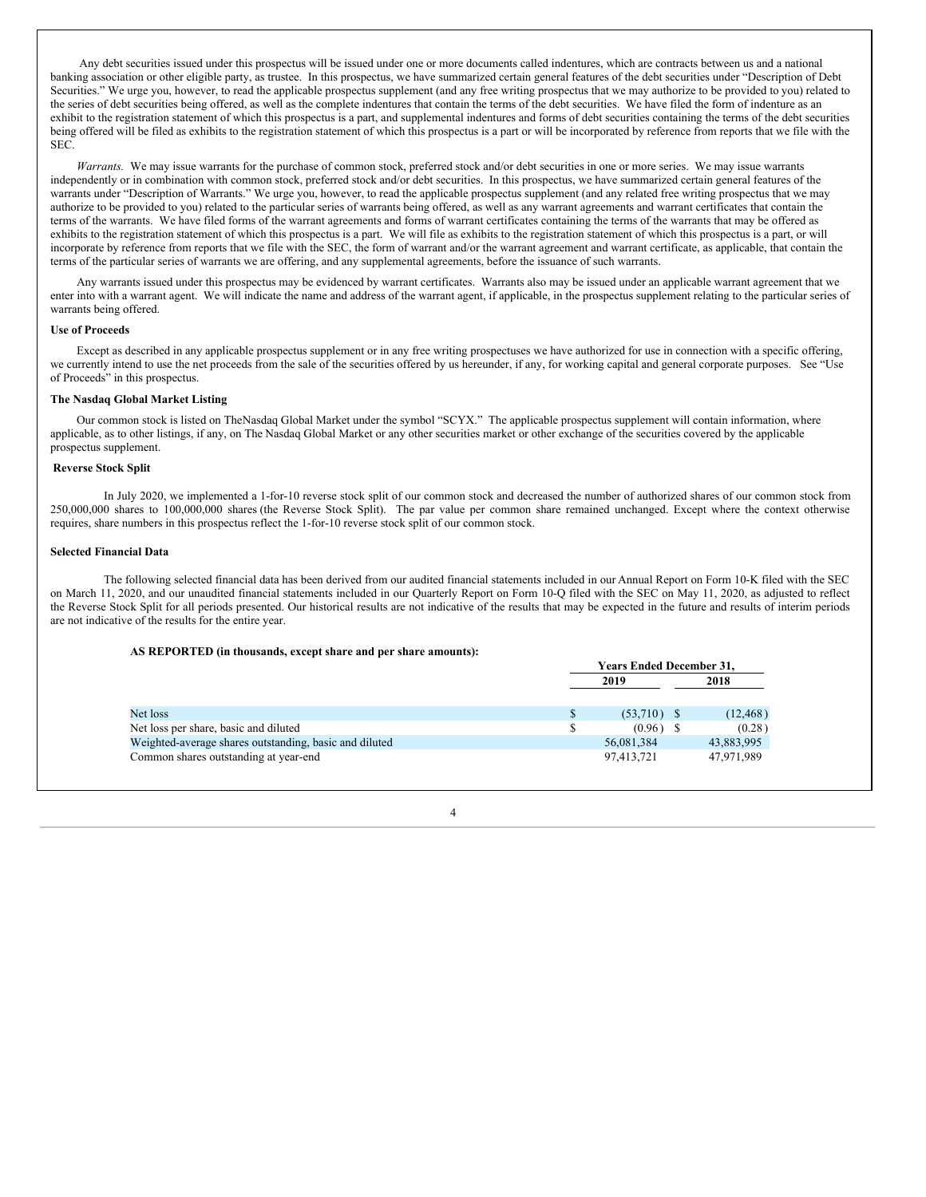Any debt securities issued under this prospectus will be issued under one or more documents called indentures, which are contracts between us and a national banking association or other eligible party, as trustee. In this prospectus, we have summarized certain general features of the debt securities under "Description of Debt Securities." We urge you, however, to read the applicable prospectus supplement (and any free writing prospectus that we may authorize to be provided to you) related to the series of debt securities being offered, as well as the complete indentures that contain the terms of the debt securities. We have filed the form of indenture as an exhibit to the registration statement of which this prospectus is a part, and supplemental indentures and forms of debt securities containing the terms of the debt securities being offered will be filed as exhibits to the registration statement of which this prospectus is a part or will be incorporated by reference from reports that we file with the SEC.

*Warrants.* We may issue warrants for the purchase of common stock, preferred stock and/or debt securities in one or more series. We may issue warrants independently or in combination with common stock, preferred stock and/or debt securities. In this prospectus, we have summarized certain general features of the warrants under "Description of Warrants." We urge you, however, to read the applicable prospectus supplement (and any related free writing prospectus that we may authorize to be provided to you) related to the particular series of warrants being offered, as well as any warrant agreements and warrant certificates that contain the terms of the warrants. We have filed forms of the warrant agreements and forms of warrant certificates containing the terms of the warrants that may be offered as exhibits to the registration statement of which this prospectus is a part. We will file as exhibits to the registration statement of which this prospectus is a part, or will incorporate by reference from reports that we file with the SEC, the form of warrant and/or the warrant agreement and warrant certificate, as applicable, that contain the terms of the particular series of warrants we are offering, and any supplemental agreements, before the issuance of such warrants.

Any warrants issued under this prospectus may be evidenced by warrant certificates. Warrants also may be issued under an applicable warrant agreement that we enter into with a warrant agent. We will indicate the name and address of the warrant agent, if applicable, in the prospectus supplement relating to the particular series of warrants being offered.

**Use of Proceeds**

Except as described in any applicable prospectus supplement or in any free writing prospectuses we have authorized for use in connection with a specific offering, we currently intend to use the net proceeds from the sale of the securities offered by us hereunder, if any, for working capital and general corporate purposes. See "Use of Proceeds" in this prospectus.

**The Nasdaq Global Market Listing**

Our common stock is listed on TheNasdaq Global Market under the symbol "SCYX." The applicable prospectus supplement will contain information, where applicable, as to other listings, if any, on The Nasdaq Global Market or any other securities market or other exchange of the securities covered by the applicable prospectus supplement.

**Reverse Stock Split**

In July 2020, we implemented a 1-for-10 reverse stock split of our common stock and decreased the number of authorized shares of our common stock from 250,000,000 shares to 100,000,000 shares (the Reverse Stock Split). The par value per common share remained unchanged. Except where the context otherwise requires, share numbers in this prospectus reflect the 1-for-10 reverse stock split of our common stock.

**Selected Financial Data**

The following selected financial data has been derived from our audited financial statements included in our Annual Report on Form 10-K filed with the SEC on March 11, 2020, and our unaudited financial statements included in our Quarterly Report on Form 10-Q filed with the SEC on May 11, 2020, as adjusted to reflect the Reverse Stock Split for all periods presented. Our historical results are not indicative of the results that may be expected in the future and results of interim periods are not indicative of the results for the entire year.

**AS REPORTED (in thousands, except share and per share amounts):**

| | Years Ended December 31, | |
|---|---|---|
| | 2019 | 2018 |
| Net loss | $ (53,710) | $ (12,468) |
| Net loss per share, basic and diluted | $ (0.96) | $ (0.28) |
| Weighted-average shares outstanding, basic and diluted | 56,081,384 | 43,883,995 |
| Common shares outstanding at year-end | 97,413,721 | 47,971,989 |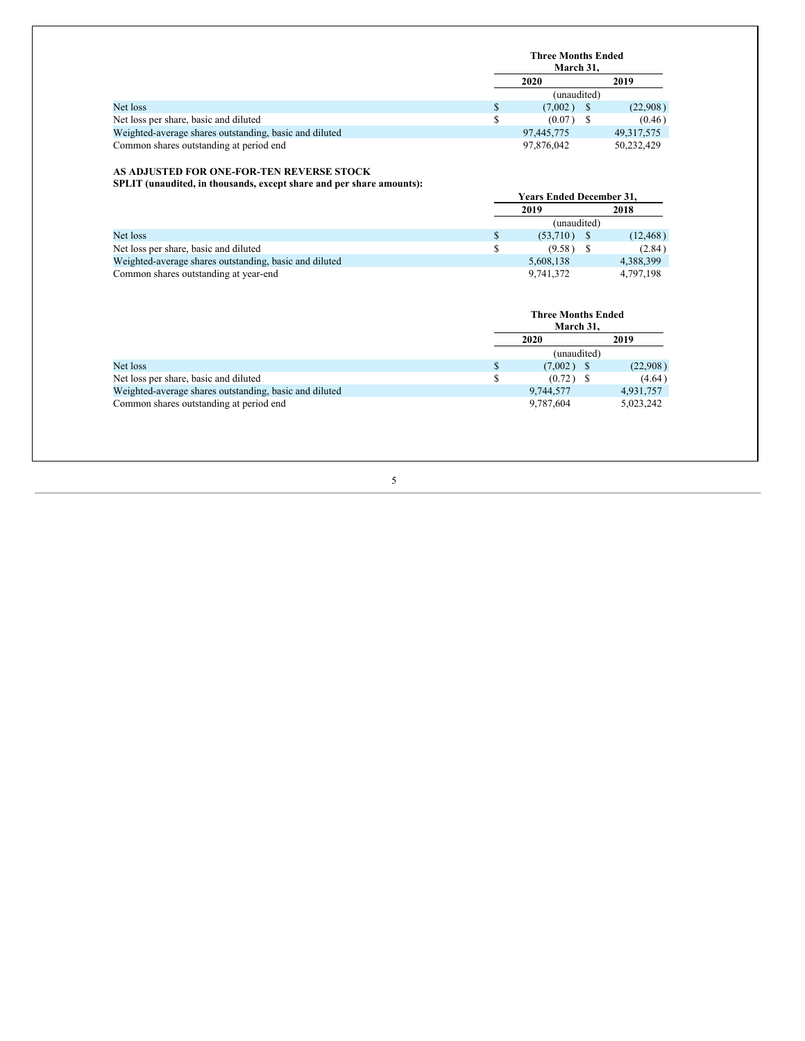| | Three Months Ended March 31, | |
|---|---|---|
| | 2020 | 2019 |
| | (unaudited) | |
| Net loss | $ (7,002) | $ (22,908) |
| Net loss per share, basic and diluted | $ (0.07) | $ (0.46) |
| Weighted-average shares outstanding, basic and diluted | 97,445,775 | 49,317,575 |
| Common shares outstanding at period end | 97,876,042 | 50,232,429 |

**AS ADJUSTED FOR ONE-FOR-TEN REVERSE STOCK SPLIT (unaudited, in thousands, except share and per share amounts):**

| | Years Ended December 31, | |
|---|---|---|
| | 2019 | 2018 |
| | (unaudited) | |
| Net loss | $ (53,710) | $ (12,468) |
| Net loss per share, basic and diluted | $ (9.58) | $ (2.84) |
| Weighted-average shares outstanding, basic and diluted | 5,608,138 | 4,388,399 |
| Common shares outstanding at year-end | 9,741,372 | 4,797,198 |

| | Three Months Ended March 31, | |
|---|---|---|
| | 2020 | 2019 |
| | (unaudited) | |
| Net loss | $ (7,002) | $ (22,908) |
| Net loss per share, basic and diluted | $ (0.72) | $ (4.64) |
| Weighted-average shares outstanding, basic and diluted | 9,744,577 | 4,931,757 |
| Common shares outstanding at period end | 9,787,604 | 5,023,242 |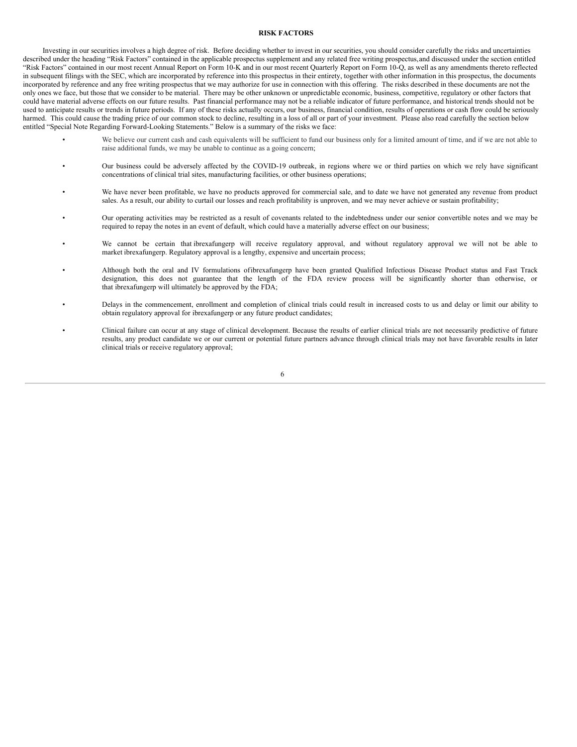## RISK FACTORS

Investing in our securities involves a high degree of risk. Before deciding whether to invest in our securities, you should consider carefully the risks and uncertainties described under the heading "Risk Factors" contained in the applicable prospectus supplement and any related free writing prospectus, and discussed under the section entitled "Risk Factors" contained in our most recent Annual Report on Form 10-K and in our most recent Quarterly Report on Form 10-Q, as well as any amendments thereto reflected in subsequent filings with the SEC, which are incorporated by reference into this prospectus in their entirety, together with other information in this prospectus, the documents incorporated by reference and any free writing prospectus that we may authorize for use in connection with this offering. The risks described in these documents are not the only ones we face, but those that we consider to be material. There may be other unknown or unpredictable economic, business, competitive, regulatory or other factors that could have material adverse effects on our future results. Past financial performance may not be a reliable indicator of future performance, and historical trends should not be used to anticipate results or trends in future periods. If any of these risks actually occurs, our business, financial condition, results of operations or cash flow could be seriously harmed. This could cause the trading price of our common stock to decline, resulting in a loss of all or part of your investment. Please also read carefully the section below entitled "Special Note Regarding Forward-Looking Statements." Below is a summary of the risks we face:

- We believe our current cash and cash equivalents will be sufficient to fund our business only for a limited amount of time, and if we are not able to raise additional funds, we may be unable to continue as a going concern;
- Our business could be adversely affected by the COVID-19 outbreak, in regions where we or third parties on which we rely have significant concentrations of clinical trial sites, manufacturing facilities, or other business operations;
- We have never been profitable, we have no products approved for commercial sale, and to date we have not generated any revenue from product sales. As a result, our ability to curtail our losses and reach profitability is unproven, and we may never achieve or sustain profitability;
- Our operating activities may be restricted as a result of covenants related to the indebtedness under our senior convertible notes and we may be required to repay the notes in an event of default, which could have a materially adverse effect on our business;
- We cannot be certain that ibrexafungerp will receive regulatory approval, and without regulatory approval we will not be able to market ibrexafungerp. Regulatory approval is a lengthy, expensive and uncertain process;
- Although both the oral and IV formulations of ibrexafungerp have been granted Qualified Infectious Disease Product status and Fast Track designation, this does not guarantee that the length of the FDA review process will be significantly shorter than otherwise, or that ibrexafungerp will ultimately be approved by the FDA;
- Delays in the commencement, enrollment and completion of clinical trials could result in increased costs to us and delay or limit our ability to obtain regulatory approval for ibrexafungerp or any future product candidates;
- Clinical failure can occur at any stage of clinical development. Because the results of earlier clinical trials are not necessarily predictive of future results, any product candidate we or our current or potential future partners advance through clinical trials may not have favorable results in later clinical trials or receive regulatory approval;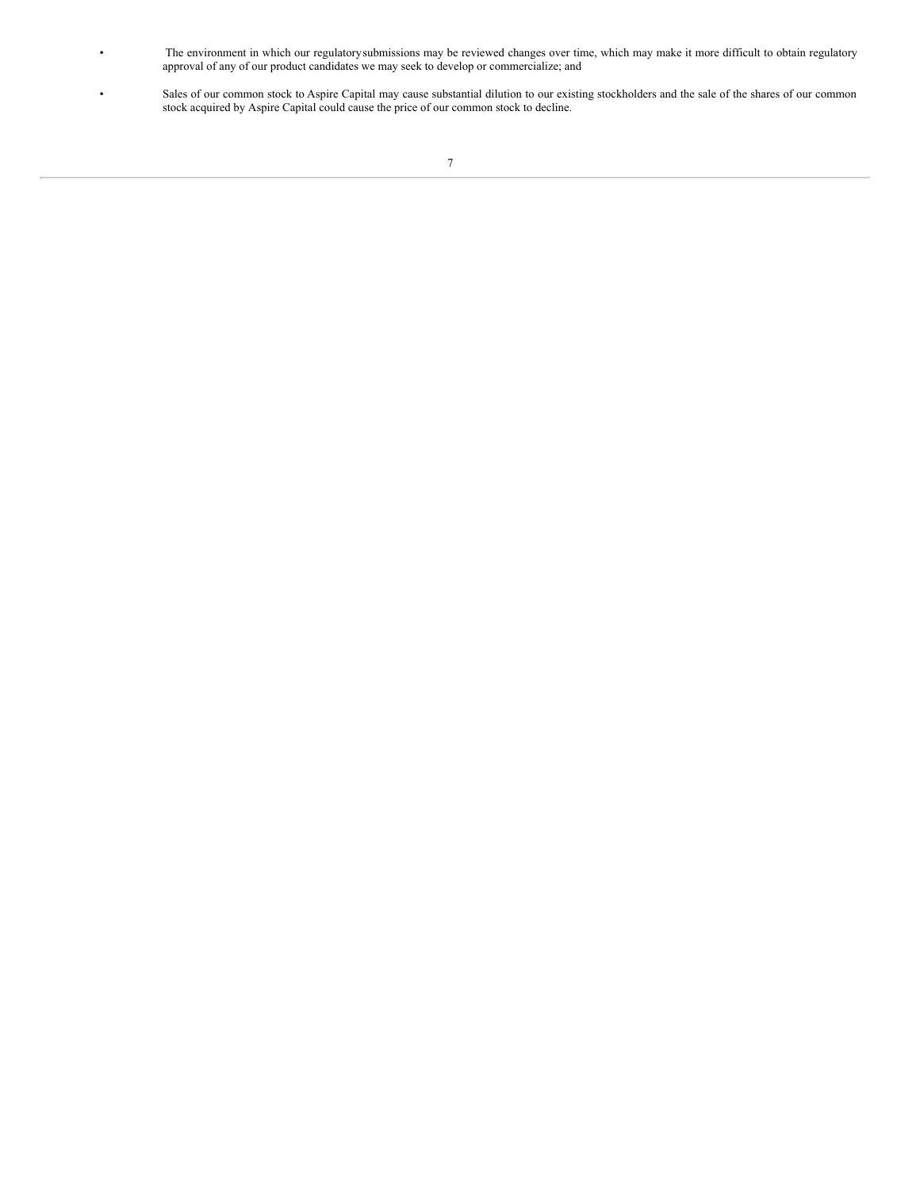- The environment in which our regulatory submissions may be reviewed changes over time, which may make it more difficult to obtain regulatory approval of any of our product candidates we may seek to develop or commercialize; and
- Sales of our common stock to Aspire Capital may cause substantial dilution to our existing stockholders and the sale of the shares of our common stock acquired by Aspire Capital could cause the price of our common stock to decline.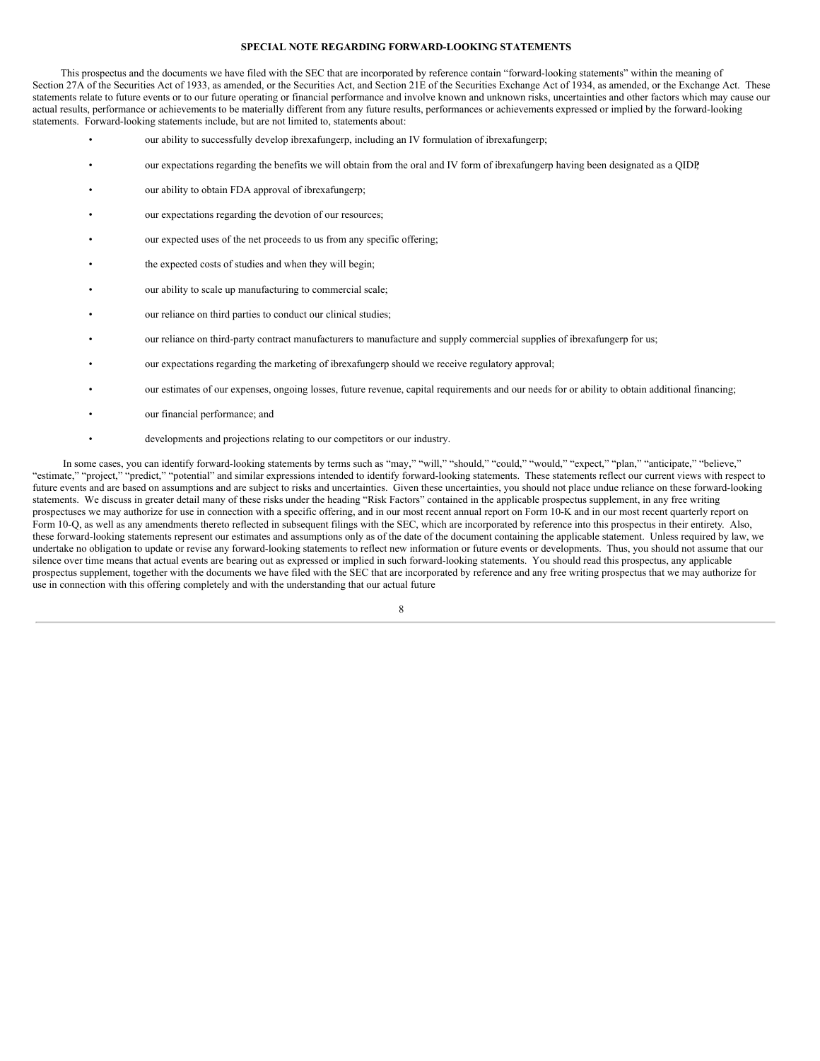## SPECIAL NOTE REGARDING FORWARD-LOOKING STATEMENTS

This prospectus and the documents we have filed with the SEC that are incorporated by reference contain "forward-looking statements" within the meaning of Section 27A of the Securities Act of 1933, as amended, or the Securities Act, and Section 21E of the Securities Exchange Act of 1934, as amended, or the Exchange Act. These statements relate to future events or to our future operating or financial performance and involve known and unknown risks, uncertainties and other factors which may cause our actual results, performance or achievements to be materially different from any future results, performances or achievements expressed or implied by the forward-looking statements. Forward-looking statements include, but are not limited to, statements about:

- our ability to successfully develop ibrexafungerp, including an IV formulation of ibrexafungerp;
- our expectations regarding the benefits we will obtain from the oral and IV form of ibrexafungerp having been designated as a QIDP;
- our ability to obtain FDA approval of ibrexafungerp;
- our expectations regarding the devotion of our resources;
- our expected uses of the net proceeds to us from any specific offering;
- the expected costs of studies and when they will begin;
- our ability to scale up manufacturing to commercial scale;
- our reliance on third parties to conduct our clinical studies;
- our reliance on third-party contract manufacturers to manufacture and supply commercial supplies of ibrexafungerp for us;
- our expectations regarding the marketing of ibrexafungerp should we receive regulatory approval;
- our estimates of our expenses, ongoing losses, future revenue, capital requirements and our needs for or ability to obtain additional financing;
- our financial performance; and
- developments and projections relating to our competitors or our industry.

In some cases, you can identify forward-looking statements by terms such as "may," "will," "should," "could," "would," "expect," "plan," "anticipate," "believe," "estimate," "project," "predict," "potential" and similar expressions intended to identify forward-looking statements. These statements reflect our current views with respect to future events and are based on assumptions and are subject to risks and uncertainties. Given these uncertainties, you should not place undue reliance on these forward-looking statements. We discuss in greater detail many of these risks under the heading "Risk Factors" contained in the applicable prospectus supplement, in any free writing prospectuses we may authorize for use in connection with a specific offering, and in our most recent annual report on Form 10-K and in our most recent quarterly report on Form 10-Q, as well as any amendments thereto reflected in subsequent filings with the SEC, which are incorporated by reference into this prospectus in their entirety. Also, these forward-looking statements represent our estimates and assumptions only as of the date of the document containing the applicable statement. Unless required by law, we undertake no obligation to update or revise any forward-looking statements to reflect new information or future events or developments. Thus, you should not assume that our silence over time means that actual events are bearing out as expressed or implied in such forward-looking statements. You should read this prospectus, any applicable prospectus supplement, together with the documents we have filed with the SEC that are incorporated by reference and any free writing prospectus that we may authorize for use in connection with this offering completely and with the understanding that our actual future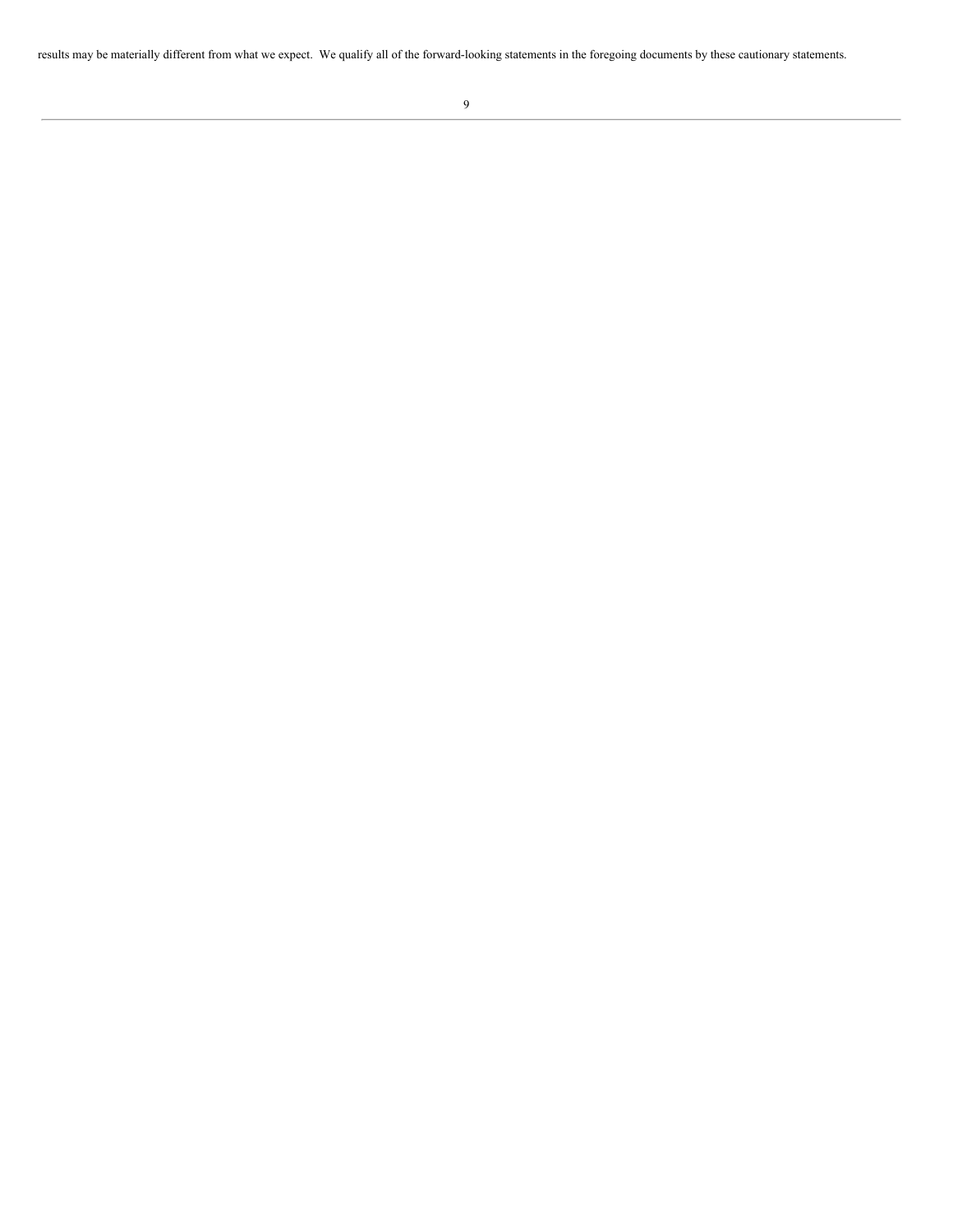results may be materially different from what we expect.  We qualify all of the forward-looking statements in the foregoing documents by these cautionary statements.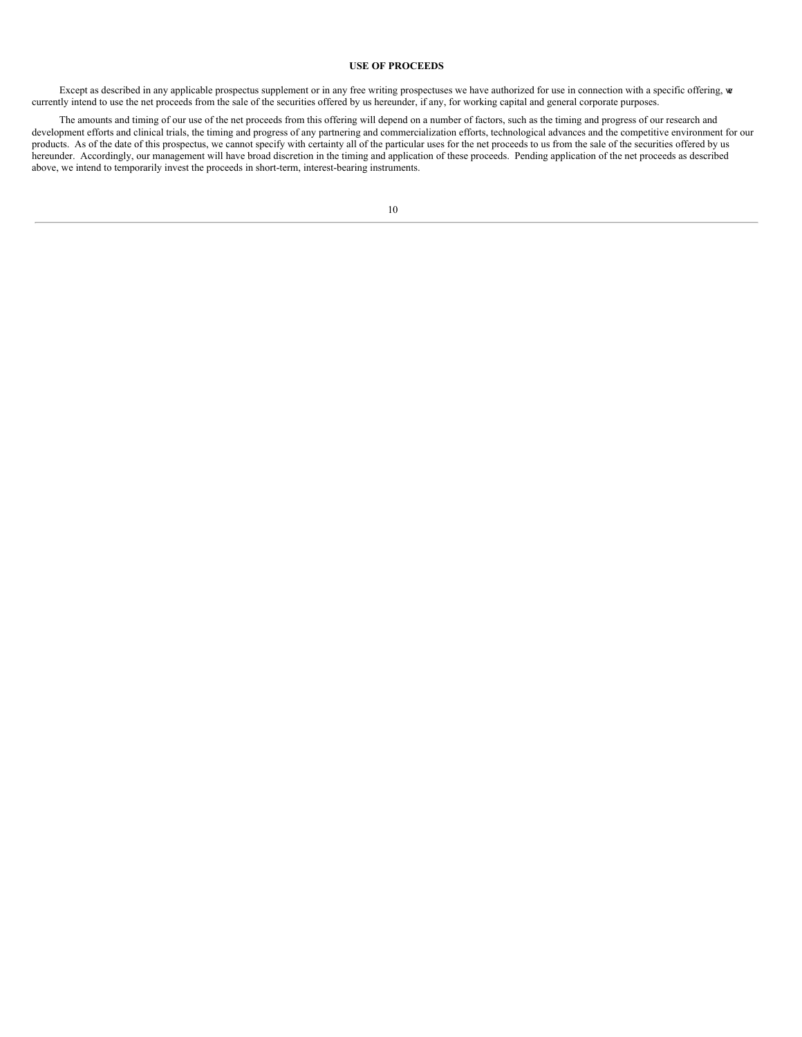## USE OF PROCEEDS

Except as described in any applicable prospectus supplement or in any free writing prospectuses we have authorized for use in connection with a specific offering, we currently intend to use the net proceeds from the sale of the securities offered by us hereunder, if any, for working capital and general corporate purposes.

The amounts and timing of our use of the net proceeds from this offering will depend on a number of factors, such as the timing and progress of our research and development efforts and clinical trials, the timing and progress of any partnering and commercialization efforts, technological advances and the competitive environment for our products. As of the date of this prospectus, we cannot specify with certainty all of the particular uses for the net proceeds to us from the sale of the securities offered by us hereunder. Accordingly, our management will have broad discretion in the timing and application of these proceeds. Pending application of the net proceeds as described above, we intend to temporarily invest the proceeds in short-term, interest-bearing instruments.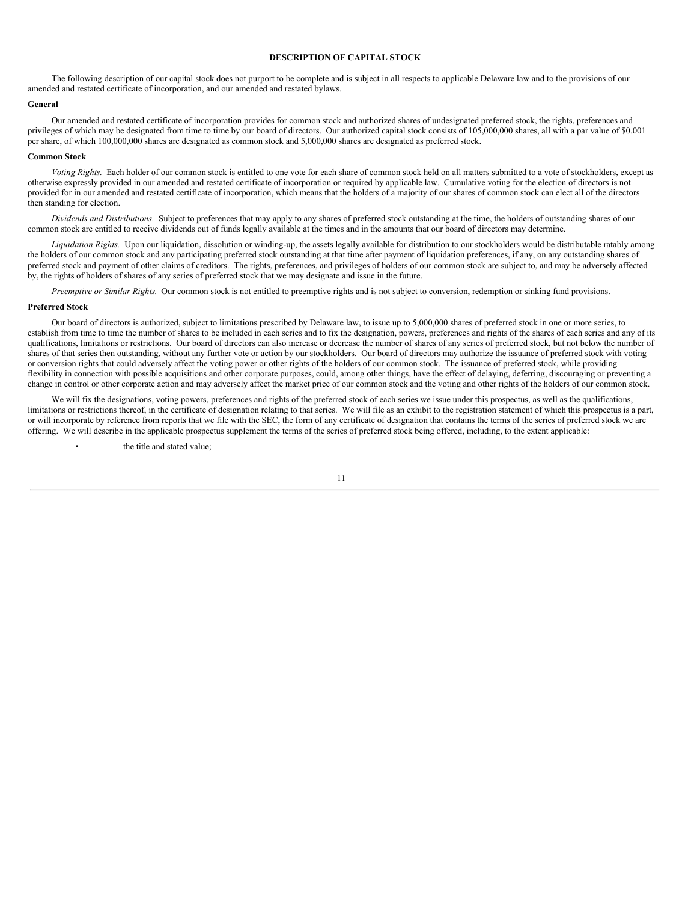## DESCRIPTION OF CAPITAL STOCK

The following description of our capital stock does not purport to be complete and is subject in all respects to applicable Delaware law and to the provisions of our amended and restated certificate of incorporation, and our amended and restated bylaws.

### General

Our amended and restated certificate of incorporation provides for common stock and authorized shares of undesignated preferred stock, the rights, preferences and privileges of which may be designated from time to time by our board of directors. Our authorized capital stock consists of 105,000,000 shares, all with a par value of $0.001 per share, of which 100,000,000 shares are designated as common stock and 5,000,000 shares are designated as preferred stock.

### Common Stock

*Voting Rights.* Each holder of our common stock is entitled to one vote for each share of common stock held on all matters submitted to a vote of stockholders, except as otherwise expressly provided in our amended and restated certificate of incorporation or required by applicable law. Cumulative voting for the election of directors is not provided for in our amended and restated certificate of incorporation, which means that the holders of a majority of our shares of common stock can elect all of the directors then standing for election.

*Dividends and Distributions.* Subject to preferences that may apply to any shares of preferred stock outstanding at the time, the holders of outstanding shares of our common stock are entitled to receive dividends out of funds legally available at the times and in the amounts that our board of directors may determine.

*Liquidation Rights.* Upon our liquidation, dissolution or winding-up, the assets legally available for distribution to our stockholders would be distributable ratably among the holders of our common stock and any participating preferred stock outstanding at that time after payment of liquidation preferences, if any, on any outstanding shares of preferred stock and payment of other claims of creditors. The rights, preferences, and privileges of holders of our common stock are subject to, and may be adversely affected by, the rights of holders of shares of any series of preferred stock that we may designate and issue in the future.

*Preemptive or Similar Rights.* Our common stock is not entitled to preemptive rights and is not subject to conversion, redemption or sinking fund provisions.

### Preferred Stock

Our board of directors is authorized, subject to limitations prescribed by Delaware law, to issue up to 5,000,000 shares of preferred stock in one or more series, to establish from time to time the number of shares to be included in each series and to fix the designation, powers, preferences and rights of the shares of each series and any of its qualifications, limitations or restrictions. Our board of directors can also increase or decrease the number of shares of any series of preferred stock, but not below the number of shares of that series then outstanding, without any further vote or action by our stockholders. Our board of directors may authorize the issuance of preferred stock with voting or conversion rights that could adversely affect the voting power or other rights of the holders of our common stock. The issuance of preferred stock, while providing flexibility in connection with possible acquisitions and other corporate purposes, could, among other things, have the effect of delaying, deferring, discouraging or preventing a change in control or other corporate action and may adversely affect the market price of our common stock and the voting and other rights of the holders of our common stock.

We will fix the designations, voting powers, preferences and rights of the preferred stock of each series we issue under this prospectus, as well as the qualifications, limitations or restrictions thereof, in the certificate of designation relating to that series. We will file as an exhibit to the registration statement of which this prospectus is a part, or will incorporate by reference from reports that we file with the SEC, the form of any certificate of designation that contains the terms of the series of preferred stock we are offering. We will describe in the applicable prospectus supplement the terms of the series of preferred stock being offered, including, to the extent applicable:

- the title and stated value;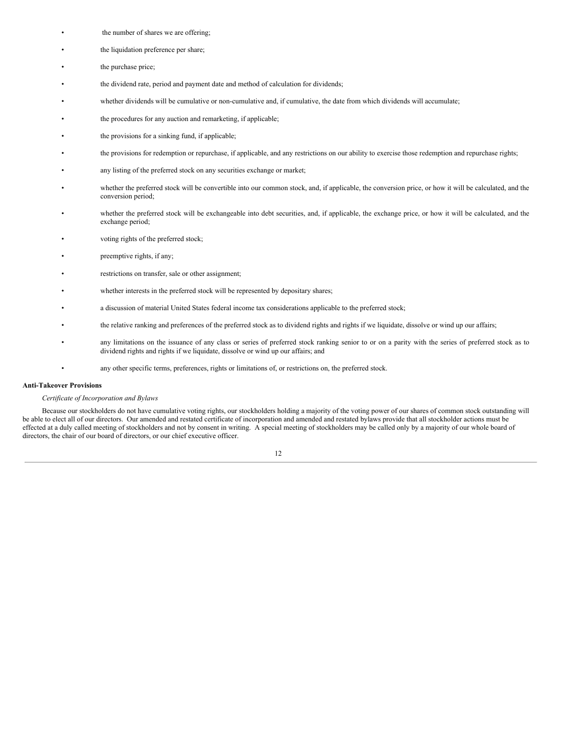- the number of shares we are offering;
- the liquidation preference per share;
- the purchase price;
- the dividend rate, period and payment date and method of calculation for dividends;
- whether dividends will be cumulative or non-cumulative and, if cumulative, the date from which dividends will accumulate;
- the procedures for any auction and remarketing, if applicable;
- the provisions for a sinking fund, if applicable;
- the provisions for redemption or repurchase, if applicable, and any restrictions on our ability to exercise those redemption and repurchase rights;
- any listing of the preferred stock on any securities exchange or market;
- whether the preferred stock will be convertible into our common stock, and, if applicable, the conversion price, or how it will be calculated, and the conversion period;
- whether the preferred stock will be exchangeable into debt securities, and, if applicable, the exchange price, or how it will be calculated, and the exchange period;
- voting rights of the preferred stock;
- preemptive rights, if any;
- restrictions on transfer, sale or other assignment;
- whether interests in the preferred stock will be represented by depositary shares;
- a discussion of material United States federal income tax considerations applicable to the preferred stock;
- the relative ranking and preferences of the preferred stock as to dividend rights and rights if we liquidate, dissolve or wind up our affairs;
- any limitations on the issuance of any class or series of preferred stock ranking senior to or on a parity with the series of preferred stock as to dividend rights and rights if we liquidate, dissolve or wind up our affairs; and
- any other specific terms, preferences, rights or limitations of, or restrictions on, the preferred stock.

**Anti-Takeover Provisions**

*Certificate of Incorporation and Bylaws*

Because our stockholders do not have cumulative voting rights, our stockholders holding a majority of the voting power of our shares of common stock outstanding will be able to elect all of our directors. Our amended and restated certificate of incorporation and amended and restated bylaws provide that all stockholder actions must be effected at a duly called meeting of stockholders and not by consent in writing. A special meeting of stockholders may be called only by a majority of our whole board of directors, the chair of our board of directors, or our chief executive officer.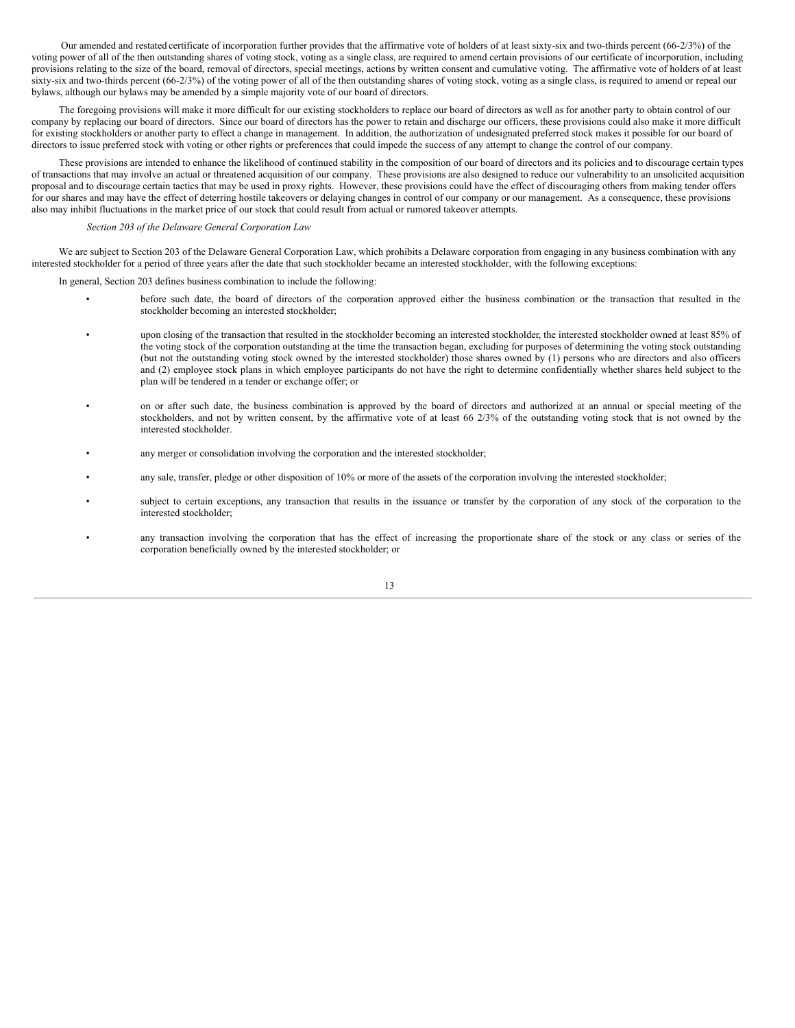Our amended and restated certificate of incorporation further provides that the affirmative vote of holders of at least sixty-six and two-thirds percent (66-2/3%) of the voting power of all of the then outstanding shares of voting stock, voting as a single class, are required to amend certain provisions of our certificate of incorporation, including provisions relating to the size of the board, removal of directors, special meetings, actions by written consent and cumulative voting. The affirmative vote of holders of at least sixty-six and two-thirds percent (66-2/3%) of the voting power of all of the then outstanding shares of voting stock, voting as a single class, is required to amend or repeal our bylaws, although our bylaws may be amended by a simple majority vote of our board of directors.

The foregoing provisions will make it more difficult for our existing stockholders to replace our board of directors as well as for another party to obtain control of our company by replacing our board of directors. Since our board of directors has the power to retain and discharge our officers, these provisions could also make it more difficult for existing stockholders or another party to effect a change in management. In addition, the authorization of undesignated preferred stock makes it possible for our board of directors to issue preferred stock with voting or other rights or preferences that could impede the success of any attempt to change the control of our company.

These provisions are intended to enhance the likelihood of continued stability in the composition of our board of directors and its policies and to discourage certain types of transactions that may involve an actual or threatened acquisition of our company. These provisions are also designed to reduce our vulnerability to an unsolicited acquisition proposal and to discourage certain tactics that may be used in proxy rights. However, these provisions could have the effect of discouraging others from making tender offers for our shares and may have the effect of deterring hostile takeovers or delaying changes in control of our company or our management. As a consequence, these provisions also may inhibit fluctuations in the market price of our stock that could result from actual or rumored takeover attempts.

*Section 203 of the Delaware General Corporation Law*

We are subject to Section 203 of the Delaware General Corporation Law, which prohibits a Delaware corporation from engaging in any business combination with any interested stockholder for a period of three years after the date that such stockholder became an interested stockholder, with the following exceptions:

In general, Section 203 defines business combination to include the following:

- before such date, the board of directors of the corporation approved either the business combination or the transaction that resulted in the stockholder becoming an interested stockholder;
- upon closing of the transaction that resulted in the stockholder becoming an interested stockholder, the interested stockholder owned at least 85% of the voting stock of the corporation outstanding at the time the transaction began, excluding for purposes of determining the voting stock outstanding (but not the outstanding voting stock owned by the interested stockholder) those shares owned by (1) persons who are directors and also officers and (2) employee stock plans in which employee participants do not have the right to determine confidentially whether shares held subject to the plan will be tendered in a tender or exchange offer; or
- on or after such date, the business combination is approved by the board of directors and authorized at an annual or special meeting of the stockholders, and not by written consent, by the affirmative vote of at least 66 2/3% of the outstanding voting stock that is not owned by the interested stockholder.
- any merger or consolidation involving the corporation and the interested stockholder;
- any sale, transfer, pledge or other disposition of 10% or more of the assets of the corporation involving the interested stockholder;
- subject to certain exceptions, any transaction that results in the issuance or transfer by the corporation of any stock of the corporation to the interested stockholder;
- any transaction involving the corporation that has the effect of increasing the proportionate share of the stock or any class or series of the corporation beneficially owned by the interested stockholder; or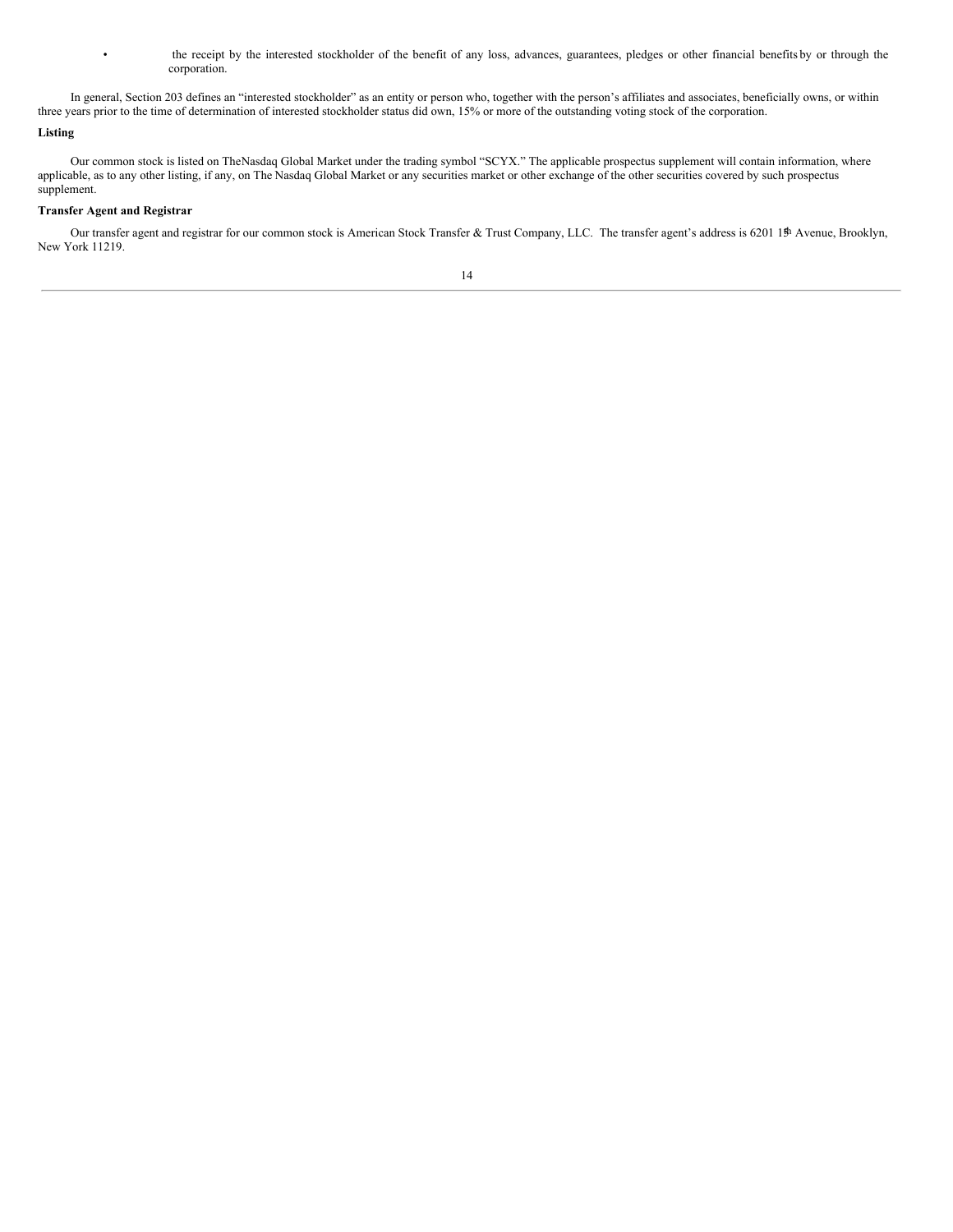- the receipt by the interested stockholder of the benefit of any loss, advances, guarantees, pledges or other financial benefits by or through the corporation.

In general, Section 203 defines an "interested stockholder" as an entity or person who, together with the person's affiliates and associates, beneficially owns, or within three years prior to the time of determination of interested stockholder status did own, 15% or more of the outstanding voting stock of the corporation.

**Listing**

Our common stock is listed on TheNasdaq Global Market under the trading symbol "SCYX." The applicable prospectus supplement will contain information, where applicable, as to any other listing, if any, on The Nasdaq Global Market or any securities market or other exchange of the other securities covered by such prospectus supplement.

**Transfer Agent and Registrar**

Our transfer agent and registrar for our common stock is American Stock Transfer & Trust Company, LLC. The transfer agent's address is 6201 15th Avenue, Brooklyn, New York 11219.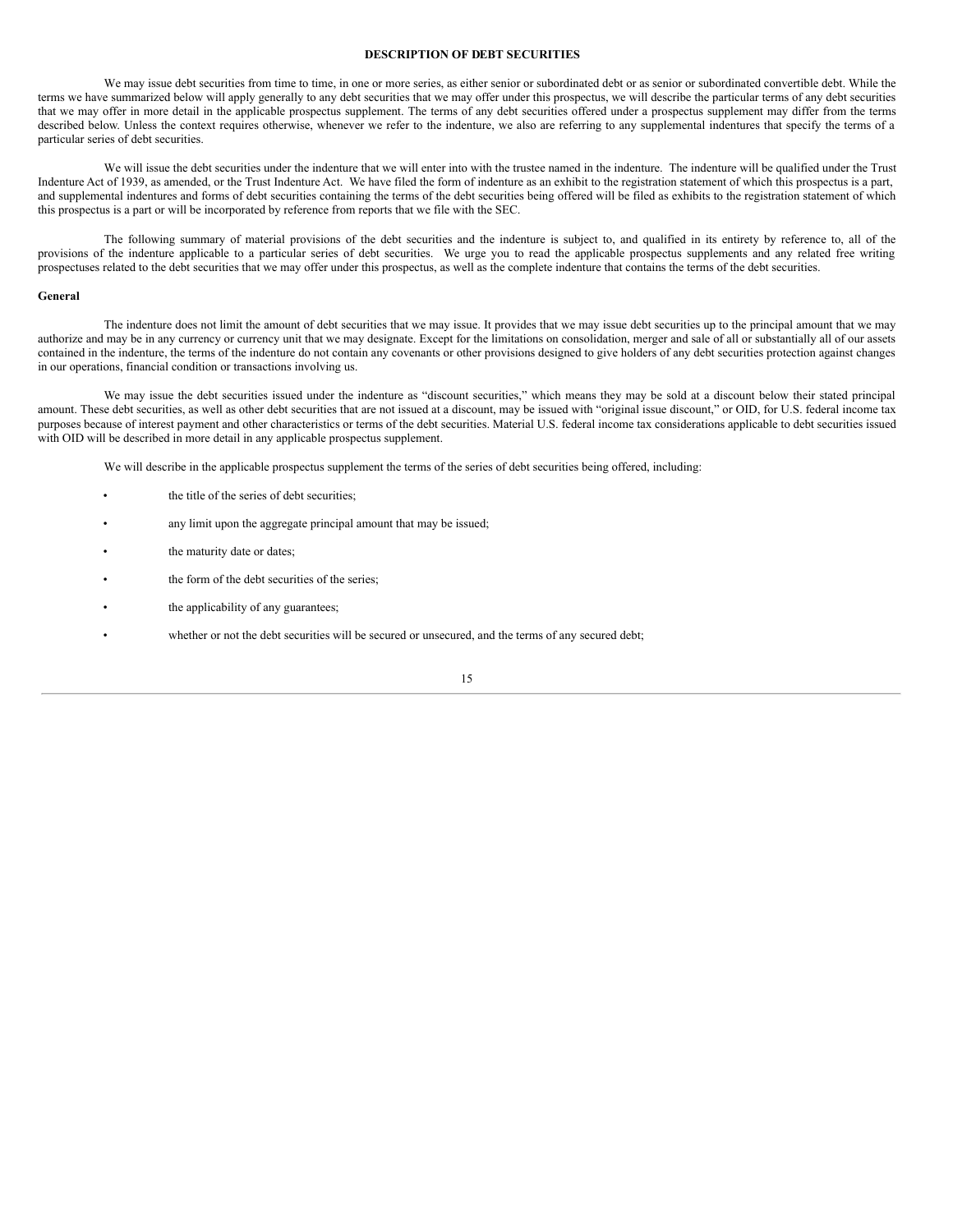## DESCRIPTION OF DEBT SECURITIES

We may issue debt securities from time to time, in one or more series, as either senior or subordinated debt or as senior or subordinated convertible debt. While the terms we have summarized below will apply generally to any debt securities that we may offer under this prospectus, we will describe the particular terms of any debt securities that we may offer in more detail in the applicable prospectus supplement. The terms of any debt securities offered under a prospectus supplement may differ from the terms described below. Unless the context requires otherwise, whenever we refer to the indenture, we also are referring to any supplemental indentures that specify the terms of a particular series of debt securities.

We will issue the debt securities under the indenture that we will enter into with the trustee named in the indenture. The indenture will be qualified under the Trust Indenture Act of 1939, as amended, or the Trust Indenture Act. We have filed the form of indenture as an exhibit to the registration statement of which this prospectus is a part, and supplemental indentures and forms of debt securities containing the terms of the debt securities being offered will be filed as exhibits to the registration statement of which this prospectus is a part or will be incorporated by reference from reports that we file with the SEC.

The following summary of material provisions of the debt securities and the indenture is subject to, and qualified in its entirety by reference to, all of the provisions of the indenture applicable to a particular series of debt securities. We urge you to read the applicable prospectus supplements and any related free writing prospectuses related to the debt securities that we may offer under this prospectus, as well as the complete indenture that contains the terms of the debt securities.

**General**

The indenture does not limit the amount of debt securities that we may issue. It provides that we may issue debt securities up to the principal amount that we may authorize and may be in any currency or currency unit that we may designate. Except for the limitations on consolidation, merger and sale of all or substantially all of our assets contained in the indenture, the terms of the indenture do not contain any covenants or other provisions designed to give holders of any debt securities protection against changes in our operations, financial condition or transactions involving us.

We may issue the debt securities issued under the indenture as "discount securities," which means they may be sold at a discount below their stated principal amount. These debt securities, as well as other debt securities that are not issued at a discount, may be issued with "original issue discount," or OID, for U.S. federal income tax purposes because of interest payment and other characteristics or terms of the debt securities. Material U.S. federal income tax considerations applicable to debt securities issued with OID will be described in more detail in any applicable prospectus supplement.

We will describe in the applicable prospectus supplement the terms of the series of debt securities being offered, including:

- the title of the series of debt securities;
- any limit upon the aggregate principal amount that may be issued;
- the maturity date or dates;
- the form of the debt securities of the series;
- the applicability of any guarantees;
- whether or not the debt securities will be secured or unsecured, and the terms of any secured debt;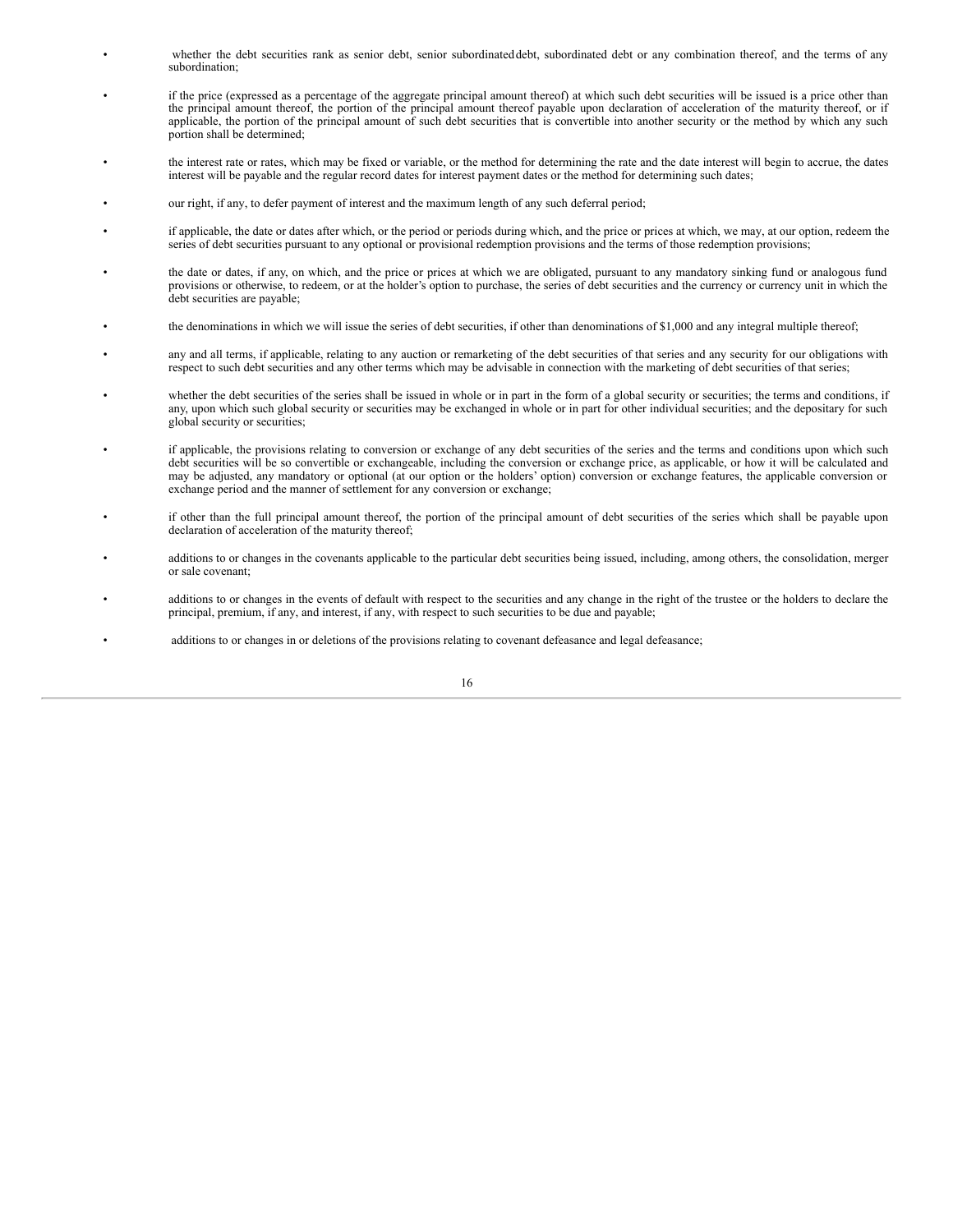- whether the debt securities rank as senior debt, senior subordinated debt, subordinated debt or any combination thereof, and the terms of any subordination;
- if the price (expressed as a percentage of the aggregate principal amount thereof) at which such debt securities will be issued is a price other than the principal amount thereof, the portion of the principal amount thereof payable upon declaration of acceleration of the maturity thereof, or if applicable, the portion of the principal amount of such debt securities that is convertible into another security or the method by which any such portion shall be determined;
- the interest rate or rates, which may be fixed or variable, or the method for determining the rate and the date interest will begin to accrue, the dates interest will be payable and the regular record dates for interest payment dates or the method for determining such dates;
- our right, if any, to defer payment of interest and the maximum length of any such deferral period;
- if applicable, the date or dates after which, or the period or periods during which, and the price or prices at which, we may, at our option, redeem the series of debt securities pursuant to any optional or provisional redemption provisions and the terms of those redemption provisions;
- the date or dates, if any, on which, and the price or prices at which we are obligated, pursuant to any mandatory sinking fund or analogous fund provisions or otherwise, to redeem, or at the holder's option to purchase, the series of debt securities and the currency or currency unit in which the debt securities are payable;
- the denominations in which we will issue the series of debt securities, if other than denominations of $1,000 and any integral multiple thereof;
- any and all terms, if applicable, relating to any auction or remarketing of the debt securities of that series and any security for our obligations with respect to such debt securities and any other terms which may be advisable in connection with the marketing of debt securities of that series;
- whether the debt securities of the series shall be issued in whole or in part in the form of a global security or securities; the terms and conditions, if any, upon which such global security or securities may be exchanged in whole or in part for other individual securities; and the depositary for such global security or securities;
- if applicable, the provisions relating to conversion or exchange of any debt securities of the series and the terms and conditions upon which such debt securities will be so convertible or exchangeable, including the conversion or exchange price, as applicable, or how it will be calculated and may be adjusted, any mandatory or optional (at our option or the holders' option) conversion or exchange features, the applicable conversion or exchange period and the manner of settlement for any conversion or exchange;
- if other than the full principal amount thereof, the portion of the principal amount of debt securities of the series which shall be payable upon declaration of acceleration of the maturity thereof;
- additions to or changes in the covenants applicable to the particular debt securities being issued, including, among others, the consolidation, merger or sale covenant;
- additions to or changes in the events of default with respect to the securities and any change in the right of the trustee or the holders to declare the principal, premium, if any, and interest, if any, with respect to such securities to be due and payable;
- additions to or changes in or deletions of the provisions relating to covenant defeasance and legal defeasance;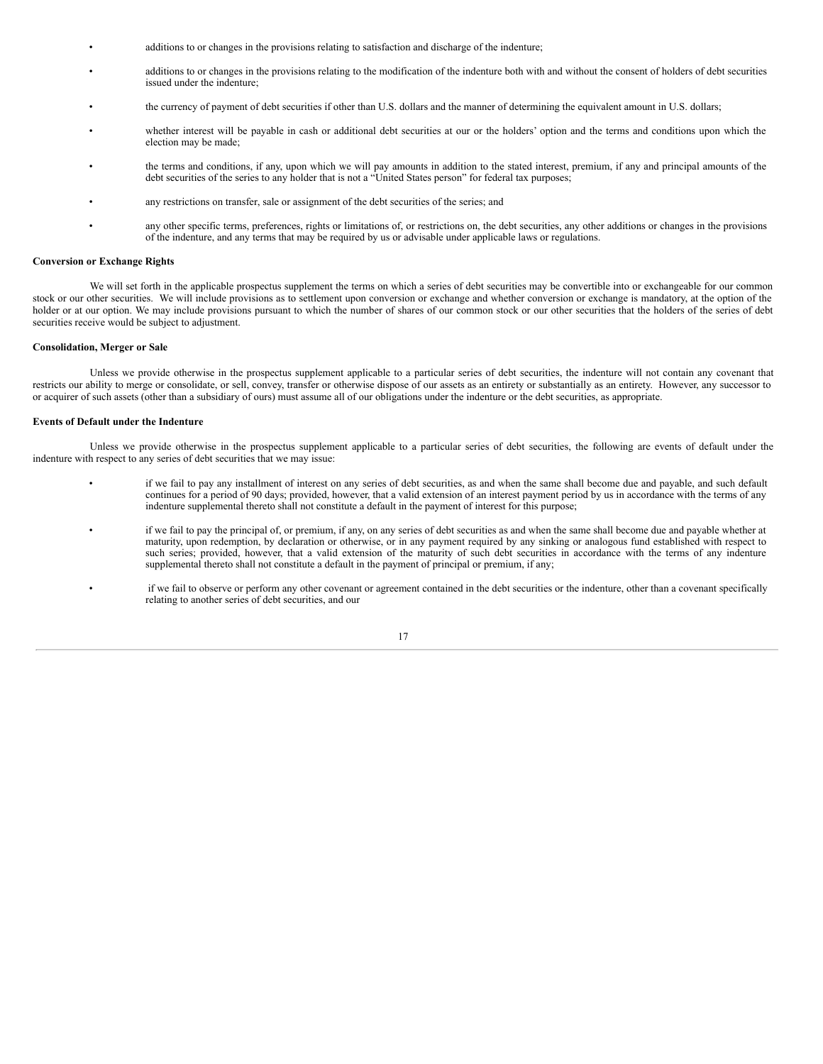- additions to or changes in the provisions relating to satisfaction and discharge of the indenture;
- additions to or changes in the provisions relating to the modification of the indenture both with and without the consent of holders of debt securities issued under the indenture;
- the currency of payment of debt securities if other than U.S. dollars and the manner of determining the equivalent amount in U.S. dollars;
- whether interest will be payable in cash or additional debt securities at our or the holders' option and the terms and conditions upon which the election may be made;
- the terms and conditions, if any, upon which we will pay amounts in addition to the stated interest, premium, if any and principal amounts of the debt securities of the series to any holder that is not a "United States person" for federal tax purposes;
- any restrictions on transfer, sale or assignment of the debt securities of the series; and
- any other specific terms, preferences, rights or limitations of, or restrictions on, the debt securities, any other additions or changes in the provisions of the indenture, and any terms that may be required by us or advisable under applicable laws or regulations.

**Conversion or Exchange Rights**

We will set forth in the applicable prospectus supplement the terms on which a series of debt securities may be convertible into or exchangeable for our common stock or our other securities. We will include provisions as to settlement upon conversion or exchange and whether conversion or exchange is mandatory, at the option of the holder or at our option. We may include provisions pursuant to which the number of shares of our common stock or our other securities that the holders of the series of debt securities receive would be subject to adjustment.

**Consolidation, Merger or Sale**

Unless we provide otherwise in the prospectus supplement applicable to a particular series of debt securities, the indenture will not contain any covenant that restricts our ability to merge or consolidate, or sell, convey, transfer or otherwise dispose of our assets as an entirety or substantially as an entirety. However, any successor to or acquirer of such assets (other than a subsidiary of ours) must assume all of our obligations under the indenture or the debt securities, as appropriate.

**Events of Default under the Indenture**

Unless we provide otherwise in the prospectus supplement applicable to a particular series of debt securities, the following are events of default under the indenture with respect to any series of debt securities that we may issue:

- if we fail to pay any installment of interest on any series of debt securities, as and when the same shall become due and payable, and such default continues for a period of 90 days; provided, however, that a valid extension of an interest payment period by us in accordance with the terms of any indenture supplemental thereto shall not constitute a default in the payment of interest for this purpose;
- if we fail to pay the principal of, or premium, if any, on any series of debt securities as and when the same shall become due and payable whether at maturity, upon redemption, by declaration or otherwise, or in any payment required by any sinking or analogous fund established with respect to such series; provided, however, that a valid extension of the maturity of such debt securities in accordance with the terms of any indenture supplemental thereto shall not constitute a default in the payment of principal or premium, if any;
- if we fail to observe or perform any other covenant or agreement contained in the debt securities or the indenture, other than a covenant specifically relating to another series of debt securities, and our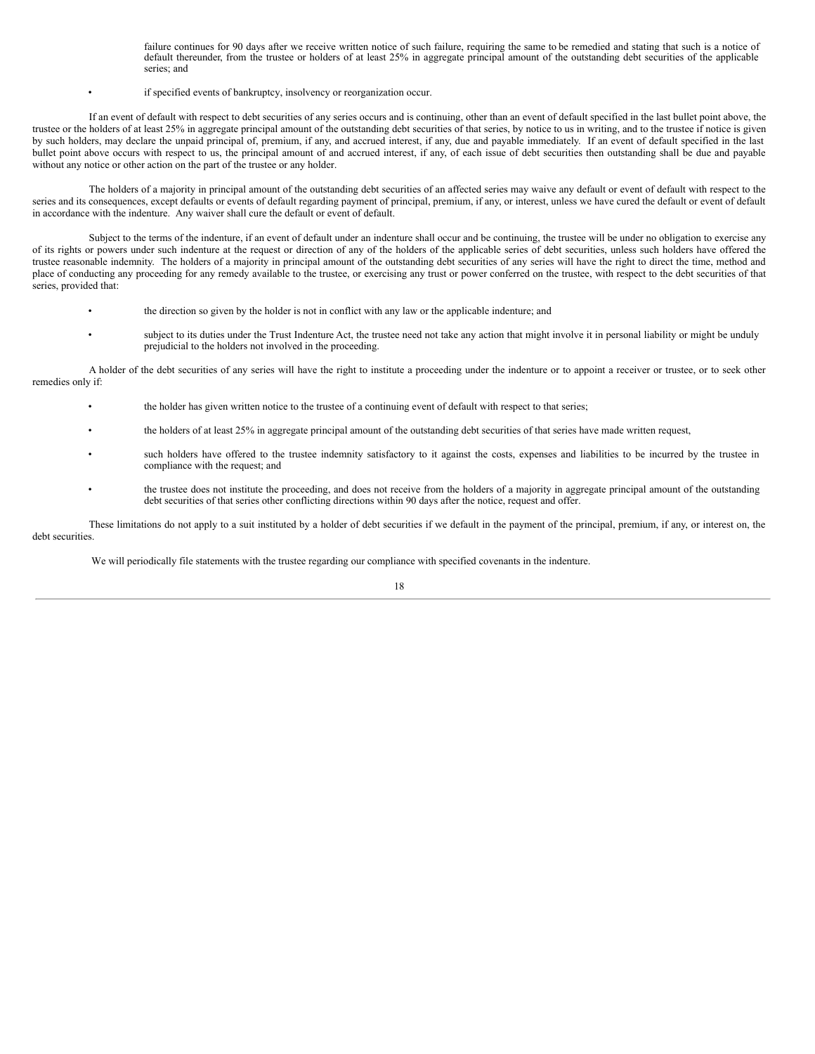failure continues for 90 days after we receive written notice of such failure, requiring the same to be remedied and stating that such is a notice of default thereunder, from the trustee or holders of at least 25% in aggregate principal amount of the outstanding debt securities of the applicable series; and

- if specified events of bankruptcy, insolvency or reorganization occur.

If an event of default with respect to debt securities of any series occurs and is continuing, other than an event of default specified in the last bullet point above, the trustee or the holders of at least 25% in aggregate principal amount of the outstanding debt securities of that series, by notice to us in writing, and to the trustee if notice is given by such holders, may declare the unpaid principal of, premium, if any, and accrued interest, if any, due and payable immediately. If an event of default specified in the last bullet point above occurs with respect to us, the principal amount of and accrued interest, if any, of each issue of debt securities then outstanding shall be due and payable without any notice or other action on the part of the trustee or any holder.

The holders of a majority in principal amount of the outstanding debt securities of an affected series may waive any default or event of default with respect to the series and its consequences, except defaults or events of default regarding payment of principal, premium, if any, or interest, unless we have cured the default or event of default in accordance with the indenture. Any waiver shall cure the default or event of default.

Subject to the terms of the indenture, if an event of default under an indenture shall occur and be continuing, the trustee will be under no obligation to exercise any of its rights or powers under such indenture at the request or direction of any of the holders of the applicable series of debt securities, unless such holders have offered the trustee reasonable indemnity. The holders of a majority in principal amount of the outstanding debt securities of any series will have the right to direct the time, method and place of conducting any proceeding for any remedy available to the trustee, or exercising any trust or power conferred on the trustee, with respect to the debt securities of that series, provided that:

- the direction so given by the holder is not in conflict with any law or the applicable indenture; and
- subject to its duties under the Trust Indenture Act, the trustee need not take any action that might involve it in personal liability or might be unduly prejudicial to the holders not involved in the proceeding.

A holder of the debt securities of any series will have the right to institute a proceeding under the indenture or to appoint a receiver or trustee, or to seek other remedies only if:

- the holder has given written notice to the trustee of a continuing event of default with respect to that series;
- the holders of at least 25% in aggregate principal amount of the outstanding debt securities of that series have made written request,
- such holders have offered to the trustee indemnity satisfactory to it against the costs, expenses and liabilities to be incurred by the trustee in compliance with the request; and
- the trustee does not institute the proceeding, and does not receive from the holders of a majority in aggregate principal amount of the outstanding debt securities of that series other conflicting directions within 90 days after the notice, request and offer.

These limitations do not apply to a suit instituted by a holder of debt securities if we default in the payment of the principal, premium, if any, or interest on, the debt securities.

We will periodically file statements with the trustee regarding our compliance with specified covenants in the indenture.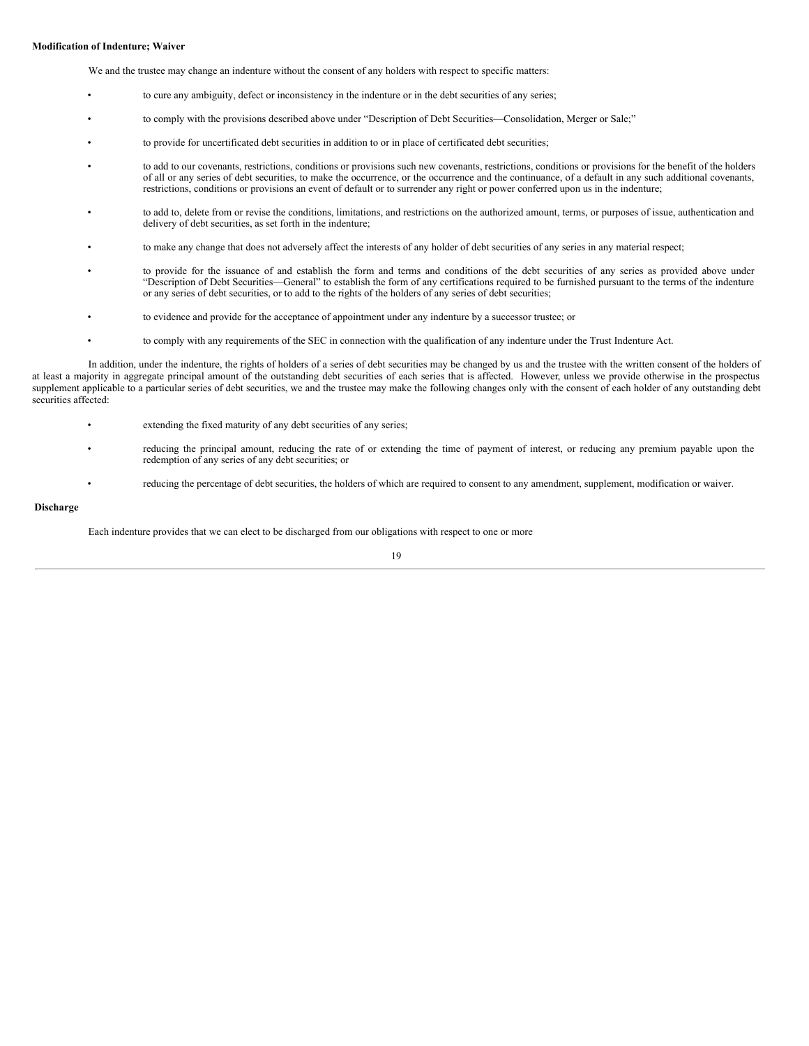**Modification of Indenture; Waiver**

We and the trustee may change an indenture without the consent of any holders with respect to specific matters:

- to cure any ambiguity, defect or inconsistency in the indenture or in the debt securities of any series;
- to comply with the provisions described above under "Description of Debt Securities—Consolidation, Merger or Sale;"
- to provide for uncertificated debt securities in addition to or in place of certificated debt securities;
- to add to our covenants, restrictions, conditions or provisions such new covenants, restrictions, conditions or provisions for the benefit of the holders of all or any series of debt securities, to make the occurrence, or the occurrence and the continuance, of a default in any such additional covenants, restrictions, conditions or provisions an event of default or to surrender any right or power conferred upon us in the indenture;
- to add to, delete from or revise the conditions, limitations, and restrictions on the authorized amount, terms, or purposes of issue, authentication and delivery of debt securities, as set forth in the indenture;
- to make any change that does not adversely affect the interests of any holder of debt securities of any series in any material respect;
- to provide for the issuance of and establish the form and terms and conditions of the debt securities of any series as provided above under "Description of Debt Securities—General" to establish the form of any certifications required to be furnished pursuant to the terms of the indenture or any series of debt securities, or to add to the rights of the holders of any series of debt securities;
- to evidence and provide for the acceptance of appointment under any indenture by a successor trustee; or
- to comply with any requirements of the SEC in connection with the qualification of any indenture under the Trust Indenture Act.

In addition, under the indenture, the rights of holders of a series of debt securities may be changed by us and the trustee with the written consent of the holders of at least a majority in aggregate principal amount of the outstanding debt securities of each series that is affected. However, unless we provide otherwise in the prospectus supplement applicable to a particular series of debt securities, we and the trustee may make the following changes only with the consent of each holder of any outstanding debt securities affected:

- extending the fixed maturity of any debt securities of any series;
- reducing the principal amount, reducing the rate of or extending the time of payment of interest, or reducing any premium payable upon the redemption of any series of any debt securities; or
- reducing the percentage of debt securities, the holders of which are required to consent to any amendment, supplement, modification or waiver.

**Discharge**

Each indenture provides that we can elect to be discharged from our obligations with respect to one or more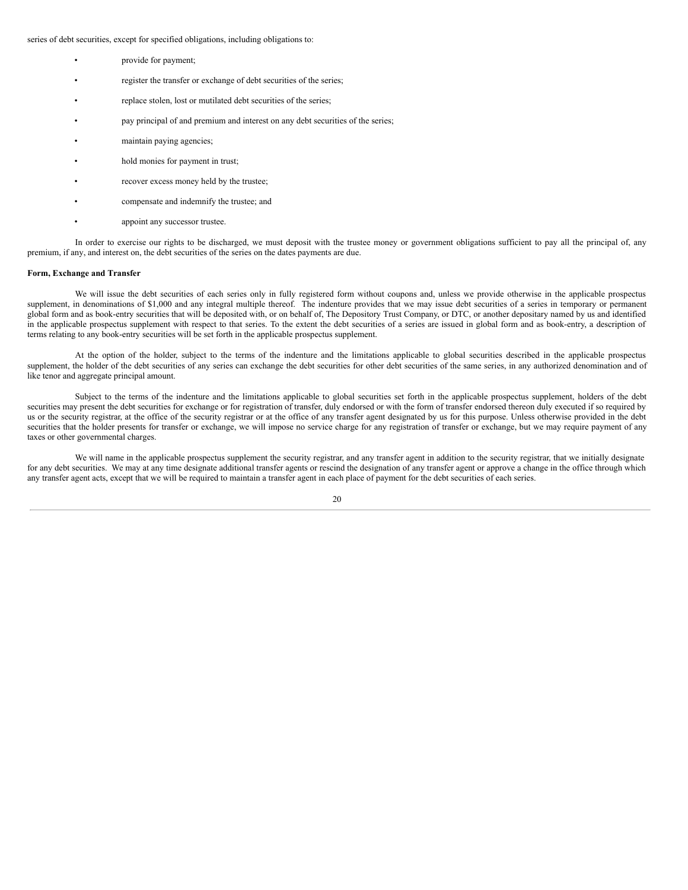series of debt securities, except for specified obligations, including obligations to:

- provide for payment;
- register the transfer or exchange of debt securities of the series;
- replace stolen, lost or mutilated debt securities of the series;
- pay principal of and premium and interest on any debt securities of the series;
- maintain paying agencies;
- hold monies for payment in trust;
- recover excess money held by the trustee;
- compensate and indemnify the trustee; and
- appoint any successor trustee.

In order to exercise our rights to be discharged, we must deposit with the trustee money or government obligations sufficient to pay all the principal of, any premium, if any, and interest on, the debt securities of the series on the dates payments are due.

**Form, Exchange and Transfer**

We will issue the debt securities of each series only in fully registered form without coupons and, unless we provide otherwise in the applicable prospectus supplement, in denominations of $1,000 and any integral multiple thereof. The indenture provides that we may issue debt securities of a series in temporary or permanent global form and as book-entry securities that will be deposited with, or on behalf of, The Depository Trust Company, or DTC, or another depositary named by us and identified in the applicable prospectus supplement with respect to that series. To the extent the debt securities of a series are issued in global form and as book-entry, a description of terms relating to any book-entry securities will be set forth in the applicable prospectus supplement.

At the option of the holder, subject to the terms of the indenture and the limitations applicable to global securities described in the applicable prospectus supplement, the holder of the debt securities of any series can exchange the debt securities for other debt securities of the same series, in any authorized denomination and of like tenor and aggregate principal amount.

Subject to the terms of the indenture and the limitations applicable to global securities set forth in the applicable prospectus supplement, holders of the debt securities may present the debt securities for exchange or for registration of transfer, duly endorsed or with the form of transfer endorsed thereon duly executed if so required by us or the security registrar, at the office of the security registrar or at the office of any transfer agent designated by us for this purpose. Unless otherwise provided in the debt securities that the holder presents for transfer or exchange, we will impose no service charge for any registration of transfer or exchange, but we may require payment of any taxes or other governmental charges.

We will name in the applicable prospectus supplement the security registrar, and any transfer agent in addition to the security registrar, that we initially designate for any debt securities. We may at any time designate additional transfer agents or rescind the designation of any transfer agent or approve a change in the office through which any transfer agent acts, except that we will be required to maintain a transfer agent in each place of payment for the debt securities of each series.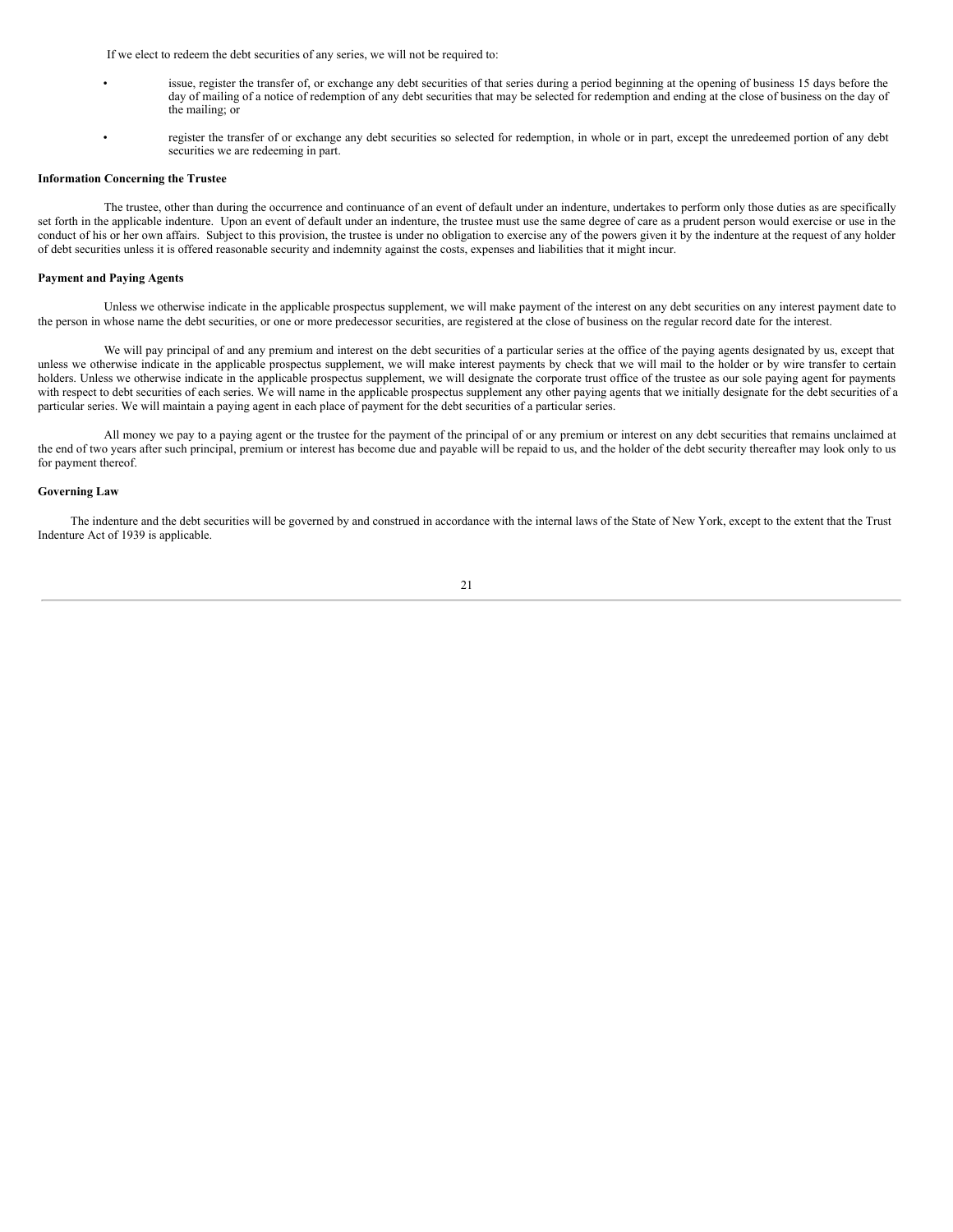If we elect to redeem the debt securities of any series, we will not be required to:

- issue, register the transfer of, or exchange any debt securities of that series during a period beginning at the opening of business 15 days before the day of mailing of a notice of redemption of any debt securities that may be selected for redemption and ending at the close of business on the day of the mailing; or
- register the transfer of or exchange any debt securities so selected for redemption, in whole or in part, except the unredeemed portion of any debt securities we are redeeming in part.

**Information Concerning the Trustee**

The trustee, other than during the occurrence and continuance of an event of default under an indenture, undertakes to perform only those duties as are specifically set forth in the applicable indenture. Upon an event of default under an indenture, the trustee must use the same degree of care as a prudent person would exercise or use in the conduct of his or her own affairs. Subject to this provision, the trustee is under no obligation to exercise any of the powers given it by the indenture at the request of any holder of debt securities unless it is offered reasonable security and indemnity against the costs, expenses and liabilities that it might incur.

**Payment and Paying Agents**

Unless we otherwise indicate in the applicable prospectus supplement, we will make payment of the interest on any debt securities on any interest payment date to the person in whose name the debt securities, or one or more predecessor securities, are registered at the close of business on the regular record date for the interest.

We will pay principal of and any premium and interest on the debt securities of a particular series at the office of the paying agents designated by us, except that unless we otherwise indicate in the applicable prospectus supplement, we will make interest payments by check that we will mail to the holder or by wire transfer to certain holders. Unless we otherwise indicate in the applicable prospectus supplement, we will designate the corporate trust office of the trustee as our sole paying agent for payments with respect to debt securities of each series. We will name in the applicable prospectus supplement any other paying agents that we initially designate for the debt securities of a particular series. We will maintain a paying agent in each place of payment for the debt securities of a particular series.

All money we pay to a paying agent or the trustee for the payment of the principal of or any premium or interest on any debt securities that remains unclaimed at the end of two years after such principal, premium or interest has become due and payable will be repaid to us, and the holder of the debt security thereafter may look only to us for payment thereof.

**Governing Law**

The indenture and the debt securities will be governed by and construed in accordance with the internal laws of the State of New York, except to the extent that the Trust Indenture Act of 1939 is applicable.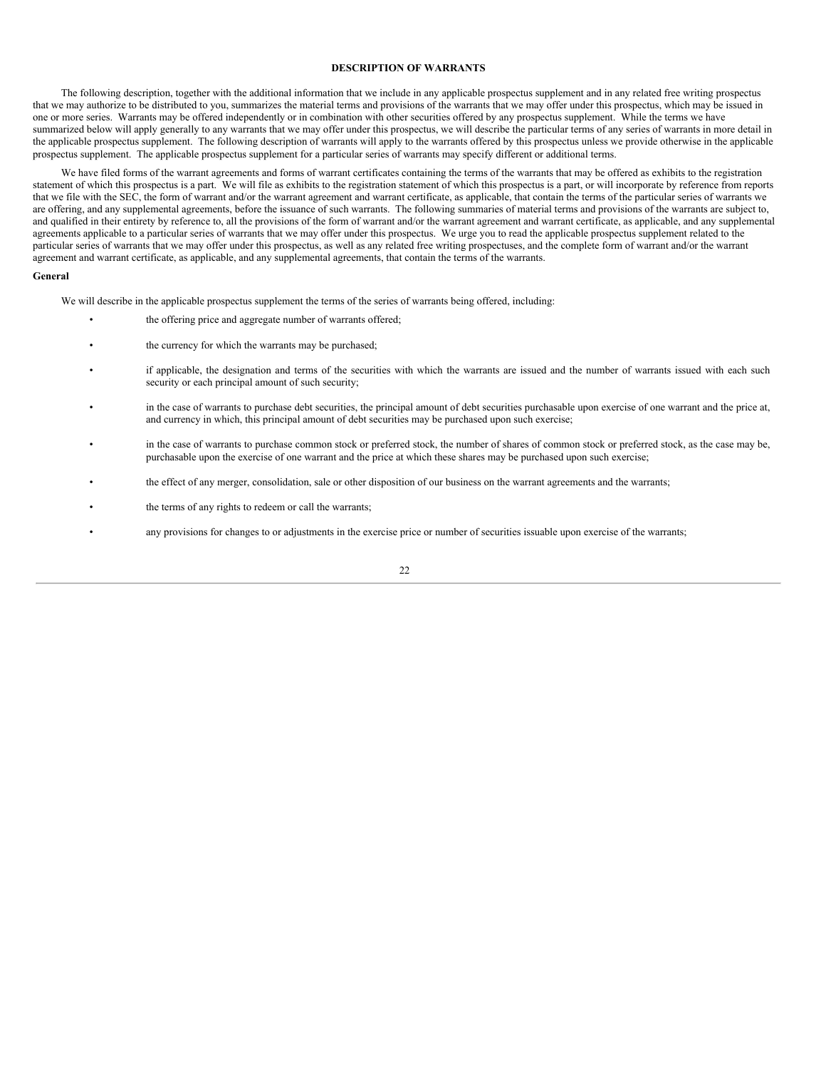## DESCRIPTION OF WARRANTS

The following description, together with the additional information that we include in any applicable prospectus supplement and in any related free writing prospectus that we may authorize to be distributed to you, summarizes the material terms and provisions of the warrants that we may offer under this prospectus, which may be issued in one or more series. Warrants may be offered independently or in combination with other securities offered by any prospectus supplement. While the terms we have summarized below will apply generally to any warrants that we may offer under this prospectus, we will describe the particular terms of any series of warrants in more detail in the applicable prospectus supplement. The following description of warrants will apply to the warrants offered by this prospectus unless we provide otherwise in the applicable prospectus supplement. The applicable prospectus supplement for a particular series of warrants may specify different or additional terms.

We have filed forms of the warrant agreements and forms of warrant certificates containing the terms of the warrants that may be offered as exhibits to the registration statement of which this prospectus is a part. We will file as exhibits to the registration statement of which this prospectus is a part, or will incorporate by reference from reports that we file with the SEC, the form of warrant and/or the warrant agreement and warrant certificate, as applicable, that contain the terms of the particular series of warrants we are offering, and any supplemental agreements, before the issuance of such warrants. The following summaries of material terms and provisions of the warrants are subject to, and qualified in their entirety by reference to, all the provisions of the form of warrant and/or the warrant agreement and warrant certificate, as applicable, and any supplemental agreements applicable to a particular series of warrants that we may offer under this prospectus. We urge you to read the applicable prospectus supplement related to the particular series of warrants that we may offer under this prospectus, as well as any related free writing prospectuses, and the complete form of warrant and/or the warrant agreement and warrant certificate, as applicable, and any supplemental agreements, that contain the terms of the warrants.

### General

We will describe in the applicable prospectus supplement the terms of the series of warrants being offered, including:

- the offering price and aggregate number of warrants offered;
- the currency for which the warrants may be purchased;
- if applicable, the designation and terms of the securities with which the warrants are issued and the number of warrants issued with each such security or each principal amount of such security;
- in the case of warrants to purchase debt securities, the principal amount of debt securities purchasable upon exercise of one warrant and the price at, and currency in which, this principal amount of debt securities may be purchased upon such exercise;
- in the case of warrants to purchase common stock or preferred stock, the number of shares of common stock or preferred stock, as the case may be, purchasable upon the exercise of one warrant and the price at which these shares may be purchased upon such exercise;
- the effect of any merger, consolidation, sale or other disposition of our business on the warrant agreements and the warrants;
- the terms of any rights to redeem or call the warrants;
- any provisions for changes to or adjustments in the exercise price or number of securities issuable upon exercise of the warrants;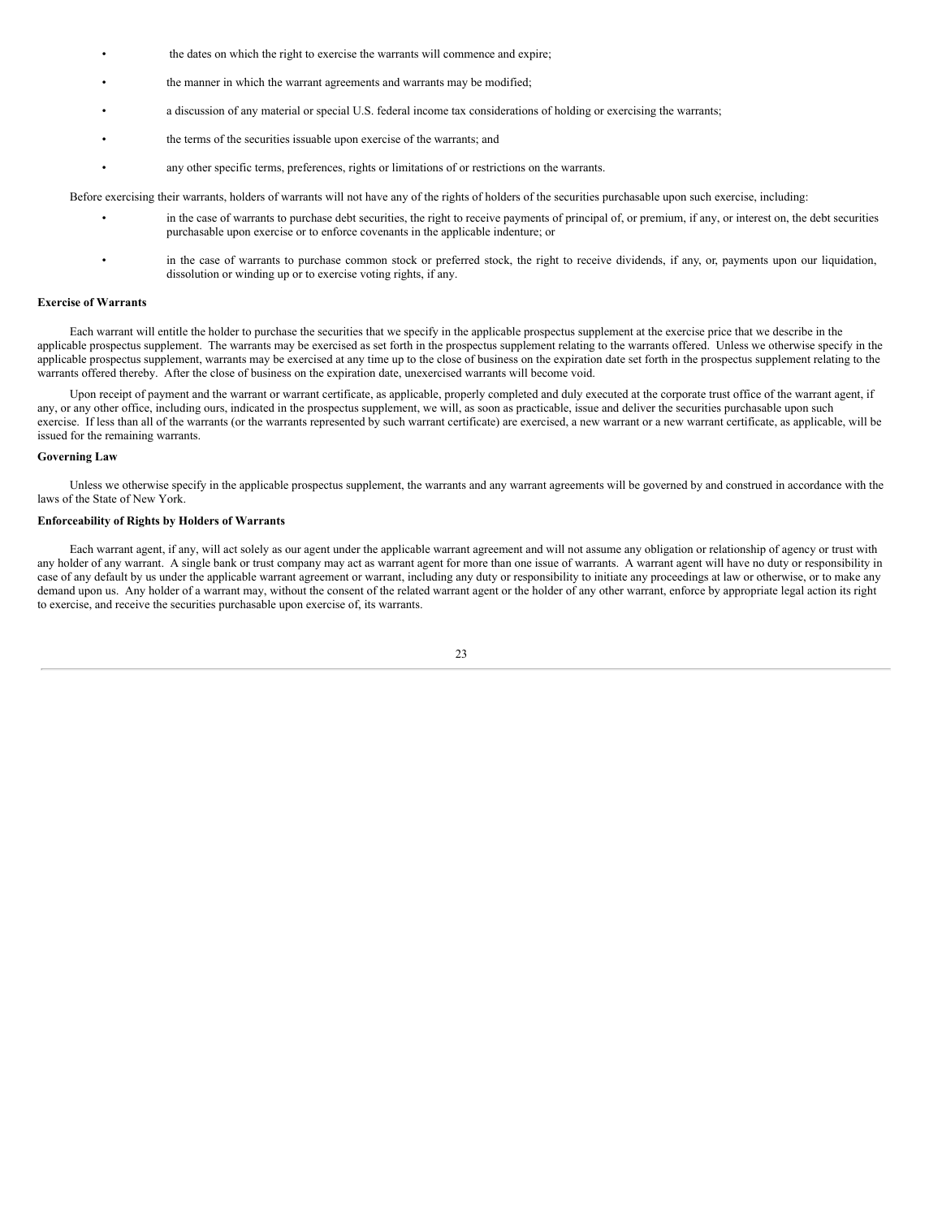- the dates on which the right to exercise the warrants will commence and expire;
- the manner in which the warrant agreements and warrants may be modified;
- a discussion of any material or special U.S. federal income tax considerations of holding or exercising the warrants;
- the terms of the securities issuable upon exercise of the warrants; and
- any other specific terms, preferences, rights or limitations of or restrictions on the warrants.

Before exercising their warrants, holders of warrants will not have any of the rights of holders of the securities purchasable upon such exercise, including:

- in the case of warrants to purchase debt securities, the right to receive payments of principal of, or premium, if any, or interest on, the debt securities purchasable upon exercise or to enforce covenants in the applicable indenture; or
- in the case of warrants to purchase common stock or preferred stock, the right to receive dividends, if any, or, payments upon our liquidation, dissolution or winding up or to exercise voting rights, if any.

**Exercise of Warrants**

Each warrant will entitle the holder to purchase the securities that we specify in the applicable prospectus supplement at the exercise price that we describe in the applicable prospectus supplement. The warrants may be exercised as set forth in the prospectus supplement relating to the warrants offered. Unless we otherwise specify in the applicable prospectus supplement, warrants may be exercised at any time up to the close of business on the expiration date set forth in the prospectus supplement relating to the warrants offered thereby. After the close of business on the expiration date, unexercised warrants will become void.

Upon receipt of payment and the warrant or warrant certificate, as applicable, properly completed and duly executed at the corporate trust office of the warrant agent, if any, or any other office, including ours, indicated in the prospectus supplement, we will, as soon as practicable, issue and deliver the securities purchasable upon such exercise. If less than all of the warrants (or the warrants represented by such warrant certificate) are exercised, a new warrant or a new warrant certificate, as applicable, will be issued for the remaining warrants.

**Governing Law**

Unless we otherwise specify in the applicable prospectus supplement, the warrants and any warrant agreements will be governed by and construed in accordance with the laws of the State of New York.

**Enforceability of Rights by Holders of Warrants**

Each warrant agent, if any, will act solely as our agent under the applicable warrant agreement and will not assume any obligation or relationship of agency or trust with any holder of any warrant. A single bank or trust company may act as warrant agent for more than one issue of warrants. A warrant agent will have no duty or responsibility in case of any default by us under the applicable warrant agreement or warrant, including any duty or responsibility to initiate any proceedings at law or otherwise, or to make any demand upon us. Any holder of a warrant may, without the consent of the related warrant agent or the holder of any other warrant, enforce by appropriate legal action its right to exercise, and receive the securities purchasable upon exercise of, its warrants.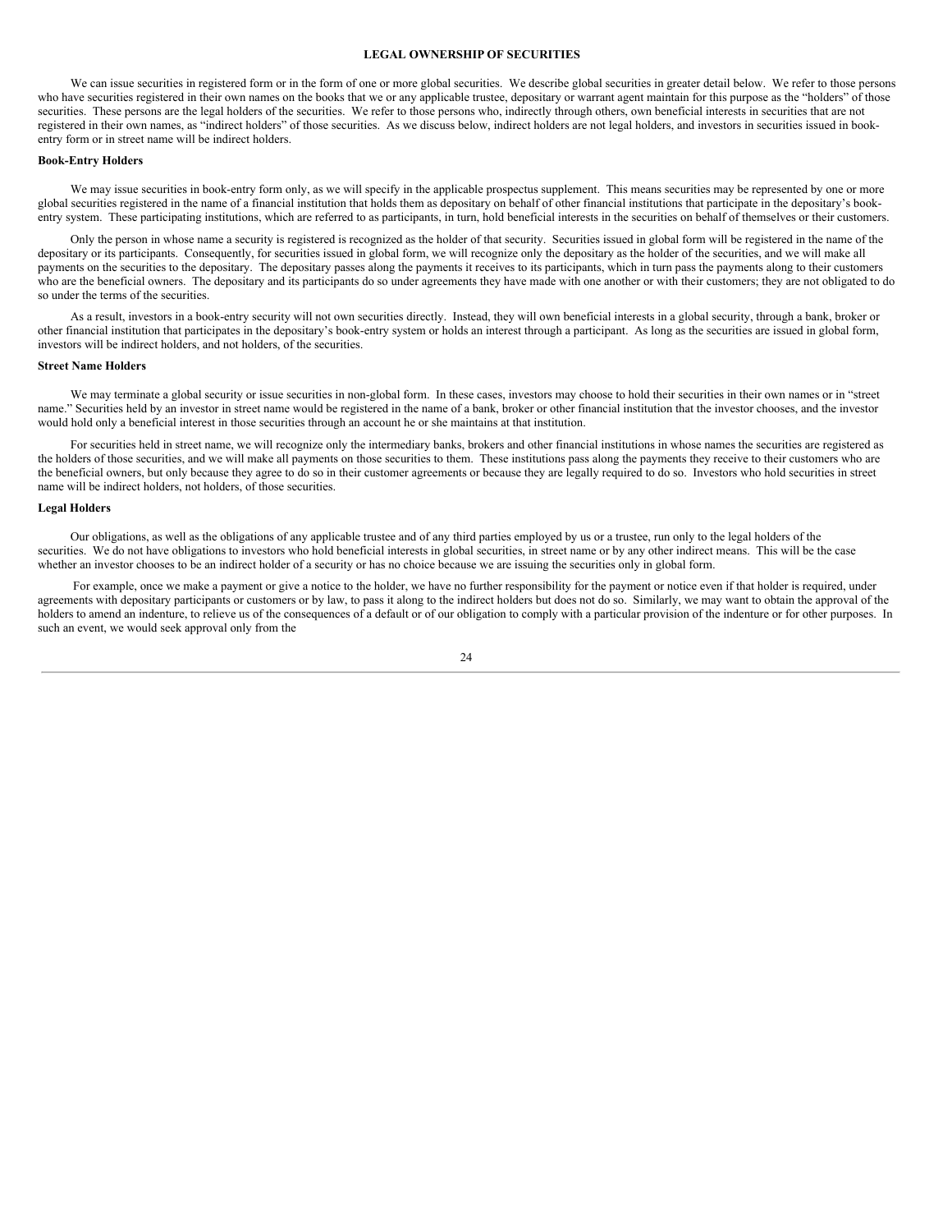## LEGAL OWNERSHIP OF SECURITIES

We can issue securities in registered form or in the form of one or more global securities. We describe global securities in greater detail below. We refer to those persons who have securities registered in their own names on the books that we or any applicable trustee, depositary or warrant agent maintain for this purpose as the "holders" of those securities. These persons are the legal holders of the securities. We refer to those persons who, indirectly through others, own beneficial interests in securities that are not registered in their own names, as "indirect holders" of those securities. As we discuss below, indirect holders are not legal holders, and investors in securities issued in book-entry form or in street name will be indirect holders.

**Book-Entry Holders**

We may issue securities in book-entry form only, as we will specify in the applicable prospectus supplement. This means securities may be represented by one or more global securities registered in the name of a financial institution that holds them as depositary on behalf of other financial institutions that participate in the depositary's book-entry system. These participating institutions, which are referred to as participants, in turn, hold beneficial interests in the securities on behalf of themselves or their customers.

Only the person in whose name a security is registered is recognized as the holder of that security. Securities issued in global form will be registered in the name of the depositary or its participants. Consequently, for securities issued in global form, we will recognize only the depositary as the holder of the securities, and we will make all payments on the securities to the depositary. The depositary passes along the payments it receives to its participants, which in turn pass the payments along to their customers who are the beneficial owners. The depositary and its participants do so under agreements they have made with one another or with their customers; they are not obligated to do so under the terms of the securities.

As a result, investors in a book-entry security will not own securities directly. Instead, they will own beneficial interests in a global security, through a bank, broker or other financial institution that participates in the depositary's book-entry system or holds an interest through a participant. As long as the securities are issued in global form, investors will be indirect holders, and not holders, of the securities.

**Street Name Holders**

We may terminate a global security or issue securities in non-global form. In these cases, investors may choose to hold their securities in their own names or in "street name." Securities held by an investor in street name would be registered in the name of a bank, broker or other financial institution that the investor chooses, and the investor would hold only a beneficial interest in those securities through an account he or she maintains at that institution.

For securities held in street name, we will recognize only the intermediary banks, brokers and other financial institutions in whose names the securities are registered as the holders of those securities, and we will make all payments on those securities to them. These institutions pass along the payments they receive to their customers who are the beneficial owners, but only because they agree to do so in their customer agreements or because they are legally required to do so. Investors who hold securities in street name will be indirect holders, not holders, of those securities.

**Legal Holders**

Our obligations, as well as the obligations of any applicable trustee and of any third parties employed by us or a trustee, run only to the legal holders of the securities. We do not have obligations to investors who hold beneficial interests in global securities, in street name or by any other indirect means. This will be the case whether an investor chooses to be an indirect holder of a security or has no choice because we are issuing the securities only in global form.

For example, once we make a payment or give a notice to the holder, we have no further responsibility for the payment or notice even if that holder is required, under agreements with depositary participants or customers or by law, to pass it along to the indirect holders but does not do so. Similarly, we may want to obtain the approval of the holders to amend an indenture, to relieve us of the consequences of a default or of our obligation to comply with a particular provision of the indenture or for other purposes. In such an event, we would seek approval only from the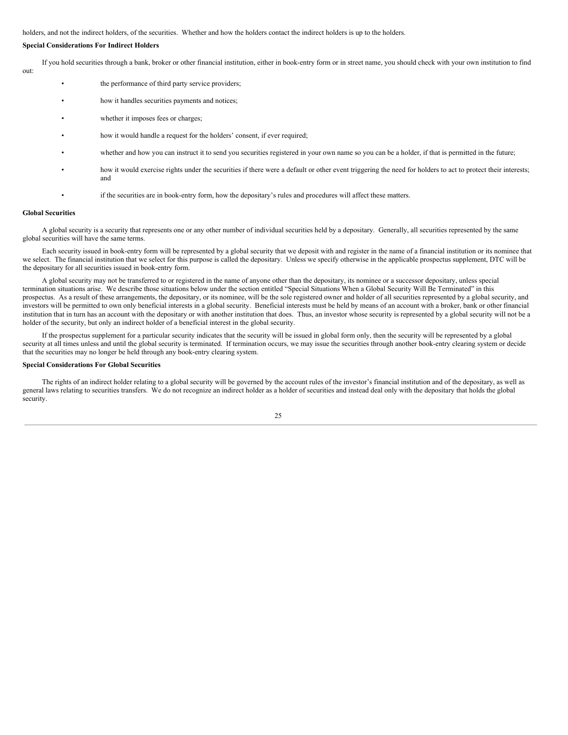holders, and not the indirect holders, of the securities. Whether and how the holders contact the indirect holders is up to the holders.

**Special Considerations For Indirect Holders**

If you hold securities through a bank, broker or other financial institution, either in book-entry form or in street name, you should check with your own institution to find out:

- the performance of third party service providers;
- how it handles securities payments and notices;
- whether it imposes fees or charges;
- how it would handle a request for the holders' consent, if ever required;
- whether and how you can instruct it to send you securities registered in your own name so you can be a holder, if that is permitted in the future;
- how it would exercise rights under the securities if there were a default or other event triggering the need for holders to act to protect their interests; and
- if the securities are in book-entry form, how the depositary's rules and procedures will affect these matters.

**Global Securities**

A global security is a security that represents one or any other number of individual securities held by a depositary. Generally, all securities represented by the same global securities will have the same terms.

Each security issued in book-entry form will be represented by a global security that we deposit with and register in the name of a financial institution or its nominee that we select. The financial institution that we select for this purpose is called the depositary. Unless we specify otherwise in the applicable prospectus supplement, DTC will be the depositary for all securities issued in book-entry form.

A global security may not be transferred to or registered in the name of anyone other than the depositary, its nominee or a successor depositary, unless special termination situations arise. We describe those situations below under the section entitled "Special Situations When a Global Security Will Be Terminated" in this prospectus. As a result of these arrangements, the depositary, or its nominee, will be the sole registered owner and holder of all securities represented by a global security, and investors will be permitted to own only beneficial interests in a global security. Beneficial interests must be held by means of an account with a broker, bank or other financial institution that in turn has an account with the depositary or with another institution that does. Thus, an investor whose security is represented by a global security will not be a holder of the security, but only an indirect holder of a beneficial interest in the global security.

If the prospectus supplement for a particular security indicates that the security will be issued in global form only, then the security will be represented by a global security at all times unless and until the global security is terminated. If termination occurs, we may issue the securities through another book-entry clearing system or decide that the securities may no longer be held through any book-entry clearing system.

**Special Considerations For Global Securities**

The rights of an indirect holder relating to a global security will be governed by the account rules of the investor's financial institution and of the depositary, as well as general laws relating to securities transfers. We do not recognize an indirect holder as a holder of securities and instead deal only with the depositary that holds the global security.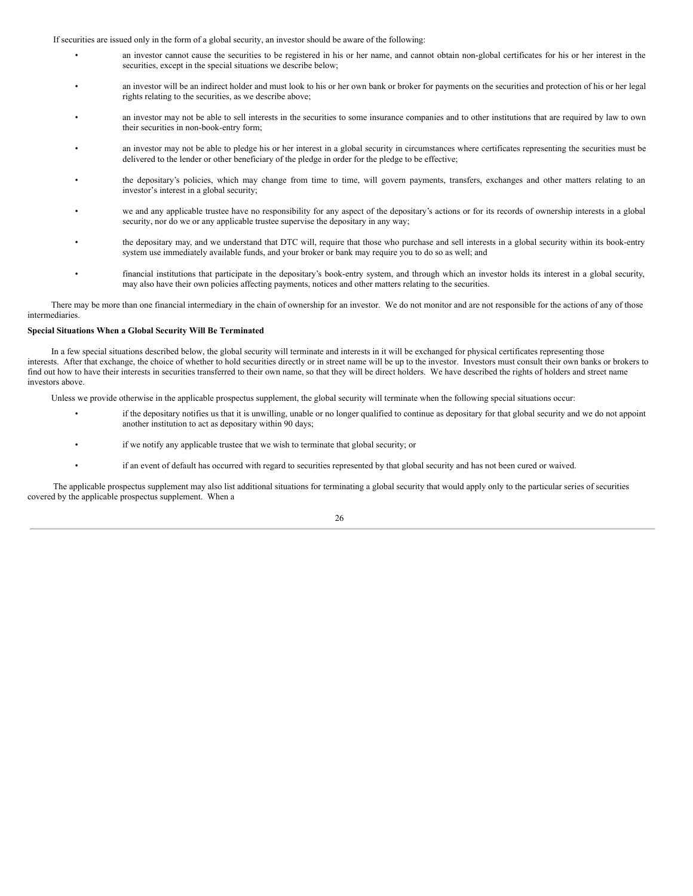If securities are issued only in the form of a global security, an investor should be aware of the following:

- an investor cannot cause the securities to be registered in his or her name, and cannot obtain non-global certificates for his or her interest in the securities, except in the special situations we describe below;
- an investor will be an indirect holder and must look to his or her own bank or broker for payments on the securities and protection of his or her legal rights relating to the securities, as we describe above;
- an investor may not be able to sell interests in the securities to some insurance companies and to other institutions that are required by law to own their securities in non-book-entry form;
- an investor may not be able to pledge his or her interest in a global security in circumstances where certificates representing the securities must be delivered to the lender or other beneficiary of the pledge in order for the pledge to be effective;
- the depositary's policies, which may change from time to time, will govern payments, transfers, exchanges and other matters relating to an investor's interest in a global security;
- we and any applicable trustee have no responsibility for any aspect of the depositary's actions or for its records of ownership interests in a global security, nor do we or any applicable trustee supervise the depositary in any way;
- the depositary may, and we understand that DTC will, require that those who purchase and sell interests in a global security within its book-entry system use immediately available funds, and your broker or bank may require you to do so as well; and
- financial institutions that participate in the depositary's book-entry system, and through which an investor holds its interest in a global security, may also have their own policies affecting payments, notices and other matters relating to the securities.

There may be more than one financial intermediary in the chain of ownership for an investor. We do not monitor and are not responsible for the actions of any of those intermediaries.

**Special Situations When a Global Security Will Be Terminated**

In a few special situations described below, the global security will terminate and interests in it will be exchanged for physical certificates representing those interests. After that exchange, the choice of whether to hold securities directly or in street name will be up to the investor. Investors must consult their own banks or brokers to find out how to have their interests in securities transferred to their own name, so that they will be direct holders. We have described the rights of holders and street name investors above.

Unless we provide otherwise in the applicable prospectus supplement, the global security will terminate when the following special situations occur:

- if the depositary notifies us that it is unwilling, unable or no longer qualified to continue as depositary for that global security and we do not appoint another institution to act as depositary within 90 days;
- if we notify any applicable trustee that we wish to terminate that global security; or
- if an event of default has occurred with regard to securities represented by that global security and has not been cured or waived.

The applicable prospectus supplement may also list additional situations for terminating a global security that would apply only to the particular series of securities covered by the applicable prospectus supplement. When a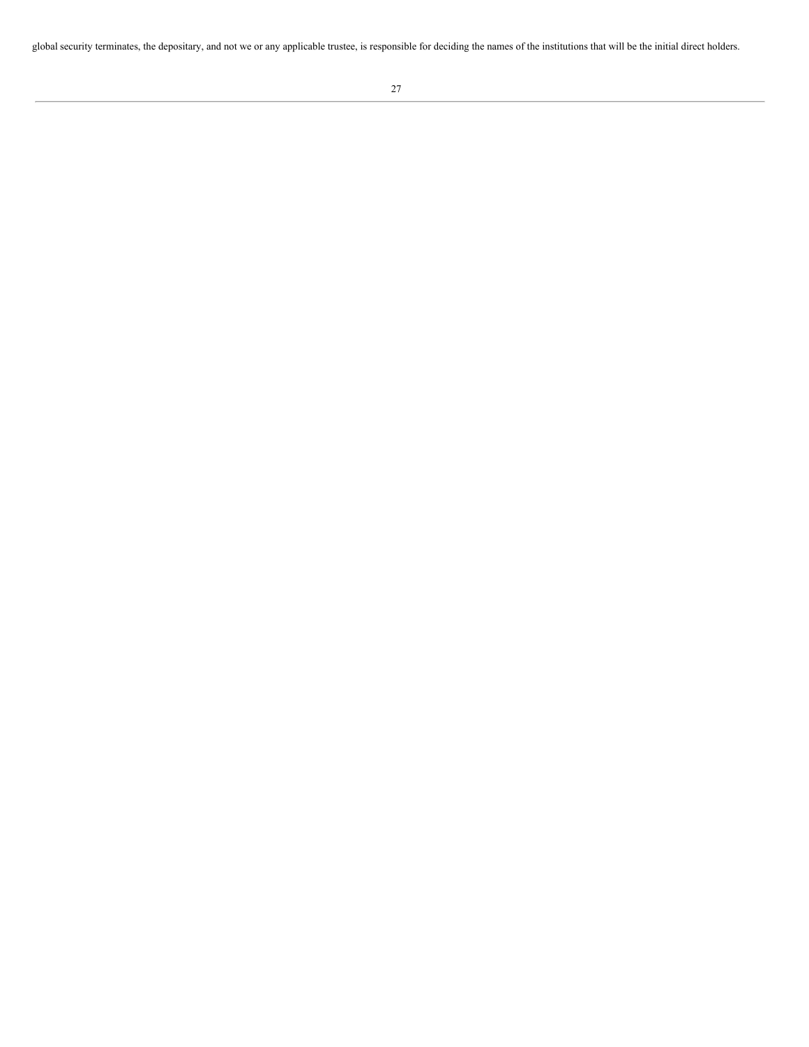global security terminates, the depositary, and not we or any applicable trustee, is responsible for deciding the names of the institutions that will be the initial direct holders.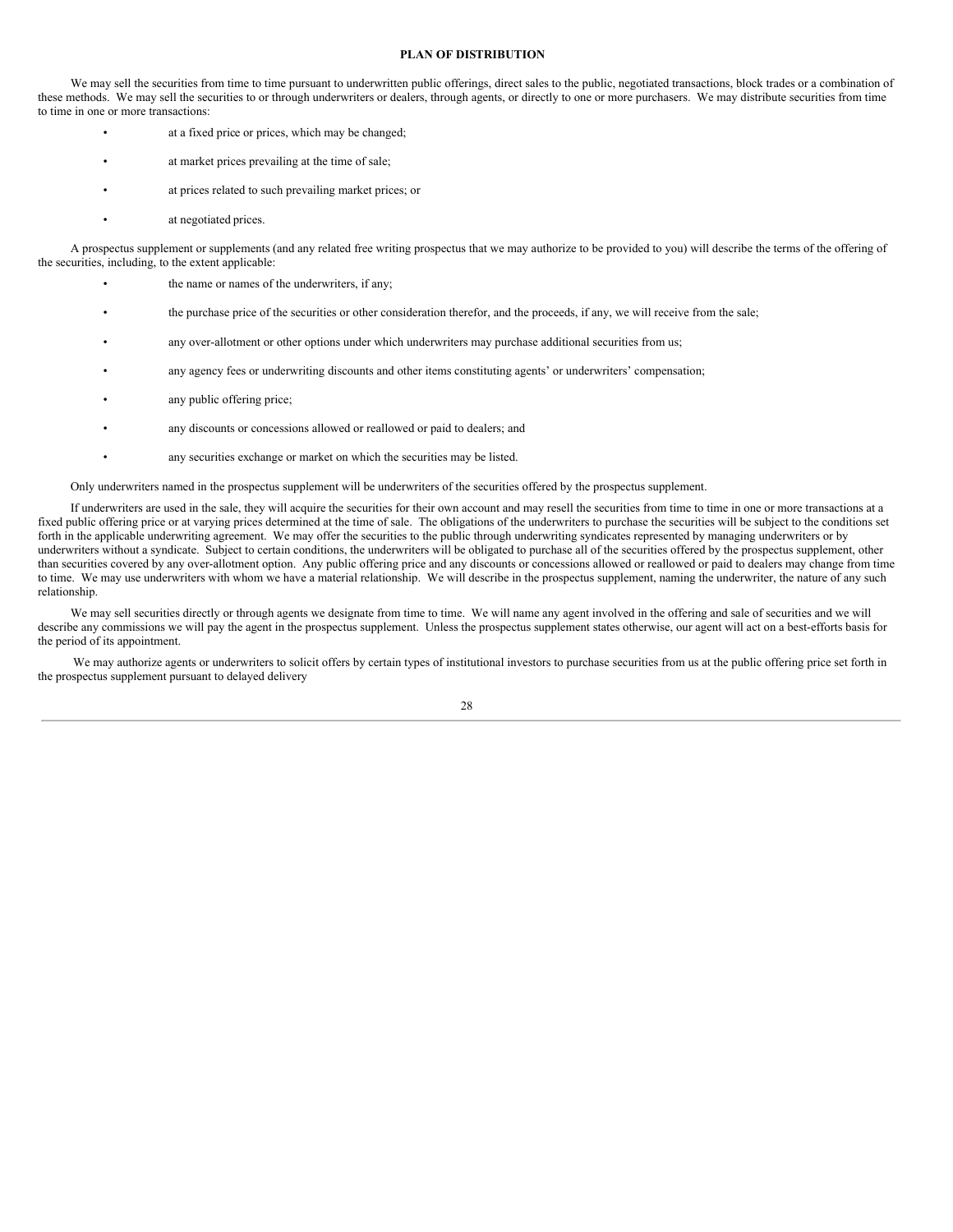## PLAN OF DISTRIBUTION

We may sell the securities from time to time pursuant to underwritten public offerings, direct sales to the public, negotiated transactions, block trades or a combination of these methods. We may sell the securities to or through underwriters or dealers, through agents, or directly to one or more purchasers. We may distribute securities from time to time in one or more transactions:

- at a fixed price or prices, which may be changed;
- at market prices prevailing at the time of sale;
- at prices related to such prevailing market prices; or
- at negotiated prices.

A prospectus supplement or supplements (and any related free writing prospectus that we may authorize to be provided to you) will describe the terms of the offering of the securities, including, to the extent applicable:

- the name or names of the underwriters, if any;
- the purchase price of the securities or other consideration therefor, and the proceeds, if any, we will receive from the sale;
- any over-allotment or other options under which underwriters may purchase additional securities from us;
- any agency fees or underwriting discounts and other items constituting agents' or underwriters' compensation;
- any public offering price;
- any discounts or concessions allowed or reallowed or paid to dealers; and
- any securities exchange or market on which the securities may be listed.

Only underwriters named in the prospectus supplement will be underwriters of the securities offered by the prospectus supplement.

If underwriters are used in the sale, they will acquire the securities for their own account and may resell the securities from time to time in one or more transactions at a fixed public offering price or at varying prices determined at the time of sale. The obligations of the underwriters to purchase the securities will be subject to the conditions set forth in the applicable underwriting agreement. We may offer the securities to the public through underwriting syndicates represented by managing underwriters or by underwriters without a syndicate. Subject to certain conditions, the underwriters will be obligated to purchase all of the securities offered by the prospectus supplement, other than securities covered by any over-allotment option. Any public offering price and any discounts or concessions allowed or reallowed or paid to dealers may change from time to time. We may use underwriters with whom we have a material relationship. We will describe in the prospectus supplement, naming the underwriter, the nature of any such relationship.

We may sell securities directly or through agents we designate from time to time. We will name any agent involved in the offering and sale of securities and we will describe any commissions we will pay the agent in the prospectus supplement. Unless the prospectus supplement states otherwise, our agent will act on a best-efforts basis for the period of its appointment.

We may authorize agents or underwriters to solicit offers by certain types of institutional investors to purchase securities from us at the public offering price set forth in the prospectus supplement pursuant to delayed delivery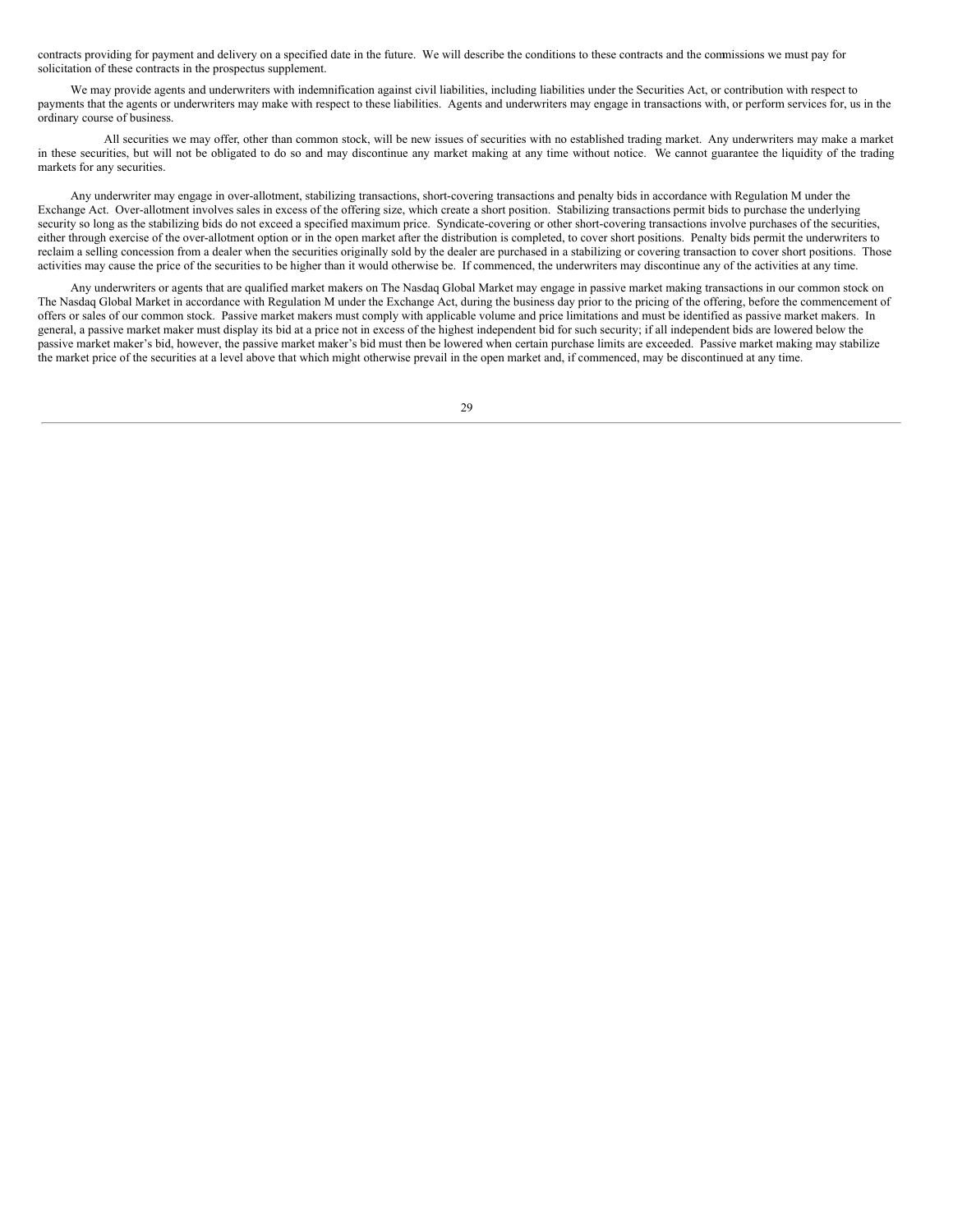contracts providing for payment and delivery on a specified date in the future. We will describe the conditions to these contracts and the commissions we must pay for solicitation of these contracts in the prospectus supplement.

We may provide agents and underwriters with indemnification against civil liabilities, including liabilities under the Securities Act, or contribution with respect to payments that the agents or underwriters may make with respect to these liabilities. Agents and underwriters may engage in transactions with, or perform services for, us in the ordinary course of business.

All securities we may offer, other than common stock, will be new issues of securities with no established trading market. Any underwriters may make a market in these securities, but will not be obligated to do so and may discontinue any market making at any time without notice. We cannot guarantee the liquidity of the trading markets for any securities.

Any underwriter may engage in over-allotment, stabilizing transactions, short-covering transactions and penalty bids in accordance with Regulation M under the Exchange Act. Over-allotment involves sales in excess of the offering size, which create a short position. Stabilizing transactions permit bids to purchase the underlying security so long as the stabilizing bids do not exceed a specified maximum price. Syndicate-covering or other short-covering transactions involve purchases of the securities, either through exercise of the over-allotment option or in the open market after the distribution is completed, to cover short positions. Penalty bids permit the underwriters to reclaim a selling concession from a dealer when the securities originally sold by the dealer are purchased in a stabilizing or covering transaction to cover short positions. Those activities may cause the price of the securities to be higher than it would otherwise be. If commenced, the underwriters may discontinue any of the activities at any time.

Any underwriters or agents that are qualified market makers on The Nasdaq Global Market may engage in passive market making transactions in our common stock on The Nasdaq Global Market in accordance with Regulation M under the Exchange Act, during the business day prior to the pricing of the offering, before the commencement of offers or sales of our common stock. Passive market makers must comply with applicable volume and price limitations and must be identified as passive market makers. In general, a passive market maker must display its bid at a price not in excess of the highest independent bid for such security; if all independent bids are lowered below the passive market maker's bid, however, the passive market maker's bid must then be lowered when certain purchase limits are exceeded. Passive market making may stabilize the market price of the securities at a level above that which might otherwise prevail in the open market and, if commenced, may be discontinued at any time.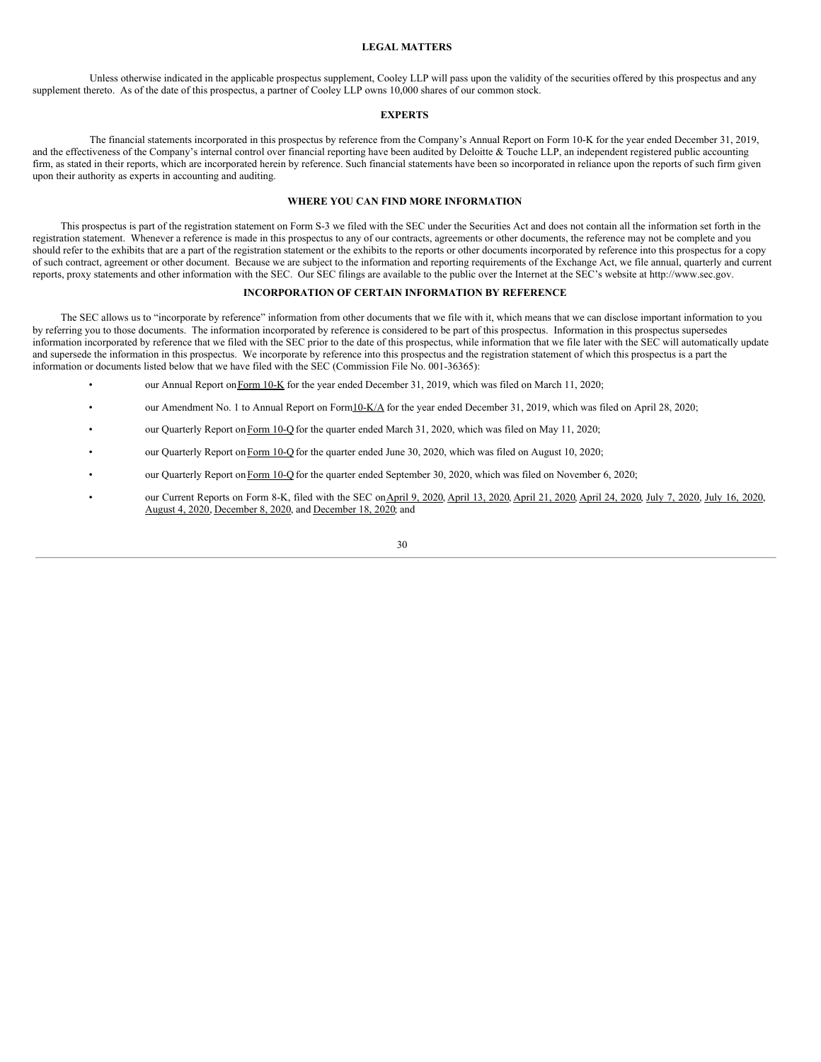## LEGAL MATTERS

Unless otherwise indicated in the applicable prospectus supplement, Cooley LLP will pass upon the validity of the securities offered by this prospectus and any supplement thereto. As of the date of this prospectus, a partner of Cooley LLP owns 10,000 shares of our common stock.

## EXPERTS

The financial statements incorporated in this prospectus by reference from the Company's Annual Report on Form 10-K for the year ended December 31, 2019, and the effectiveness of the Company's internal control over financial reporting have been audited by Deloitte & Touche LLP, an independent registered public accounting firm, as stated in their reports, which are incorporated herein by reference. Such financial statements have been so incorporated in reliance upon the reports of such firm given upon their authority as experts in accounting and auditing.

## WHERE YOU CAN FIND MORE INFORMATION

This prospectus is part of the registration statement on Form S-3 we filed with the SEC under the Securities Act and does not contain all the information set forth in the registration statement. Whenever a reference is made in this prospectus to any of our contracts, agreements or other documents, the reference may not be complete and you should refer to the exhibits that are a part of the registration statement or the exhibits to the reports or other documents incorporated by reference into this prospectus for a copy of such contract, agreement or other document. Because we are subject to the information and reporting requirements of the Exchange Act, we file annual, quarterly and current reports, proxy statements and other information with the SEC. Our SEC filings are available to the public over the Internet at the SEC's website at http://www.sec.gov.

## INCORPORATION OF CERTAIN INFORMATION BY REFERENCE

The SEC allows us to "incorporate by reference" information from other documents that we file with it, which means that we can disclose important information to you by referring you to those documents. The information incorporated by reference is considered to be part of this prospectus. Information in this prospectus supersedes information incorporated by reference that we filed with the SEC prior to the date of this prospectus, while information that we file later with the SEC will automatically update and supersede the information in this prospectus. We incorporate by reference into this prospectus and the registration statement of which this prospectus is a part the information or documents listed below that we have filed with the SEC (Commission File No. 001-36365):

- our Annual Report on Form 10-K for the year ended December 31, 2019, which was filed on March 11, 2020;
- our Amendment No. 1 to Annual Report on Form 10-K/A for the year ended December 31, 2019, which was filed on April 28, 2020;
- our Quarterly Report on Form 10-Q for the quarter ended March 31, 2020, which was filed on May 11, 2020;
- our Quarterly Report on Form 10-Q for the quarter ended June 30, 2020, which was filed on August 10, 2020;
- our Quarterly Report on Form 10-Q for the quarter ended September 30, 2020, which was filed on November 6, 2020;
- our Current Reports on Form 8-K, filed with the SEC on April 9, 2020, April 13, 2020, April 21, 2020, April 24, 2020, July 7, 2020, July 16, 2020, August 4, 2020, December 8, 2020, and December 18, 2020; and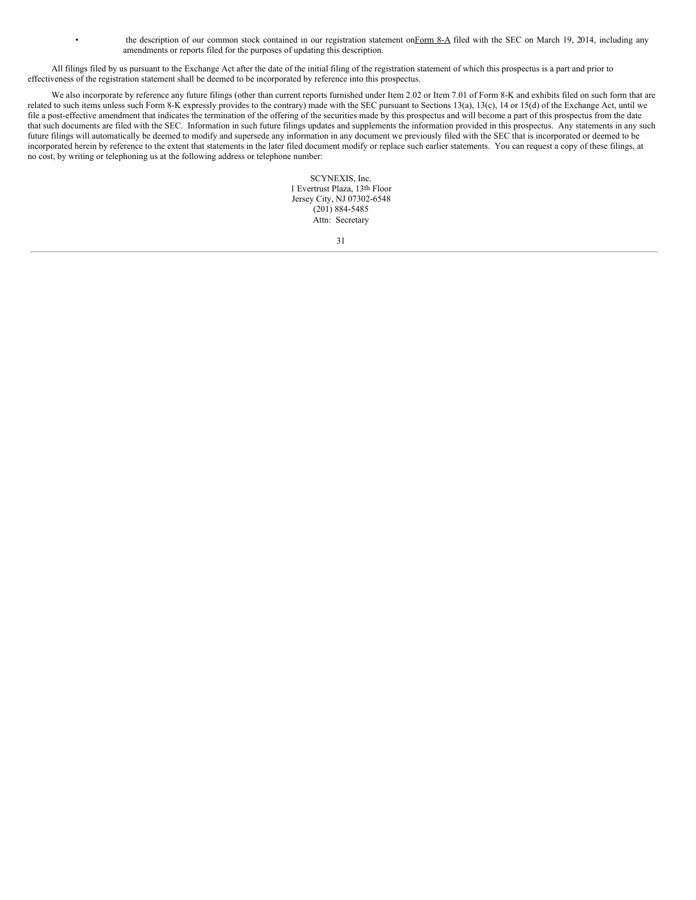- the description of our common stock contained in our registration statement on Form 8-A filed with the SEC on March 19, 2014, including any amendments or reports filed for the purposes of updating this description.

All filings filed by us pursuant to the Exchange Act after the date of the initial filing of the registration statement of which this prospectus is a part and prior to effectiveness of the registration statement shall be deemed to be incorporated by reference into this prospectus.

We also incorporate by reference any future filings (other than current reports furnished under Item 2.02 or Item 7.01 of Form 8-K and exhibits filed on such form that are related to such items unless such Form 8-K expressly provides to the contrary) made with the SEC pursuant to Sections 13(a), 13(c), 14 or 15(d) of the Exchange Act, until we file a post-effective amendment that indicates the termination of the offering of the securities made by this prospectus and will become a part of this prospectus from the date that such documents are filed with the SEC. Information in such future filings updates and supplements the information provided in this prospectus. Any statements in any such future filings will automatically be deemed to modify and supersede any information in any document we previously filed with the SEC that is incorporated or deemed to be incorporated herein by reference to the extent that statements in the later filed document modify or replace such earlier statements. You can request a copy of these filings, at no cost, by writing or telephoning us at the following address or telephone number:

SCYNEXIS, Inc.
1 Evertrust Plaza, 13th Floor
Jersey City, NJ 07302-6548
(201) 884-5485
Attn: Secretary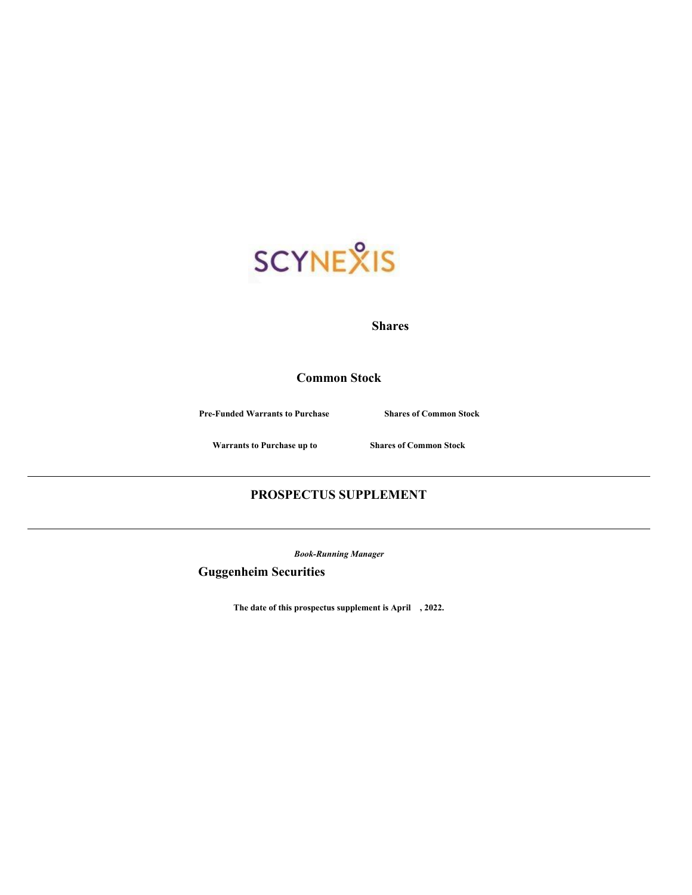SCYNEXIS

**Shares**

**Common Stock**

**Pre-Funded Warrants to Purchase Shares of Common Stock**

**Warrants to Purchase up to Shares of Common Stock**

---

## PROSPECTUS SUPPLEMENT

---

***Book-Running Manager***

**Guggenheim Securities**

**The date of this prospectus supplement is April , 2022.**